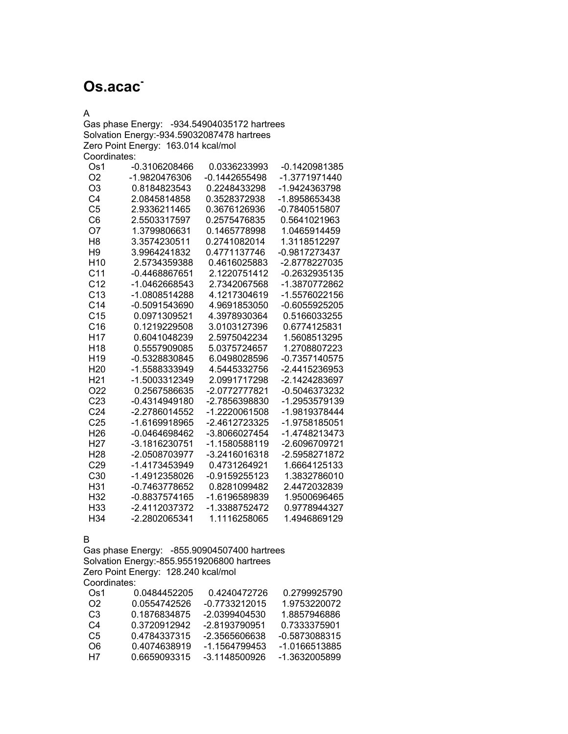# $Os.acac^-$

A

Gas phase Energy: -934.54904035172 hartrees
Solvation Energy:-934.59032087478 hartrees
Zero Point Energy: 163.014 kcal/mol
Coordinates:

| | | | |
|---|---|---|---|
| Os1 | -0.3106208466 | 0.0336233993 | -0.1420981385 |
| O2 | -1.9820476306 | -0.1442655498 | -1.3771971440 |
| O3 | 0.8184823543 | 0.2248433298 | -1.9424363798 |
| C4 | 2.0845814858 | 0.3528372938 | -1.8958653438 |
| C5 | 2.9336211465 | 0.3676126936 | -0.7840515807 |
| C6 | 2.5503317597 | 0.2575476835 | 0.5641021963 |
| O7 | 1.3799806631 | 0.1465778998 | 1.0465914459 |
| H8 | 3.3574230511 | 0.2741082014 | 1.3118512297 |
| H9 | 3.9964241832 | 0.4771137746 | -0.9817273437 |
| H10 | 2.5734359388 | 0.4616025883 | -2.8778227035 |
| C11 | -0.4468867651 | 2.1220751412 | -0.2632935135 |
| C12 | -1.0462668543 | 2.7342067568 | -1.3870772862 |
| C13 | -1.0808514288 | 4.1217304619 | -1.5576022156 |
| C14 | -0.5091543690 | 4.9691853050 | -0.6055925205 |
| C15 | 0.0971309521 | 4.3978930364 | 0.5166033255 |
| C16 | 0.1219229508 | 3.0103127396 | 0.6774125831 |
| H17 | 0.6041048239 | 2.5975042234 | 1.5608513295 |
| H18 | 0.5557909085 | 5.0375724657 | 1.2708807223 |
| H19 | -0.5328830845 | 6.0498028596 | -0.7357140575 |
| H20 | -1.5588333949 | 4.5445332756 | -2.4415236953 |
| H21 | -1.5003312349 | 2.0991717298 | -2.1424283697 |
| O22 | 0.2567586635 | -2.0772777821 | -0.5046373232 |
| C23 | -0.4314949180 | -2.7856398830 | -1.2953579139 |
| C24 | -2.2786014552 | -1.2220061508 | -1.9819378444 |
| C25 | -1.6169918965 | -2.4612723325 | -1.9758185051 |
| H26 | -0.0464698462 | -3.8066027454 | -1.4748213473 |
| H27 | -3.1816230751 | -1.1580588119 | -2.6096709721 |
| H28 | -2.0508703977 | -3.2416016318 | -2.5958271872 |
| C29 | -1.4173453949 | 0.4731264921 | 1.6664125133 |
| C30 | -1.4912358026 | -0.9159255123 | 1.3832786010 |
| H31 | -0.7463778652 | 0.8281099482 | 2.4472032839 |
| H32 | -0.8837574165 | -1.6196589839 | 1.9500696465 |
| H33 | -2.4112037372 | -1.3388752472 | 0.9778944327 |
| H34 | -2.2802065341 | 1.1116258065 | 1.4946869129 |

B

Gas phase Energy: -855.90904507400 hartrees
Solvation Energy:-855.95519206800 hartrees
Zero Point Energy: 128.240 kcal/mol
Coordinates:

| | | | |
|---|---|---|---|
| Os1 | 0.0484452205 | 0.4240472726 | 0.2799925790 |
| O2 | 0.0554742526 | -0.7733212015 | 1.9753220072 |
| C3 | 0.1876834875 | -2.0399404530 | 1.8857946886 |
| C4 | 0.3720912942 | -2.8193790951 | 0.7333375901 |
| C5 | 0.4784337315 | -2.3565606638 | -0.5873088315 |
| O6 | 0.4074638919 | -1.1564799453 | -1.0166513885 |
| H7 | 0.6659093315 | -3.1148500926 | -1.3632005899 |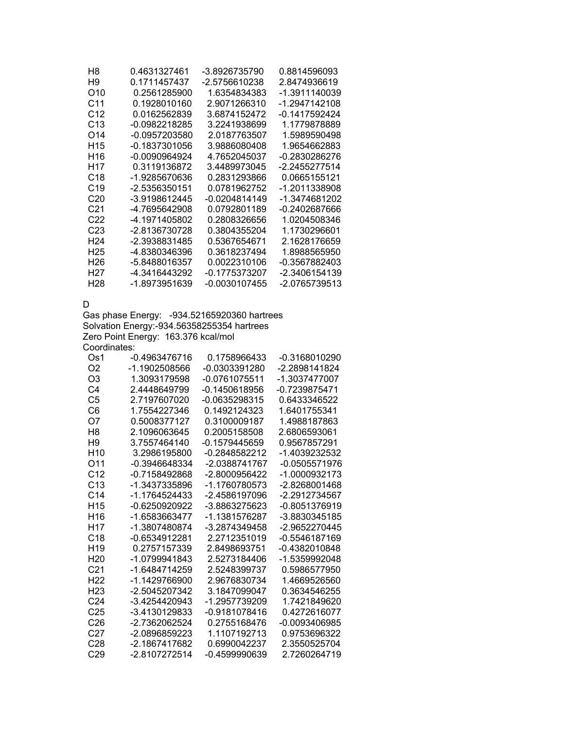| | | | |
|---|---|---|---|
| H8 | 0.4631327461 | -3.8926735790 | 0.8814596093 |
| H9 | 0.1711457437 | -2.5756610238 | 2.8474936619 |
| O10 | 0.2561285900 | 1.6354834383 | -1.3911140039 |
| C11 | 0.1928010160 | 2.9071266310 | -1.2947142108 |
| C12 | 0.0162562839 | 3.6874152472 | -0.1417592424 |
| C13 | -0.0982218285 | 3.2241938699 | 1.1779878889 |
| O14 | -0.0957203580 | 2.0187763507 | 1.5989590498 |
| H15 | -0.1837301056 | 3.9886080408 | 1.9654662883 |
| H16 | -0.0090964924 | 4.7652045037 | -0.2830286276 |
| H17 | 0.3119136872 | 3.4489973045 | -2.2455277514 |
| C18 | -1.9285670636 | 0.2831293866 | 0.0665155121 |
| C19 | -2.5356350151 | 0.0781962752 | -1.2011338908 |
| C20 | -3.9198612445 | -0.0204814149 | -1.3474681202 |
| C21 | -4.7695642908 | 0.0792801189 | -0.2402687666 |
| C22 | -4.1971405802 | 0.2808326656 | 1.0204508346 |
| C23 | -2.8136730728 | 0.3804355204 | 1.1730296601 |
| H24 | -2.3938831485 | 0.5367654671 | 2.1628176659 |
| H25 | -4.8380346396 | 0.3618237494 | 1.8988565950 |
| H26 | -5.8488016357 | 0.0022310106 | -0.3567882403 |
| H27 | -4.3416443292 | -0.1775373207 | -2.3406154139 |
| H28 | -1.8973951639 | -0.0030107455 | -2.0765739513 |

D

Gas phase Energy: -934.52165920360 hartrees
Solvation Energy:-934.56358255354 hartrees
Zero Point Energy: 163.376 kcal/mol
Coordinates:

| | | | |
|---|---|---|---|
| Os1 | -0.4963476716 | 0.1758966433 | -0.3168010290 |
| O2 | -1.1902508566 | -0.0303391280 | -2.2898141824 |
| O3 | 1.3093179598 | -0.0761075511 | -1.3037477007 |
| C4 | 2.4448649799 | -0.1450618956 | -0.7239875471 |
| C5 | 2.7197607020 | -0.0635298315 | 0.6433346522 |
| C6 | 1.7554227346 | 0.1492124323 | 1.6401755341 |
| O7 | 0.5008377127 | 0.3100009187 | 1.4988187863 |
| H8 | 2.1096063645 | 0.2005158508 | 2.6806593061 |
| H9 | 3.7557464140 | -0.1579445659 | 0.9567857291 |
| H10 | 3.2986195800 | -0.2848582212 | -1.4039232532 |
| O11 | -0.3946648334 | -2.0388741767 | -0.0505571976 |
| C12 | -0.7158492868 | -2.8000956422 | -1.0000932173 |
| C13 | -1.3437335896 | -1.1760780573 | -2.8268001468 |
| C14 | -1.1764524433 | -2.4586197096 | -2.2912734567 |
| H15 | -0.6250920922 | -3.8863275623 | -0.8051376919 |
| H16 | -1.6583663477 | -1.1381576287 | -3.8830345185 |
| H17 | -1.3807480874 | -3.2874349458 | -2.9652270445 |
| C18 | -0.6534912281 | 2.2712351019 | -0.5546187169 |
| H19 | 0.2757157339 | 2.8498693751 | -0.4382010848 |
| H20 | -1.0799941843 | 2.5273184406 | -1.5359992048 |
| C21 | -1.6484714259 | 2.5248399737 | 0.5986577950 |
| H22 | -1.1429766900 | 2.9676830734 | 1.4669526560 |
| H23 | -2.5045207342 | 3.1847099047 | 0.3634546255 |
| C24 | -3.4254420943 | -1.2957739209 | 1.7421849620 |
| C25 | -3.4130129833 | -0.9181078416 | 0.4272616077 |
| C26 | -2.7362062524 | 0.2755168476 | -0.0093406985 |
| C27 | -2.0896859223 | 1.1107192713 | 0.9753696322 |
| C28 | -2.1867417682 | 0.6990042237 | 2.3550525704 |
| C29 | -2.8107272514 | -0.4599990639 | 2.7260264719 |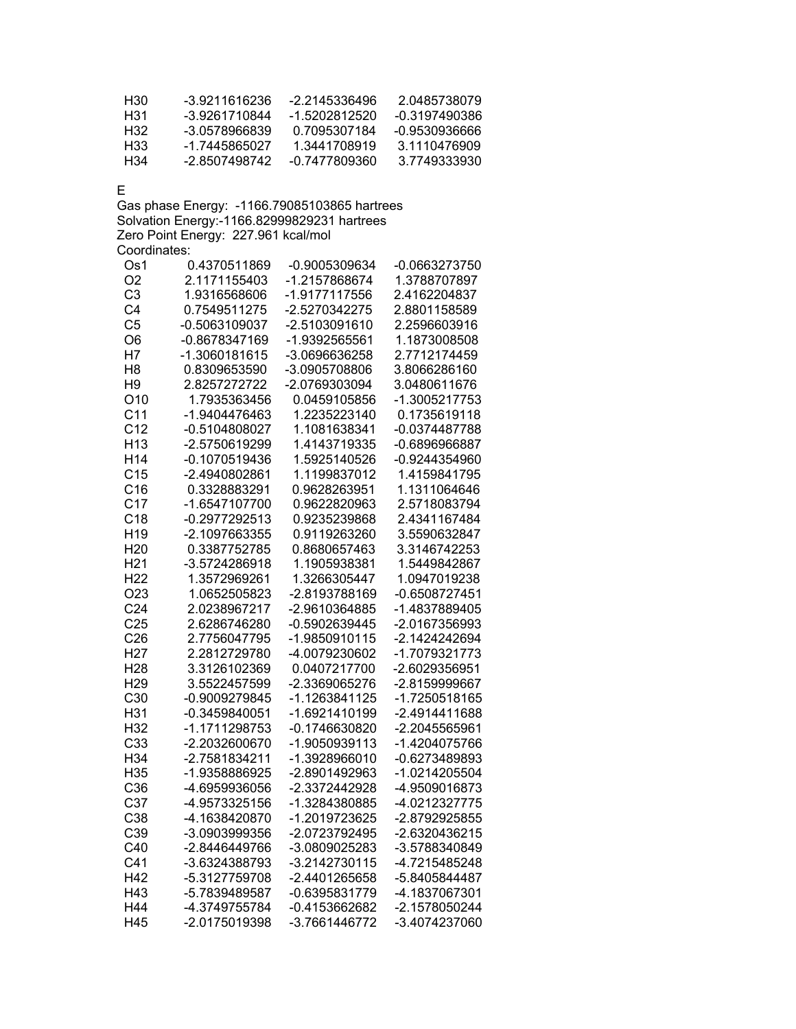| | | | |
|---|---|---|---|
| H30 | -3.9211616236 | -2.2145336496 | 2.0485738079 |
| H31 | -3.9261710844 | -1.5202812520 | -0.3197490386 |
| H32 | -3.0578966839 | 0.7095307184 | -0.9530936666 |
| H33 | -1.7445865027 | 1.3441708919 | 3.1110476909 |
| H34 | -2.8507498742 | -0.7477809360 | 3.7749333930 |

E

Gas phase Energy: -1166.79085103865 hartrees

Solvation Energy:-1166.82999829231 hartrees

Zero Point Energy: 227.961 kcal/mol

Coordinates:

| | | | |
|---|---|---|---|
| Os1 | 0.4370511869 | -0.9005309634 | -0.0663273750 |
| O2 | 2.1171155403 | -1.2157868674 | 1.3788707897 |
| C3 | 1.9316568606 | -1.9177117556 | 2.4162204837 |
| C4 | 0.7549511275 | -2.5270342275 | 2.8801158589 |
| C5 | -0.5063109037 | -2.5103091610 | 2.2596603916 |
| O6 | -0.8678347169 | -1.9392565561 | 1.1873008508 |
| H7 | -1.3060181615 | -3.0696636258 | 2.7712174459 |
| H8 | 0.8309653590 | -3.0905708806 | 3.8066286160 |
| H9 | 2.8257272722 | -2.0769303094 | 3.0480611676 |
| O10 | 1.7935363456 | 0.0459105856 | -1.3005217753 |
| C11 | -1.9404476463 | 1.2235223140 | 0.1735619118 |
| C12 | -0.5104808027 | 1.1081638341 | -0.0374487788 |
| H13 | -2.5750619299 | 1.4143719335 | -0.6896966887 |
| H14 | -0.1070519436 | 1.5925140526 | -0.9244354960 |
| C15 | -2.4940802861 | 1.1199837012 | 1.4159841795 |
| C16 | 0.3328883291 | 0.9628263951 | 1.1311064646 |
| C17 | -1.6547107700 | 0.9622820963 | 2.5718083794 |
| C18 | -0.2977292513 | 0.9235239868 | 2.4341167484 |
| H19 | -2.1097663355 | 0.9119263260 | 3.5590632847 |
| H20 | 0.3387752785 | 0.8680657463 | 3.3146742253 |
| H21 | -3.5724286918 | 1.1905938381 | 1.5449842867 |
| H22 | 1.3572969261 | 1.3266305447 | 1.0947019238 |
| O23 | 1.0652505823 | -2.8193788169 | -0.6508727451 |
| C24 | 2.0238967217 | -2.9610364885 | -1.4837889405 |
| C25 | 2.6286746280 | -0.5902639445 | -2.0167356993 |
| C26 | 2.7756047795 | -1.9850910115 | -2.1424242694 |
| H27 | 2.2812729780 | -4.0079230602 | -1.7079321773 |
| H28 | 3.3126102369 | 0.0407217700 | -2.6029356951 |
| H29 | 3.5522457599 | -2.3369065276 | -2.8159999667 |
| C30 | -0.9009279845 | -1.1263841125 | -1.7250518165 |
| H31 | -0.3459840051 | -1.6921410199 | -2.4914411688 |
| H32 | -1.1711298753 | -0.1746630820 | -2.2045565961 |
| C33 | -2.2032600670 | -1.9050939113 | -1.4204075766 |
| H34 | -2.7581834211 | -1.3928966010 | -0.6273489893 |
| H35 | -1.9358886925 | -2.8901492963 | -1.0214205504 |
| C36 | -4.6959936056 | -2.3372442928 | -4.9509016873 |
| C37 | -4.9573325156 | -1.3284380885 | -4.0212327775 |
| C38 | -4.1638420870 | -1.2019723625 | -2.8792925855 |
| C39 | -3.0903999356 | -2.0723792495 | -2.6320436215 |
| C40 | -2.8446449766 | -3.0809025283 | -3.5788340849 |
| C41 | -3.6324388793 | -3.2142730115 | -4.7215485248 |
| H42 | -5.3127759708 | -2.4401265658 | -5.8405844487 |
| H43 | -5.7839489587 | -0.6395831779 | -4.1837067301 |
| H44 | -4.3749755784 | -0.4153662682 | -2.1578050244 |
| H45 | -2.0175019398 | -3.7661446772 | -3.4074237060 |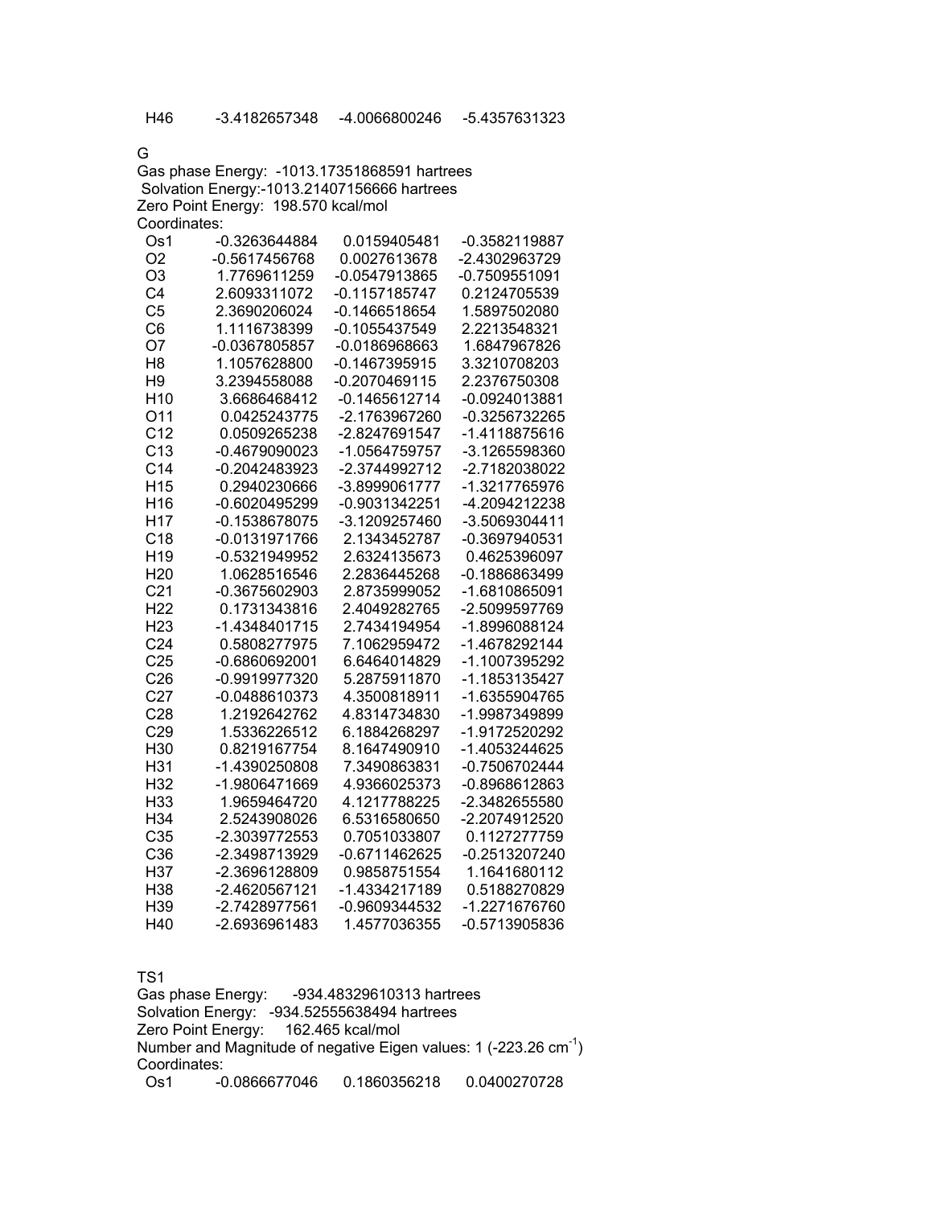H46 -3.4182657348 -4.0066800246 -5.4357631323

G

Gas phase Energy: -1013.17351868591 hartrees
Solvation Energy:-1013.21407156666 hartrees
Zero Point Energy: 198.570 kcal/mol
Coordinates:

| | | | |
|---|---|---|---|
| Os1 | -0.3263644884 | 0.0159405481 | -0.3582119887 |
| O2 | -0.5617456768 | 0.0027613678 | -2.4302963729 |
| O3 | 1.7769611259 | -0.0547913865 | -0.7509551091 |
| C4 | 2.6093311072 | -0.1157185747 | 0.2124705539 |
| C5 | 2.3690206024 | -0.1466518654 | 1.5897502080 |
| C6 | 1.1116738399 | -0.1055437549 | 2.2213548321 |
| O7 | -0.0367805857 | -0.0186968663 | 1.6847967826 |
| H8 | 1.1057628800 | -0.1467395915 | 3.3210708203 |
| H9 | 3.2394558088 | -0.2070469115 | 2.2376750308 |
| H10 | 3.6686468412 | -0.1465612714 | -0.0924013881 |
| O11 | 0.0425243775 | -2.1763967260 | -0.3256732265 |
| C12 | 0.0509265238 | -2.8247691547 | -1.4118875616 |
| C13 | -0.4679090023 | -1.0564759757 | -3.1265598360 |
| C14 | -0.2042483923 | -2.3744992712 | -2.7182038022 |
| H15 | 0.2940230666 | -3.8999061777 | -1.3217765976 |
| H16 | -0.6020495299 | -0.9031342251 | -4.2094212238 |
| H17 | -0.1538678075 | -3.1209257460 | -3.5069304411 |
| C18 | -0.0131971766 | 2.1343452787 | -0.3697940531 |
| H19 | -0.5321949952 | 2.6324135673 | 0.4625396097 |
| H20 | 1.0628516546 | 2.2836445268 | -0.1886863499 |
| C21 | -0.3675602903 | 2.8735999052 | -1.6810865091 |
| H22 | 0.1731343816 | 2.4049282765 | -2.5099597769 |
| H23 | -1.4348401715 | 2.7434194954 | -1.8996088124 |
| C24 | 0.5808277975 | 7.1062959472 | -1.4678292144 |
| C25 | -0.6860692001 | 6.6464014829 | -1.1007395292 |
| C26 | -0.9919977320 | 5.2875911870 | -1.1853135427 |
| C27 | -0.0488610373 | 4.3500818911 | -1.6355904765 |
| C28 | 1.2192642762 | 4.8314734830 | -1.9987349899 |
| C29 | 1.5336226512 | 6.1884268297 | -1.9172520292 |
| H30 | 0.8219167754 | 8.1647490910 | -1.4053244625 |
| H31 | -1.4390250808 | 7.3490863831 | -0.7506702444 |
| H32 | -1.9806471669 | 4.9366025373 | -0.8968612863 |
| H33 | 1.9659464720 | 4.1217788225 | -2.3482655580 |
| H34 | 2.5243908026 | 6.5316580650 | -2.2074912520 |
| C35 | -2.3039772553 | 0.7051033807 | 0.1127277759 |
| C36 | -2.3498713929 | -0.6711462625 | -0.2513207240 |
| H37 | -2.3696128809 | 0.9858751554 | 1.1641680112 |
| H38 | -2.4620567121 | -1.4334217189 | 0.5188270829 |
| H39 | -2.7428977561 | -0.9609344532 | -1.2271676760 |
| H40 | -2.6936961483 | 1.4577036355 | -0.5713905836 |

TS1

Gas phase Energy: -934.48329610313 hartrees
Solvation Energy: -934.52555638494 hartrees
Zero Point Energy: 162.465 kcal/mol
Number and Magnitude of negative Eigen values: 1 (-223.26 $cm^{-1}$)
Coordinates:

Os1 -0.0866677046 0.1860356218 0.0400270728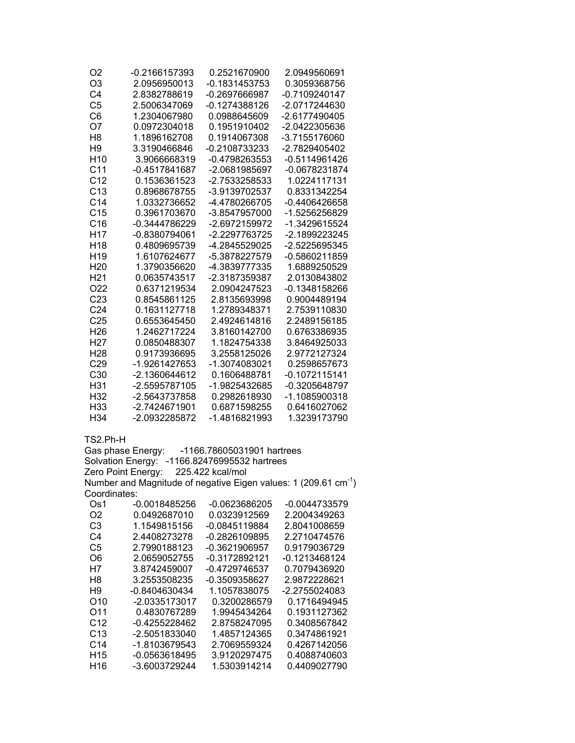| | | | |
|---|---|---|---|
| O2 | -0.2166157393 | 0.2521670900 | 2.0949560691 |
| O3 | 2.0956950013 | -0.1831453753 | 0.3059368756 |
| C4 | 2.8382788619 | -0.2697666987 | -0.7109240147 |
| C5 | 2.5006347069 | -0.1274388126 | -2.0717244630 |
| C6 | 1.2304067980 | 0.0988645609 | -2.6177490405 |
| O7 | 0.0972304018 | 0.1951910402 | -2.0422305636 |
| H8 | 1.1896162708 | 0.1914067308 | -3.7155176060 |
| H9 | 3.3190466846 | -0.2108733233 | -2.7829405402 |
| H10 | 3.9066668319 | -0.4798263553 | -0.5114961426 |
| C11 | -0.4517841687 | -2.0681985697 | -0.0678231874 |
| C12 | 0.1536361523 | -2.7533258533 | 1.0224117131 |
| C13 | 0.8968678755 | -3.9139702537 | 0.8331342254 |
| C14 | 1.0332736652 | -4.4780266705 | -0.4406426658 |
| C15 | 0.3961703670 | -3.8547957000 | -1.5256256829 |
| C16 | -0.3444786229 | -2.6972159972 | -1.3429615524 |
| H17 | -0.8380794061 | -2.2297763725 | -2.1899223245 |
| H18 | 0.4809695739 | -4.2845529025 | -2.5225695345 |
| H19 | 1.6107624677 | -5.3878227579 | -0.5860211859 |
| H20 | 1.3790356620 | -4.3839777335 | 1.6889250529 |
| H21 | 0.0635743517 | -2.3187359387 | 2.0130843802 |
| O22 | 0.6371219534 | 2.0904247523 | -0.1348158266 |
| C23 | 0.8545861125 | 2.8135693998 | 0.9004489194 |
| C24 | 0.1631127718 | 1.2789348371 | 2.7539110830 |
| C25 | 0.6553645450 | 2.4924614816 | 2.2489156185 |
| H26 | 1.2462717224 | 3.8160142700 | 0.6763386935 |
| H27 | 0.0850488307 | 1.1824754338 | 3.8464925033 |
| H28 | 0.9173936695 | 3.2558125026 | 2.9772127324 |
| C29 | -1.9261427653 | -1.3074083021 | 0.2598657673 |
| C30 | -2.1360644612 | 0.1606488781 | -0.1072115141 |
| H31 | -2.5595787105 | -1.9825432685 | -0.3205648797 |
| H32 | -2.5643737858 | 0.2982618930 | -1.1085900318 |
| H33 | -2.7424671901 | 0.6871598255 | 0.6416027062 |
| H34 | -2.0932285872 | -1.4816821993 | 1.3239173790 |

TS2.Ph-H

Gas phase Energy: -1166.78605031901 hartrees

Solvation Energy: -1166.82476995532 hartrees

Zero Point Energy: 225.422 kcal/mol

Number and Magnitude of negative Eigen values: 1 (209.61 $cm^{-1}$)

Coordinates:

| | | | |
|---|---|---|---|
| Os1 | -0.0018485256 | -0.0623686205 | -0.0044733579 |
| O2 | 0.0492687010 | 0.0323912569 | 2.2004349263 |
| C3 | 1.1549815156 | -0.0845119884 | 2.8041008659 |
| C4 | 2.4408273278 | -0.2826109895 | 2.2710474576 |
| C5 | 2.7990188123 | -0.3621906957 | 0.9179036729 |
| O6 | 2.0659052755 | -0.3172892121 | -0.1213468124 |
| H7 | 3.8742459007 | -0.4729746537 | 0.7079436920 |
| H8 | 3.2553508235 | -0.3509358627 | 2.9872228621 |
| H9 | -0.8404630434 | 1.1057838075 | -2.2755024083 |
| O10 | -2.0335173017 | 0.3200286579 | 0.1716494945 |
| O11 | 0.4830767289 | 1.9945434264 | 0.1931127362 |
| C12 | -0.4255228462 | 2.8758247095 | 0.3408567842 |
| C13 | -2.5051833040 | 1.4857124365 | 0.3474861921 |
| C14 | -1.8103679543 | 2.7069559324 | 0.4267142056 |
| H15 | -0.0563618495 | 3.9120297475 | 0.4088740603 |
| H16 | -3.6003729244 | 1.5303914214 | 0.4409027790 |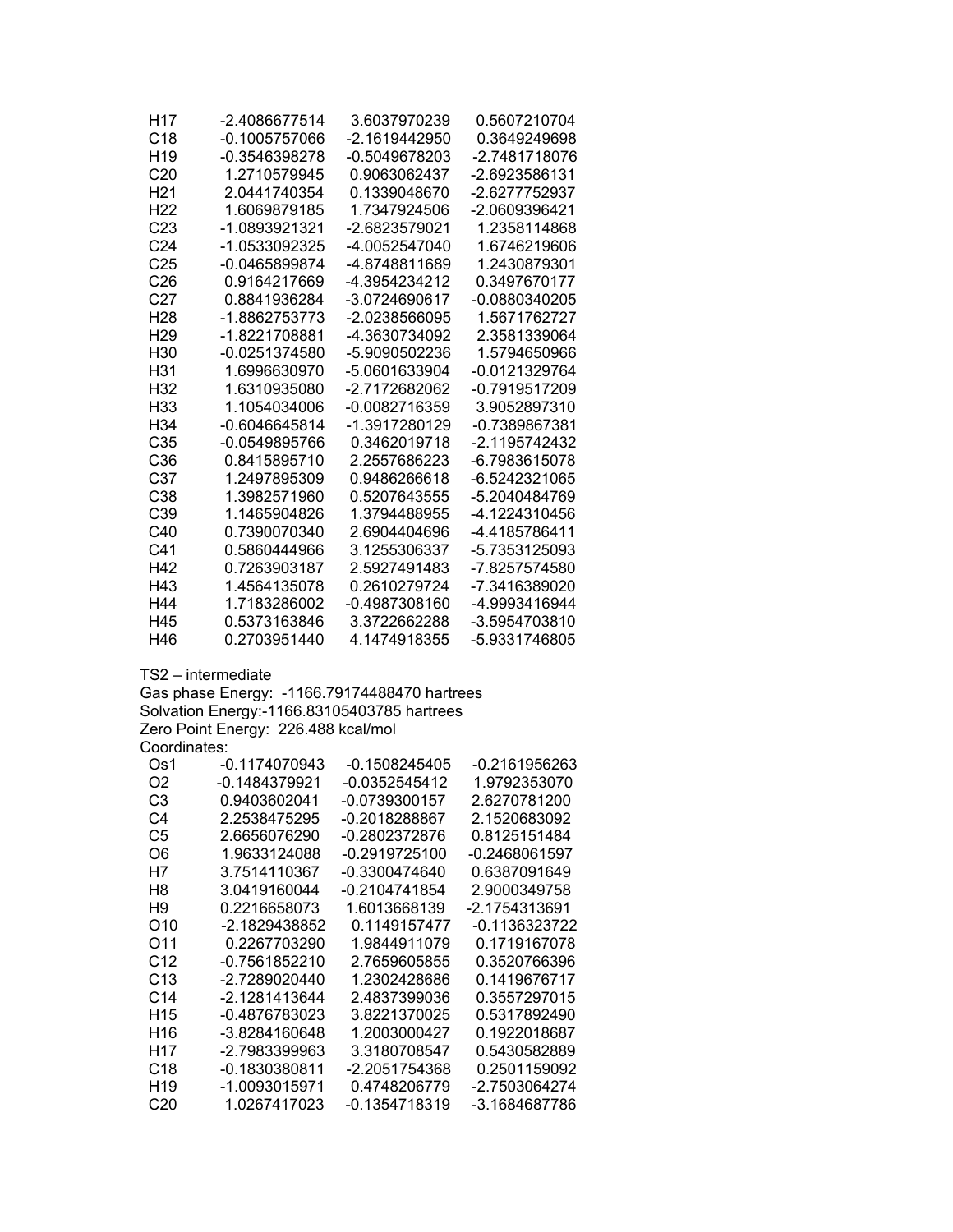| | | | |
|---|---|---|---|
| H17 | -2.4086677514 | 3.6037970239 | 0.5607210704 |
| C18 | -0.1005757066 | -2.1619442950 | 0.3649249698 |
| H19 | -0.3546398278 | -0.5049678203 | -2.7481718076 |
| C20 | 1.2710579945 | 0.9063062437 | -2.6923586131 |
| H21 | 2.0441740354 | 0.1339048670 | -2.6277752937 |
| H22 | 1.6069879185 | 1.7347924506 | -2.0609396421 |
| C23 | -1.0893921321 | -2.6823579021 | 1.2358114868 |
| C24 | -1.0533092325 | -4.0052547040 | 1.6746219606 |
| C25 | -0.0465899874 | -4.8748811689 | 1.2430879301 |
| C26 | 0.9164217669 | -4.3954234212 | 0.3497670177 |
| C27 | 0.8841936284 | -3.0724690617 | -0.0880340205 |
| H28 | -1.8862753773 | -2.0238566095 | 1.5671762727 |
| H29 | -1.8221708881 | -4.3630734092 | 2.3581339064 |
| H30 | -0.0251374580 | -5.9090502236 | 1.5794650966 |
| H31 | 1.6996630970 | -5.0601633904 | -0.0121329764 |
| H32 | 1.6310935080 | -2.7172682062 | -0.7919517209 |
| H33 | 1.1054034006 | -0.0082716359 | 3.9052897310 |
| H34 | -0.6046645814 | -1.3917280129 | -0.7389867381 |
| C35 | -0.0549895766 | 0.3462019718 | -2.1195742432 |
| C36 | 0.8415895710 | 2.2557686223 | -6.7983615078 |
| C37 | 1.2497895309 | 0.9486266618 | -6.5242321065 |
| C38 | 1.3982571960 | 0.5207643555 | -5.2040484769 |
| C39 | 1.1465904826 | 1.3794488955 | -4.1224310456 |
| C40 | 0.7390070340 | 2.6904404696 | -4.4185786411 |
| C41 | 0.5860444966 | 3.1255306337 | -5.7353125093 |
| H42 | 0.7263903187 | 2.5927491483 | -7.8257574580 |
| H43 | 1.4564135078 | 0.2610279724 | -7.3416389020 |
| H44 | 1.7183286002 | -0.4987308160 | -4.9993416944 |
| H45 | 0.5373163846 | 3.3722662288 | -3.5954703810 |
| H46 | 0.2703951440 | 4.1474918355 | -5.9331746805 |

TS2 – intermediate
Gas phase Energy: -1166.79174488470 hartrees
Solvation Energy:-1166.83105403785 hartrees
Zero Point Energy: 226.488 kcal/mol
Coordinates:

| | | | |
|---|---|---|---|
| Os1 | -0.1174070943 | -0.1508245405 | -0.2161956263 |
| O2 | -0.1484379921 | -0.0352545412 | 1.9792353070 |
| C3 | 0.9403602041 | -0.0739300157 | 2.6270781200 |
| C4 | 2.2538475295 | -0.2018288867 | 2.1520683092 |
| C5 | 2.6656076290 | -0.2802372876 | 0.8125151484 |
| O6 | 1.9633124088 | -0.2919725100 | -0.2468061597 |
| H7 | 3.7514110367 | -0.3300474640 | 0.6387091649 |
| H8 | 3.0419160044 | -0.2104741854 | 2.9000349758 |
| H9 | 0.2216658073 | 1.6013668139 | -2.1754313691 |
| O10 | -2.1829438852 | 0.1149157477 | -0.1136323722 |
| O11 | 0.2267703290 | 1.9844911079 | 0.1719167078 |
| C12 | -0.7561852210 | 2.7659605855 | 0.3520766396 |
| C13 | -2.7289020440 | 1.2302428686 | 0.1419676717 |
| C14 | -2.1281413644 | 2.4837399036 | 0.3557297015 |
| H15 | -0.4876783023 | 3.8221370025 | 0.5317892490 |
| H16 | -3.8284160648 | 1.2003000427 | 0.1922018687 |
| H17 | -2.7983399963 | 3.3180708547 | 0.5430582889 |
| C18 | -0.1830380811 | -2.2051754368 | 0.2501159092 |
| H19 | -1.0093015971 | 0.4748206779 | -2.7503064274 |
| C20 | 1.0267417023 | -0.1354718319 | -3.1684687786 |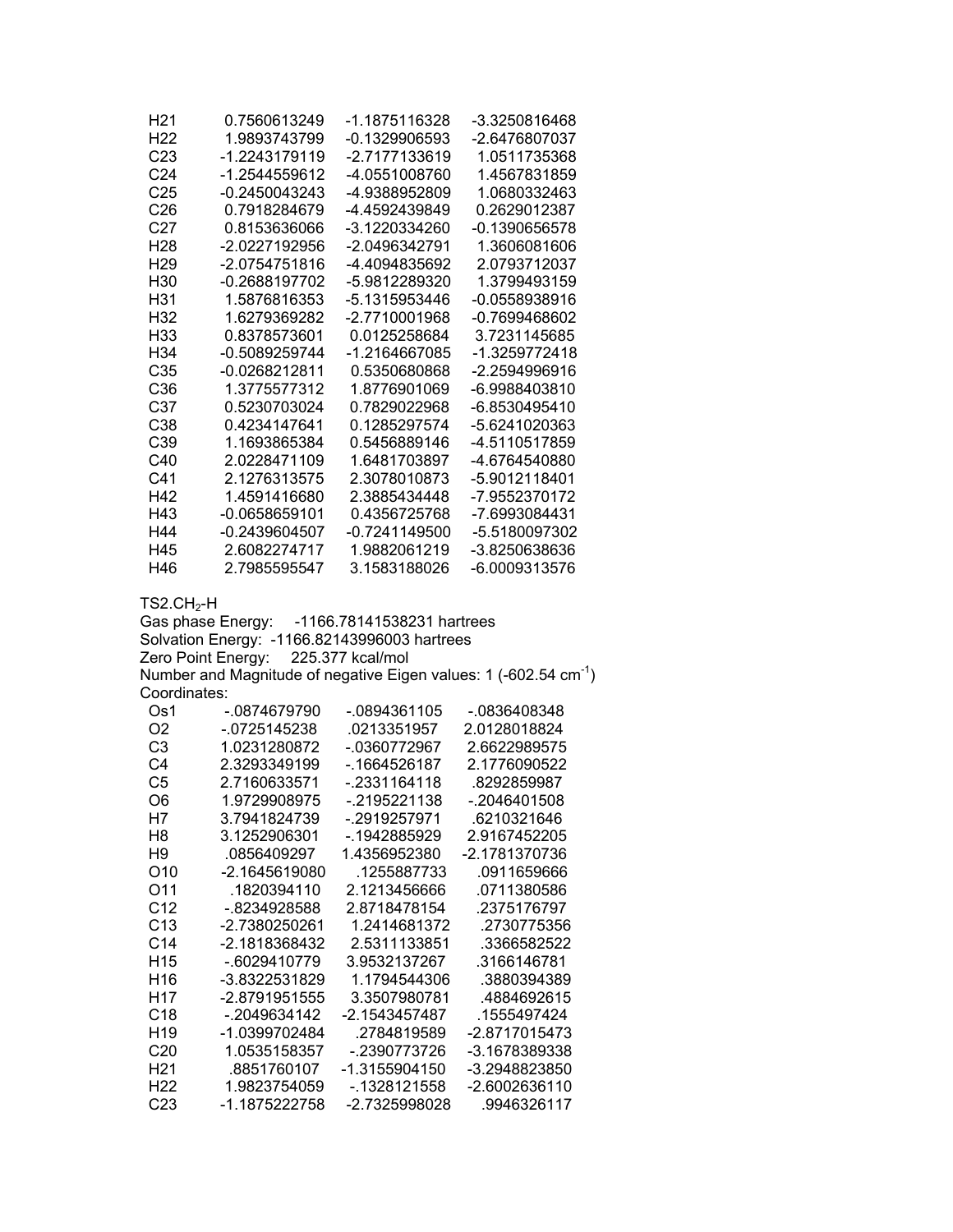| | | | |
|---|---|---|---|
| H21 | 0.7560613249 | -1.1875116328 | -3.3250816468 |
| H22 | 1.9893743799 | -0.1329906593 | -2.6476807037 |
| C23 | -1.2243179119 | -2.7177133619 | 1.0511735368 |
| C24 | -1.2544559612 | -4.0551008760 | 1.4567831859 |
| C25 | -0.2450043243 | -4.9388952809 | 1.0680332463 |
| C26 | 0.7918284679 | -4.4592439849 | 0.2629012387 |
| C27 | 0.8153636066 | -3.1220334260 | -0.1390656578 |
| H28 | -2.0227192956 | -2.0496342791 | 1.3606081606 |
| H29 | -2.0754751816 | -4.4094835692 | 2.0793712037 |
| H30 | -0.2688197702 | -5.9812289320 | 1.3799493159 |
| H31 | 1.5876816353 | -5.1315953446 | -0.0558938916 |
| H32 | 1.6279369282 | -2.7710001968 | -0.7699468602 |
| H33 | 0.8378573601 | 0.0125258684 | 3.7231145685 |
| H34 | -0.5089259744 | -1.2164667085 | -1.3259772418 |
| C35 | -0.0268212811 | 0.5350680868 | -2.2594996916 |
| C36 | 1.3775577312 | 1.8776901069 | -6.9988403810 |
| C37 | 0.5230703024 | 0.7829022968 | -6.8530495410 |
| C38 | 0.4234147641 | 0.1285297574 | -5.6241020363 |
| C39 | 1.1693865384 | 0.5456889146 | -4.5110517859 |
| C40 | 2.0228471109 | 1.6481703897 | -4.6764540880 |
| C41 | 2.1276313575 | 2.3078010873 | -5.9012118401 |
| H42 | 1.4591416680 | 2.3885434448 | -7.9552370172 |
| H43 | -0.0658659101 | 0.4356725768 | -7.6993084431 |
| H44 | -0.2439604507 | -0.7241149500 | -5.5180097302 |
| H45 | 2.6082274717 | 1.9882061219 | -3.8250638636 |
| H46 | 2.7985595547 | 3.1583188026 | -6.0009313576 |

TS2.$CH_2$-H

Gas phase Energy: -1166.78141538231 hartrees

Solvation Energy: -1166.82143996003 hartrees

Zero Point Energy: 225.377 kcal/mol

Number and Magnitude of negative Eigen values: 1 (-602.54 $cm^{-1}$)

Coordinates:

| | | | |
|---|---|---|---|
| Os1 | -.0874679790 | -.0894361105 | -.0836408348 |
| O2 | -.0725145238 | .0213351957 | 2.0128018824 |
| C3 | 1.0231280872 | -.0360772967 | 2.6622989575 |
| C4 | 2.3293349199 | -.1664526187 | 2.1776090522 |
| C5 | 2.7160633571 | -.2331164118 | .8292859987 |
| O6 | 1.9729908975 | -.2195221138 | -.2046401508 |
| H7 | 3.7941824739 | -.2919257971 | .6210321646 |
| H8 | 3.1252906301 | -.1942885929 | 2.9167452205 |
| H9 | .0856409297 | 1.4356952380 | -2.1781370736 |
| O10 | -2.1645619080 | .1255887733 | .0911659666 |
| O11 | .1820394110 | 2.1213456666 | .0711380586 |
| C12 | -.8234928588 | 2.8718478154 | .2375176797 |
| C13 | -2.7380250261 | 1.2414681372 | .2730775356 |
| C14 | -2.1818368432 | 2.5311133851 | .3366582522 |
| H15 | -.6029410779 | 3.9532137267 | .3166146781 |
| H16 | -3.8322531829 | 1.1794544306 | .3880394389 |
| H17 | -2.8791951555 | 3.3507980781 | .4884692615 |
| C18 | -.2049634142 | -2.1543457487 | .1555497424 |
| H19 | -1.0399702484 | .2784819589 | -2.8717015473 |
| C20 | 1.0535158357 | -.2390773726 | -3.1678389338 |
| H21 | .8851760107 | -1.3155904150 | -3.2948823850 |
| H22 | 1.9823754059 | -.1328121558 | -2.6002636110 |
| C23 | -1.1875222758 | -2.7325998028 | .9946326117 |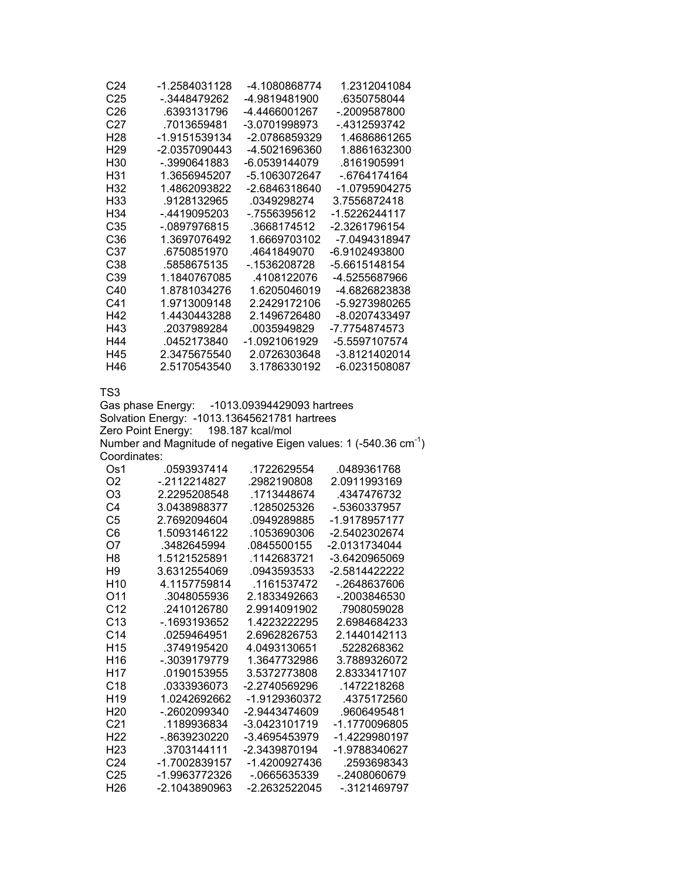| | | | |
|---|---|---|---|
| C24 | -1.2584031128 | -4.1080868774 | 1.2312041084 |
| C25 | -.3448479262 | -4.9819481900 | .6350758044 |
| C26 | .6393131796 | -4.4466001267 | -.2009587800 |
| C27 | .7013659481 | -3.0701998973 | -.4312593742 |
| H28 | -1.9151539134 | -2.0786859329 | 1.4686861265 |
| H29 | -2.0357090443 | -4.5021696360 | 1.8861632300 |
| H30 | -.3990641883 | -6.0539144079 | .8161905991 |
| H31 | 1.3656945207 | -5.1063072647 | -.6764174164 |
| H32 | 1.4862093822 | -2.6846318640 | -1.0795904275 |
| H33 | .9128132965 | .0349298274 | 3.7556872418 |
| H34 | -.4419095203 | -.7556395612 | -1.5226244117 |
| C35 | -.0897976815 | .3668174512 | -2.3261796154 |
| C36 | 1.3697076492 | 1.6669703102 | -7.0494318947 |
| C37 | .6750851970 | .4641849070 | -6.9102493800 |
| C38 | .5858675135 | -.1536208728 | -5.6615148154 |
| C39 | 1.1840767085 | .4108122076 | -4.5255687966 |
| C40 | 1.8781034276 | 1.6205046019 | -4.6826823838 |
| C41 | 1.9713009148 | 2.2429172106 | -5.9273980265 |
| H42 | 1.4430443288 | 2.1496726480 | -8.0207433497 |
| H43 | .2037989284 | .0035949829 | -7.7754874573 |
| H44 | .0452173840 | -1.0921061929 | -5.5597107574 |
| H45 | 2.3475675540 | 2.0726303648 | -3.8121402014 |
| H46 | 2.5170543540 | 3.1786330192 | -6.0231508087 |

TS3

Gas phase Energy: -1013.09394429093 hartrees

Solvation Energy: -1013.13645621781 hartrees

Zero Point Energy: 198.187 kcal/mol

Number and Magnitude of negative Eigen values: 1 (-540.36 $cm^{-1}$)

Coordinates:

| | | | |
|---|---|---|---|
| Os1 | .0593937414 | .1722629554 | .0489361768 |
| O2 | -.2112214827 | .2982190808 | 2.0911993169 |
| O3 | 2.2295208548 | .1713448674 | .4347476732 |
| C4 | 3.0438988377 | .1285025326 | -.5360337957 |
| C5 | 2.7692094604 | .0949289885 | -1.9178957177 |
| C6 | 1.5093146122 | .1053690306 | -2.5402302674 |
| O7 | .3482645994 | .0845500155 | -2.0131734044 |
| H8 | 1.5121525891 | .1142683721 | -3.6420965069 |
| H9 | 3.6312554069 | .0943593533 | -2.5814422222 |
| H10 | 4.1157759814 | .1161537472 | -.2648637606 |
| O11 | .3048055936 | 2.1833492663 | -.2003846530 |
| C12 | .2410126780 | 2.9914091902 | .7908059028 |
| C13 | -.1693193652 | 1.4223222295 | 2.6984684233 |
| C14 | .0259464951 | 2.6962826753 | 2.1440142113 |
| H15 | .3749195420 | 4.0493130651 | .5228268362 |
| H16 | -.3039179779 | 1.3647732986 | 3.7889326072 |
| H17 | .0190153955 | 3.5372773808 | 2.8333417107 |
| C18 | .0333936073 | -2.2740569296 | .1472218268 |
| H19 | 1.0242692662 | -1.9129360372 | .4375172560 |
| H20 | -.2602099340 | -2.9443474609 | .9606495481 |
| C21 | .1189936834 | -3.0423101719 | -1.1770096805 |
| H22 | -.8639230220 | -3.4695453979 | -1.4229980197 |
| H23 | .3703144111 | -2.3439870194 | -1.9788340627 |
| C24 | -1.7002839157 | -1.4200927436 | .2593698343 |
| C25 | -1.9963772326 | -.0665635339 | -.2408060679 |
| H26 | -2.1043890963 | -2.2632522045 | -.3121469797 |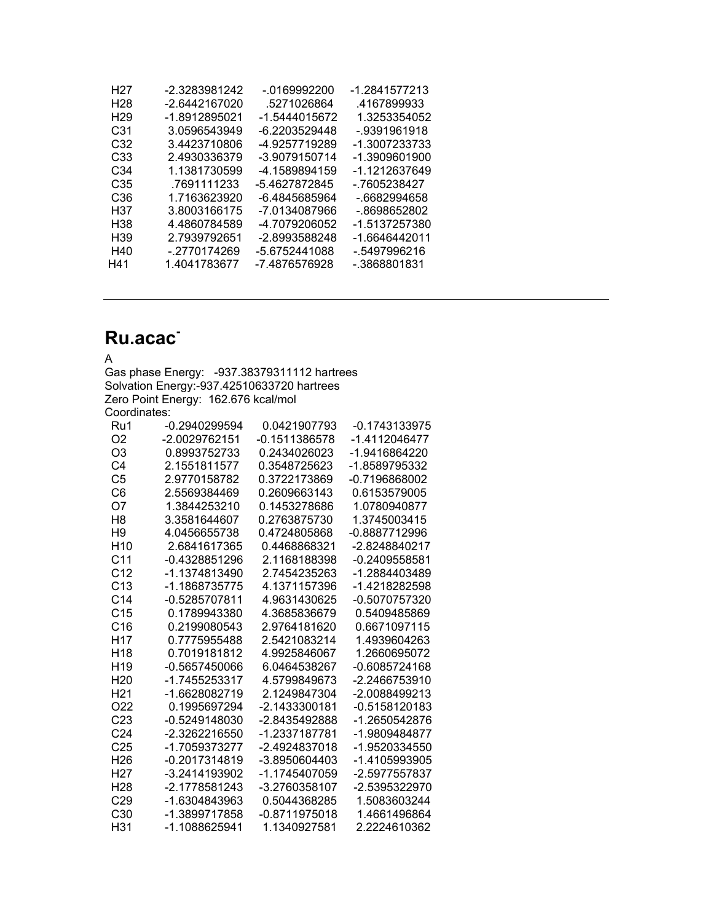| H27 | -2.3283981242 | -.0169992200 | -1.2841577213 |
|---|---|---|---|
| H28 | -2.6442167020 | .5271026864 | .4167899933 |
| H29 | -1.8912895021 | -1.5444015672 | 1.3253354052 |
| C31 | 3.0596543949 | -6.2203529448 | -.9391961918 |
| C32 | 3.4423710806 | -4.9257719289 | -1.3007233733 |
| C33 | 2.4930336379 | -3.9079150714 | -1.3909601900 |
| C34 | 1.1381730599 | -4.1589894159 | -1.1212637649 |
| C35 | .7691111233 | -5.4627872845 | -.7605238427 |
| C36 | 1.7163623920 | -6.4845685964 | -.6682994658 |
| H37 | 3.8003166175 | -7.0134087966 | -.8698652802 |
| H38 | 4.4860784589 | -4.7079206052 | -1.5137257380 |
| H39 | 2.7939792651 | -2.8993588248 | -1.6646442011 |
| H40 | -.2770174269 | -5.6752441088 | -.5497996216 |
| H41 | 1.4041783677 | -7.4876576928 | -.3868801831 |

---

## Ru.acac$^{-}$

A

Gas phase Energy: -937.38379311112 hartrees

Solvation Energy:-937.42510633720 hartrees

Zero Point Energy: 162.676 kcal/mol

Coordinates:

| Ru1 | -0.2940299594 | 0.0421907793 | -0.1743133975 |
|---|---|---|---|
| O2 | -2.0029762151 | -0.1511386578 | -1.4112046477 |
| O3 | 0.8993752733 | 0.2434026023 | -1.9416864220 |
| C4 | 2.1551811577 | 0.3548725623 | -1.8589795332 |
| C5 | 2.9770158782 | 0.3722173869 | -0.7196868002 |
| C6 | 2.5569384469 | 0.2609663143 | 0.6153579005 |
| O7 | 1.3844253210 | 0.1453278686 | 1.0780940877 |
| H8 | 3.3581644607 | 0.2763875730 | 1.3745003415 |
| H9 | 4.0456655738 | 0.4724805868 | -0.8887712996 |
| H10 | 2.6841617365 | 0.4468868321 | -2.8248840217 |
| C11 | -0.4328851296 | 2.1168188398 | -0.2409558581 |
| C12 | -1.1374813490 | 2.7454235263 | -1.2884403489 |
| C13 | -1.1868735775 | 4.1371157396 | -1.4218282598 |
| C14 | -0.5285707811 | 4.9631430625 | -0.5070757320 |
| C15 | 0.1789943380 | 4.3685836679 | 0.5409485869 |
| C16 | 0.2199080543 | 2.9764181620 | 0.6671097115 |
| H17 | 0.7775955488 | 2.5421083214 | 1.4939604263 |
| H18 | 0.7019181812 | 4.9925846067 | 1.2660695072 |
| H19 | -0.5657450066 | 6.0464538267 | -0.6085724168 |
| H20 | -1.7455253317 | 4.5799849673 | -2.2466753910 |
| H21 | -1.6628082719 | 2.1249847304 | -2.0088499213 |
| O22 | 0.1995697294 | -2.1433300181 | -0.5158120183 |
| C23 | -0.5249148030 | -2.8435492888 | -1.2650542876 |
| C24 | -2.3262216550 | -1.2337187781 | -1.9809484877 |
| C25 | -1.7059373277 | -2.4924837018 | -1.9520334550 |
| H26 | -0.2017314819 | -3.8950604403 | -1.4105993905 |
| H27 | -3.2414193902 | -1.1745407059 | -2.5977557837 |
| H28 | -2.1778581243 | -3.2760358107 | -2.5395322970 |
| C29 | -1.6304843963 | 0.5044368285 | 1.5083603244 |
| C30 | -1.3899717858 | -0.8711975018 | 1.4661496864 |
| H31 | -1.1088625941 | 1.1340927581 | 2.2224610362 |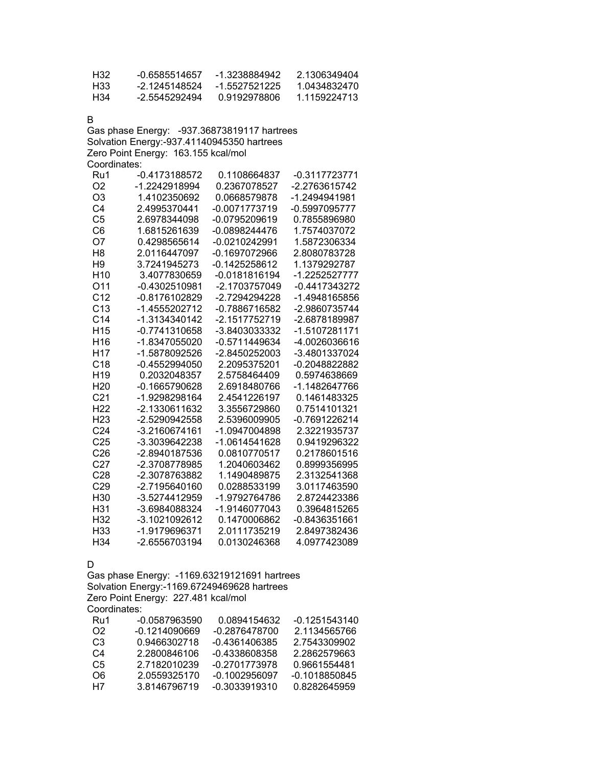| | | | |
|---|---|---|---|
| H32 | -0.6585514657 | -1.3238884942 | 2.1306349404 |
| H33 | -2.1245148524 | -1.5527521225 | 1.0434832470 |
| H34 | -2.5545292494 | 0.9192978806 | 1.1159224713 |

B

Gas phase Energy: -937.36873819117 hartrees
Solvation Energy:-937.41140945350 hartrees
Zero Point Energy: 163.155 kcal/mol
Coordinates:

| | | | |
|---|---|---|---|
| Ru1 | -0.4173188572 | 0.1108664837 | -0.3117723771 |
| O2 | -1.2242918994 | 0.2367078527 | -2.2763615742 |
| O3 | 1.4102350692 | 0.0668579878 | -1.2494941981 |
| C4 | 2.4995370441 | -0.0071773719 | -0.5997095777 |
| C5 | 2.6978344098 | -0.0795209619 | 0.7855896980 |
| C6 | 1.6815261639 | -0.0898244476 | 1.7574037072 |
| O7 | 0.4298565614 | -0.0210242991 | 1.5872306334 |
| H8 | 2.0116447097 | -0.1697072966 | 2.8080783728 |
| H9 | 3.7241945273 | -0.1425258612 | 1.1379292787 |
| H10 | 3.4077830659 | -0.0181816194 | -1.2252527777 |
| O11 | -0.4302510981 | -2.1703757049 | -0.4417343272 |
| C12 | -0.8176102829 | -2.7294294228 | -1.4948165856 |
| C13 | -1.4555202712 | -0.7886716582 | -2.9860735744 |
| C14 | -1.3134340142 | -2.1517752719 | -2.6878189987 |
| H15 | -0.7741310658 | -3.8403033332 | -1.5107281171 |
| H16 | -1.8347055020 | -0.5711449634 | -4.0026036616 |
| H17 | -1.5878092526 | -2.8450252003 | -3.4801337024 |
| C18 | -0.4552994050 | 2.2095375201 | -0.2048822882 |
| H19 | 0.2032048357 | 2.5758464409 | 0.5974638669 |
| H20 | -0.1665790628 | 2.6918480766 | -1.1482647766 |
| C21 | -1.9298298164 | 2.4541226197 | 0.1461483325 |
| H22 | -2.1330611632 | 3.3556729860 | 0.7514101321 |
| H23 | -2.5290942558 | 2.5396009905 | -0.7691226214 |
| C24 | -3.2160674161 | -1.0947004898 | 2.3221935737 |
| C25 | -3.3039642238 | -1.0614541628 | 0.9419296322 |
| C26 | -2.8940187536 | 0.0810770517 | 0.2178601516 |
| C27 | -2.3708778985 | 1.2040603462 | 0.8999356995 |
| C28 | -2.3078763882 | 1.1490489875 | 2.3132541368 |
| C29 | -2.7195640160 | 0.0288533199 | 3.0117463590 |
| H30 | -3.5274412959 | -1.9792764786 | 2.8724423386 |
| H31 | -3.6984088324 | -1.9146077043 | 0.3964815265 |
| H32 | -3.1021092612 | 0.1470006862 | -0.8436351661 |
| H33 | -1.9179696371 | 2.0111735219 | 2.8497382436 |
| H34 | -2.6556703194 | 0.0130246368 | 4.0977423089 |

D

Gas phase Energy: -1169.63219121691 hartrees
Solvation Energy:-1169.67249469628 hartrees
Zero Point Energy: 227.481 kcal/mol
Coordinates:

| | | | |
|---|---|---|---|
| Ru1 | -0.0587963590 | 0.0894154632 | -0.1251543140 |
| O2 | -0.1214090669 | -0.2876478700 | 2.1134565766 |
| C3 | 0.9466302718 | -0.4361406385 | 2.7543309902 |
| C4 | 2.2800846106 | -0.4338608358 | 2.2862579663 |
| C5 | 2.7182010239 | -0.2701773978 | 0.9661554481 |
| O6 | 2.0559325170 | -0.1002956097 | -0.1018850845 |
| H7 | 3.8146796719 | -0.3033919310 | 0.8282645959 |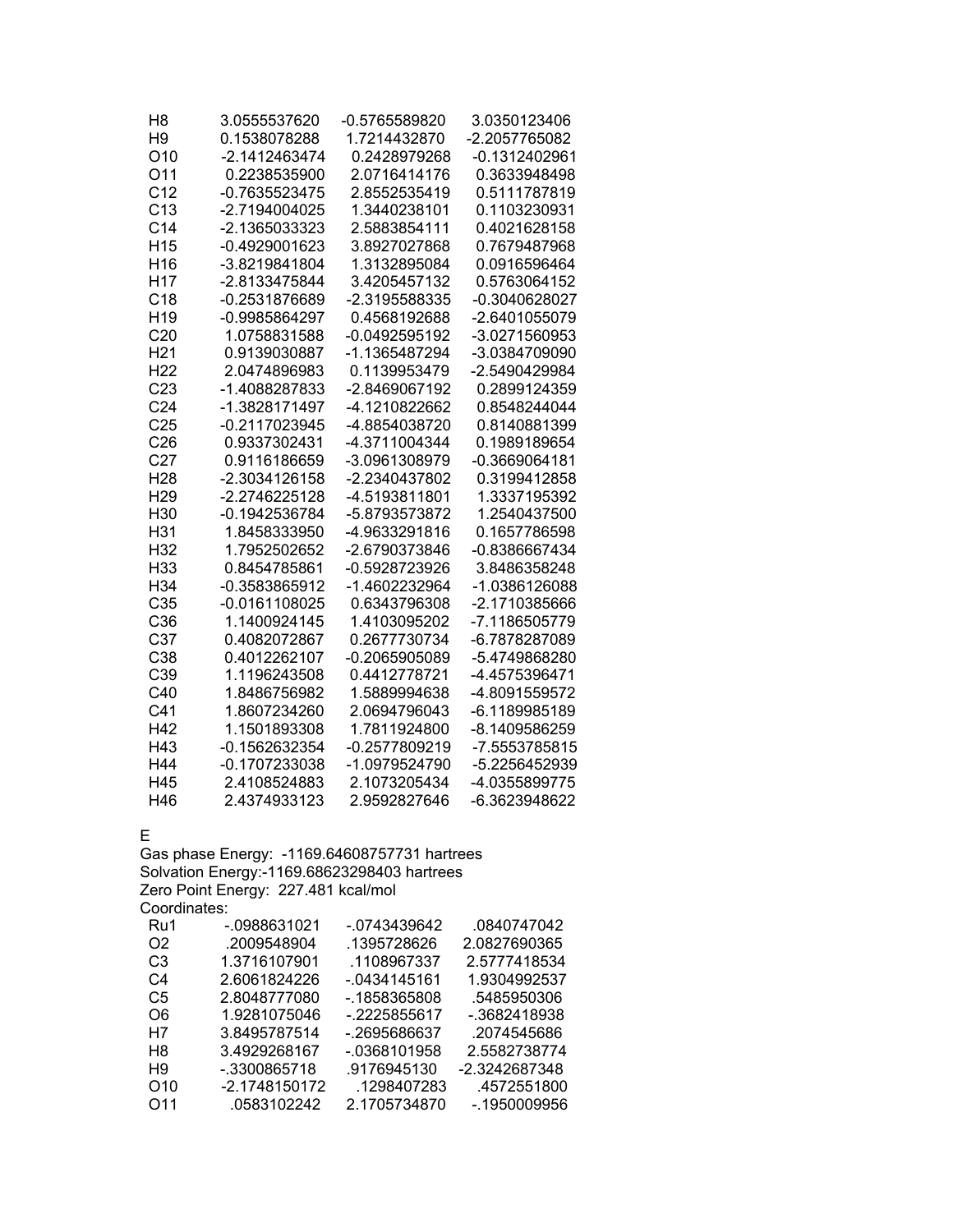| | | | |
|---|---|---|---|
| H8 | 3.0555537620 | -0.5765589820 | 3.0350123406 |
| H9 | 0.1538078288 | 1.7214432870 | -2.2057765082 |
| O10 | -2.1412463474 | 0.2428979268 | -0.1312402961 |
| O11 | 0.2238535900 | 2.0716414176 | 0.3633948498 |
| C12 | -0.7635523475 | 2.8552535419 | 0.5111787819 |
| C13 | -2.7194004025 | 1.3440238101 | 0.1103230931 |
| C14 | -2.1365033323 | 2.5883854111 | 0.4021628158 |
| H15 | -0.4929001623 | 3.8927027868 | 0.7679487968 |
| H16 | -3.8219841804 | 1.3132895084 | 0.0916596464 |
| H17 | -2.8133475844 | 3.4205457132 | 0.5763064152 |
| C18 | -0.2531876689 | -2.3195588335 | -0.3040628027 |
| H19 | -0.9985864297 | 0.4568192688 | -2.6401055079 |
| C20 | 1.0758831588 | -0.0492595192 | -3.0271560953 |
| H21 | 0.9139030887 | -1.1365487294 | -3.0384709090 |
| H22 | 2.0474896983 | 0.1139953479 | -2.5490429984 |
| C23 | -1.4088287833 | -2.8469067192 | 0.2899124359 |
| C24 | -1.3828171497 | -4.1210822662 | 0.8548244044 |
| C25 | -0.2117023945 | -4.8854038720 | 0.8140881399 |
| C26 | 0.9337302431 | -4.3711004344 | 0.1989189654 |
| C27 | 0.9116186659 | -3.0961308979 | -0.3669064181 |
| H28 | -2.3034126158 | -2.2340437802 | 0.3199412858 |
| H29 | -2.2746225128 | -4.5193811801 | 1.3337195392 |
| H30 | -0.1942536784 | -5.8793573872 | 1.2540437500 |
| H31 | 1.8458333950 | -4.9633291816 | 0.1657786598 |
| H32 | 1.7952502652 | -2.6790373846 | -0.8386667434 |
| H33 | 0.8454785861 | -0.5928723926 | 3.8486358248 |
| H34 | -0.3583865912 | -1.4602232964 | -1.0386126088 |
| C35 | -0.0161108025 | 0.6343796308 | -2.1710385666 |
| C36 | 1.1400924145 | 1.4103095202 | -7.1186505779 |
| C37 | 0.4082072867 | 0.2677730734 | -6.7878287089 |
| C38 | 0.4012262107 | -0.2065905089 | -5.4749868280 |
| C39 | 1.1196243508 | 0.4412778721 | -4.4575396471 |
| C40 | 1.8486756982 | 1.5889994638 | -4.8091559572 |
| C41 | 1.8607234260 | 2.0694796043 | -6.1189985189 |
| H42 | 1.1501893308 | 1.7811924800 | -8.1409586259 |
| H43 | -0.1562632354 | -0.2577809219 | -7.5553785815 |
| H44 | -0.1707233038 | -1.0979524790 | -5.2256452939 |
| H45 | 2.4108524883 | 2.1073205434 | -4.0355899775 |
| H46 | 2.4374933123 | 2.9592827646 | -6.3623948622 |

E

Gas phase Energy: -1169.64608757731 hartrees
Solvation Energy:-1169.68623298403 hartrees
Zero Point Energy: 227.481 kcal/mol
Coordinates:

| | | | |
|---|---|---|---|
| Ru1 | -.0988631021 | -.0743439642 | .0840747042 |
| O2 | .2009548904 | .1395728626 | 2.0827690365 |
| C3 | 1.3716107901 | .1108967337 | 2.5777418534 |
| C4 | 2.6061824226 | -.0434145161 | 1.9304992537 |
| C5 | 2.8048777080 | -.1858365808 | .5485950306 |
| O6 | 1.9281075046 | -.2225855617 | -.3682418938 |
| H7 | 3.8495787514 | -.2695686637 | .2074545686 |
| H8 | 3.4929268167 | -.0368101958 | 2.5582738774 |
| H9 | -.3300865718 | .9176945130 | -2.3242687348 |
| O10 | -2.1748150172 | .1298407283 | .4572551800 |
| O11 | .0583102242 | 2.1705734870 | -.1950009956 |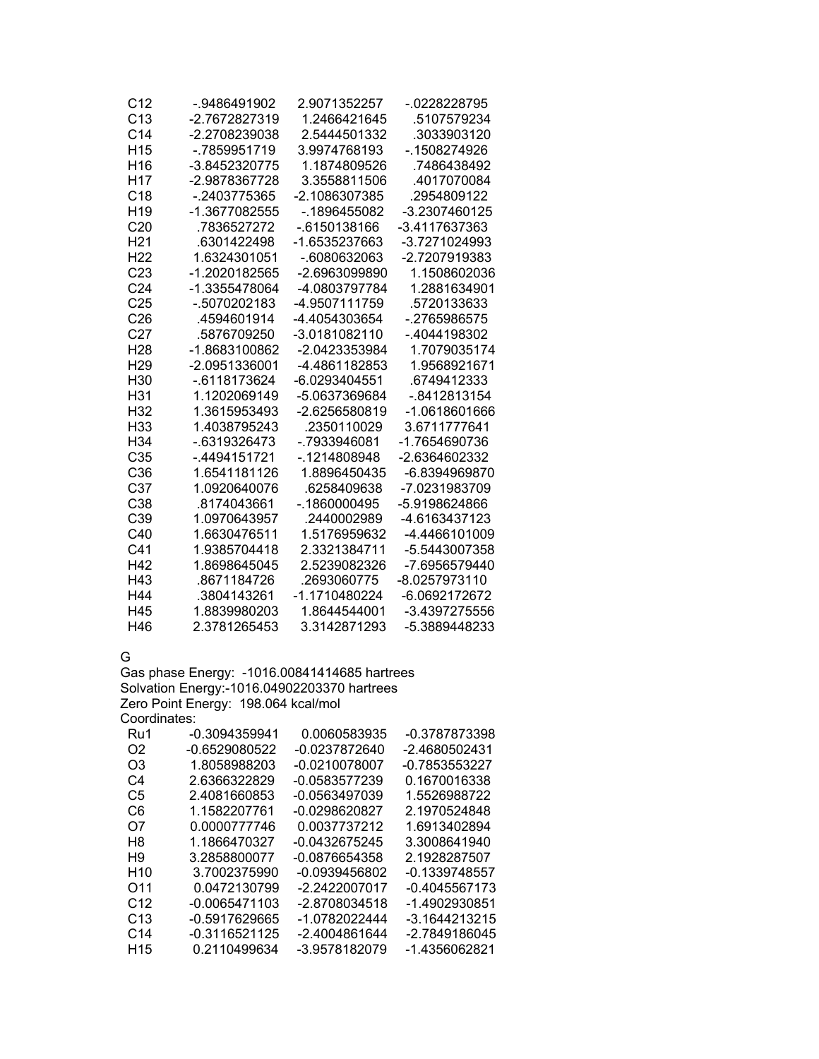| | | | |
|---|---|---|---|
| C12 | -.9486491902 | 2.9071352257 | -.0228228795 |
| C13 | -2.7672827319 | 1.2466421645 | .5107579234 |
| C14 | -2.2708239038 | 2.5444501332 | .3033903120 |
| H15 | -.7859951719 | 3.9974768193 | -.1508274926 |
| H16 | -3.8452320775 | 1.1874809526 | .7486438492 |
| H17 | -2.9878367728 | 3.3558811506 | .4017070084 |
| C18 | -.2403775365 | -2.1086307385 | .2954809122 |
| H19 | -1.3677082555 | -.1896455082 | -3.2307460125 |
| C20 | .7836527272 | -.6150138166 | -3.4117637363 |
| H21 | .6301422498 | -1.6535237663 | -3.7271024993 |
| H22 | 1.6324301051 | -.6080632063 | -2.7207919383 |
| C23 | -1.2020182565 | -2.6963099890 | 1.1508602036 |
| C24 | -1.3355478064 | -4.0803797784 | 1.2881634901 |
| C25 | -.5070202183 | -4.9507111759 | .5720133633 |
| C26 | .4594601914 | -4.4054303654 | -.2765986575 |
| C27 | .5876709250 | -3.0181082110 | -.4044198302 |
| H28 | -1.8683100862 | -2.0423353984 | 1.7079035174 |
| H29 | -2.0951336001 | -4.4861182853 | 1.9568921671 |
| H30 | -.6118173624 | -6.0293404551 | .6749412333 |
| H31 | 1.1202069149 | -5.0637369684 | -.8412813154 |
| H32 | 1.3615953493 | -2.6256580819 | -1.0618601666 |
| H33 | 1.4038795243 | .2350110029 | 3.6711777641 |
| H34 | -.6319326473 | -.7933946081 | -1.7654690736 |
| C35 | -.4494151721 | -.1214808948 | -2.6364602332 |
| C36 | 1.6541181126 | 1.8896450435 | -6.8394969870 |
| C37 | 1.0920640076 | .6258409638 | -7.0231983709 |
| C38 | .8174043661 | -.1860000495 | -5.9198624866 |
| C39 | 1.0970643957 | .2440002989 | -4.6163437123 |
| C40 | 1.6630476511 | 1.5176959632 | -4.4466101009 |
| C41 | 1.9385704418 | 2.3321384711 | -5.5443007358 |
| H42 | 1.8698645045 | 2.5239082326 | -7.6956579440 |
| H43 | .8671184726 | .2693060775 | -8.0257973110 |
| H44 | .3804143261 | -1.1710480224 | -6.0692172672 |
| H45 | 1.8839980203 | 1.8644544001 | -3.4397275556 |
| H46 | 2.3781265453 | 3.3142871293 | -5.3889448233 |

G

Gas phase Energy: -1016.00841414685 hartrees

Solvation Energy:-1016.04902203370 hartrees

Zero Point Energy: 198.064 kcal/mol

Coordinates:

| | | | |
|---|---|---|---|
| Ru1 | -0.3094359941 | 0.0060583935 | -0.3787873398 |
| O2 | -0.6529080522 | -0.0237872640 | -2.4680502431 |
| O3 | 1.8058988203 | -0.0210078007 | -0.7853553227 |
| C4 | 2.6366322829 | -0.0583577239 | 0.1670016338 |
| C5 | 2.4081660853 | -0.0563497039 | 1.5526988722 |
| C6 | 1.1582207761 | -0.0298620827 | 2.1970524848 |
| O7 | 0.0000777746 | 0.0037737212 | 1.6913402894 |
| H8 | 1.1866470327 | -0.0432675245 | 3.3008641940 |
| H9 | 3.2858800077 | -0.0876654358 | 2.1928287507 |
| H10 | 3.7002375990 | -0.0939456802 | -0.1339748557 |
| O11 | 0.0472130799 | -2.2422007017 | -0.4045567173 |
| C12 | -0.0065471103 | -2.8708034518 | -1.4902930851 |
| C13 | -0.5917629665 | -1.0782022444 | -3.1644213215 |
| C14 | -0.3116521125 | -2.4004861644 | -2.7849186045 |
| H15 | 0.2110499634 | -3.9578182079 | -1.4356062821 |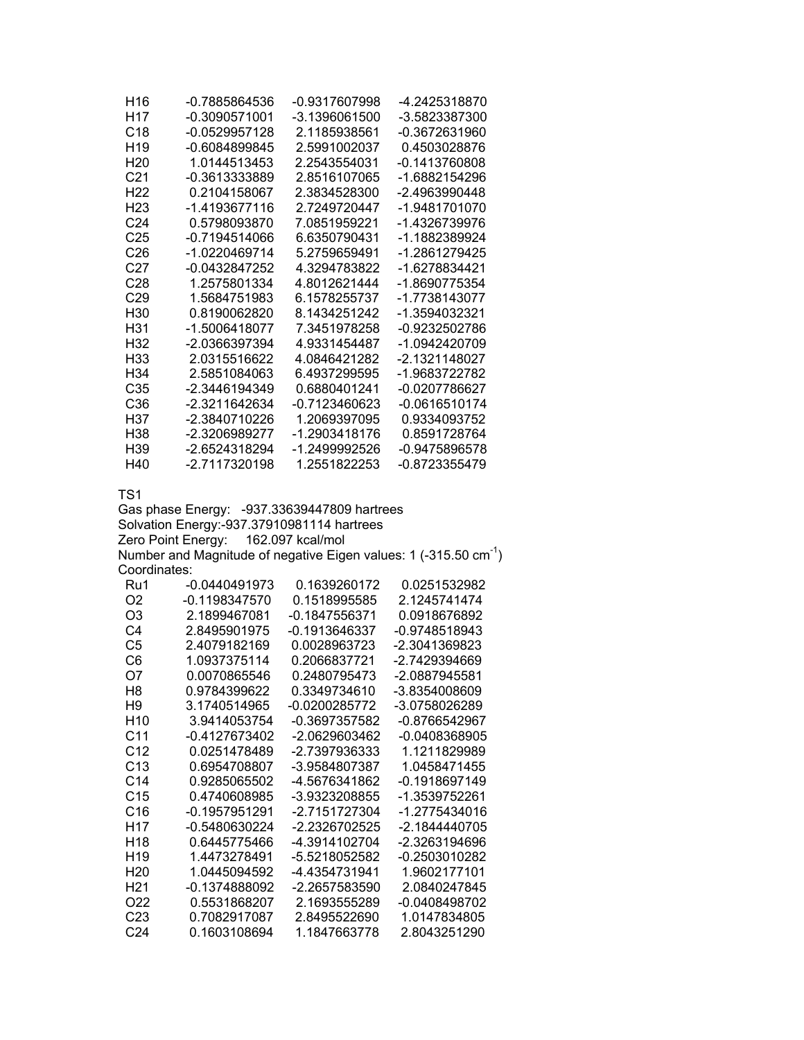| | | | |
|---|---|---|---|
| H16 | -0.7885864536 | -0.9317607998 | -4.2425318870 |
| H17 | -0.3090571001 | -3.1396061500 | -3.5823387300 |
| C18 | -0.0529957128 | 2.1185938561 | -0.3672631960 |
| H19 | -0.6084899845 | 2.5991002037 | 0.4503028876 |
| H20 | 1.0144513453 | 2.2543554031 | -0.1413760808 |
| C21 | -0.3613333889 | 2.8516107065 | -1.6882154296 |
| H22 | 0.2104158067 | 2.3834528300 | -2.4963990448 |
| H23 | -1.4193677116 | 2.7249720447 | -1.9481701070 |
| C24 | 0.5798093870 | 7.0851959221 | -1.4326739976 |
| C25 | -0.7194514066 | 6.6350790431 | -1.1882389924 |
| C26 | -1.0220469714 | 5.2759659491 | -1.2861279425 |
| C27 | -0.0432847252 | 4.3294783822 | -1.6278834421 |
| C28 | 1.2575801334 | 4.8012621444 | -1.8690775354 |
| C29 | 1.5684751983 | 6.1578255737 | -1.7738143077 |
| H30 | 0.8190062820 | 8.1434251242 | -1.3594032321 |
| H31 | -1.5006418077 | 7.3451978258 | -0.9232502786 |
| H32 | -2.0366397394 | 4.9331454487 | -1.0942420709 |
| H33 | 2.0315516622 | 4.0846421282 | -2.1321148027 |
| H34 | 2.5851084063 | 6.4937299595 | -1.9683722782 |
| C35 | -2.3446194349 | 0.6880401241 | -0.0207786627 |
| C36 | -2.3211642634 | -0.7123460623 | -0.0616510174 |
| H37 | -2.3840710226 | 1.2069397095 | 0.9334093752 |
| H38 | -2.3206989277 | -1.2903418176 | 0.8591728764 |
| H39 | -2.6524318294 | -1.2499992526 | -0.9475896578 |
| H40 | -2.7117320198 | 1.2551822253 | -0.8723355479 |

TS1

Gas phase Energy: -937.33639447809 hartrees

Solvation Energy:-937.37910981114 hartrees

Zero Point Energy: 162.097 kcal/mol

Number and Magnitude of negative Eigen values: 1 (-315.50 $cm^{-1}$)

Coordinates:

| | | | |
|---|---|---|---|
| Ru1 | -0.0440491973 | 0.1639260172 | 0.0251532982 |
| O2 | -0.1198347570 | 0.1518995585 | 2.1245741474 |
| O3 | 2.1899467081 | -0.1847556371 | 0.0918676892 |
| C4 | 2.8495901975 | -0.1913646337 | -0.9748518943 |
| C5 | 2.4079182169 | 0.0028963723 | -2.3041369823 |
| C6 | 1.0937375114 | 0.2066837721 | -2.7429394669 |
| O7 | 0.0070865546 | 0.2480795473 | -2.0887945581 |
| H8 | 0.9784399622 | 0.3349734610 | -3.8354008609 |
| H9 | 3.1740514965 | -0.0200285772 | -3.0758026289 |
| H10 | 3.9414053754 | -0.3697357582 | -0.8766542967 |
| C11 | -0.4127673402 | -2.0629603462 | -0.0408368905 |
| C12 | 0.0251478489 | -2.7397936333 | 1.1211829989 |
| C13 | 0.6954708807 | -3.9584807387 | 1.0458471455 |
| C14 | 0.9285065502 | -4.5676341862 | -0.1918697149 |
| C15 | 0.4740608985 | -3.9323208855 | -1.3539752261 |
| C16 | -0.1957951291 | -2.7151727304 | -1.2775434016 |
| H17 | -0.5480630224 | -2.2326702525 | -2.1844440705 |
| H18 | 0.6445775466 | -4.3914102704 | -2.3263194696 |
| H19 | 1.4473278491 | -5.5218052582 | -0.2503010282 |
| H20 | 1.0445094592 | -4.4354731941 | 1.9602177101 |
| H21 | -0.1374888092 | -2.2657583590 | 2.0840247845 |
| O22 | 0.5531868207 | 2.1693555289 | -0.0408498702 |
| C23 | 0.7082917087 | 2.8495522690 | 1.0147834805 |
| C24 | 0.1603108694 | 1.1847663778 | 2.8043251290 |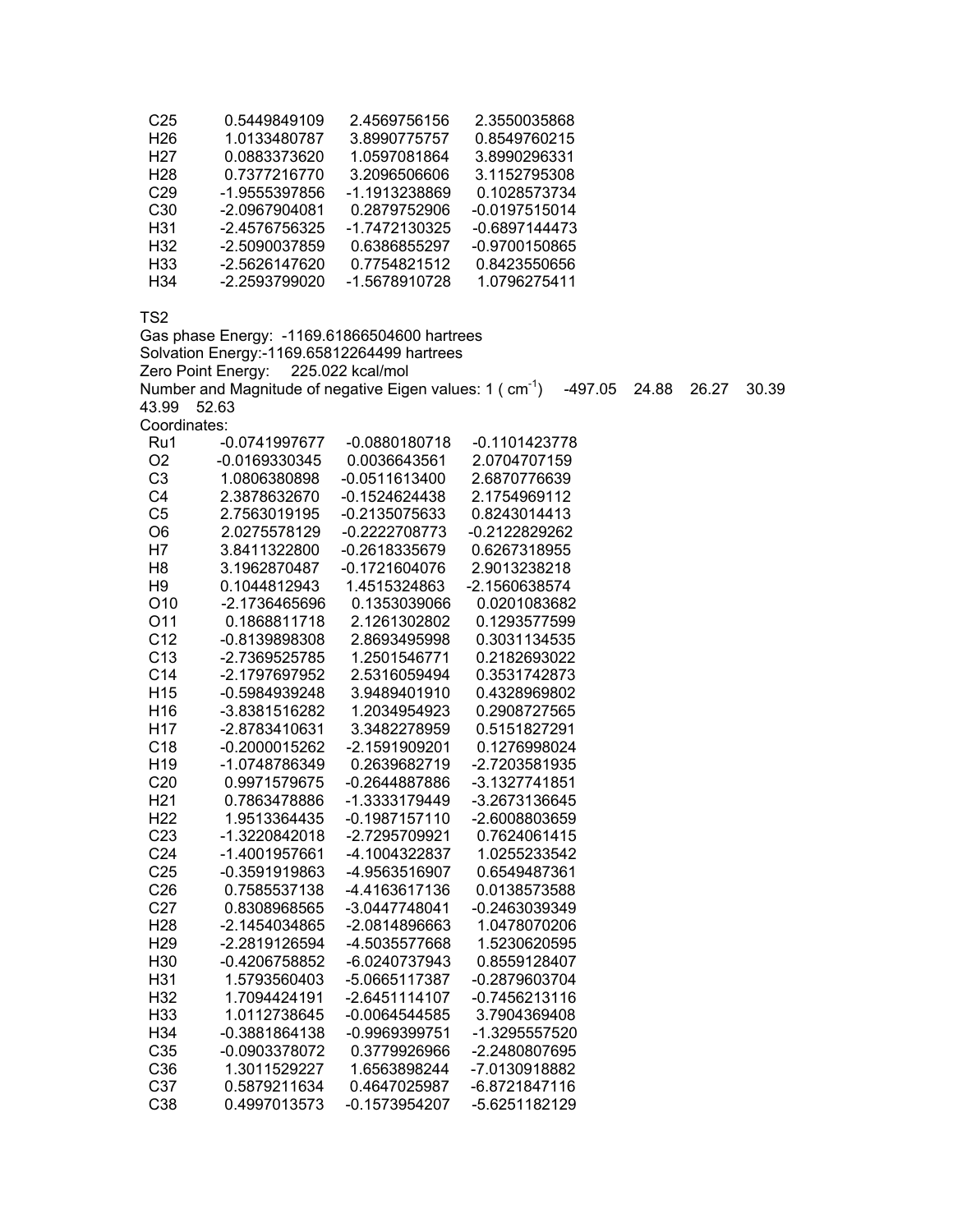| | | | |
|---|---|---|---|
| C25 | 0.5449849109 | 2.4569756156 | 2.3550035868 |
| H26 | 1.0133480787 | 3.8990775757 | 0.8549760215 |
| H27 | 0.0883373620 | 1.0597081864 | 3.8990296331 |
| H28 | 0.7377216770 | 3.2096506606 | 3.1152795308 |
| C29 | -1.9555397856 | -1.1913238869 | 0.1028573734 |
| C30 | -2.0967904081 | 0.2879752906 | -0.0197515014 |
| H31 | -2.4576756325 | -1.7472130325 | -0.6897144473 |
| H32 | -2.5090037859 | 0.6386855297 | -0.9700150865 |
| H33 | -2.5626147620 | 0.7754821512 | 0.8423550656 |
| H34 | -2.2593799020 | -1.5678910728 | 1.0796275411 |

TS2

Gas phase Energy: -1169.61866504600 hartrees

Solvation Energy:-1169.65812264499 hartrees

Zero Point Energy: 225.022 kcal/mol

Number and Magnitude of negative Eigen values: 1 ( $cm^{-1}$) -497.05 24.88 26.27 30.39 43.99 52.63

Coordinates:

| | | | |
|---|---|---|---|
| Ru1 | -0.0741997677 | -0.0880180718 | -0.1101423778 |
| O2 | -0.0169330345 | 0.0036643561 | 2.0704707159 |
| C3 | 1.0806380898 | -0.0511613400 | 2.6870776639 |
| C4 | 2.3878632670 | -0.1524624438 | 2.1754969112 |
| C5 | 2.7563019195 | -0.2135075633 | 0.8243014413 |
| O6 | 2.0275578129 | -0.2222708773 | -0.2122829262 |
| H7 | 3.8411322800 | -0.2618335679 | 0.6267318955 |
| H8 | 3.1962870487 | -0.1721604076 | 2.9013238218 |
| H9 | 0.1044812943 | 1.4515324863 | -2.1560638574 |
| O10 | -2.1736465696 | 0.1353039066 | 0.0201083682 |
| O11 | 0.1868811718 | 2.1261302802 | 0.1293577599 |
| C12 | -0.8139898308 | 2.8693495998 | 0.3031134535 |
| C13 | -2.7369525785 | 1.2501546771 | 0.2182693022 |
| C14 | -2.1797697952 | 2.5316059494 | 0.3531742873 |
| H15 | -0.5984939248 | 3.9489401910 | 0.4328969802 |
| H16 | -3.8381516282 | 1.2034954923 | 0.2908727565 |
| H17 | -2.8783410631 | 3.3482278959 | 0.5151827291 |
| C18 | -0.2000015262 | -2.1591909201 | 0.1276998024 |
| H19 | -1.0748786349 | 0.2639682719 | -2.7203581935 |
| C20 | 0.9971579675 | -0.2644887886 | -3.1327741851 |
| H21 | 0.7863478886 | -1.3333179449 | -3.2673136645 |
| H22 | 1.9513364435 | -0.1987157110 | -2.6008803659 |
| C23 | -1.3220842018 | -2.7295709921 | 0.7624061415 |
| C24 | -1.4001957661 | -4.1004322837 | 1.0255233542 |
| C25 | -0.3591919863 | -4.9563516907 | 0.6549487361 |
| C26 | 0.7585537138 | -4.4163617136 | 0.0138573588 |
| C27 | 0.8308968565 | -3.0447748041 | -0.2463039349 |
| H28 | -2.1454034865 | -2.0814896663 | 1.0478070206 |
| H29 | -2.2819126594 | -4.5035577668 | 1.5230620595 |
| H30 | -0.4206758852 | -6.0240737943 | 0.8559128407 |
| H31 | 1.5793560403 | -5.0665117387 | -0.2879603704 |
| H32 | 1.7094424191 | -2.6451114107 | -0.7456213116 |
| H33 | 1.0112738645 | -0.0064544585 | 3.7904369408 |
| H34 | -0.3881864138 | -0.9969399751 | -1.3295557520 |
| C35 | -0.0903378072 | 0.3779926966 | -2.2480807695 |
| C36 | 1.3011529227 | 1.6563898244 | -7.0130918882 |
| C37 | 0.5879211634 | 0.4647025987 | -6.8721847116 |
| C38 | 0.4997013573 | -0.1573954207 | -5.6251182129 |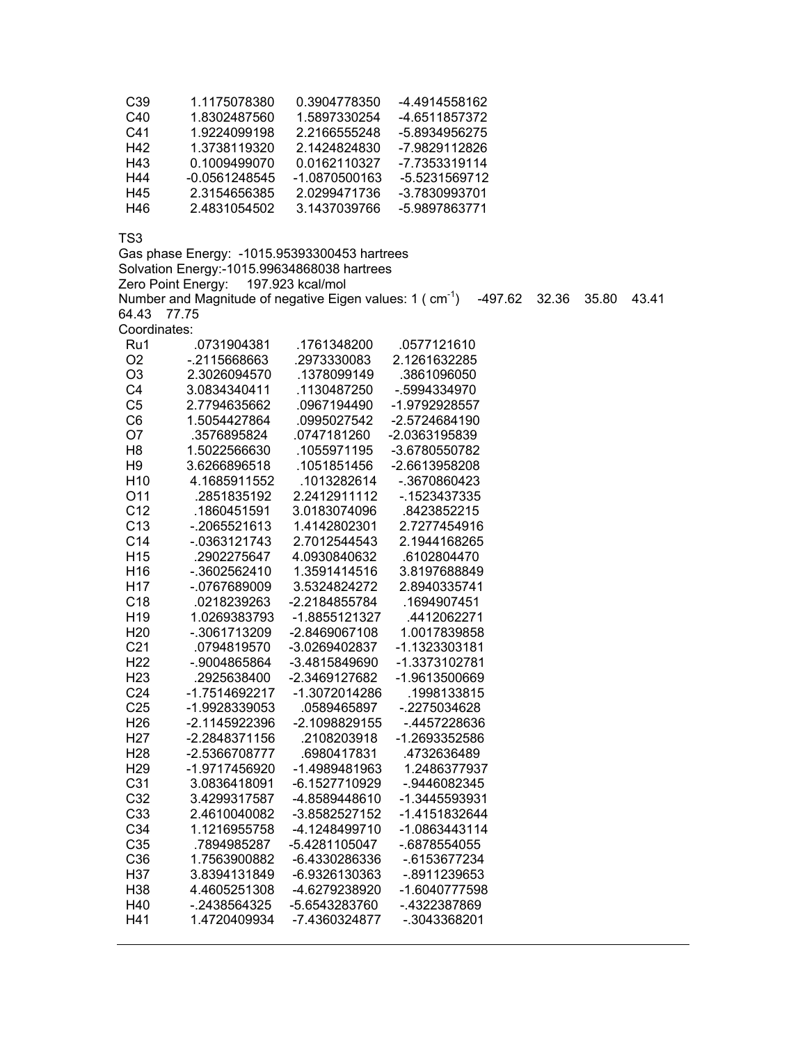| | | | |
|---|---|---|---|
| C39 | 1.1175078380 | 0.3904778350 | -4.4914558162 |
| C40 | 1.8302487560 | 1.5897330254 | -4.6511857372 |
| C41 | 1.9224099198 | 2.2166555248 | -5.8934956275 |
| H42 | 1.3738119320 | 2.1424824830 | -7.9829112826 |
| H43 | 0.1009499070 | 0.0162110327 | -7.7353319114 |
| H44 | -0.0561248545 | -1.0870500163 | -5.5231569712 |
| H45 | 2.3154656385 | 2.0299471736 | -3.7830993701 |
| H46 | 2.4831054502 | 3.1437039766 | -5.9897863771 |

TS3

Gas phase Energy: -1015.95393300453 hartrees

Solvation Energy:-1015.99634868038 hartrees

Zero Point Energy: 197.923 kcal/mol

Number and Magnitude of negative Eigen values: 1 ( $cm^{-1}$) -497.62 32.36 35.80 43.41 64.43 77.75

Coordinates:

| | | | |
|---|---|---|---|
| Ru1 | .0731904381 | .1761348200 | .0577121610 |
| O2 | -.2115668663 | .2973330083 | 2.1261632285 |
| O3 | 2.3026094570 | .1378099149 | .3861096050 |
| C4 | 3.0834340411 | .1130487250 | -.5994334970 |
| C5 | 2.7794635662 | .0967194490 | -1.9792928557 |
| C6 | 1.5054427864 | .0995027542 | -2.5724684190 |
| O7 | .3576895824 | .0747181260 | -2.0363195839 |
| H8 | 1.5022566630 | .1055971195 | -3.6780550782 |
| H9 | 3.6266896518 | .1051851456 | -2.6613958208 |
| H10 | 4.1685911552 | .1013282614 | -.3670860423 |
| O11 | .2851835192 | 2.2412911112 | -.1523437335 |
| C12 | .1860451591 | 3.0183074096 | .8423852215 |
| C13 | -.2065521613 | 1.4142802301 | 2.7277454916 |
| C14 | -.0363121743 | 2.7012544543 | 2.1944168265 |
| H15 | .2902275647 | 4.0930840632 | .6102804470 |
| H16 | -.3602562410 | 1.3591414516 | 3.8197688849 |
| H17 | -.0767689009 | 3.5324824272 | 2.8940335741 |
| C18 | .0218239263 | -2.2184855784 | .1694907451 |
| H19 | 1.0269383793 | -1.8855121327 | .4412062271 |
| H20 | -.3061713209 | -2.8469067108 | 1.0017839858 |
| C21 | .0794819570 | -3.0269402837 | -1.1323303181 |
| H22 | -.9004865864 | -3.4815849690 | -1.3373102781 |
| H23 | .2925638400 | -2.3469127682 | -1.9613500669 |
| C24 | -1.7514692217 | -1.3072014286 | .1998133815 |
| C25 | -1.9928339053 | .0589465897 | -.2275034628 |
| H26 | -2.1145922396 | -2.1098829155 | -.4457228636 |
| H27 | -2.2848371156 | .2108203918 | -1.2693352586 |
| H28 | -2.5366708777 | .6980417831 | .4732636489 |
| H29 | -1.9717456920 | -1.4989481963 | 1.2486377937 |
| C31 | 3.0836418091 | -6.1527710929 | -.9446082345 |
| C32 | 3.4299317587 | -4.8589448610 | -1.3445593931 |
| C33 | 2.4610040082 | -3.8582527152 | -1.4151832644 |
| C34 | 1.1216955758 | -4.1248499710 | -1.0863443114 |
| C35 | .7894985287 | -5.4281105047 | -.6878554055 |
| C36 | 1.7563900882 | -6.4330286336 | -.6153677234 |
| H37 | 3.8394131849 | -6.9326130363 | -.8911239653 |
| H38 | 4.4605251308 | -4.6279238920 | -1.6040777598 |
| H40 | -.2438564325 | -5.6543283760 | -.4322387869 |
| H41 | 1.4720409934 | -7.4360324877 | -.3043368201 |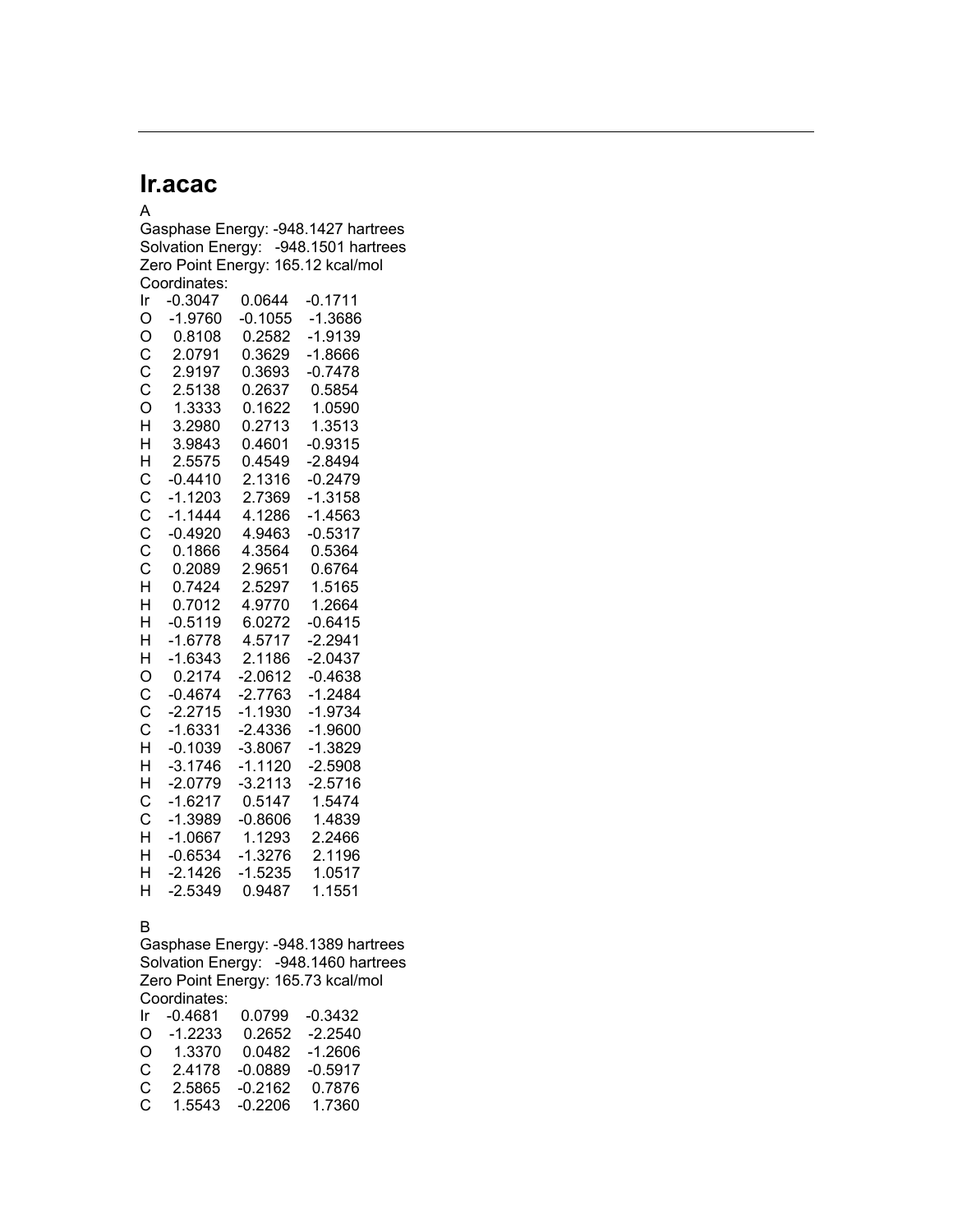---

## Ir.acac

A

Gasphase Energy: -948.1427 hartrees
Solvation Energy: -948.1501 hartrees
Zero Point Energy: 165.12 kcal/mol
Coordinates:

```
Ir   -0.3047    0.0644   -0.1711
O    -1.9760   -0.1055   -1.3686
O     0.8108    0.2582   -1.9139
C     2.0791    0.3629   -1.8666
C     2.9197    0.3693   -0.7478
C     2.5138    0.2637    0.5854
O     1.3333    0.1622    1.0590
H     3.2980    0.2713    1.3513
H     3.9843    0.4601   -0.9315
H     2.5575    0.4549   -2.8494
C    -0.4410    2.1316   -0.2479
C    -1.1203    2.7369   -1.3158
C    -1.1444    4.1286   -1.4563
C    -0.4920    4.9463   -0.5317
C     0.1866    4.3564    0.5364
C     0.2089    2.9651    0.6764
H     0.7424    2.5297    1.5165
H     0.7012    4.9770    1.2664
H    -0.5119    6.0272   -0.6415
H    -1.6778    4.5717   -2.2941
H    -1.6343    2.1186   -2.0437
O     0.2174   -2.0612   -0.4638
C    -0.4674   -2.7763   -1.2484
C    -2.2715   -1.1930   -1.9734
C    -1.6331   -2.4336   -1.9600
H    -0.1039   -3.8067   -1.3829
H    -3.1746   -1.1120   -2.5908
H    -2.0779   -3.2113   -2.5716
C    -1.6217    0.5147    1.5474
C    -1.3989   -0.8606    1.4839
H    -1.0667    1.1293    2.2466
H    -0.6534   -1.3276    2.1196
H    -2.1426   -1.5235    1.0517
H    -2.5349    0.9487    1.1551
```

B

Gasphase Energy: -948.1389 hartrees
Solvation Energy: -948.1460 hartrees
Zero Point Energy: 165.73 kcal/mol
Coordinates:

```
Ir   -0.4681    0.0799   -0.3432
O    -1.2233    0.2652   -2.2540
O     1.3370    0.0482   -1.2606
C     2.4178   -0.0889   -0.5917
C     2.5865   -0.2162    0.7876
C     1.5543   -0.2206    1.7360
```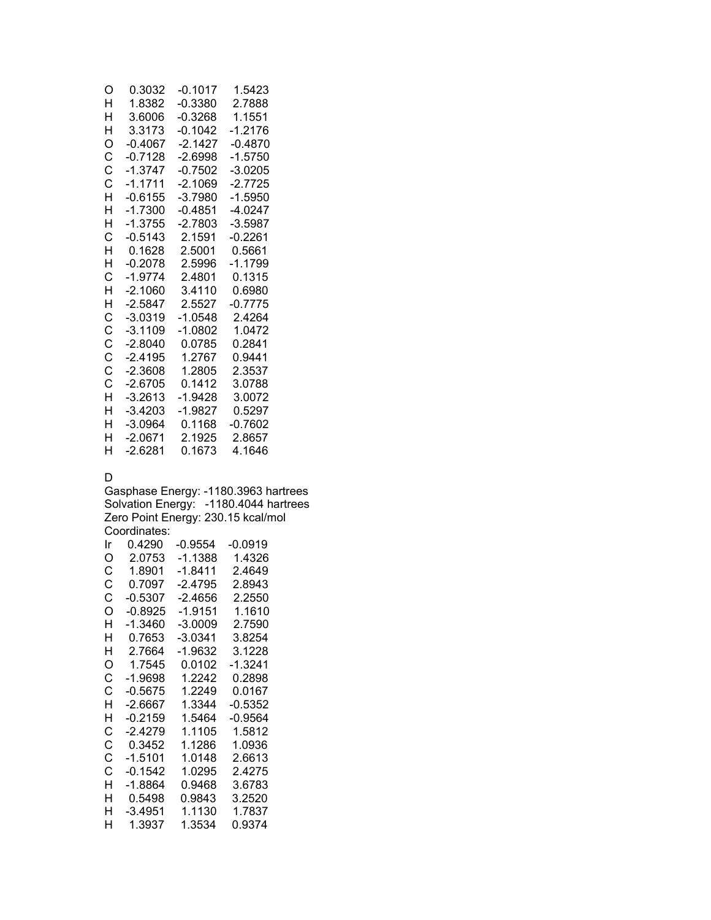| | | | |
|---|---|---|---|
| O | 0.3032 | -0.1017 | 1.5423 |
| H | 1.8382 | -0.3380 | 2.7888 |
| H | 3.6006 | -0.3268 | 1.1551 |
| H | 3.3173 | -0.1042 | -1.2176 |
| O | -0.4067 | -2.1427 | -0.4870 |
| C | -0.7128 | -2.6998 | -1.5750 |
| C | -1.3747 | -0.7502 | -3.0205 |
| C | -1.1711 | -2.1069 | -2.7725 |
| H | -0.6155 | -3.7980 | -1.5950 |
| H | -1.7300 | -0.4851 | -4.0247 |
| H | -1.3755 | -2.7803 | -3.5987 |
| C | -0.5143 | 2.1591 | -0.2261 |
| H | 0.1628 | 2.5001 | 0.5661 |
| H | -0.2078 | 2.5996 | -1.1799 |
| C | -1.9774 | 2.4801 | 0.1315 |
| H | -2.1060 | 3.4110 | 0.6980 |
| H | -2.5847 | 2.5527 | -0.7775 |
| C | -3.0319 | -1.0548 | 2.4264 |
| C | -3.1109 | -1.0802 | 1.0472 |
| C | -2.8040 | 0.0785 | 0.2841 |
| C | -2.4195 | 1.2767 | 0.9441 |
| C | -2.3608 | 1.2805 | 2.3537 |
| C | -2.6705 | 0.1412 | 3.0788 |
| H | -3.2613 | -1.9428 | 3.0072 |
| H | -3.4203 | -1.9827 | 0.5297 |
| H | -3.0964 | 0.1168 | -0.7602 |
| H | -2.0671 | 2.1925 | 2.8657 |
| H | -2.6281 | 0.1673 | 4.1646 |

D

Gasphase Energy: -1180.3963 hartrees
Solvation Energy: -1180.4044 hartrees
Zero Point Energy: 230.15 kcal/mol
Coordinates:

| | | | |
|---|---|---|---|
| Ir | 0.4290 | -0.9554 | -0.0919 |
| O | 2.0753 | -1.1388 | 1.4326 |
| C | 1.8901 | -1.8411 | 2.4649 |
| C | 0.7097 | -2.4795 | 2.8943 |
| C | -0.5307 | -2.4656 | 2.2550 |
| O | -0.8925 | -1.9151 | 1.1610 |
| H | -1.3460 | -3.0009 | 2.7590 |
| H | 0.7653 | -3.0341 | 3.8254 |
| H | 2.7664 | -1.9632 | 3.1228 |
| O | 1.7545 | 0.0102 | -1.3241 |
| C | -1.9698 | 1.2242 | 0.2898 |
| C | -0.5675 | 1.2249 | 0.0167 |
| H | -2.6667 | 1.3344 | -0.5352 |
| H | -0.2159 | 1.5464 | -0.9564 |
| C | -2.4279 | 1.1105 | 1.5812 |
| C | 0.3452 | 1.1286 | 1.0936 |
| C | -1.5101 | 1.0148 | 2.6613 |
| C | -0.1542 | 1.0295 | 2.4275 |
| H | -1.8864 | 0.9468 | 3.6783 |
| H | 0.5498 | 0.9843 | 3.2520 |
| H | -3.4951 | 1.1130 | 1.7837 |
| H | 1.3937 | 1.3534 | 0.9374 |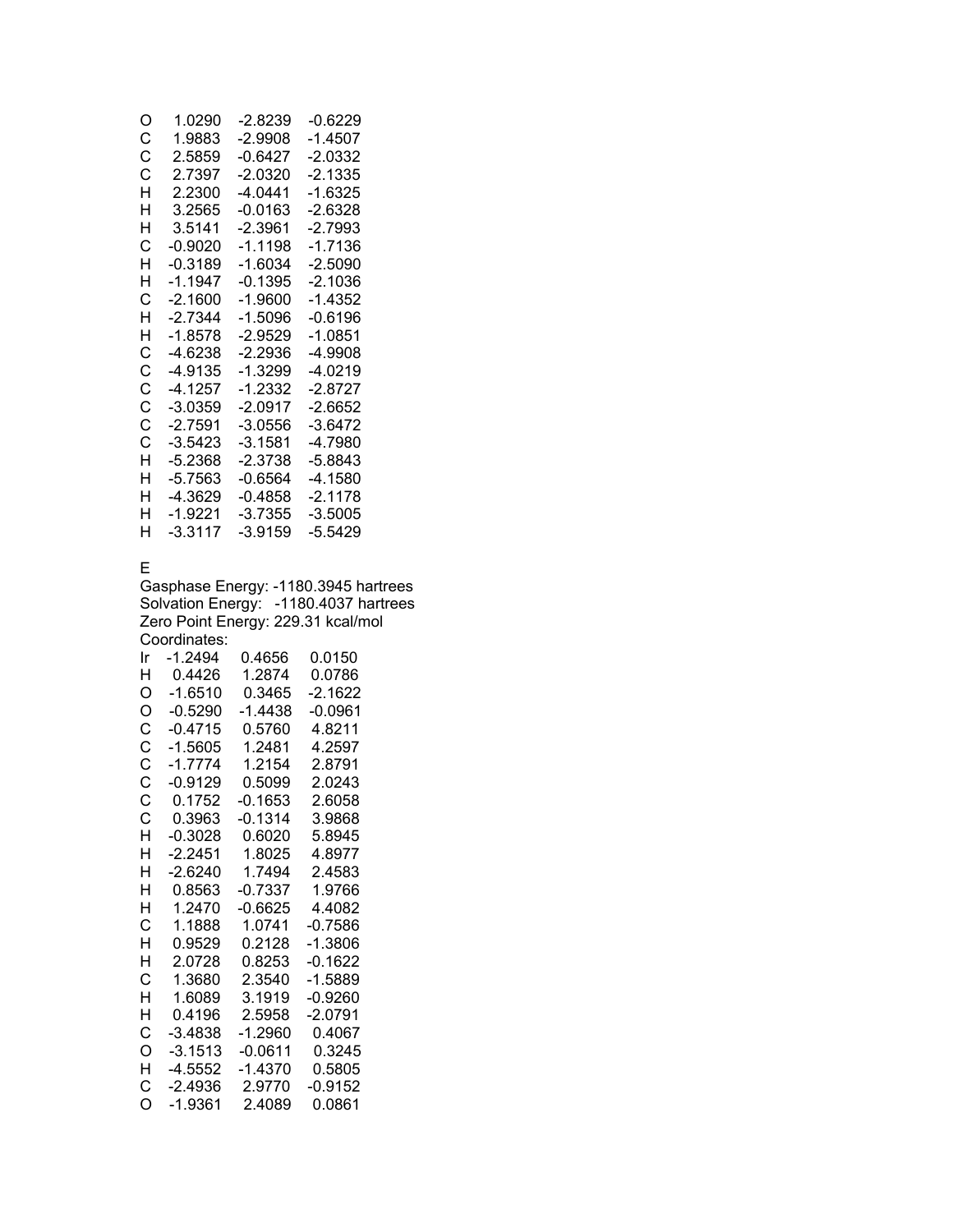| | | | |
|---|---|---|---|
| O | 1.0290 | -2.8239 | -0.6229 |
| C | 1.9883 | -2.9908 | -1.4507 |
| C | 2.5859 | -0.6427 | -2.0332 |
| C | 2.7397 | -2.0320 | -2.1335 |
| H | 2.2300 | -4.0441 | -1.6325 |
| H | 3.2565 | -0.0163 | -2.6328 |
| H | 3.5141 | -2.3961 | -2.7993 |
| C | -0.9020 | -1.1198 | -1.7136 |
| H | -0.3189 | -1.6034 | -2.5090 |
| H | -1.1947 | -0.1395 | -2.1036 |
| C | -2.1600 | -1.9600 | -1.4352 |
| H | -2.7344 | -1.5096 | -0.6196 |
| H | -1.8578 | -2.9529 | -1.0851 |
| C | -4.6238 | -2.2936 | -4.9908 |
| C | -4.9135 | -1.3299 | -4.0219 |
| C | -4.1257 | -1.2332 | -2.8727 |
| C | -3.0359 | -2.0917 | -2.6652 |
| C | -2.7591 | -3.0556 | -3.6472 |
| C | -3.5423 | -3.1581 | -4.7980 |
| H | -5.2368 | -2.3738 | -5.8843 |
| H | -5.7563 | -0.6564 | -4.1580 |
| H | -4.3629 | -0.4858 | -2.1178 |
| H | -1.9221 | -3.7355 | -3.5005 |
| H | -3.3117 | -3.9159 | -5.5429 |

E

Gasphase Energy: -1180.3945 hartrees
Solvation Energy: -1180.4037 hartrees
Zero Point Energy: 229.31 kcal/mol
Coordinates:

| | | | |
|---|---|---|---|
| Ir | -1.2494 | 0.4656 | 0.0150 |
| H | 0.4426 | 1.2874 | 0.0786 |
| O | -1.6510 | 0.3465 | -2.1622 |
| O | -0.5290 | -1.4438 | -0.0961 |
| C | -0.4715 | 0.5760 | 4.8211 |
| C | -1.5605 | 1.2481 | 4.2597 |
| C | -1.7774 | 1.2154 | 2.8791 |
| C | -0.9129 | 0.5099 | 2.0243 |
| C | 0.1752 | -0.1653 | 2.6058 |
| C | 0.3963 | -0.1314 | 3.9868 |
| H | -0.3028 | 0.6020 | 5.8945 |
| H | -2.2451 | 1.8025 | 4.8977 |
| H | -2.6240 | 1.7494 | 2.4583 |
| H | 0.8563 | -0.7337 | 1.9766 |
| H | 1.2470 | -0.6625 | 4.4082 |
| C | 1.1888 | 1.0741 | -0.7586 |
| H | 0.9529 | 0.2128 | -1.3806 |
| H | 2.0728 | 0.8253 | -0.1622 |
| C | 1.3680 | 2.3540 | -1.5889 |
| H | 1.6089 | 3.1919 | -0.9260 |
| H | 0.4196 | 2.5958 | -2.0791 |
| C | -3.4838 | -1.2960 | 0.4067 |
| O | -3.1513 | -0.0611 | 0.3245 |
| H | -4.5552 | -1.4370 | 0.5805 |
| C | -2.4936 | 2.9770 | -0.9152 |
| O | -1.9361 | 2.4089 | 0.0861 |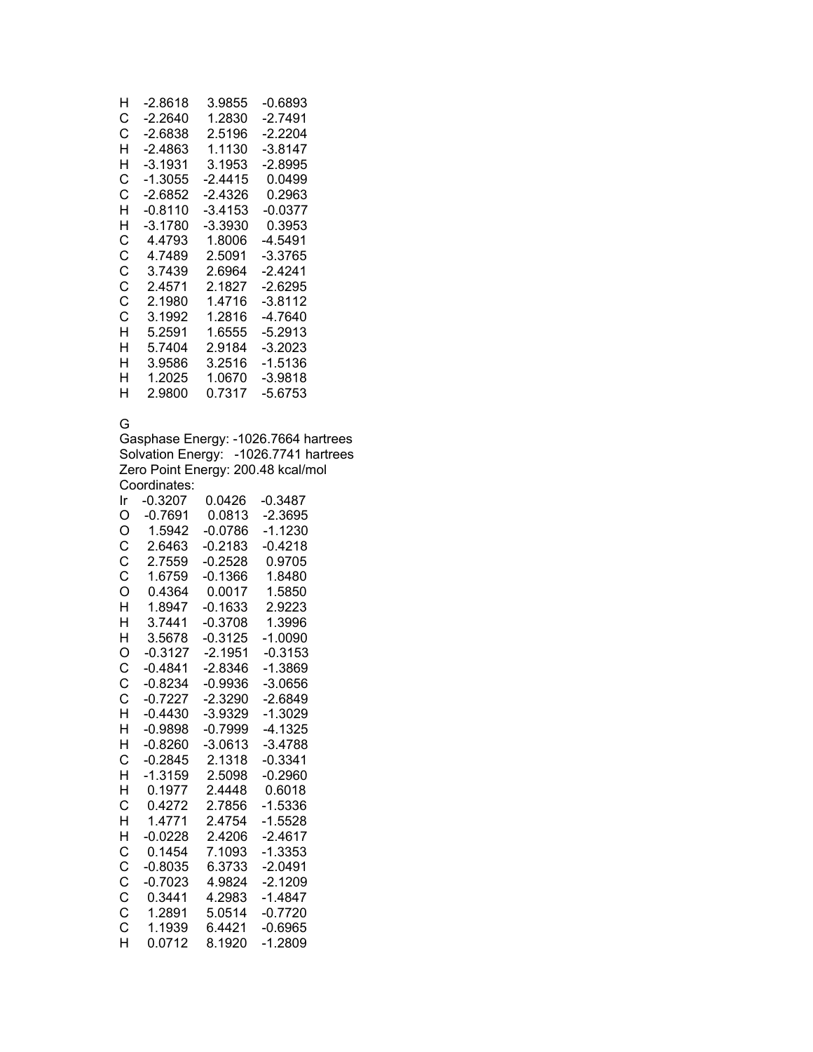```
H    -2.8618    3.9855   -0.6893
C    -2.2640    1.2830   -2.7491
C    -2.6838    2.5196   -2.2204
H    -2.4863    1.1130   -3.8147
H    -3.1931    3.1953   -2.8995
C    -1.3055   -2.4415    0.0499
C    -2.6852   -2.4326    0.2963
H    -0.8110   -3.4153   -0.0377
H    -3.1780   -3.3930    0.3953
C     4.4793    1.8006   -4.5491
C     4.7489    2.5091   -3.3765
C     3.7439    2.6964   -2.4241
C     2.4571    2.1827   -2.6295
C     2.1980    1.4716   -3.8112
C     3.1992    1.2816   -4.7640
H     5.2591    1.6555   -5.2913
H     5.7404    2.9184   -3.2023
H     3.9586    3.2516   -1.5136
H     1.2025    1.0670   -3.9818
H     2.9800    0.7317   -5.6753
```

G

Gasphase Energy: -1026.7664 hartrees
Solvation Energy: -1026.7741 hartrees
Zero Point Energy: 200.48 kcal/mol
Coordinates:

```
Ir   -0.3207    0.0426   -0.3487
O    -0.7691    0.0813   -2.3695
O     1.5942   -0.0786   -1.1230
C     2.6463   -0.2183   -0.4218
C     2.7559   -0.2528    0.9705
C     1.6759   -0.1366    1.8480
O     0.4364    0.0017    1.5850
H     1.8947   -0.1633    2.9223
H     3.7441   -0.3708    1.3996
H     3.5678   -0.3125   -1.0090
O    -0.3127   -2.1951   -0.3153
C    -0.4841   -2.8346   -1.3869
C    -0.8234   -0.9936   -3.0656
C    -0.7227   -2.3290   -2.6849
H    -0.4430   -3.9329   -1.3029
H    -0.9898   -0.7999   -4.1325
H    -0.8260   -3.0613   -3.4788
C    -0.2845    2.1318   -0.3341
H    -1.3159    2.5098   -0.2960
H     0.1977    2.4448    0.6018
C     0.4272    2.7856   -1.5336
H     1.4771    2.4754   -1.5528
H    -0.0228    2.4206   -2.4617
C     0.1454    7.1093   -1.3353
C    -0.8035    6.3733   -2.0491
C    -0.7023    4.9824   -2.1209
C     0.3441    4.2983   -1.4847
C     1.2891    5.0514   -0.7720
C     1.1939    6.4421   -0.6965
H     0.0712    8.1920   -1.2809
```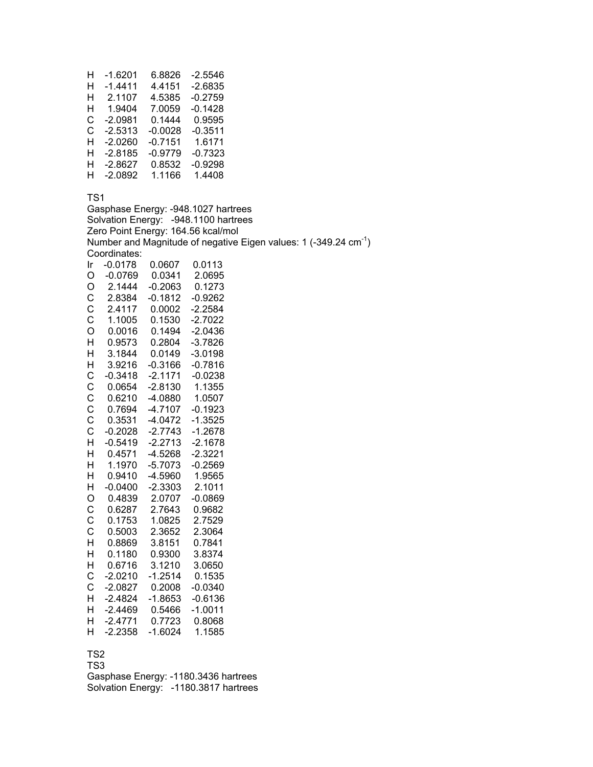| | | | |
|---|---|---|---|
| H | -1.6201 | 6.8826 | -2.5546 |
| H | -1.4411 | 4.4151 | -2.6835 |
| H | 2.1107 | 4.5385 | -0.2759 |
| H | 1.9404 | 7.0059 | -0.1428 |
| C | -2.0981 | 0.1444 | 0.9595 |
| C | -2.5313 | -0.0028 | -0.3511 |
| H | -2.0260 | -0.7151 | 1.6171 |
| H | -2.8185 | -0.9779 | -0.7323 |
| H | -2.8627 | 0.8532 | -0.9298 |
| H | -2.0892 | 1.1166 | 1.4408 |

TS1

Gasphase Energy: -948.1027 hartrees

Solvation Energy: -948.1100 hartrees

Zero Point Energy: 164.56 kcal/mol

Number and Magnitude of negative Eigen values: 1 (-349.24 $cm^{-1}$)

Coordinates:

| | | | |
|---|---|---|---|
| Ir | -0.0178 | 0.0607 | 0.0113 |
| O | -0.0769 | 0.0341 | 2.0695 |
| O | 2.1444 | -0.2063 | 0.1273 |
| C | 2.8384 | -0.1812 | -0.9262 |
| C | 2.4117 | 0.0002 | -2.2584 |
| C | 1.1005 | 0.1530 | -2.7022 |
| O | 0.0016 | 0.1494 | -2.0436 |
| H | 0.9573 | 0.2804 | -3.7826 |
| H | 3.1844 | 0.0149 | -3.0198 |
| H | 3.9216 | -0.3166 | -0.7816 |
| C | -0.3418 | -2.1171 | -0.0238 |
| C | 0.0654 | -2.8130 | 1.1355 |
| C | 0.6210 | -4.0880 | 1.0507 |
| C | 0.7694 | -4.7107 | -0.1923 |
| C | 0.3531 | -4.0472 | -1.3525 |
| C | -0.2028 | -2.7743 | -1.2678 |
| H | -0.5419 | -2.2713 | -2.1678 |
| H | 0.4571 | -4.5268 | -2.3221 |
| H | 1.1970 | -5.7073 | -0.2569 |
| H | 0.9410 | -4.5960 | 1.9565 |
| H | -0.0400 | -2.3303 | 2.1011 |
| O | 0.4839 | 2.0707 | -0.0869 |
| C | 0.6287 | 2.7643 | 0.9682 |
| C | 0.1753 | 1.0825 | 2.7529 |
| C | 0.5003 | 2.3652 | 2.3064 |
| H | 0.8869 | 3.8151 | 0.7841 |
| H | 0.1180 | 0.9300 | 3.8374 |
| H | 0.6716 | 3.1210 | 3.0650 |
| C | -2.0210 | -1.2514 | 0.1535 |
| C | -2.0827 | 0.2008 | -0.0340 |
| H | -2.4824 | -1.8653 | -0.6136 |
| H | -2.4469 | 0.5466 | -1.0011 |
| H | -2.4771 | 0.7723 | 0.8068 |
| H | -2.2358 | -1.6024 | 1.1585 |

TS2

TS3

Gasphase Energy: -1180.3436 hartrees

Solvation Energy: -1180.3817 hartrees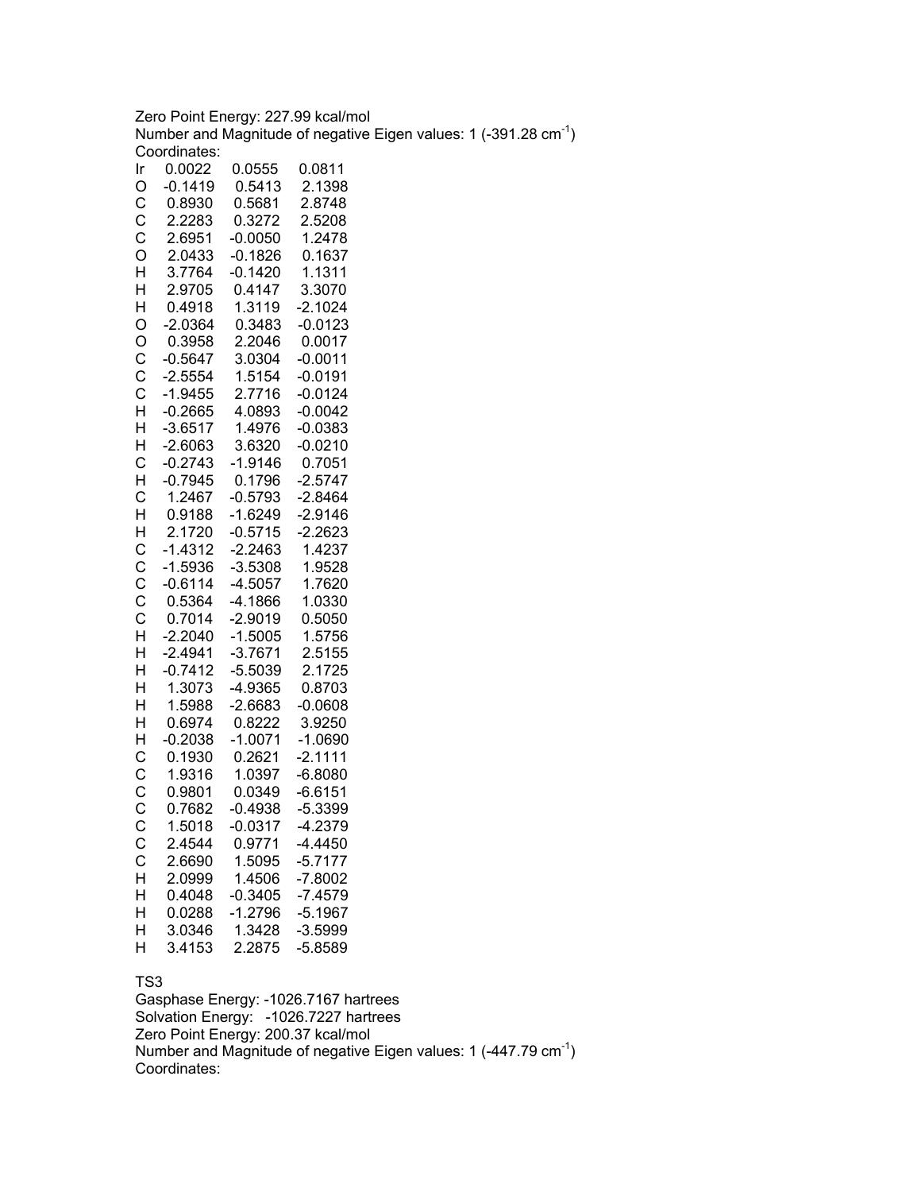Zero Point Energy: 227.99 kcal/mol

Number and Magnitude of negative Eigen values: 1 (-391.28 $cm^{-1}$)

Coordinates:

| | | | |
|---|---|---|---|
| Ir | 0.0022 | 0.0555 | 0.0811 |
| O | -0.1419 | 0.5413 | 2.1398 |
| C | 0.8930 | 0.5681 | 2.8748 |
| C | 2.2283 | 0.3272 | 2.5208 |
| C | 2.6951 | -0.0050 | 1.2478 |
| O | 2.0433 | -0.1826 | 0.1637 |
| H | 3.7764 | -0.1420 | 1.1311 |
| H | 2.9705 | 0.4147 | 3.3070 |
| H | 0.4918 | 1.3119 | -2.1024 |
| O | -2.0364 | 0.3483 | -0.0123 |
| O | 0.3958 | 2.2046 | 0.0017 |
| C | -0.5647 | 3.0304 | -0.0011 |
| C | -2.5554 | 1.5154 | -0.0191 |
| C | -1.9455 | 2.7716 | -0.0124 |
| H | -0.2665 | 4.0893 | -0.0042 |
| H | -3.6517 | 1.4976 | -0.0383 |
| H | -2.6063 | 3.6320 | -0.0210 |
| C | -0.2743 | -1.9146 | 0.7051 |
| H | -0.7945 | 0.1796 | -2.5747 |
| C | 1.2467 | -0.5793 | -2.8464 |
| H | 0.9188 | -1.6249 | -2.9146 |
| H | 2.1720 | -0.5715 | -2.2623 |
| C | -1.4312 | -2.2463 | 1.4237 |
| C | -1.5936 | -3.5308 | 1.9528 |
| C | -0.6114 | -4.5057 | 1.7620 |
| C | 0.5364 | -4.1866 | 1.0330 |
| C | 0.7014 | -2.9019 | 0.5050 |
| H | -2.2040 | -1.5005 | 1.5756 |
| H | -2.4941 | -3.7671 | 2.5155 |
| H | -0.7412 | -5.5039 | 2.1725 |
| H | 1.3073 | -4.9365 | 0.8703 |
| H | 1.5988 | -2.6683 | -0.0608 |
| H | 0.6974 | 0.8222 | 3.9250 |
| H | -0.2038 | -1.0071 | -1.0690 |
| C | 0.1930 | 0.2621 | -2.1111 |
| C | 1.9316 | 1.0397 | -6.8080 |
| C | 0.9801 | 0.0349 | -6.6151 |
| C | 0.7682 | -0.4938 | -5.3399 |
| C | 1.5018 | -0.0317 | -4.2379 |
| C | 2.4544 | 0.9771 | -4.4450 |
| C | 2.6690 | 1.5095 | -5.7177 |
| H | 2.0999 | 1.4506 | -7.8002 |
| H | 0.4048 | -0.3405 | -7.4579 |
| H | 0.0288 | -1.2796 | -5.1967 |
| H | 3.0346 | 1.3428 | -3.5999 |
| H | 3.4153 | 2.2875 | -5.8589 |

TS3

Gasphase Energy: -1026.7167 hartrees

Solvation Energy: -1026.7227 hartrees

Zero Point Energy: 200.37 kcal/mol

Number and Magnitude of negative Eigen values: 1 (-447.79 $cm^{-1}$)

Coordinates: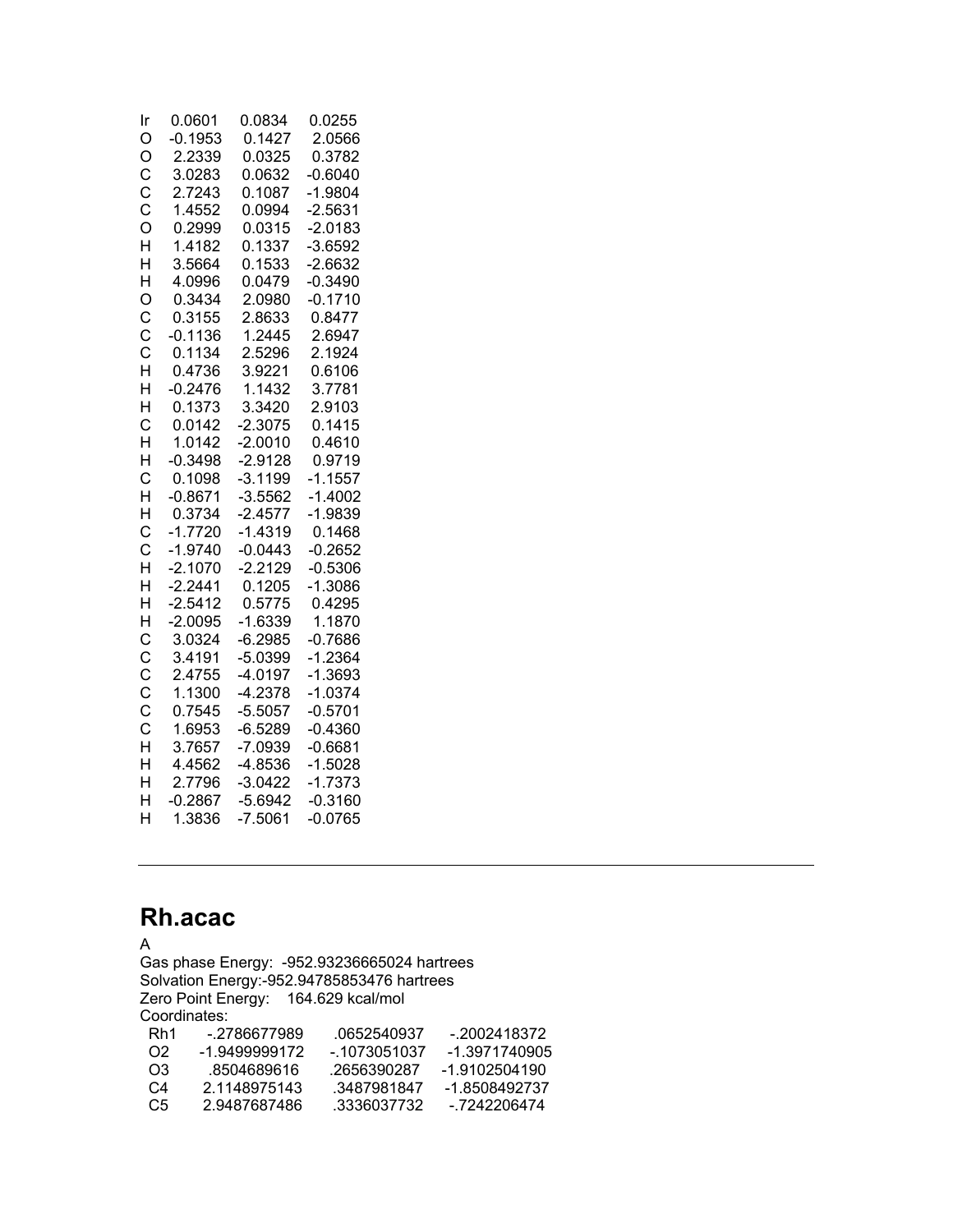| | | | |
|---|---|---|---|
| Ir | 0.0601 | 0.0834 | 0.0255 |
| O | -0.1953 | 0.1427 | 2.0566 |
| O | 2.2339 | 0.0325 | 0.3782 |
| C | 3.0283 | 0.0632 | -0.6040 |
| C | 2.7243 | 0.1087 | -1.9804 |
| C | 1.4552 | 0.0994 | -2.5631 |
| O | 0.2999 | 0.0315 | -2.0183 |
| H | 1.4182 | 0.1337 | -3.6592 |
| H | 3.5664 | 0.1533 | -2.6632 |
| H | 4.0996 | 0.0479 | -0.3490 |
| O | 0.3434 | 2.0980 | -0.1710 |
| C | 0.3155 | 2.8633 | 0.8477 |
| C | -0.1136 | 1.2445 | 2.6947 |
| C | 0.1134 | 2.5296 | 2.1924 |
| H | 0.4736 | 3.9221 | 0.6106 |
| H | -0.2476 | 1.1432 | 3.7781 |
| H | 0.1373 | 3.3420 | 2.9103 |
| C | 0.0142 | -2.3075 | 0.1415 |
| H | 1.0142 | -2.0010 | 0.4610 |
| H | -0.3498 | -2.9128 | 0.9719 |
| C | 0.1098 | -3.1199 | -1.1557 |
| H | -0.8671 | -3.5562 | -1.4002 |
| H | 0.3734 | -2.4577 | -1.9839 |
| C | -1.7720 | -1.4319 | 0.1468 |
| C | -1.9740 | -0.0443 | -0.2652 |
| H | -2.1070 | -2.2129 | -0.5306 |
| H | -2.2441 | 0.1205 | -1.3086 |
| H | -2.5412 | 0.5775 | 0.4295 |
| H | -2.0095 | -1.6339 | 1.1870 |
| C | 3.0324 | -6.2985 | -0.7686 |
| C | 3.4191 | -5.0399 | -1.2364 |
| C | 2.4755 | -4.0197 | -1.3693 |
| C | 1.1300 | -4.2378 | -1.0374 |
| C | 0.7545 | -5.5057 | -0.5701 |
| C | 1.6953 | -6.5289 | -0.4360 |
| H | 3.7657 | -7.0939 | -0.6681 |
| H | 4.4562 | -4.8536 | -1.5028 |
| H | 2.7796 | -3.0422 | -1.7373 |
| H | -0.2867 | -5.6942 | -0.3160 |
| H | 1.3836 | -7.5061 | -0.0765 |

---

## Rh.acac

A

Gas phase Energy: -952.93236665024 hartrees

Solvation Energy:-952.94785853476 hartrees

Zero Point Energy: 164.629 kcal/mol

Coordinates:

| | | | |
|---|---|---|---|
| Rh1 | -.2786677989 | .0652540937 | -.2002418372 |
| O2 | -1.9499999172 | -.1073051037 | -1.3971740905 |
| O3 | .8504689616 | .2656390287 | -1.9102504190 |
| C4 | 2.1148975143 | .3487981847 | -1.8508492737 |
| C5 | 2.9487687486 | .3336037732 | -.7242206474 |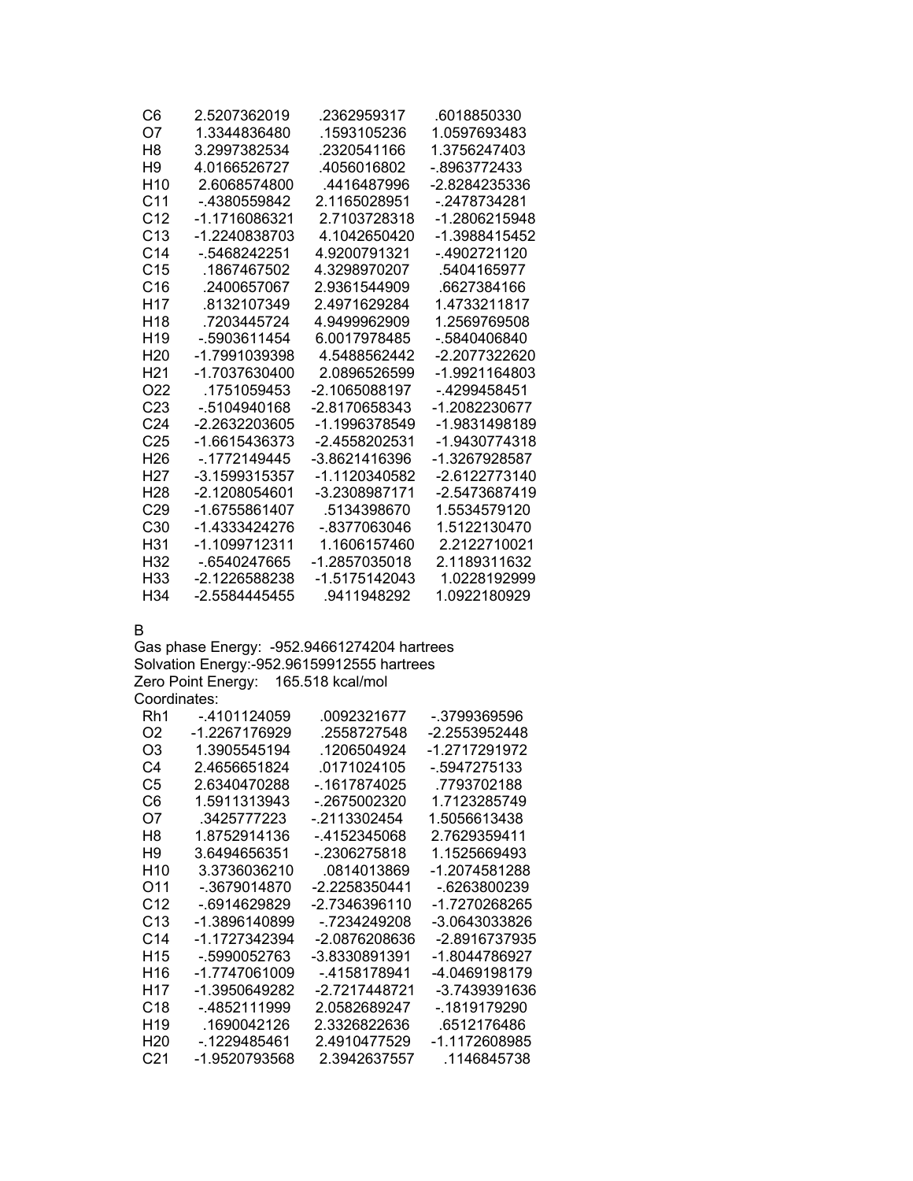| | | | |
|---|---|---|---|
| C6 | 2.5207362019 | .2362959317 | .6018850330 |
| O7 | 1.3344836480 | .1593105236 | 1.0597693483 |
| H8 | 3.2997382534 | .2320541166 | 1.3756247403 |
| H9 | 4.0166526727 | .4056016802 | -.8963772433 |
| H10 | 2.6068574800 | .4416487996 | -2.8284235336 |
| C11 | -.4380559842 | 2.1165028951 | -.2478734281 |
| C12 | -1.1716086321 | 2.7103728318 | -1.2806215948 |
| C13 | -1.2240838703 | 4.1042650420 | -1.3988415452 |
| C14 | -.5468242251 | 4.9200791321 | -.4902721120 |
| C15 | .1867467502 | 4.3298970207 | .5404165977 |
| C16 | .2400657067 | 2.9361544909 | .6627384166 |
| H17 | .8132107349 | 2.4971629284 | 1.4733211817 |
| H18 | .7203445724 | 4.9499962909 | 1.2569769508 |
| H19 | -.5903611454 | 6.0017978485 | -.5840406840 |
| H20 | -1.7991039398 | 4.5488562442 | -2.2077322620 |
| H21 | -1.7037630400 | 2.0896526599 | -1.9921164803 |
| O22 | .1751059453 | -2.1065088197 | -.4299458451 |
| C23 | -.5104940168 | -2.8170658343 | -1.2082230677 |
| C24 | -2.2632203605 | -1.1996378549 | -1.9831498189 |
| C25 | -1.6615436373 | -2.4558202531 | -1.9430774318 |
| H26 | -.1772149445 | -3.8621416396 | -1.3267928587 |
| H27 | -3.1599315357 | -1.1120340582 | -2.6122773140 |
| H28 | -2.1208054601 | -3.2308987171 | -2.5473687419 |
| C29 | -1.6755861407 | .5134398670 | 1.5534579120 |
| C30 | -1.4333424276 | -.8377063046 | 1.5122130470 |
| H31 | -1.1099712311 | 1.1606157460 | 2.2122710021 |
| H32 | -.6540247665 | -1.2857035018 | 2.1189311632 |
| H33 | -2.1226588238 | -1.5175142043 | 1.0228192999 |
| H34 | -2.5584445455 | .9411948292 | 1.0922180929 |

B

Gas phase Energy: -952.94661274204 hartrees
Solvation Energy:-952.96159912555 hartrees
Zero Point Energy: 165.518 kcal/mol
Coordinates:

| | | | |
|---|---|---|---|
| Rh1 | -.4101124059 | .0092321677 | -.3799369596 |
| O2 | -1.2267176929 | .2558727548 | -2.2553952448 |
| O3 | 1.3905545194 | .1206504924 | -1.2717291972 |
| C4 | 2.4656651824 | .0171024105 | -.5947275133 |
| C5 | 2.6340470288 | -.1617874025 | .7793702188 |
| C6 | 1.5911313943 | -.2675002320 | 1.7123285749 |
| O7 | .3425777223 | -.2113302454 | 1.5056613438 |
| H8 | 1.8752914136 | -.4152345068 | 2.7629359411 |
| H9 | 3.6494656351 | -.2306275818 | 1.1525669493 |
| H10 | 3.3736036210 | .0814013869 | -1.2074581288 |
| O11 | -.3679014870 | -2.2258350441 | -.6263800239 |
| C12 | -.6914629829 | -2.7346396110 | -1.7270268265 |
| C13 | -1.3896140899 | -.7234249208 | -3.0643033826 |
| C14 | -1.1727342394 | -2.0876208636 | -2.8916737935 |
| H15 | -.5990052763 | -3.8330891391 | -1.8044786927 |
| H16 | -1.7747061009 | -.4158178941 | -4.0469198179 |
| H17 | -1.3950649282 | -2.7217448721 | -3.7439391636 |
| C18 | -.4852111999 | 2.0582689247 | -.1819179290 |
| H19 | .1690042126 | 2.3326822636 | .6512176486 |
| H20 | -.1229485461 | 2.4910477529 | -1.1172608985 |
| C21 | -1.9520793568 | 2.3942637557 | .1146845738 |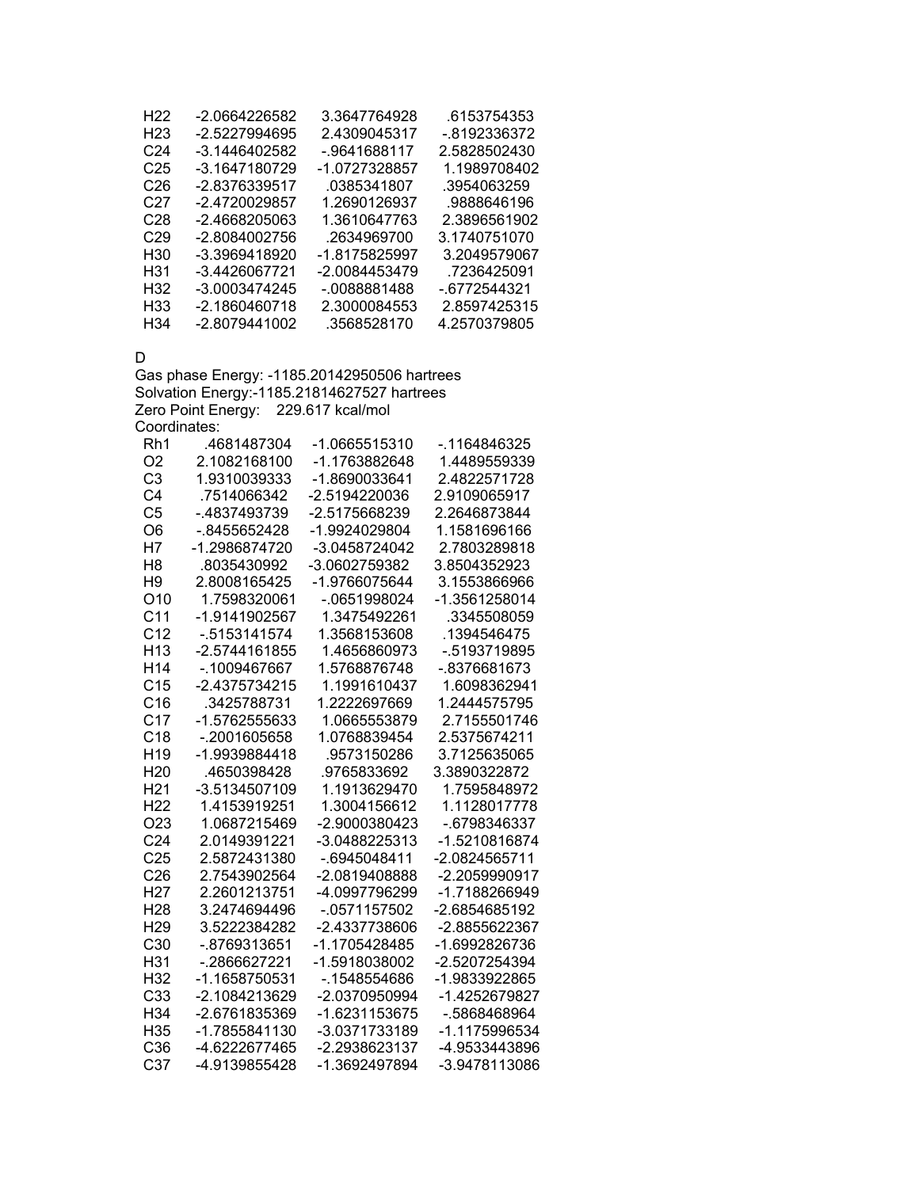| | | | |
|---|---|---|---|
| H22 | -2.0664226582 | 3.3647764928 | .6153754353 |
| H23 | -2.5227994695 | 2.4309045317 | -.8192336372 |
| C24 | -3.1446402582 | -.9641688117 | 2.5828502430 |
| C25 | -3.1647180729 | -1.0727328857 | 1.1989708402 |
| C26 | -2.8376339517 | .0385341807 | .3954063259 |
| C27 | -2.4720029857 | 1.2690126937 | .9888646196 |
| C28 | -2.4668205063 | 1.3610647763 | 2.3896561902 |
| C29 | -2.8084002756 | .2634969700 | 3.1740751070 |
| H30 | -3.3969418920 | -1.8175825997 | 3.2049579067 |
| H31 | -3.4426067721 | -2.0084453479 | .7236425091 |
| H32 | -3.0003474245 | -.0088881488 | -.6772544321 |
| H33 | -2.1860460718 | 2.3000084553 | 2.8597425315 |
| H34 | -2.8079441002 | .3568528170 | 4.2570379805 |

D

Gas phase Energy: -1185.20142950506 hartrees
Solvation Energy:-1185.21814627527 hartrees
Zero Point Energy:    229.617 kcal/mol
Coordinates:

| | | | |
|---|---|---|---|
| Rh1 | .4681487304 | -1.0665515310 | -.1164846325 |
| O2 | 2.1082168100 | -1.1763882648 | 1.4489559339 |
| C3 | 1.9310039333 | -1.8690033641 | 2.4822571728 |
| C4 | .7514066342 | -2.5194220036 | 2.9109065917 |
| C5 | -.4837493739 | -2.5175668239 | 2.2646873844 |
| O6 | -.8455652428 | -1.9924029804 | 1.1581696166 |
| H7 | -1.2986874720 | -3.0458724042 | 2.7803289818 |
| H8 | .8035430992 | -3.0602759382 | 3.8504352923 |
| H9 | 2.8008165425 | -1.9766075644 | 3.1553866966 |
| O10 | 1.7598320061 | -.0651998024 | -1.3561258014 |
| C11 | -1.9141902567 | 1.3475492261 | .3345508059 |
| C12 | -.5153141574 | 1.3568153608 | .1394546475 |
| H13 | -2.5744161855 | 1.4656860973 | -.5193719895 |
| H14 | -.1009467667 | 1.5768876748 | -.8376681673 |
| C15 | -2.4375734215 | 1.1991610437 | 1.6098362941 |
| C16 | .3425788731 | 1.2222697669 | 1.2444575795 |
| C17 | -1.5762555633 | 1.0665553879 | 2.7155501746 |
| C18 | -.2001605658 | 1.0768839454 | 2.5375674211 |
| H19 | -1.9939884418 | .9573150286 | 3.7125635065 |
| H20 | .4650398428 | .9765833692 | 3.3890322872 |
| H21 | -3.5134507109 | 1.1913629470 | 1.7595848972 |
| H22 | 1.4153919251 | 1.3004156612 | 1.1128017778 |
| O23 | 1.0687215469 | -2.9000380423 | -.6798346337 |
| C24 | 2.0149391221 | -3.0488225313 | -1.5210816874 |
| C25 | 2.5872431380 | -.6945048411 | -2.0824565711 |
| C26 | 2.7543902564 | -2.0819408888 | -2.2059990917 |
| H27 | 2.2601213751 | -4.0997796299 | -1.7188266949 |
| H28 | 3.2474694496 | -.0571157502 | -2.6854685192 |
| H29 | 3.5222384282 | -2.4337738606 | -2.8855622367 |
| C30 | -.8769313651 | -1.1705428485 | -1.6992826736 |
| H31 | -.2866627221 | -1.5918038002 | -2.5207254394 |
| H32 | -1.1658750531 | -.1548554686 | -1.9833922865 |
| C33 | -2.1084213629 | -2.0370950994 | -1.4252679827 |
| H34 | -2.6761835369 | -1.6231153675 | -.5868468964 |
| H35 | -1.7855841130 | -3.0371733189 | -1.1175996534 |
| C36 | -4.6222677465 | -2.2938623137 | -4.9533443896 |
| C37 | -4.9139855428 | -1.3692497894 | -3.9478113086 |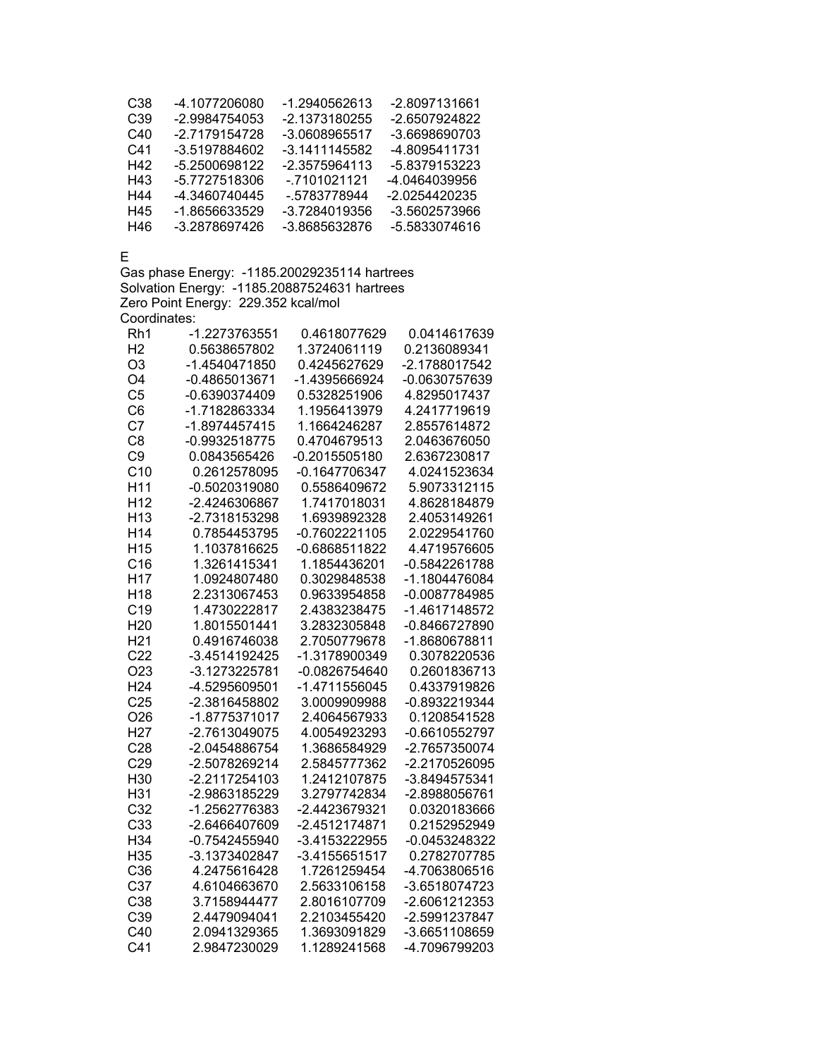| | | | |
|---|---|---|---|
| C38 | -4.1077206080 | -1.2940562613 | -2.8097131661 |
| C39 | -2.9984754053 | -2.1373180255 | -2.6507924822 |
| C40 | -2.7179154728 | -3.0608965517 | -3.6698690703 |
| C41 | -3.5197884602 | -3.1411145582 | -4.8095411731 |
| H42 | -5.2500698122 | -2.3575964113 | -5.8379153223 |
| H43 | -5.7727518306 | -.7101021121 | -4.0464039956 |
| H44 | -4.3460740445 | -.5783778944 | -2.0254420235 |
| H45 | -1.8656633529 | -3.7284019356 | -3.5602573966 |
| H46 | -3.2878697426 | -3.8685632876 | -5.5833074616 |

E

Gas phase Energy: -1185.20029235114 hartrees
Solvation Energy: -1185.20887524631 hartrees
Zero Point Energy: 229.352 kcal/mol
Coordinates:

| | | | |
|---|---|---|---|
| Rh1 | -1.2273763551 | 0.4618077629 | 0.0414617639 |
| H2 | 0.5638657802 | 1.3724061119 | 0.2136089341 |
| O3 | -1.4540471850 | 0.4245627629 | -2.1788017542 |
| O4 | -0.4865013671 | -1.4395666924 | -0.0630757639 |
| C5 | -0.6390374409 | 0.5328251906 | 4.8295017437 |
| C6 | -1.7182863334 | 1.1956413979 | 4.2417719619 |
| C7 | -1.8974457415 | 1.1664246287 | 2.8557614872 |
| C8 | -0.9932518775 | 0.4704679513 | 2.0463676050 |
| C9 | 0.0843565426 | -0.2015505180 | 2.6367230817 |
| C10 | 0.2612578095 | -0.1647706347 | 4.0241523634 |
| H11 | -0.5020319080 | 0.5586409672 | 5.9073312115 |
| H12 | -2.4246306867 | 1.7417018031 | 4.8628184879 |
| H13 | -2.7318153298 | 1.6939892328 | 2.4053149261 |
| H14 | 0.7854453795 | -0.7602221105 | 2.0229541760 |
| H15 | 1.1037816625 | -0.6868511822 | 4.4719576605 |
| C16 | 1.3261415341 | 1.1854436201 | -0.5842261788 |
| H17 | 1.0924807480 | 0.3029848538 | -1.1804476084 |
| H18 | 2.2313067453 | 0.9633954858 | -0.0087784985 |
| C19 | 1.4730222817 | 2.4383238475 | -1.4617148572 |
| H20 | 1.8015501441 | 3.2832305848 | -0.8466727890 |
| H21 | 0.4916746038 | 2.7050779678 | -1.8680678811 |
| C22 | -3.4514192425 | -1.3178900349 | 0.3078220536 |
| O23 | -3.1273225781 | -0.0826754640 | 0.2601836713 |
| H24 | -4.5295609501 | -1.4711556045 | 0.4337919826 |
| C25 | -2.3816458802 | 3.0009909988 | -0.8932219344 |
| O26 | -1.8775371017 | 2.4064567933 | 0.1208541528 |
| H27 | -2.7613049075 | 4.0054923293 | -0.6610552797 |
| C28 | -2.0454886754 | 1.3686584929 | -2.7657350074 |
| C29 | -2.5078269214 | 2.5845777362 | -2.2170526095 |
| H30 | -2.2117254103 | 1.2412107875 | -3.8494575341 |
| H31 | -2.9863185229 | 3.2797742834 | -2.8988056761 |
| C32 | -1.2562776383 | -2.4423679321 | 0.0320183666 |
| C33 | -2.6466407609 | -2.4512174871 | 0.2152952949 |
| H34 | -0.7542455940 | -3.4153222955 | -0.0453248322 |
| H35 | -3.1373402847 | -3.4155651517 | 0.2782707785 |
| C36 | 4.2475616428 | 1.7261259454 | -4.7063806516 |
| C37 | 4.6104663670 | 2.5633106158 | -3.6518074723 |
| C38 | 3.7158944477 | 2.8016107709 | -2.6061212353 |
| C39 | 2.4479094041 | 2.2103455420 | -2.5991237847 |
| C40 | 2.0941329365 | 1.3693091829 | -3.6651108659 |
| C41 | 2.9847230029 | 1.1289241568 | -4.7096799203 |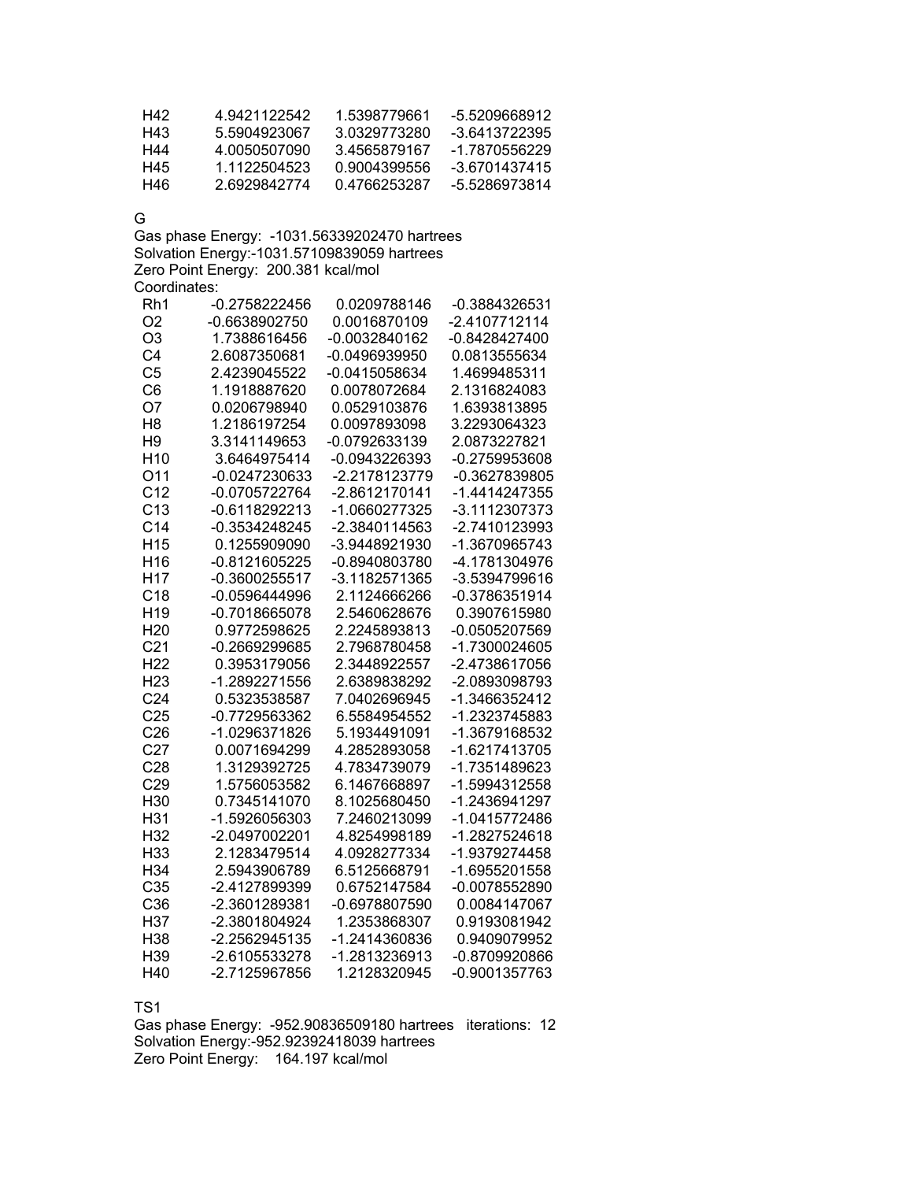| | | | |
|---|---|---|---|
| H42 | 4.9421122542 | 1.5398779661 | -5.5209668912 |
| H43 | 5.5904923067 | 3.0329773280 | -3.6413722395 |
| H44 | 4.0050507090 | 3.4565879167 | -1.7870556229 |
| H45 | 1.1122504523 | 0.9004399556 | -3.6701437415 |
| H46 | 2.6929842774 | 0.4766253287 | -5.5286973814 |

G

Gas phase Energy: -1031.56339202470 hartrees
Solvation Energy:-1031.57109839059 hartrees
Zero Point Energy: 200.381 kcal/mol
Coordinates:

| | | | |
|---|---|---|---|
| Rh1 | -0.2758222456 | 0.0209788146 | -0.3884326531 |
| O2 | -0.6638902750 | 0.0016870109 | -2.4107712114 |
| O3 | 1.7388616456 | -0.0032840162 | -0.8428427400 |
| C4 | 2.6087350681 | -0.0496939950 | 0.0813555634 |
| C5 | 2.4239045522 | -0.0415058634 | 1.4699485311 |
| C6 | 1.1918887620 | 0.0078072684 | 2.1316824083 |
| O7 | 0.0206798940 | 0.0529103876 | 1.6393813895 |
| H8 | 1.2186197254 | 0.0097893098 | 3.2293064323 |
| H9 | 3.3141149653 | -0.0792633139 | 2.0873227821 |
| H10 | 3.6464975414 | -0.0943226393 | -0.2759953608 |
| O11 | -0.0247230633 | -2.2178123779 | -0.3627839805 |
| C12 | -0.0705722764 | -2.8612170141 | -1.4414247355 |
| C13 | -0.6118292213 | -1.0660277325 | -3.1112307373 |
| C14 | -0.3534248245 | -2.3840114563 | -2.7410123993 |
| H15 | 0.1255909090 | -3.9448921930 | -1.3670965743 |
| H16 | -0.8121605225 | -0.8940803780 | -4.1781304976 |
| H17 | -0.3600255517 | -3.1182571365 | -3.5394799616 |
| C18 | -0.0596444996 | 2.1124666266 | -0.3786351914 |
| H19 | -0.7018665078 | 2.5460628676 | 0.3907615980 |
| H20 | 0.9772598625 | 2.2245893813 | -0.0505207569 |
| C21 | -0.2669299685 | 2.7968780458 | -1.7300024605 |
| H22 | 0.3953179056 | 2.3448922557 | -2.4738617056 |
| H23 | -1.2892271556 | 2.6389838292 | -2.0893098793 |
| C24 | 0.5323538587 | 7.0402696945 | -1.3466352412 |
| C25 | -0.7729563362 | 6.5584954552 | -1.2323745883 |
| C26 | -1.0296371826 | 5.1934491091 | -1.3679168532 |
| C27 | 0.0071694299 | 4.2852893058 | -1.6217413705 |
| C28 | 1.3129392725 | 4.7834739079 | -1.7351489623 |
| C29 | 1.5756053582 | 6.1467668897 | -1.5994312558 |
| H30 | 0.7345141070 | 8.1025680450 | -1.2436941297 |
| H31 | -1.5926056303 | 7.2460213099 | -1.0415772486 |
| H32 | -2.0497002201 | 4.8254998189 | -1.2827524618 |
| H33 | 2.1283479514 | 4.0928277334 | -1.9379274458 |
| H34 | 2.5943906789 | 6.5125668791 | -1.6955201558 |
| C35 | -2.4127899399 | 0.6752147584 | -0.0078552890 |
| C36 | -2.3601289381 | -0.6978807590 | 0.0084147067 |
| H37 | -2.3801804924 | 1.2353868307 | 0.9193081942 |
| H38 | -2.2562945135 | -1.2414360836 | 0.9409079952 |
| H39 | -2.6105533278 | -1.2813236913 | -0.8709920866 |
| H40 | -2.7125967856 | 1.2128320945 | -0.9001357763 |

TS1

Gas phase Energy: -952.90836509180 hartrees iterations: 12
Solvation Energy:-952.92392418039 hartrees
Zero Point Energy: 164.197 kcal/mol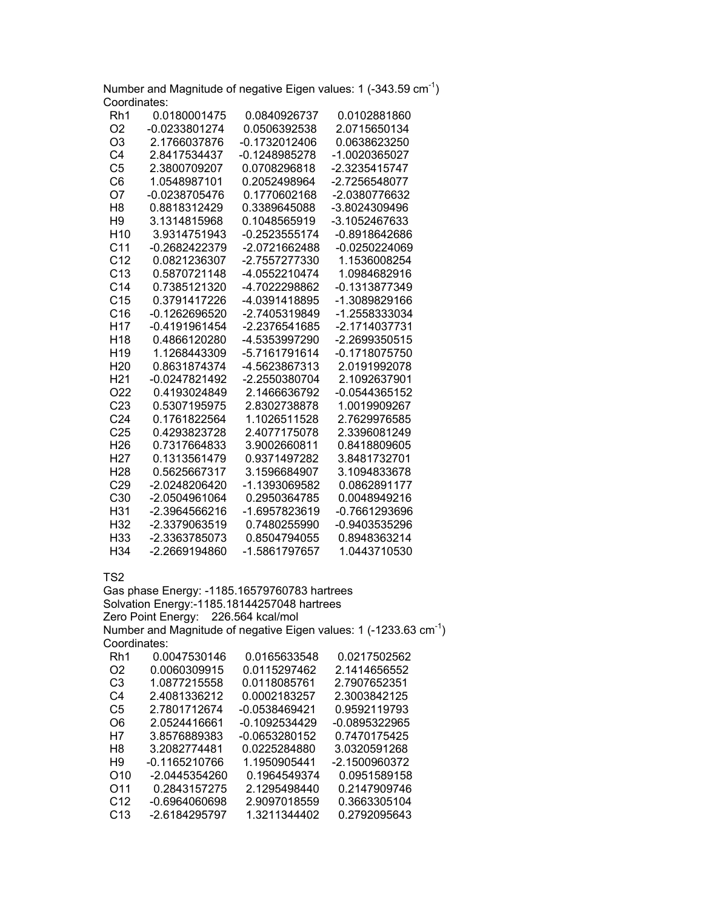Number and Magnitude of negative Eigen values: 1 (-343.59 $cm^{-1}$)

Coordinates:

| | | | |
|---|---|---|---|
| Rh1 | 0.0180001475 | 0.0840926737 | 0.0102881860 |
| O2 | -0.0233801274 | 0.0506392538 | 2.0715650134 |
| O3 | 2.1766037876 | -0.1732012406 | 0.0638623250 |
| C4 | 2.8417534437 | -0.1248985278 | -1.0020365027 |
| C5 | 2.3800709207 | 0.0708296818 | -2.3235415747 |
| C6 | 1.0548987101 | 0.2052498964 | -2.7256548077 |
| O7 | -0.0238705476 | 0.1770602168 | -2.0380776632 |
| H8 | 0.8818312429 | 0.3389645088 | -3.8024309496 |
| H9 | 3.1314815968 | 0.1048565919 | -3.1052467633 |
| H10 | 3.9314751943 | -0.2523555174 | -0.8918642686 |
| C11 | -0.2682422379 | -2.0721662488 | -0.0250224069 |
| C12 | 0.0821236307 | -2.7557277330 | 1.1536008254 |
| C13 | 0.5870721148 | -4.0552210474 | 1.0984682916 |
| C14 | 0.7385121320 | -4.7022298862 | -0.1313877349 |
| C15 | 0.3791417226 | -4.0391418895 | -1.3089829166 |
| C16 | -0.1262696520 | -2.7405319849 | -1.2558333034 |
| H17 | -0.4191961454 | -2.2376541685 | -2.1714037731 |
| H18 | 0.4866120280 | -4.5353997290 | -2.2699350515 |
| H19 | 1.1268443309 | -5.7161791614 | -0.1718075750 |
| H20 | 0.8631874374 | -4.5623867313 | 2.0191992078 |
| H21 | -0.0247821492 | -2.2550380704 | 2.1092637901 |
| O22 | 0.4193024849 | 2.1466636792 | -0.0544365152 |
| C23 | 0.5307195975 | 2.8302738878 | 1.0019909267 |
| C24 | 0.1761822564 | 1.1026511528 | 2.7629976585 |
| C25 | 0.4293823728 | 2.4077175078 | 2.3396081249 |
| H26 | 0.7317664833 | 3.9002660811 | 0.8418809605 |
| H27 | 0.1313561479 | 0.9371497282 | 3.8481732701 |
| H28 | 0.5625667317 | 3.1596684907 | 3.1094833678 |
| C29 | -2.0248206420 | -1.1393069582 | 0.0862891177 |
| C30 | -2.0504961064 | 0.2950364785 | 0.0048949216 |
| H31 | -2.3964566216 | -1.6957823619 | -0.7661293696 |
| H32 | -2.3379063519 | 0.7480255990 | -0.9403535296 |
| H33 | -2.3363785073 | 0.8504794055 | 0.8948363214 |
| H34 | -2.2669194860 | -1.5861797657 | 1.0443710530 |

TS2

Gas phase Energy: -1185.16579760783 hartrees

Solvation Energy:-1185.18144257048 hartrees

Zero Point Energy: 226.564 kcal/mol

Number and Magnitude of negative Eigen values: 1 (-1233.63 $cm^{-1}$)

Coordinates:

| | | | |
|---|---|---|---|
| Rh1 | 0.0047530146 | 0.0165633548 | 0.0217502562 |
| O2 | 0.0060309915 | 0.0115297462 | 2.1414656552 |
| C3 | 1.0877215558 | 0.0118085761 | 2.7907652351 |
| C4 | 2.4081336212 | 0.0002183257 | 2.3003842125 |
| C5 | 2.7801712674 | -0.0538469421 | 0.9592119793 |
| O6 | 2.0524416661 | -0.1092534429 | -0.0895322965 |
| H7 | 3.8576889383 | -0.0653280152 | 0.7470175425 |
| H8 | 3.2082774481 | 0.0225284880 | 3.0320591268 |
| H9 | -0.1165210766 | 1.1950905441 | -2.1500960372 |
| O10 | -2.0445354260 | 0.1964549374 | 0.0951589158 |
| O11 | 0.2843157275 | 2.1295498440 | 0.2147909746 |
| C12 | -0.6964060698 | 2.9097018559 | 0.3663305104 |
| C13 | -2.6184295797 | 1.3211344402 | 0.2792095643 |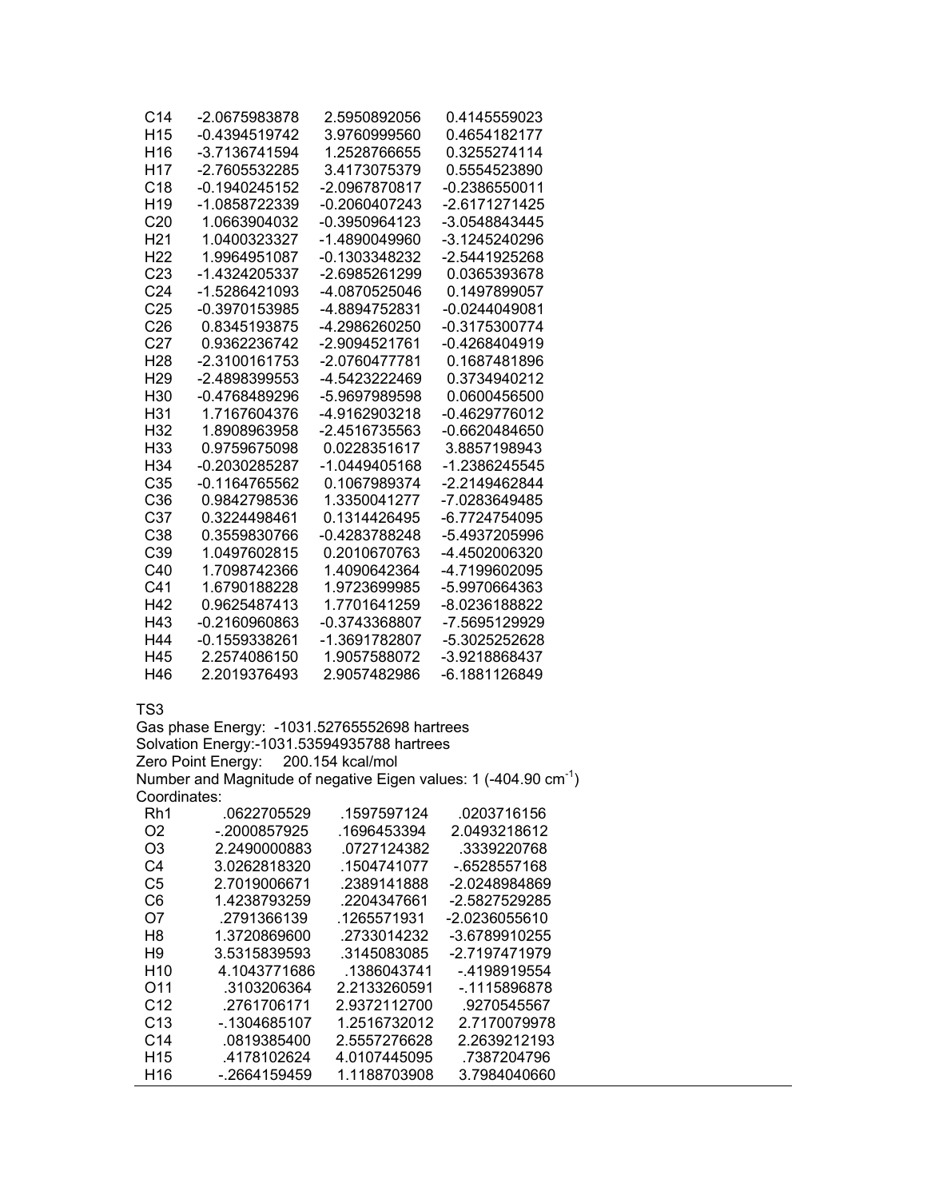| | | | |
|---|---|---|---|
| C14 | -2.0675983878 | 2.5950892056 | 0.4145559023 |
| H15 | -0.4394519742 | 3.9760999560 | 0.4654182177 |
| H16 | -3.7136741594 | 1.2528766655 | 0.3255274114 |
| H17 | -2.7605532285 | 3.4173075379 | 0.5554523890 |
| C18 | -0.1940245152 | -2.0967870817 | -0.2386550011 |
| H19 | -1.0858722339 | -0.2060407243 | -2.6171271425 |
| C20 | 1.0663904032 | -0.3950964123 | -3.0548843445 |
| H21 | 1.0400323327 | -1.4890049960 | -3.1245240296 |
| H22 | 1.9964951087 | -0.1303348232 | -2.5441925268 |
| C23 | -1.4324205337 | -2.6985261299 | 0.0365393678 |
| C24 | -1.5286421093 | -4.0870525046 | 0.1497899057 |
| C25 | -0.3970153985 | -4.8894752831 | -0.0244049081 |
| C26 | 0.8345193875 | -4.2986260250 | -0.3175300774 |
| C27 | 0.9362236742 | -2.9094521761 | -0.4268404919 |
| H28 | -2.3100161753 | -2.0760477781 | 0.1687481896 |
| H29 | -2.4898399553 | -4.5423222469 | 0.3734940212 |
| H30 | -0.4768489296 | -5.9697989598 | 0.0600456500 |
| H31 | 1.7167604376 | -4.9162903218 | -0.4629776012 |
| H32 | 1.8908963958 | -2.4516735563 | -0.6620484650 |
| H33 | 0.9759675098 | 0.0228351617 | 3.8857198943 |
| H34 | -0.2030285287 | -1.0449405168 | -1.2386245545 |
| C35 | -0.1164765562 | 0.1067989374 | -2.2149462844 |
| C36 | 0.9842798536 | 1.3350041277 | -7.0283649485 |
| C37 | 0.3224498461 | 0.1314426495 | -6.7724754095 |
| C38 | 0.3559830766 | -0.4283788248 | -5.4937205996 |
| C39 | 1.0497602815 | 0.2010670763 | -4.4502006320 |
| C40 | 1.7098742366 | 1.4090642364 | -4.7199602095 |
| C41 | 1.6790188228 | 1.9723699985 | -5.9970664363 |
| H42 | 0.9625487413 | 1.7701641259 | -8.0236188822 |
| H43 | -0.2160960863 | -0.3743368807 | -7.5695129929 |
| H44 | -0.1559338261 | -1.3691782807 | -5.3025252628 |
| H45 | 2.2574086150 | 1.9057588072 | -3.9218868437 |
| H46 | 2.2019376493 | 2.9057482986 | -6.1881126849 |

TS3

Gas phase Energy: -1031.52765552698 hartrees

Solvation Energy:-1031.53594935788 hartrees

Zero Point Energy: 200.154 kcal/mol

Number and Magnitude of negative Eigen values: 1 (-404.90 $cm^{-1}$)

Coordinates:

| | | | |
|---|---|---|---|
| Rh1 | .0622705529 | .1597597124 | .0203716156 |
| O2 | -.2000857925 | .1696453394 | 2.0493218612 |
| O3 | 2.2490000883 | .0727124382 | .3339220768 |
| C4 | 3.0262818320 | .1504741077 | -.6528557168 |
| C5 | 2.7019006671 | .2389141888 | -2.0248984869 |
| C6 | 1.4238793259 | .2204347661 | -2.5827529285 |
| O7 | .2791366139 | .1265571931 | -2.0236055610 |
| H8 | 1.3720869600 | .2733014232 | -3.6789910255 |
| H9 | 3.5315839593 | .3145083085 | -2.7197471979 |
| H10 | 4.1043771686 | .1386043741 | -.4198919554 |
| O11 | .3103206364 | 2.2133260591 | -.1115896878 |
| C12 | .2761706171 | 2.9372112700 | .9270545567 |
| C13 | -.1304685107 | 1.2516732012 | 2.7170079978 |
| C14 | .0819385400 | 2.5557276628 | 2.2639212193 |
| H15 | .4178102624 | 4.0107445095 | .7387204796 |
| H16 | -.2664159459 | 1.1188703908 | 3.7984040660 |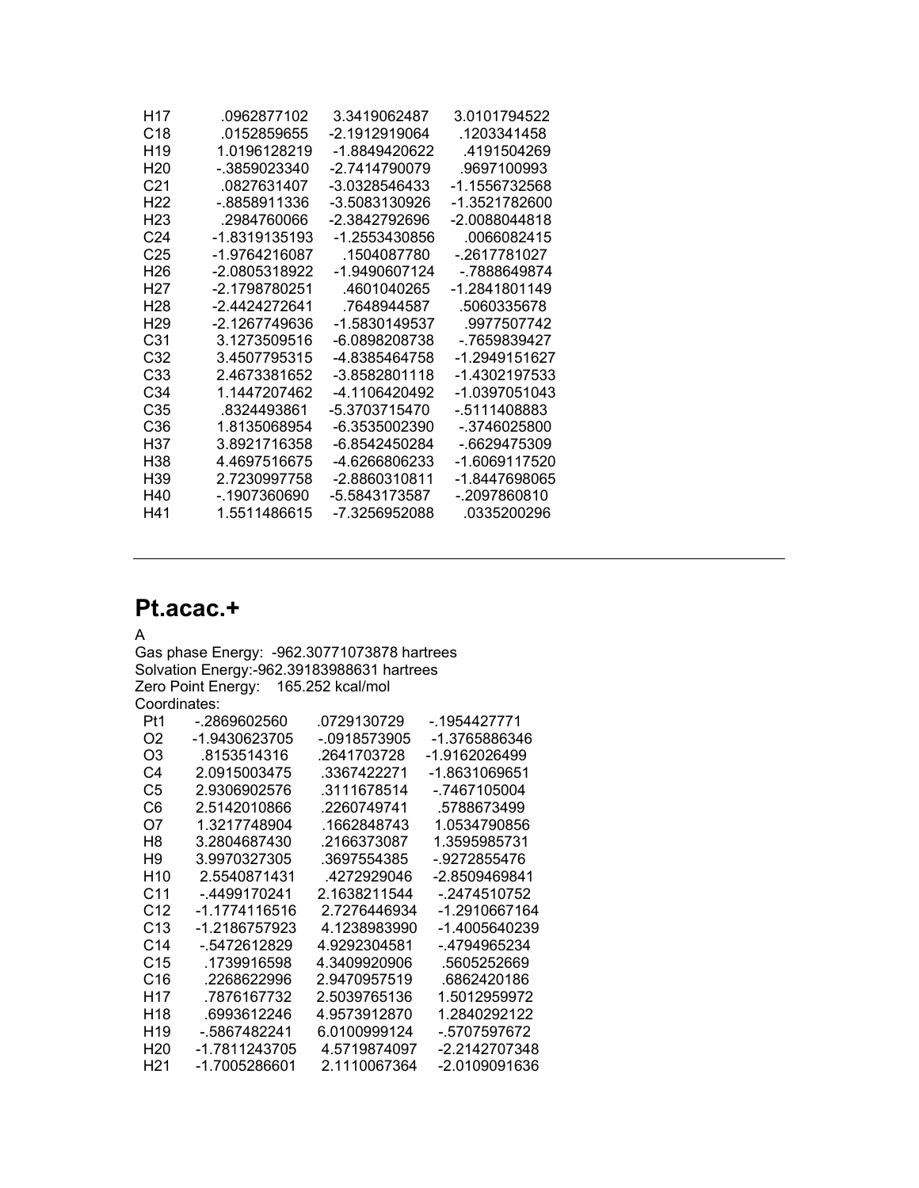| | | | |
|---|---|---|---|
| H17 | .0962877102 | 3.3419062487 | 3.0101794522 |
| C18 | .0152859655 | -2.1912919064 | .1203341458 |
| H19 | 1.0196128219 | -1.8849420622 | .4191504269 |
| H20 | -.3859023340 | -2.7414790079 | .9697100993 |
| C21 | .0827631407 | -3.0328546433 | -1.1556732568 |
| H22 | -.8858911336 | -3.5083130926 | -1.3521782600 |
| H23 | .2984760066 | -2.3842792696 | -2.0088044818 |
| C24 | -1.8319135193 | -1.2553430856 | .0066082415 |
| C25 | -1.9764216087 | .1504087780 | -.2617781027 |
| H26 | -2.0805318922 | -1.9490607124 | -.7888649874 |
| H27 | -2.1798780251 | .4601040265 | -1.2841801149 |
| H28 | -2.4424272641 | .7648944587 | .5060335678 |
| H29 | -2.1267749636 | -1.5830149537 | .9977507742 |
| C31 | 3.1273509516 | -6.0898208738 | -.7659839427 |
| C32 | 3.4507795315 | -4.8385464758 | -1.2949151627 |
| C33 | 2.4673381652 | -3.8582801118 | -1.4302197533 |
| C34 | 1.1447207462 | -4.1106420492 | -1.0397051043 |
| C35 | .8324493861 | -5.3703715470 | -.5111408883 |
| C36 | 1.8135068954 | -6.3535002390 | -.3746025800 |
| H37 | 3.8921716358 | -6.8542450284 | -.6629475309 |
| H38 | 4.4697516675 | -4.6266806233 | -1.6069117520 |
| H39 | 2.7230997758 | -2.8860310811 | -1.8447698065 |
| H40 | -.1907360690 | -5.5843173587 | -.2097860810 |
| H41 | 1.5511486615 | -7.3256952088 | .0335200296 |

---

## Pt.acac.+

A
Gas phase Energy: -962.30771073878 hartrees
Solvation Energy:-962.39183988631 hartrees
Zero Point Energy: 165.252 kcal/mol
Coordinates:

| | | | |
|---|---|---|---|
| Pt1 | -.2869602560 | .0729130729 | -.1954427771 |
| O2 | -1.9430623705 | -.0918573905 | -1.3765886346 |
| O3 | .8153514316 | .2641703728 | -1.9162026499 |
| C4 | 2.0915003475 | .3367422271 | -1.8631069651 |
| C5 | 2.9306902576 | .3111678514 | -.7467105004 |
| C6 | 2.5142010866 | .2260749741 | .5788673499 |
| O7 | 1.3217748904 | .1662848743 | 1.0534790856 |
| H8 | 3.2804687430 | .2166373087 | 1.3595985731 |
| H9 | 3.9970327305 | .3697554385 | -.9272855476 |
| H10 | 2.5540871431 | .4272929046 | -2.8509469841 |
| C11 | -.4499170241 | 2.1638211544 | -.2474510752 |
| C12 | -1.1774116516 | 2.7276446934 | -1.2910667164 |
| C13 | -1.2186757923 | 4.1238983990 | -1.4005640239 |
| C14 | -.5472612829 | 4.9292304581 | -.4794965234 |
| C15 | .1739916598 | 4.3409920906 | .5605252669 |
| C16 | .2268622996 | 2.9470957519 | .6862420186 |
| H17 | .7876167732 | 2.5039765136 | 1.5012959972 |
| H18 | .6993612246 | 4.9573912870 | 1.2840292122 |
| H19 | -.5867482241 | 6.0100999124 | -.5707597672 |
| H20 | -1.7811243705 | 4.5719874097 | -2.2142707348 |
| H21 | -1.7005286601 | 2.1110067364 | -2.0109091636 |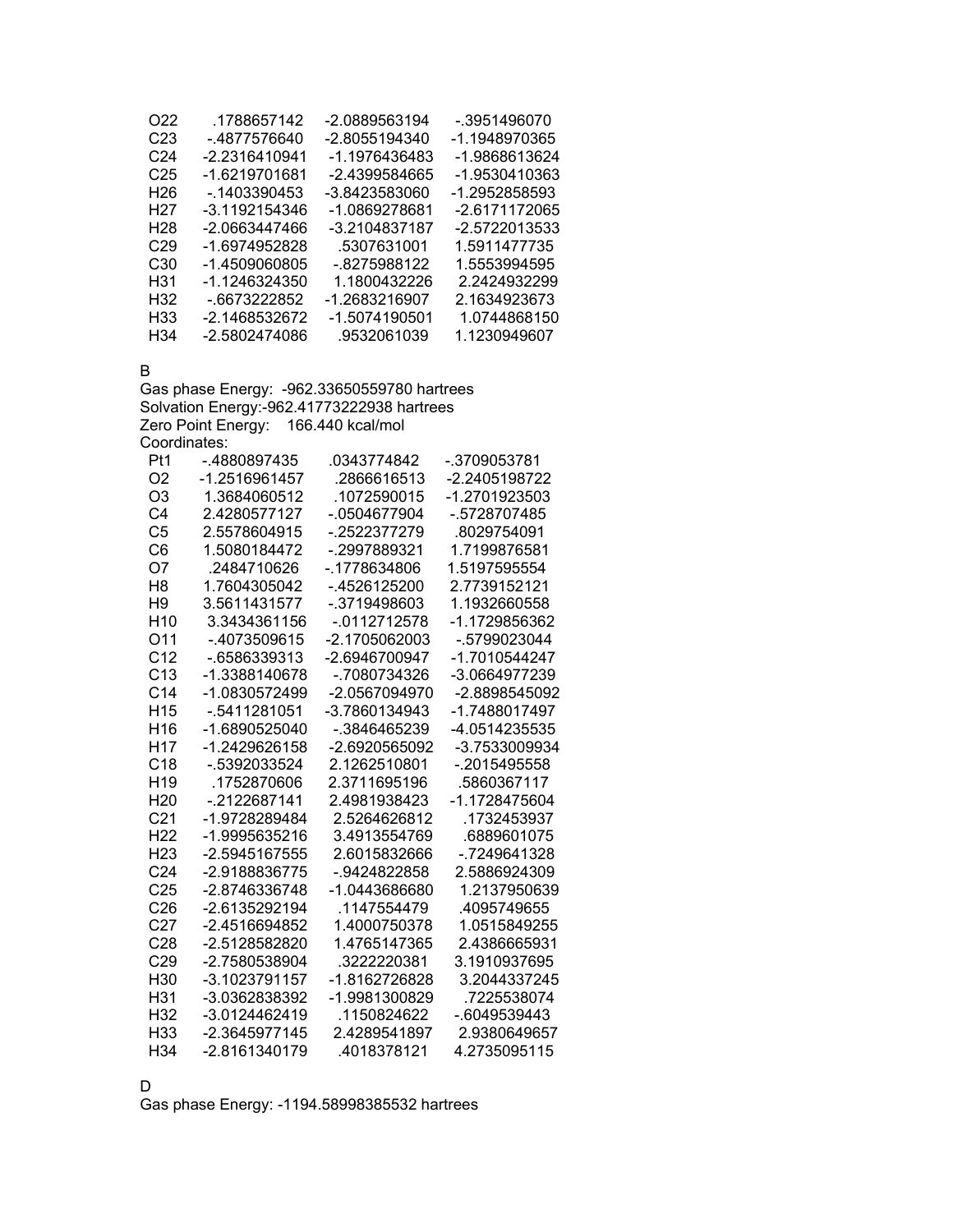| | | | |
|---|---|---|---|
| O22 | .1788657142 | -2.0889563194 | -.3951496070 |
| C23 | -.4877576640 | -2.8055194340 | -1.1948970365 |
| C24 | -2.2316410941 | -1.1976436483 | -1.9868613624 |
| C25 | -1.6219701681 | -2.4399584665 | -1.9530410363 |
| H26 | -.1403390453 | -3.8423583060 | -1.2952858593 |
| H27 | -3.1192154346 | -1.0869278681 | -2.6171172065 |
| H28 | -2.0663447466 | -3.2104837187 | -2.5722013533 |
| C29 | -1.6974952828 | .5307631001 | 1.5911477735 |
| C30 | -1.4509060805 | -.8275988122 | 1.5553994595 |
| H31 | -1.1246324350 | 1.1800432226 | 2.2424932299 |
| H32 | -.6673222852 | -1.2683216907 | 2.1634923673 |
| H33 | -2.1468532672 | -1.5074190501 | 1.0744868150 |
| H34 | -2.5802474086 | .9532061039 | 1.1230949607 |

B

Gas phase Energy: -962.33650559780 hartrees
Solvation Energy:-962.41773222938 hartrees
Zero Point Energy: 166.440 kcal/mol
Coordinates:

| | | | |
|---|---|---|---|
| Pt1 | -.4880897435 | .0343774842 | -.3709053781 |
| O2 | -1.2516961457 | .2866616513 | -2.2405198722 |
| O3 | 1.3684060512 | .1072590015 | -1.2701923503 |
| C4 | 2.4280577127 | -.0504677904 | -.5728707485 |
| C5 | 2.5578604915 | -.2522377279 | .8029754091 |
| C6 | 1.5080184472 | -.2997889321 | 1.7199876581 |
| O7 | .2484710626 | -.1778634806 | 1.5197595554 |
| H8 | 1.7604305042 | -.4526125200 | 2.7739152121 |
| H9 | 3.5611431577 | -.3719498603 | 1.1932660558 |
| H10 | 3.3434361156 | -.0112712578 | -1.1729856362 |
| O11 | -.4073509615 | -2.1705062003 | -.5799023044 |
| C12 | -.6586339313 | -2.6946700947 | -1.7010544247 |
| C13 | -1.3388140678 | -.7080734326 | -3.0664977239 |
| C14 | -1.0830572499 | -2.0567094970 | -2.8898545092 |
| H15 | -.5411281051 | -3.7860134943 | -1.7488017497 |
| H16 | -1.6890525040 | -.3846465239 | -4.0514235535 |
| H17 | -1.2429626158 | -2.6920565092 | -3.7533009934 |
| C18 | -.5392033524 | 2.1262510801 | -.2015495558 |
| H19 | .1752870606 | 2.3711695196 | .5860367117 |
| H20 | -.2122687141 | 2.4981938423 | -1.1728475604 |
| C21 | -1.9728289484 | 2.5264626812 | .1732453937 |
| H22 | -1.9995635216 | 3.4913554769 | .6889601075 |
| H23 | -2.5945167555 | 2.6015832666 | -.7249641328 |
| C24 | -2.9188836775 | -.9424822858 | 2.5886924309 |
| C25 | -2.8746336748 | -1.0443686680 | 1.2137950639 |
| C26 | -2.6135292194 | .1147554479 | .4095749655 |
| C27 | -2.4516694852 | 1.4000750378 | 1.0515849255 |
| C28 | -2.5128582820 | 1.4765147365 | 2.4386665931 |
| C29 | -2.7580538904 | .3222220381 | 3.1910937695 |
| H30 | -3.1023791157 | -1.8162726828 | 3.2044337245 |
| H31 | -3.0362838392 | -1.9981300829 | .7225538074 |
| H32 | -3.0124462419 | .1150824622 | -.6049539443 |
| H33 | -2.3645977145 | 2.4289541897 | 2.9380649657 |
| H34 | -2.8161340179 | .4018378121 | 4.2735095115 |

D

Gas phase Energy: -1194.58998385532 hartrees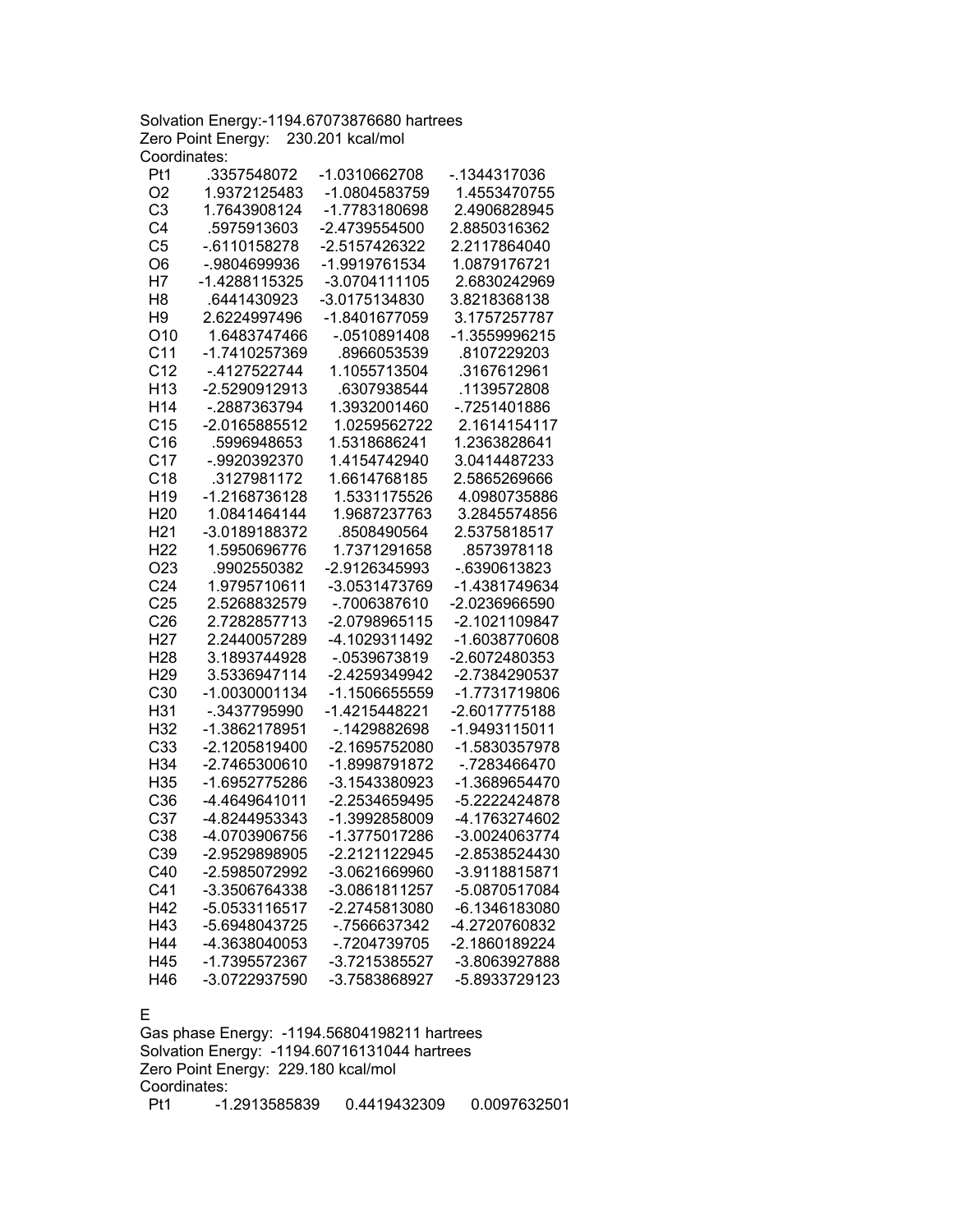Solvation Energy:-1194.67073876680 hartrees
Zero Point Energy: 230.201 kcal/mol
Coordinates:

| | | | |
|---|---|---|---|
| Pt1 | .3357548072 | -1.0310662708 | -.1344317036 |
| O2 | 1.9372125483 | -1.0804583759 | 1.4553470755 |
| C3 | 1.7643908124 | -1.7783180698 | 2.4906828945 |
| C4 | .5975913603 | -2.4739554500 | 2.8850316362 |
| C5 | -.6110158278 | -2.5157426322 | 2.2117864040 |
| O6 | -.9804699936 | -1.9919761534 | 1.0879176721 |
| H7 | -1.4288115325 | -3.0704111105 | 2.6830242969 |
| H8 | .6441430923 | -3.0175134830 | 3.8218368138 |
| H9 | 2.6224997496 | -1.8401677059 | 3.1757257787 |
| O10 | 1.6483747466 | -.0510891408 | -1.3559996215 |
| C11 | -1.7410257369 | .8966053539 | .8107229203 |
| C12 | -.4127522744 | 1.1055713504 | .3167612961 |
| H13 | -2.5290912913 | .6307938544 | .1139572808 |
| H14 | -.2887363794 | 1.3932001460 | -.7251401886 |
| C15 | -2.0165885512 | 1.0259562722 | 2.1614154117 |
| C16 | .5996948653 | 1.5318686241 | 1.2363828641 |
| C17 | -.9920392370 | 1.4154742940 | 3.0414487233 |
| C18 | .3127981172 | 1.6614768185 | 2.5865269666 |
| H19 | -1.2168736128 | 1.5331175526 | 4.0980735886 |
| H20 | 1.0841464144 | 1.9687237763 | 3.2845574856 |
| H21 | -3.0189188372 | .8508490564 | 2.5375818517 |
| H22 | 1.5950696776 | 1.7371291658 | .8573978118 |
| O23 | .9902550382 | -2.9126345993 | -.6390613823 |
| C24 | 1.9795710611 | -3.0531473769 | -1.4381749634 |
| C25 | 2.5268832579 | -.7006387610 | -2.0236966590 |
| C26 | 2.7282857713 | -2.0798965115 | -2.1021109847 |
| H27 | 2.2440057289 | -4.1029311492 | -1.6038770608 |
| H28 | 3.1893744928 | -.0539673819 | -2.6072480353 |
| H29 | 3.5336947114 | -2.4259349942 | -2.7384290537 |
| C30 | -1.0030001134 | -1.1506655559 | -1.7731719806 |
| H31 | -.3437795990 | -1.4215448221 | -2.6017775188 |
| H32 | -1.3862178951 | -.1429882698 | -1.9493115011 |
| C33 | -2.1205819400 | -2.1695752080 | -1.5830357978 |
| H34 | -2.7465300610 | -1.8998791872 | -.7283466470 |
| H35 | -1.6952775286 | -3.1543380923 | -1.3689654470 |
| C36 | -4.4649641011 | -2.2534659495 | -5.2222424878 |
| C37 | -4.8244953343 | -1.3992858009 | -4.1763274602 |
| C38 | -4.0703906756 | -1.3775017286 | -3.0024063774 |
| C39 | -2.9529898905 | -2.2121122945 | -2.8538524430 |
| C40 | -2.5985072992 | -3.0621669960 | -3.9118815871 |
| C41 | -3.3506764338 | -3.0861811257 | -5.0870517084 |
| H42 | -5.0533116517 | -2.2745813080 | -6.1346183080 |
| H43 | -5.6948043725 | -.7566637342 | -4.2720760832 |
| H44 | -4.3638040053 | -.7204739705 | -2.1860189224 |
| H45 | -1.7395572367 | -3.7215385527 | -3.8063927888 |
| H46 | -3.0722937590 | -3.7583868927 | -5.8933729123 |

E

Gas phase Energy: -1194.56804198211 hartrees
Solvation Energy: -1194.60716131044 hartrees
Zero Point Energy: 229.180 kcal/mol
Coordinates:

| | | | |
|---|---|---|---|
| Pt1 | -1.2913585839 | 0.4419432309 | 0.0097632501 |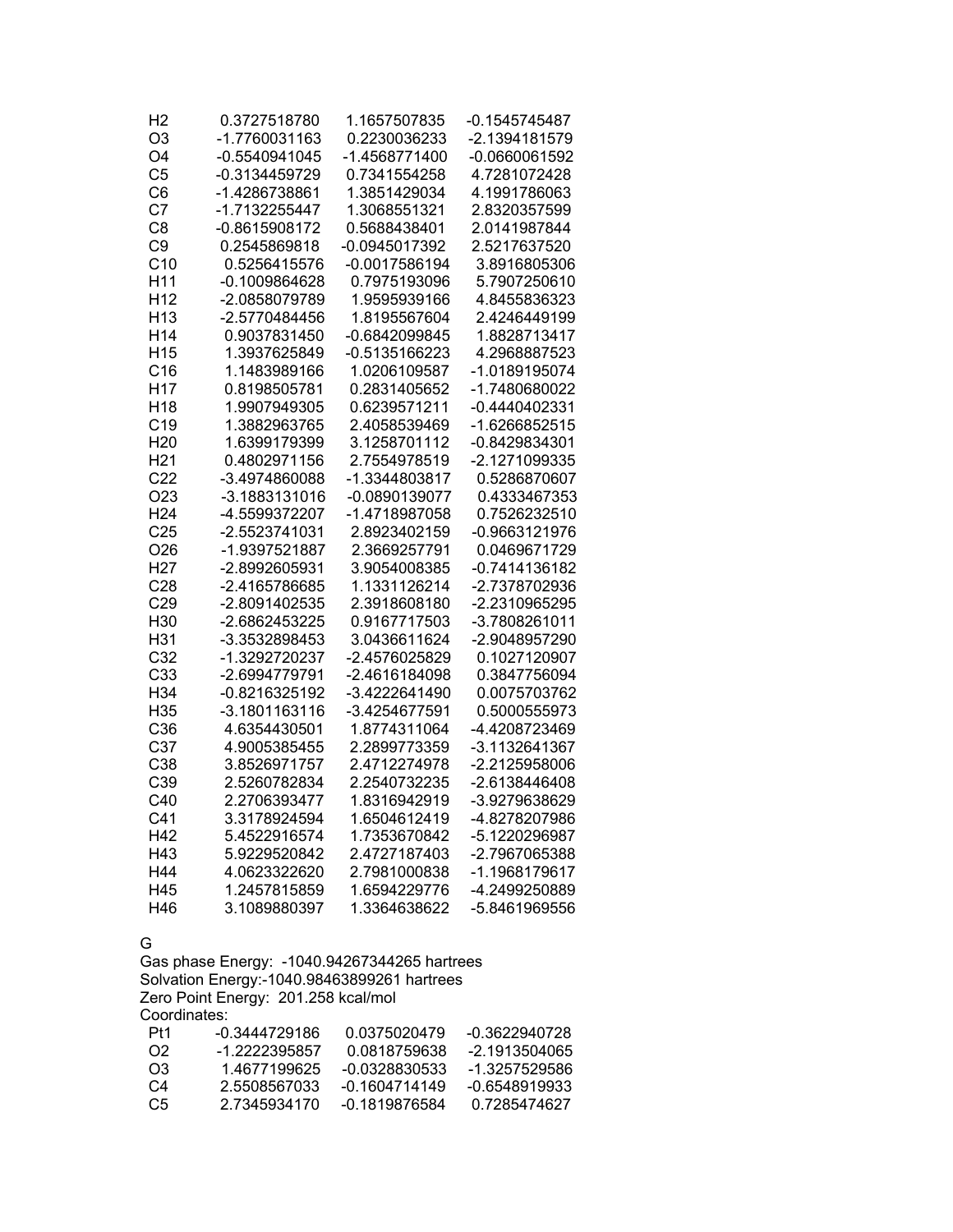| | | | |
|---|---|---|---|
| H2 | 0.3727518780 | 1.1657507835 | -0.1545745487 |
| O3 | -1.7760031163 | 0.2230036233 | -2.1394181579 |
| O4 | -0.5540941045 | -1.4568771400 | -0.0660061592 |
| C5 | -0.3134459729 | 0.7341554258 | 4.7281072428 |
| C6 | -1.4286738861 | 1.3851429034 | 4.1991786063 |
| C7 | -1.7132255447 | 1.3068551321 | 2.8320357599 |
| C8 | -0.8615908172 | 0.5688438401 | 2.0141987844 |
| C9 | 0.2545869818 | -0.0945017392 | 2.5217637520 |
| C10 | 0.5256415576 | -0.0017586194 | 3.8916805306 |
| H11 | -0.1009864628 | 0.7975193096 | 5.7907250610 |
| H12 | -2.0858079789 | 1.9595939166 | 4.8455836323 |
| H13 | -2.5770484456 | 1.8195567604 | 2.4246449199 |
| H14 | 0.9037831450 | -0.6842099845 | 1.8828713417 |
| H15 | 1.3937625849 | -0.5135166223 | 4.2968887523 |
| C16 | 1.1483989166 | 1.0206109587 | -1.0189195074 |
| H17 | 0.8198505781 | 0.2831405652 | -1.7480680022 |
| H18 | 1.9907949305 | 0.6239571211 | -0.4440402331 |
| C19 | 1.3882963765 | 2.4058539469 | -1.6266852515 |
| H20 | 1.6399179399 | 3.1258701112 | -0.8429834301 |
| H21 | 0.4802971156 | 2.7554978519 | -2.1271099335 |
| C22 | -3.4974860088 | -1.3344803817 | 0.5286870607 |
| O23 | -3.1883131016 | -0.0890139077 | 0.4333467353 |
| H24 | -4.5599372207 | -1.4718987058 | 0.7526232510 |
| C25 | -2.5523741031 | 2.8923402159 | -0.9663121976 |
| O26 | -1.9397521887 | 2.3669257791 | 0.0469671729 |
| H27 | -2.8992605931 | 3.9054008385 | -0.7414136182 |
| C28 | -2.4165786685 | 1.1331126214 | -2.7378702936 |
| C29 | -2.8091402535 | 2.3918608180 | -2.2310965295 |
| H30 | -2.6862453225 | 0.9167717503 | -3.7808261011 |
| H31 | -3.3532898453 | 3.0436611624 | -2.9048957290 |
| C32 | -1.3292720237 | -2.4576025829 | 0.1027120907 |
| C33 | -2.6994779791 | -2.4616184098 | 0.3847756094 |
| H34 | -0.8216325192 | -3.4222641490 | 0.0075703762 |
| H35 | -3.1801163116 | -3.4254677591 | 0.5000555973 |
| C36 | 4.6354430501 | 1.8774311064 | -4.4208723469 |
| C37 | 4.9005385455 | 2.2899773359 | -3.1132641367 |
| C38 | 3.8526971757 | 2.4712274978 | -2.2125958006 |
| C39 | 2.5260782834 | 2.2540732235 | -2.6138446408 |
| C40 | 2.2706393477 | 1.8316942919 | -3.9279638629 |
| C41 | 3.3178924594 | 1.6504612419 | -4.8278207986 |
| H42 | 5.4522916574 | 1.7353670842 | -5.1220296987 |
| H43 | 5.9229520842 | 2.4727187403 | -2.7967065388 |
| H44 | 4.0623322620 | 2.7981000838 | -1.1968179617 |
| H45 | 1.2457815859 | 1.6594229776 | -4.2499250889 |
| H46 | 3.1089880397 | 1.3364638622 | -5.8461969556 |

G

Gas phase Energy: -1040.94267344265 hartrees
Solvation Energy:-1040.98463899261 hartrees
Zero Point Energy: 201.258 kcal/mol
Coordinates:

| | | | |
|---|---|---|---|
| Pt1 | -0.3444729186 | 0.0375020479 | -0.3622940728 |
| O2 | -1.2222395857 | 0.0818759638 | -2.1913504065 |
| O3 | 1.4677199625 | -0.0328830533 | -1.3257529586 |
| C4 | 2.5508567033 | -0.1604714149 | -0.6548919933 |
| C5 | 2.7345934170 | -0.1819876584 | 0.7285474627 |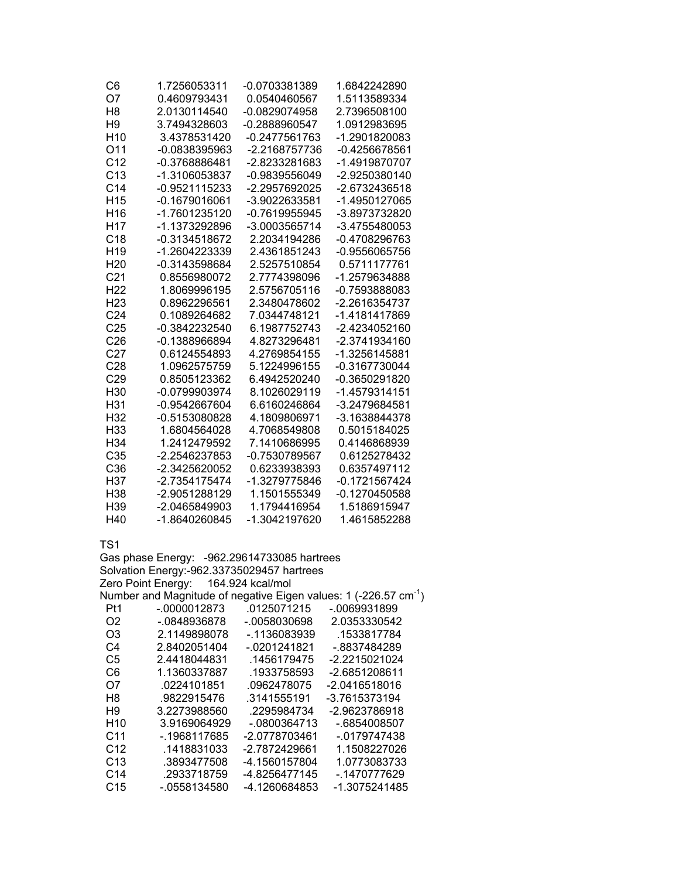| | | | |
|---|---|---|---|
| C6 | 1.7256053311 | -0.0703381389 | 1.6842242890 |
| O7 | 0.4609793431 | 0.0540460567 | 1.5113589334 |
| H8 | 2.0130114540 | -0.0829074958 | 2.7396508100 |
| H9 | 3.7494328603 | -0.2888960547 | 1.0912983695 |
| H10 | 3.4378531420 | -0.2477561763 | -1.2901820083 |
| O11 | -0.0838395963 | -2.2168757736 | -0.4256678561 |
| C12 | -0.3768886481 | -2.8233281683 | -1.4919870707 |
| C13 | -1.3106053837 | -0.9839556049 | -2.9250380140 |
| C14 | -0.9521115233 | -2.2957692025 | -2.6732436518 |
| H15 | -0.1679016061 | -3.9022633581 | -1.4950127065 |
| H16 | -1.7601235120 | -0.7619955945 | -3.8973732820 |
| H17 | -1.1373292896 | -3.0003565714 | -3.4755480053 |
| C18 | -0.3134518672 | 2.2034194286 | -0.4708296763 |
| H19 | -1.2604223339 | 2.4361851243 | -0.9556065756 |
| H20 | -0.3143598684 | 2.5257510854 | 0.5711177761 |
| C21 | 0.8556980072 | 2.7774398096 | -1.2579634888 |
| H22 | 1.8069996195 | 2.5756705116 | -0.7593888083 |
| H23 | 0.8962296561 | 2.3480478602 | -2.2616354737 |
| C24 | 0.1089264682 | 7.0344748121 | -1.4181417869 |
| C25 | -0.3842232540 | 6.1987752743 | -2.4234052160 |
| C26 | -0.1388966894 | 4.8273296481 | -2.3741934160 |
| C27 | 0.6124554893 | 4.2769854155 | -1.3256145881 |
| C28 | 1.0962575759 | 5.1224996155 | -0.3167730044 |
| C29 | 0.8505123362 | 6.4942520240 | -0.3650291820 |
| H30 | -0.0799903974 | 8.1026029119 | -1.4579314151 |
| H31 | -0.9542667604 | 6.6160246864 | -3.2479684581 |
| H32 | -0.5153080828 | 4.1809806971 | -3.1638844378 |
| H33 | 1.6804564028 | 4.7068549808 | 0.5015184025 |
| H34 | 1.2412479592 | 7.1410686995 | 0.4146868939 |
| C35 | -2.2546237853 | -0.7530789567 | 0.6125278432 |
| C36 | -2.3425620052 | 0.6233938393 | 0.6357497112 |
| H37 | -2.7354175474 | -1.3279775846 | -0.1721567424 |
| H38 | -2.9051288129 | 1.1501555349 | -0.1270450588 |
| H39 | -2.0465849903 | 1.1794416954 | 1.5186915947 |
| H40 | -1.8640260845 | -1.3042197620 | 1.4615852288 |

TS1

Gas phase Energy: -962.29614733085 hartrees

Solvation Energy:-962.33735029457 hartrees

Zero Point Energy: 164.924 kcal/mol

Number and Magnitude of negative Eigen values: 1 (-226.57 $cm^{-1}$)

| | | | |
|---|---|---|---|
| Pt1 | -.0000012873 | .0125071215 | -.0069931899 |
| O2 | -.0848936878 | -.0058030698 | 2.0353330542 |
| O3 | 2.1149898078 | -.1136083939 | .1533817784 |
| C4 | 2.8402051404 | -.0201241821 | -.8837484289 |
| C5 | 2.4418044831 | .1456179475 | -2.2215021024 |
| C6 | 1.1360337887 | .1933758593 | -2.6851208611 |
| O7 | .0224101851 | .0962478075 | -2.0416518016 |
| H8 | .9822915476 | .3141555191 | -3.7615373194 |
| H9 | 3.2273988560 | .2295984734 | -2.9623786918 |
| H10 | 3.9169064929 | -.0800364713 | -.6854008507 |
| C11 | -.1968117685 | -2.0778703461 | -.0179747438 |
| C12 | .1418831033 | -2.7872429661 | 1.1508227026 |
| C13 | .3893477508 | -4.1560157804 | 1.0773083733 |
| C14 | .2933718759 | -4.8256477145 | -.1470777629 |
| C15 | -.0558134580 | -4.1260684853 | -1.3075241485 |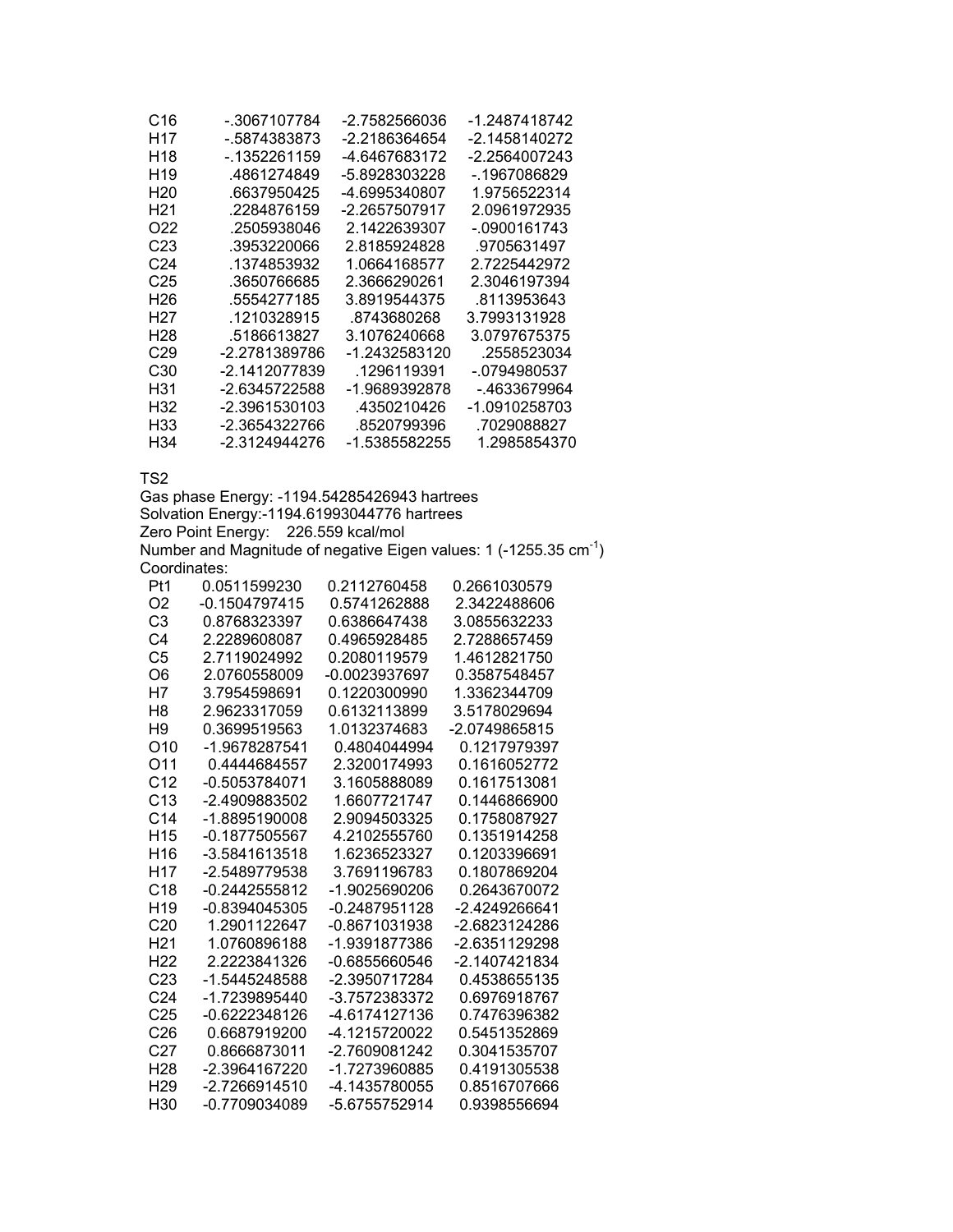| | | | |
|---|---|---|---|
| C16 | -.3067107784 | -2.7582566036 | -1.2487418742 |
| H17 | -.5874383873 | -2.2186364654 | -2.1458140272 |
| H18 | -.1352261159 | -4.6467683172 | -2.2564007243 |
| H19 | .4861274849 | -5.8928303228 | -.1967086829 |
| H20 | .6637950425 | -4.6995340807 | 1.9756522314 |
| H21 | .2284876159 | -2.2657507917 | 2.0961972935 |
| O22 | .2505938046 | 2.1422639307 | -.0900161743 |
| C23 | .3953220066 | 2.8185924828 | .9705631497 |
| C24 | .1374853932 | 1.0664168577 | 2.7225442972 |
| C25 | .3650766685 | 2.3666290261 | 2.3046197394 |
| H26 | .5554277185 | 3.8919544375 | .8113953643 |
| H27 | .1210328915 | .8743680268 | 3.7993131928 |
| H28 | .5186613827 | 3.1076240668 | 3.0797675375 |
| C29 | -2.2781389786 | -1.2432583120 | .2558523034 |
| C30 | -2.1412077839 | .1296119391 | -.0794980537 |
| H31 | -2.6345722588 | -1.9689392878 | -.4633679964 |
| H32 | -2.3961530103 | .4350210426 | -1.0910258703 |
| H33 | -2.3654322766 | .8520799396 | .7029088827 |
| H34 | -2.3124944276 | -1.5385582255 | 1.2985854370 |

TS2

Gas phase Energy: -1194.54285426943 hartrees

Solvation Energy:-1194.61993044776 hartrees

Zero Point Energy: 226.559 kcal/mol

Number and Magnitude of negative Eigen values: 1 (-1255.35 $cm^{-1}$)

Coordinates:

| | | | |
|---|---|---|---|
| Pt1 | 0.0511599230 | 0.2112760458 | 0.2661030579 |
| O2 | -0.1504797415 | 0.5741262888 | 2.3422488606 |
| C3 | 0.8768323397 | 0.6386647438 | 3.0855632233 |
| C4 | 2.2289608087 | 0.4965928485 | 2.7288657459 |
| C5 | 2.7119024992 | 0.2080119579 | 1.4612821750 |
| O6 | 2.0760558009 | -0.0023937697 | 0.3587548457 |
| H7 | 3.7954598691 | 0.1220300990 | 1.3362344709 |
| H8 | 2.9623317059 | 0.6132113899 | 3.5178029694 |
| H9 | 0.3699519563 | 1.0132374683 | -2.0749865815 |
| O10 | -1.9678287541 | 0.4804044994 | 0.1217979397 |
| O11 | 0.4444684557 | 2.3200174993 | 0.1616052772 |
| C12 | -0.5053784071 | 3.1605888089 | 0.1617513081 |
| C13 | -2.4909883502 | 1.6607721747 | 0.1446866900 |
| C14 | -1.8895190008 | 2.9094503325 | 0.1758087927 |
| H15 | -0.1877505567 | 4.2102555760 | 0.1351914258 |
| H16 | -3.5841613518 | 1.6236523327 | 0.1203396691 |
| H17 | -2.5489779538 | 3.7691196783 | 0.1807869204 |
| C18 | -0.2442555812 | -1.9025690206 | 0.2643670072 |
| H19 | -0.8394045305 | -0.2487951128 | -2.4249266641 |
| C20 | 1.2901122647 | -0.8671031938 | -2.6823124286 |
| H21 | 1.0760896188 | -1.9391877386 | -2.6351129298 |
| H22 | 2.2223841326 | -0.6855660546 | -2.1407421834 |
| C23 | -1.5445248588 | -2.3950717284 | 0.4538655135 |
| C24 | -1.7239895440 | -3.7572383372 | 0.6976918767 |
| C25 | -0.6222348126 | -4.6174127136 | 0.7476396382 |
| C26 | 0.6687919200 | -4.1215720022 | 0.5451352869 |
| C27 | 0.8666873011 | -2.7609081242 | 0.3041535707 |
| H28 | -2.3964167220 | -1.7273960885 | 0.4191305538 |
| H29 | -2.7266914510 | -4.1435780055 | 0.8516707666 |
| H30 | -0.7709034089 | -5.6755752914 | 0.9398556694 |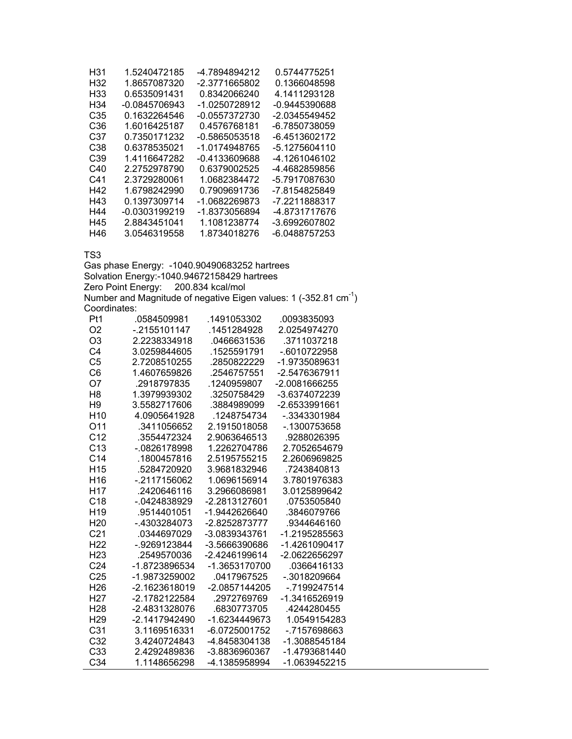| | | | |
|---|---|---|---|
| H31 | 1.5240472185 | -4.7894894212 | 0.5744775251 |
| H32 | 1.8657087320 | -2.3771665802 | 0.1366048598 |
| H33 | 0.6535091431 | 0.8342066240 | 4.1411293128 |
| H34 | -0.0845706943 | -1.0250728912 | -0.9445390688 |
| C35 | 0.1632264546 | -0.0557372730 | -2.0345549452 |
| C36 | 1.6016425187 | 0.4576768181 | -6.7850738059 |
| C37 | 0.7350171232 | -0.5865053518 | -6.4513602172 |
| C38 | 0.6378535021 | -1.0174948765 | -5.1275604110 |
| C39 | 1.4116647282 | -0.4133609688 | -4.1261046102 |
| C40 | 2.2752978790 | 0.6379002525 | -4.4682859856 |
| C41 | 2.3729280061 | 1.0682384472 | -5.7917087630 |
| H42 | 1.6798242990 | 0.7909691736 | -7.8154825849 |
| H43 | 0.1397309714 | -1.0682269873 | -7.2211888317 |
| H44 | -0.0303199219 | -1.8373056894 | -4.8731717676 |
| H45 | 2.8843451041 | 1.1081238774 | -3.6992607802 |
| H46 | 3.0546319558 | 1.8734018276 | -6.0488757253 |

TS3

Gas phase Energy: -1040.90490683252 hartrees

Solvation Energy:-1040.94672158429 hartrees

Zero Point Energy: 200.834 kcal/mol

Number and Magnitude of negative Eigen values: 1 (-352.81 $cm^{-1}$)

Coordinates:

| | | | |
|---|---|---|---|
| Pt1 | .0584509981 | .1491053302 | .0093835093 |
| O2 | -.2155101147 | .1451284928 | 2.0254974270 |
| O3 | 2.2238334918 | .0466631536 | .3711037218 |
| C4 | 3.0259844605 | .1525591791 | -.6010722958 |
| C5 | 2.7208510255 | .2850822229 | -1.9735089631 |
| C6 | 1.4607659826 | .2546757551 | -2.5476367911 |
| O7 | .2918797835 | .1240959807 | -2.0081666255 |
| H8 | 1.3979939302 | .3250758429 | -3.6374072239 |
| H9 | 3.5582717606 | .3884989099 | -2.6533991661 |
| H10 | 4.0905641928 | .1248754734 | -.3343301984 |
| O11 | .3411056652 | 2.1915018058 | -.1300753658 |
| C12 | .3554472324 | 2.9063646513 | .9288026395 |
| C13 | -.0826178998 | 1.2262704786 | 2.7052654679 |
| C14 | .1800457816 | 2.5195755215 | 2.2606969825 |
| H15 | .5284720920 | 3.9681832946 | .7243840813 |
| H16 | -.2117156062 | 1.0696156914 | 3.7801976383 |
| H17 | .2420646116 | 3.2966086981 | 3.0125899642 |
| C18 | -.0424838929 | -2.2813127601 | .0753505840 |
| H19 | .9514401051 | -1.9442626640 | .3846079766 |
| H20 | -.4303284073 | -2.8252873777 | .9344646160 |
| C21 | .0344697029 | -3.0839343761 | -1.2195285563 |
| H22 | -.9269123844 | -3.5666390686 | -1.4261090417 |
| H23 | .2549570036 | -2.4246199614 | -2.0622656297 |
| C24 | -1.8723896534 | -1.3653170700 | .0366416133 |
| C25 | -1.9873259002 | .0417967525 | -.3018209664 |
| H26 | -2.1623618019 | -2.0857144205 | -.7199247514 |
| H27 | -2.1782122584 | .2972769769 | -1.3416526919 |
| H28 | -2.4831328076 | .6830773705 | .4244280455 |
| H29 | -2.1417942490 | -1.6234449673 | 1.0549154283 |
| C31 | 3.1169516331 | -6.0725001752 | -.7157698663 |
| C32 | 3.4240724843 | -4.8458304138 | -1.3088545184 |
| C33 | 2.4292489836 | -3.8836960367 | -1.4793681440 |
| C34 | 1.1148656298 | -4.1385958994 | -1.0639452215 |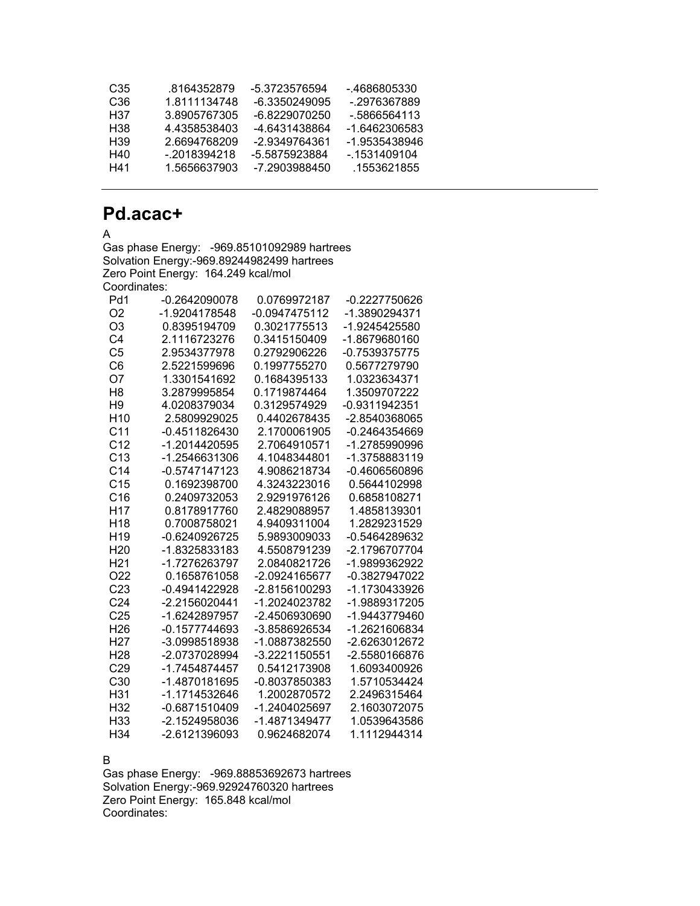| | | | |
|---|---|---|---|
| C35 | .8164352879 | -5.3723576594 | -.4686805330 |
| C36 | 1.8111134748 | -6.3350249095 | -.2976367889 |
| H37 | 3.8905767305 | -6.8229070250 | -.5866564113 |
| H38 | 4.4358538403 | -4.6431438864 | -1.6462306583 |
| H39 | 2.6694768209 | -2.9349764361 | -1.9535438946 |
| H40 | -.2018394218 | -5.5875923884 | -.1531409104 |
| H41 | 1.5656637903 | -7.2903988450 | .1553621855 |

---

# Pd.acac+

A

Gas phase Energy: -969.85101092989 hartrees

Solvation Energy:-969.89244982499 hartrees

Zero Point Energy: 164.249 kcal/mol

Coordinates:

| | | | |
|---|---|---|---|
| Pd1 | -0.2642090078 | 0.0769972187 | -0.2227750626 |
| O2 | -1.9204178548 | -0.0947475112 | -1.3890294371 |
| O3 | 0.8395194709 | 0.3021775513 | -1.9245425580 |
| C4 | 2.1116723276 | 0.3415150409 | -1.8679680160 |
| C5 | 2.9534377978 | 0.2792906226 | -0.7539375775 |
| C6 | 2.5221599696 | 0.1997755270 | 0.5677279790 |
| O7 | 1.3301541692 | 0.1684395133 | 1.0323634371 |
| H8 | 3.2879995854 | 0.1719874464 | 1.3509707222 |
| H9 | 4.0208379034 | 0.3129574929 | -0.9311942351 |
| H10 | 2.5809929025 | 0.4402678435 | -2.8540368065 |
| C11 | -0.4511826430 | 2.1700061905 | -0.2464354669 |
| C12 | -1.2014420595 | 2.7064910571 | -1.2785990996 |
| C13 | -1.2546631306 | 4.1048344801 | -1.3758883119 |
| C14 | -0.5747147123 | 4.9086218734 | -0.4606560896 |
| C15 | 0.1692398700 | 4.3243223016 | 0.5644102998 |
| C16 | 0.2409732053 | 2.9291976126 | 0.6858108271 |
| H17 | 0.8178917760 | 2.4829088957 | 1.4858139301 |
| H18 | 0.7008758021 | 4.9409311004 | 1.2829231529 |
| H19 | -0.6240926725 | 5.9893009033 | -0.5464289632 |
| H20 | -1.8325833183 | 4.5508791239 | -2.1796707704 |
| H21 | -1.7276263797 | 2.0840821726 | -1.9899362922 |
| O22 | 0.1658761058 | -2.0924165677 | -0.3827947022 |
| C23 | -0.4941422928 | -2.8156100293 | -1.1730433926 |
| C24 | -2.2156020441 | -1.2024023782 | -1.9889317205 |
| C25 | -1.6242897957 | -2.4506930690 | -1.9443779460 |
| H26 | -0.1577744693 | -3.8586926534 | -1.2621606834 |
| H27 | -3.0998518938 | -1.0887382550 | -2.6263012672 |
| H28 | -2.0737028994 | -3.2221150551 | -2.5580166876 |
| C29 | -1.7454874457 | 0.5412173908 | 1.6093400926 |
| C30 | -1.4870181695 | -0.8037850383 | 1.5710534424 |
| H31 | -1.1714532646 | 1.2002870572 | 2.2496315464 |
| H32 | -0.6871510409 | -1.2404025697 | 2.1603072075 |
| H33 | -2.1524958036 | -1.4871349477 | 1.0539643586 |
| H34 | -2.6121396093 | 0.9624682074 | 1.1112944314 |

B

Gas phase Energy: -969.88853692673 hartrees

Solvation Energy:-969.92924760320 hartrees

Zero Point Energy: 165.848 kcal/mol

Coordinates: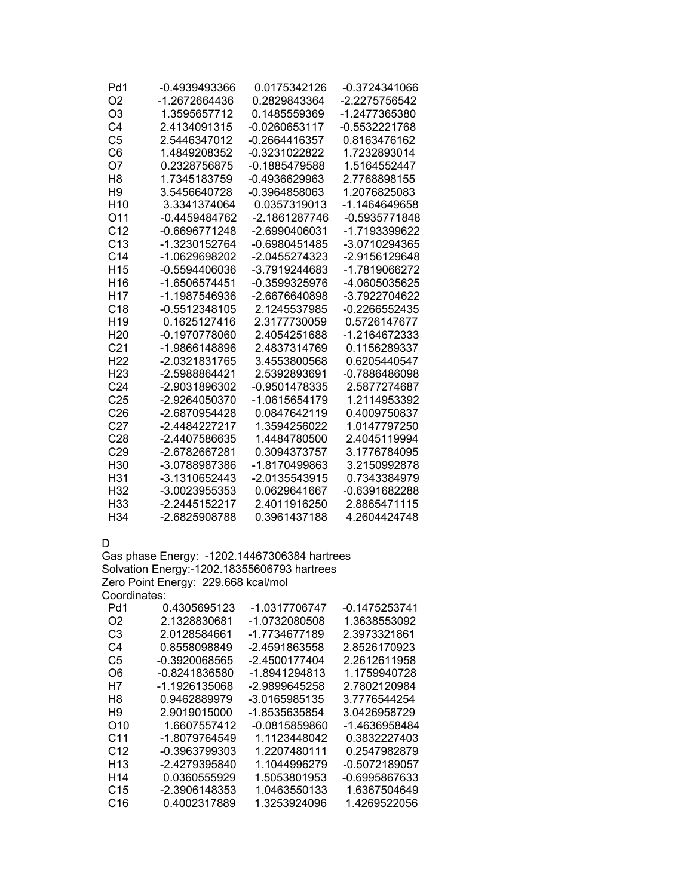| | | | |
|---|---|---|---|
| Pd1 | -0.4939493366 | 0.0175342126 | -0.3724341066 |
| O2 | -1.2672664436 | 0.2829843364 | -2.2275756542 |
| O3 | 1.3595657712 | 0.1485559369 | -1.2477365380 |
| C4 | 2.4134091315 | -0.0260653117 | -0.5532221768 |
| C5 | 2.5446347012 | -0.2664416357 | 0.8163476162 |
| C6 | 1.4849208352 | -0.3231022822 | 1.7232893014 |
| O7 | 0.2328756875 | -0.1885479588 | 1.5164552447 |
| H8 | 1.7345183759 | -0.4936629963 | 2.7768898155 |
| H9 | 3.5456640728 | -0.3964858063 | 1.2076825083 |
| H10 | 3.3341374064 | 0.0357319013 | -1.1464649658 |
| O11 | -0.4459484762 | -2.1861287746 | -0.5935771848 |
| C12 | -0.6696771248 | -2.6990406031 | -1.7193399622 |
| C13 | -1.3230152764 | -0.6980451485 | -3.0710294365 |
| C14 | -1.0629698202 | -2.0455274323 | -2.9156129648 |
| H15 | -0.5594406036 | -3.7919244683 | -1.7819066272 |
| H16 | -1.6506574451 | -0.3599325976 | -4.0605035625 |
| H17 | -1.1987546936 | -2.6676640898 | -3.7922704622 |
| C18 | -0.5512348105 | 2.1245537985 | -0.2266552435 |
| H19 | 0.1625127416 | 2.3177730059 | 0.5726147677 |
| H20 | -0.1970778060 | 2.4054251688 | -1.2164672333 |
| C21 | -1.9866148896 | 2.4837314769 | 0.1156289337 |
| H22 | -2.0321831765 | 3.4553800568 | 0.6205440547 |
| H23 | -2.5988864421 | 2.5392893691 | -0.7886486098 |
| C24 | -2.9031896302 | -0.9501478335 | 2.5877274687 |
| C25 | -2.9264050370 | -1.0615654179 | 1.2114953392 |
| C26 | -2.6870954428 | 0.0847642119 | 0.4009750837 |
| C27 | -2.4484227217 | 1.3594256022 | 1.0147797250 |
| C28 | -2.4407586635 | 1.4484780500 | 2.4045119994 |
| C29 | -2.6782667281 | 0.3094373757 | 3.1776784095 |
| H30 | -3.0788987386 | -1.8170499863 | 3.2150992878 |
| H31 | -3.1310652443 | -2.0135543915 | 0.7343384979 |
| H32 | -3.0023955353 | 0.0629641667 | -0.6391682288 |
| H33 | -2.2445152217 | 2.4011916250 | 2.8865471115 |
| H34 | -2.6825908788 | 0.3961437188 | 4.2604424748 |

D

Gas phase Energy: -1202.14467306384 hartrees

Solvation Energy:-1202.18355606793 hartrees

Zero Point Energy: 229.668 kcal/mol

Coordinates:

| | | | |
|---|---|---|---|
| Pd1 | 0.4305695123 | -1.0317706747 | -0.1475253741 |
| O2 | 2.1328830681 | -1.0732080508 | 1.3638553092 |
| C3 | 2.0128584661 | -1.7734677189 | 2.3973321861 |
| C4 | 0.8558098849 | -2.4591863558 | 2.8526170923 |
| C5 | -0.3920068565 | -2.4500177404 | 2.2612611958 |
| O6 | -0.8241836580 | -1.8941294813 | 1.1759940728 |
| H7 | -1.1926135068 | -2.9899645258 | 2.7802120984 |
| H8 | 0.9462889979 | -3.0165985135 | 3.7776544254 |
| H9 | 2.9019015000 | -1.8535635854 | 3.0426958729 |
| O10 | 1.6607557412 | -0.0815859860 | -1.4636958484 |
| C11 | -1.8079764549 | 1.1123448042 | 0.3832227403 |
| C12 | -0.3963799303 | 1.2207480111 | 0.2547982879 |
| H13 | -2.4279395840 | 1.1044996279 | -0.5072189057 |
| H14 | 0.0360555929 | 1.5053801953 | -0.6995867633 |
| C15 | -2.3906148353 | 1.0463550133 | 1.6367504649 |
| C16 | 0.4002317889 | 1.3253924096 | 1.4269522056 |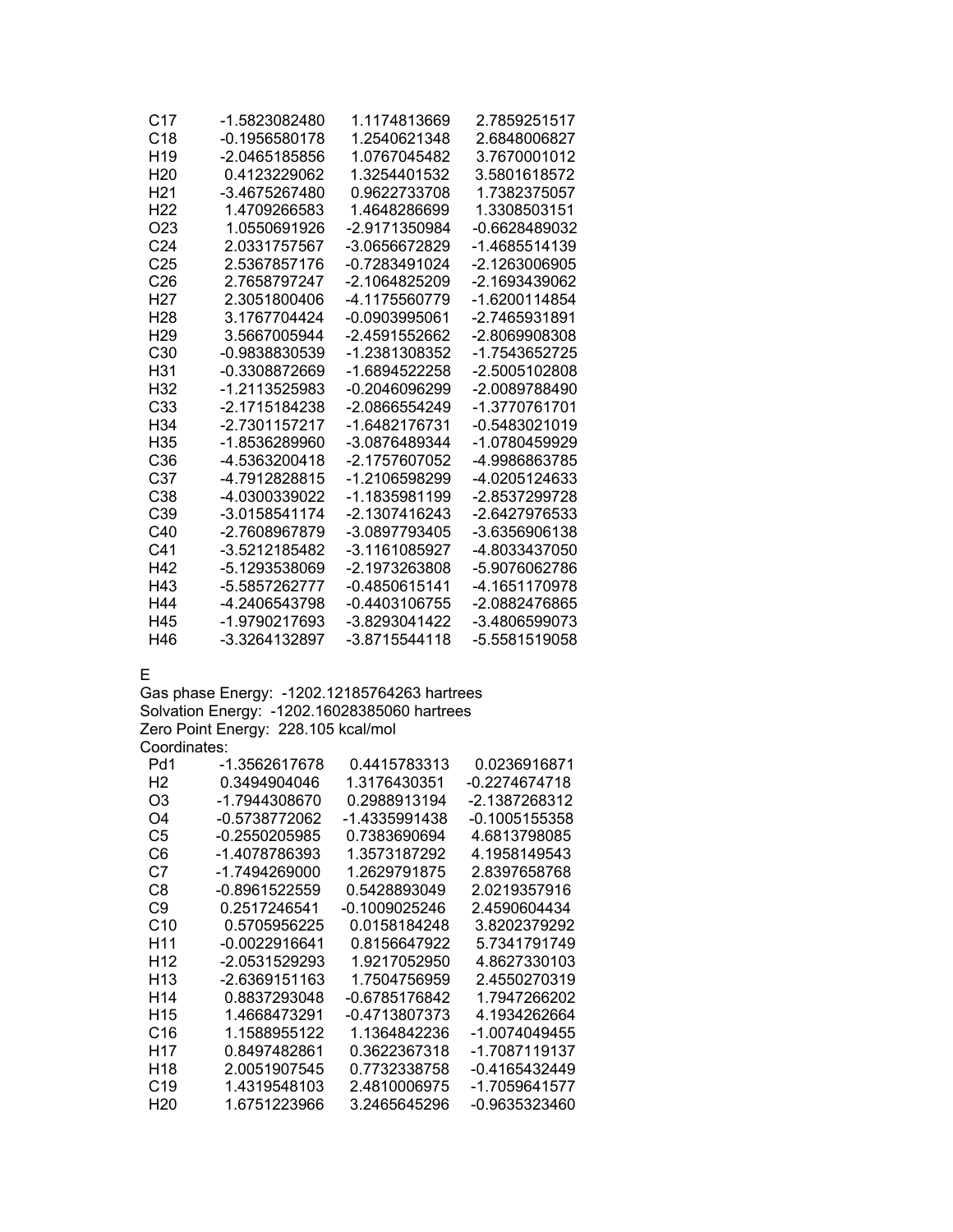| | | | |
|---|---|---|---|
| C17 | -1.5823082480 | 1.1174813669 | 2.7859251517 |
| C18 | -0.1956580178 | 1.2540621348 | 2.6848006827 |
| H19 | -2.0465185856 | 1.0767045482 | 3.7670001012 |
| H20 | 0.4123229062 | 1.3254401532 | 3.5801618572 |
| H21 | -3.4675267480 | 0.9622733708 | 1.7382375057 |
| H22 | 1.4709266583 | 1.4648286699 | 1.3308503151 |
| O23 | 1.0550691926 | -2.9171350984 | -0.6628489032 |
| C24 | 2.0331757567 | -3.0656672829 | -1.4685514139 |
| C25 | 2.5367857176 | -0.7283491024 | -2.1263006905 |
| C26 | 2.7658797247 | -2.1064825209 | -2.1693439062 |
| H27 | 2.3051800406 | -4.1175560779 | -1.6200114854 |
| H28 | 3.1767704424 | -0.0903995061 | -2.7465931891 |
| H29 | 3.5667005944 | -2.4591552662 | -2.8069908308 |
| C30 | -0.9838830539 | -1.2381308352 | -1.7543652725 |
| H31 | -0.3308872669 | -1.6894522258 | -2.5005102808 |
| H32 | -1.2113525983 | -0.2046096299 | -2.0089788490 |
| C33 | -2.1715184238 | -2.0866554249 | -1.3770761701 |
| H34 | -2.7301157217 | -1.6482176731 | -0.5483021019 |
| H35 | -1.8536289960 | -3.0876489344 | -1.0780459929 |
| C36 | -4.5363200418 | -2.1757607052 | -4.9986863785 |
| C37 | -4.7912828815 | -1.2106598299 | -4.0205124633 |
| C38 | -4.0300339022 | -1.1835981199 | -2.8537299728 |
| C39 | -3.0158541174 | -2.1307416243 | -2.6427976533 |
| C40 | -2.7608967879 | -3.0897793405 | -3.6356906138 |
| C41 | -3.5212185482 | -3.1161085927 | -4.8033437050 |
| H42 | -5.1293538069 | -2.1973263808 | -5.9076062786 |
| H43 | -5.5857262777 | -0.4850615141 | -4.1651170978 |
| H44 | -4.2406543798 | -0.4403106755 | -2.0882476865 |
| H45 | -1.9790217693 | -3.8293041422 | -3.4806599073 |
| H46 | -3.3264132897 | -3.8715544118 | -5.5581519058 |

E

Gas phase Energy: -1202.12185764263 hartrees
Solvation Energy: -1202.16028385060 hartrees
Zero Point Energy: 228.105 kcal/mol
Coordinates:

| | | | |
|---|---|---|---|
| Pd1 | -1.3562617678 | 0.4415783313 | 0.0236916871 |
| H2 | 0.3494904046 | 1.3176430351 | -0.2274674718 |
| O3 | -1.7944308670 | 0.2988913194 | -2.1387268312 |
| O4 | -0.5738772062 | -1.4335991438 | -0.1005155358 |
| C5 | -0.2550205985 | 0.7383690694 | 4.6813798085 |
| C6 | -1.4078786393 | 1.3573187292 | 4.1958149543 |
| C7 | -1.7494269000 | 1.2629791875 | 2.8397658768 |
| C8 | -0.8961522559 | 0.5428893049 | 2.0219357916 |
| C9 | 0.2517246541 | -0.1009025246 | 2.4590604434 |
| C10 | 0.5705956225 | 0.0158184248 | 3.8202379292 |
| H11 | -0.0022916641 | 0.8156647922 | 5.7341791749 |
| H12 | -2.0531529293 | 1.9217052950 | 4.8627330103 |
| H13 | -2.6369151163 | 1.7504756959 | 2.4550270319 |
| H14 | 0.8837293048 | -0.6785176842 | 1.7947266202 |
| H15 | 1.4668473291 | -0.4713807373 | 4.1934262664 |
| C16 | 1.1588955122 | 1.1364842236 | -1.0074049455 |
| H17 | 0.8497482861 | 0.3622367318 | -1.7087119137 |
| H18 | 2.0051907545 | 0.7732338758 | -0.4165432449 |
| C19 | 1.4319548103 | 2.4810006975 | -1.7059641577 |
| H20 | 1.6751223966 | 3.2465645296 | -0.9635323460 |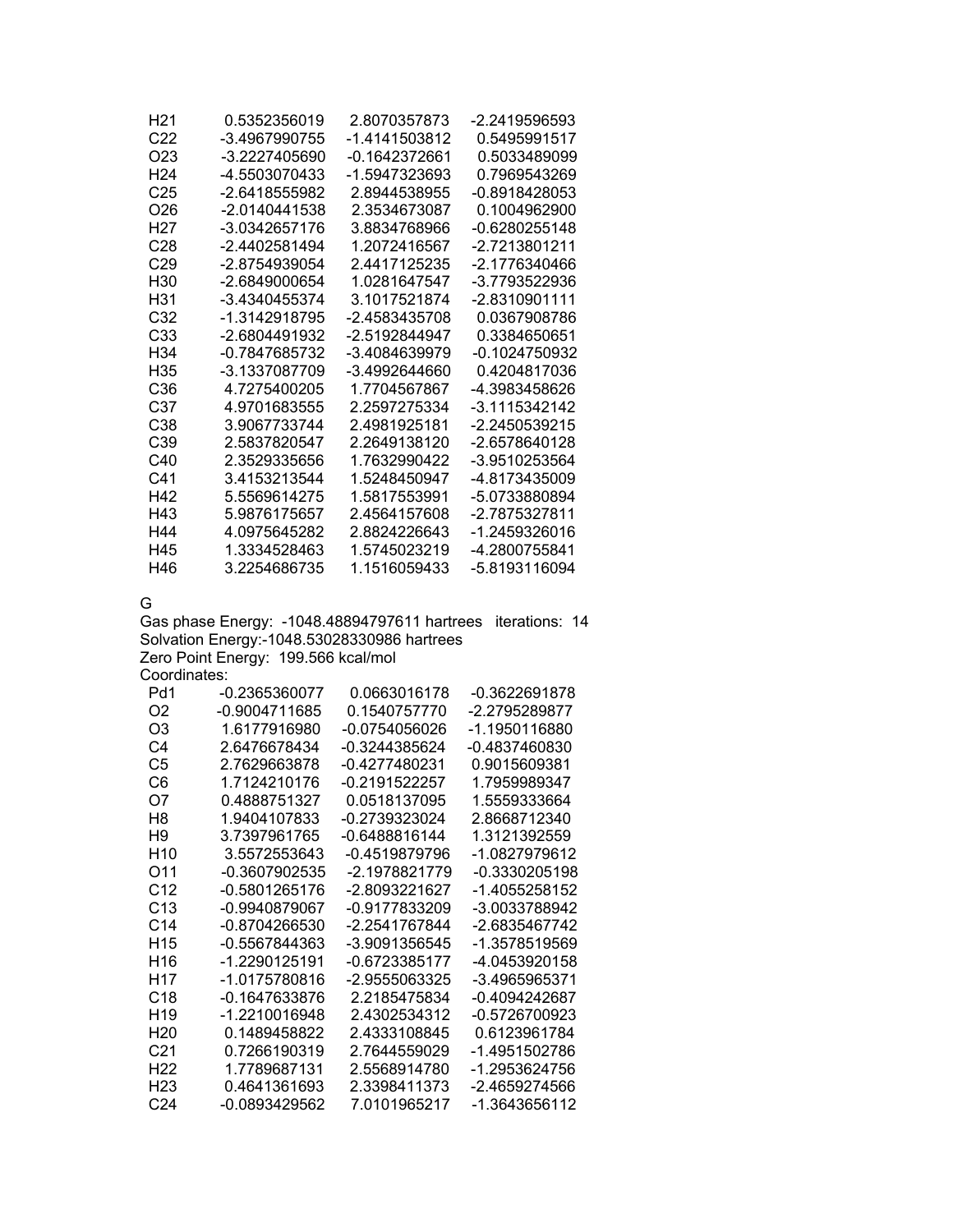| | | | |
|---|---|---|---|
| H21 | 0.5352356019 | 2.8070357873 | -2.2419596593 |
| C22 | -3.4967990755 | -1.4141503812 | 0.5495991517 |
| O23 | -3.2227405690 | -0.1642372661 | 0.5033489099 |
| H24 | -4.5503070433 | -1.5947323693 | 0.7969543269 |
| C25 | -2.6418555982 | 2.8944538955 | -0.8918428053 |
| O26 | -2.0140441538 | 2.3534673087 | 0.1004962900 |
| H27 | -3.0342657176 | 3.8834768966 | -0.6280255148 |
| C28 | -2.4402581494 | 1.2072416567 | -2.7213801211 |
| C29 | -2.8754939054 | 2.4417125235 | -2.1776340466 |
| H30 | -2.6849000654 | 1.0281647547 | -3.7793522936 |
| H31 | -3.4340455374 | 3.1017521874 | -2.8310901111 |
| C32 | -1.3142918795 | -2.4583435708 | 0.0367908786 |
| C33 | -2.6804491932 | -2.5192844947 | 0.3384650651 |
| H34 | -0.7847685732 | -3.4084639979 | -0.1024750932 |
| H35 | -3.1337087709 | -3.4992644660 | 0.4204817036 |
| C36 | 4.7275400205 | 1.7704567867 | -4.3983458626 |
| C37 | 4.9701683555 | 2.2597275334 | -3.1115342142 |
| C38 | 3.9067733744 | 2.4981925181 | -2.2450539215 |
| C39 | 2.5837820547 | 2.2649138120 | -2.6578640128 |
| C40 | 2.3529335656 | 1.7632990422 | -3.9510253564 |
| C41 | 3.4153213544 | 1.5248450947 | -4.8173435009 |
| H42 | 5.5569614275 | 1.5817553991 | -5.0733880894 |
| H43 | 5.9876175657 | 2.4564157608 | -2.7875327811 |
| H44 | 4.0975645282 | 2.8824226643 | -1.2459326016 |
| H45 | 1.3334528463 | 1.5745023219 | -4.2800755841 |
| H46 | 3.2254686735 | 1.1516059433 | -5.8193116094 |

G

Gas phase Energy: -1048.48894797611 hartrees iterations: 14
Solvation Energy:-1048.53028330986 hartrees
Zero Point Energy: 199.566 kcal/mol
Coordinates:

| | | | |
|---|---|---|---|
| Pd1 | -0.2365360077 | 0.0663016178 | -0.3622691878 |
| O2 | -0.9004711685 | 0.1540757770 | -2.2795289877 |
| O3 | 1.6177916980 | -0.0754056026 | -1.1950116880 |
| C4 | 2.6476678434 | -0.3244385624 | -0.4837460830 |
| C5 | 2.7629663878 | -0.4277480231 | 0.9015609381 |
| C6 | 1.7124210176 | -0.2191522257 | 1.7959989347 |
| O7 | 0.4888751327 | 0.0518137095 | 1.5559333664 |
| H8 | 1.9404107833 | -0.2739323024 | 2.8668712340 |
| H9 | 3.7397961765 | -0.6488816144 | 1.3121392559 |
| H10 | 3.5572553643 | -0.4519879796 | -1.0827979612 |
| O11 | -0.3607902535 | -2.1978821779 | -0.3330205198 |
| C12 | -0.5801265176 | -2.8093221627 | -1.4055258152 |
| C13 | -0.9940879067 | -0.9177833209 | -3.0033788942 |
| C14 | -0.8704266530 | -2.2541767844 | -2.6835467742 |
| H15 | -0.5567844363 | -3.9091356545 | -1.3578519569 |
| H16 | -1.2290125191 | -0.6723385177 | -4.0453920158 |
| H17 | -1.0175780816 | -2.9555063325 | -3.4965965371 |
| C18 | -0.1647633876 | 2.2185475834 | -0.4094242687 |
| H19 | -1.2210016948 | 2.4302534312 | -0.5726700923 |
| H20 | 0.1489458822 | 2.4333108845 | 0.6123961784 |
| C21 | 0.7266190319 | 2.7644559029 | -1.4951502786 |
| H22 | 1.7789687131 | 2.5568914780 | -1.2953624756 |
| H23 | 0.4641361693 | 2.3398411373 | -2.4659274566 |
| C24 | -0.0893429562 | 7.0101965217 | -1.3643656112 |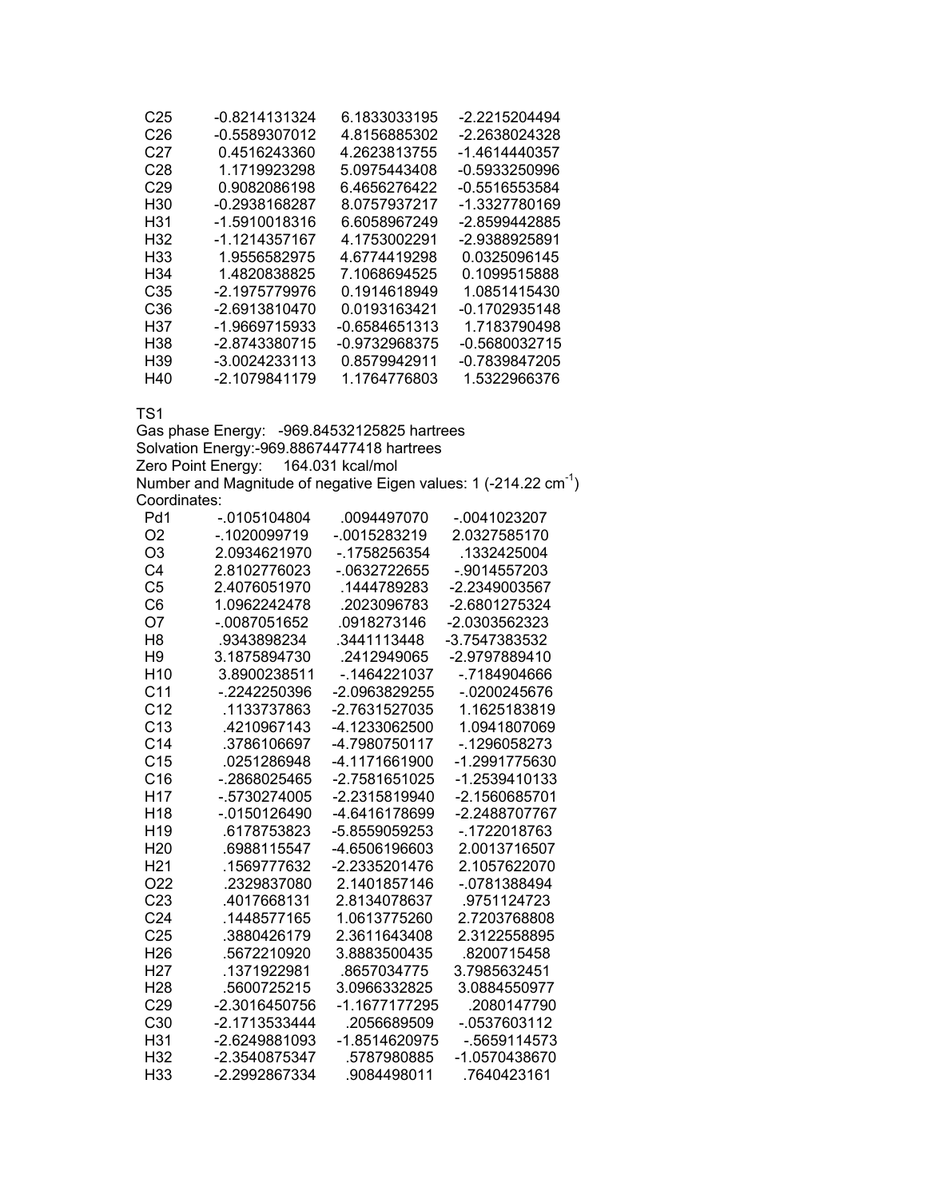| C25 | -0.8214131324 | 6.1833033195 | -2.2215204494 |
|---|---|---|---|
| C26 | -0.5589307012 | 4.8156885302 | -2.2638024328 |
| C27 | 0.4516243360 | 4.2623813755 | -1.4614440357 |
| C28 | 1.1719923298 | 5.0975443408 | -0.5933250996 |
| C29 | 0.9082086198 | 6.4656276422 | -0.5516553584 |
| H30 | -0.2938168287 | 8.0757937217 | -1.3327780169 |
| H31 | -1.5910018316 | 6.6058967249 | -2.8599442885 |
| H32 | -1.1214357167 | 4.1753002291 | -2.9388925891 |
| H33 | 1.9556582975 | 4.6774419298 | 0.0325096145 |
| H34 | 1.4820838825 | 7.1068694525 | 0.1099515888 |
| C35 | -2.1975779976 | 0.1914618949 | 1.0851415430 |
| C36 | -2.6913810470 | 0.0193163421 | -0.1702935148 |
| H37 | -1.9669715933 | -0.6584651313 | 1.7183790498 |
| H38 | -2.8743380715 | -0.9732968375 | -0.5680032715 |
| H39 | -3.0024233113 | 0.8579942911 | -0.7839847205 |
| H40 | -2.1079841179 | 1.1764776803 | 1.5322966376 |

TS1

Gas phase Energy: -969.84532125825 hartrees

Solvation Energy:-969.88674477418 hartrees

Zero Point Energy: 164.031 kcal/mol

Number and Magnitude of negative Eigen values: 1 (-214.22 $cm^{-1}$)

Coordinates:

| Pd1 | -.0105104804 | .0094497070 | -.0041023207 |
|---|---|---|---|
| O2 | -.1020099719 | -.0015283219 | 2.0327585170 |
| O3 | 2.0934621970 | -.1758256354 | .1332425004 |
| C4 | 2.8102776023 | -.0632722655 | -.9014557203 |
| C5 | 2.4076051970 | .1444789283 | -2.2349003567 |
| C6 | 1.0962242478 | .2023096783 | -2.6801275324 |
| O7 | -.0087051652 | .0918273146 | -2.0303562323 |
| H8 | .9343898234 | .3441113448 | -3.7547383532 |
| H9 | 3.1875894730 | .2412949065 | -2.9797889410 |
| H10 | 3.8900238511 | -.1464221037 | -.7184904666 |
| C11 | -.2242250396 | -2.0963829255 | -.0200245676 |
| C12 | .1133737863 | -2.7631527035 | 1.1625183819 |
| C13 | .4210967143 | -4.1233062500 | 1.0941807069 |
| C14 | .3786106697 | -4.7980750117 | -.1296058273 |
| C15 | .0251286948 | -4.1171661900 | -1.2991775630 |
| C16 | -.2868025465 | -2.7581651025 | -1.2539410133 |
| H17 | -.5730274005 | -2.2315819940 | -2.1560685701 |
| H18 | -.0150126490 | -4.6416178699 | -2.2488707767 |
| H19 | .6178753823 | -5.8559059253 | -.1722018763 |
| H20 | .6988115547 | -4.6506196603 | 2.0013716507 |
| H21 | .1569777632 | -2.2335201476 | 2.1057622070 |
| O22 | .2329837080 | 2.1401857146 | -.0781388494 |
| C23 | .4017668131 | 2.8134078637 | .9751124723 |
| C24 | .1448577165 | 1.0613775260 | 2.7203768808 |
| C25 | .3880426179 | 2.3611643408 | 2.3122558895 |
| H26 | .5672210920 | 3.8883500435 | .8200715458 |
| H27 | .1371922981 | .8657034775 | 3.7985632451 |
| H28 | .5600725215 | 3.0966332825 | 3.0884550977 |
| C29 | -2.3016450756 | -1.1677177295 | .2080147790 |
| C30 | -2.1713533444 | .2056689509 | -.0537603112 |
| H31 | -2.6249881093 | -1.8514620975 | -.5659114573 |
| H32 | -2.3540875347 | .5787980885 | -1.0570438670 |
| H33 | -2.2992867334 | .9084498011 | .7640423161 |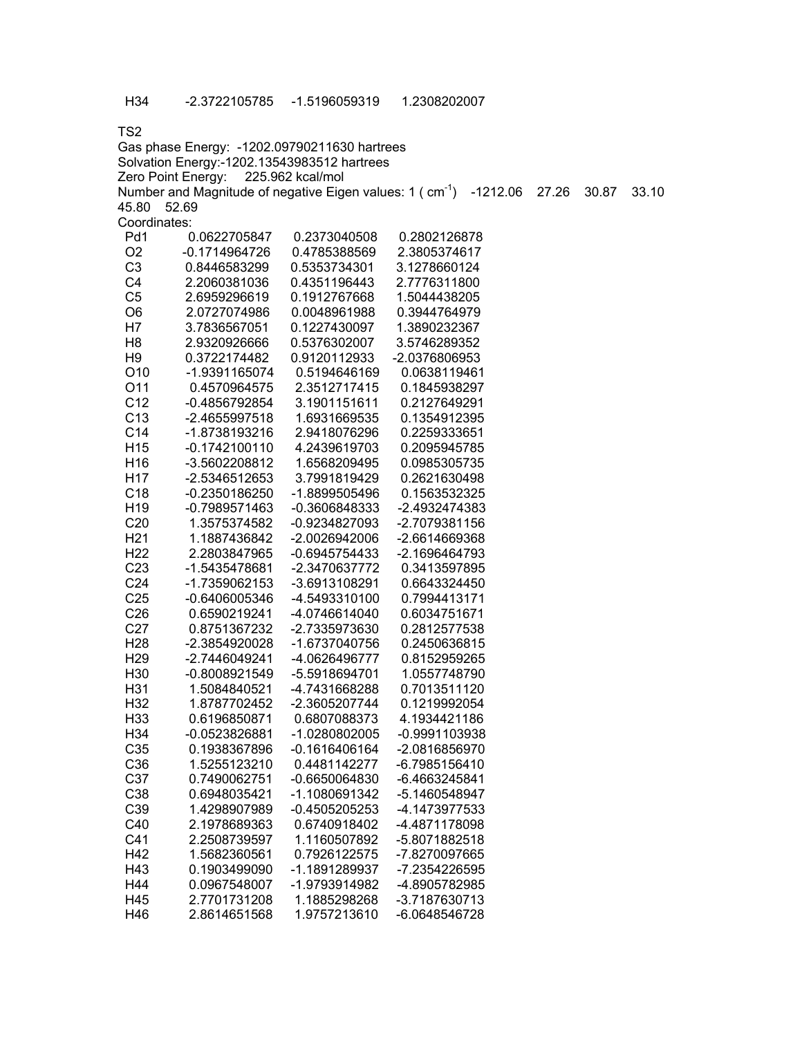H34 -2.3722105785 -1.5196059319 1.2308202007

TS2

Gas phase Energy: -1202.09790211630 hartrees

Solvation Energy:-1202.13543983512 hartrees

Zero Point Energy: 225.962 kcal/mol

Number and Magnitude of negative Eigen values: 1 ( $cm^{-1}$) -1212.06 27.26 30.87 33.10 45.80 52.69

Coordinates:

| | | | |
|---|---|---|---|
| Pd1 | 0.0622705847 | 0.2373040508 | 0.2802126878 |
| O2 | -0.1714964726 | 0.4785388569 | 2.3805374617 |
| C3 | 0.8446583299 | 0.5353734301 | 3.1278660124 |
| C4 | 2.2060381036 | 0.4351196443 | 2.7776311800 |
| C5 | 2.6959296619 | 0.1912767668 | 1.5044438205 |
| O6 | 2.0727074986 | 0.0048961988 | 0.3944764979 |
| H7 | 3.7836567051 | 0.1227430097 | 1.3890232367 |
| H8 | 2.9320926666 | 0.5376302007 | 3.5746289352 |
| H9 | 0.3722174482 | 0.9120112933 | -2.0376806953 |
| O10 | -1.9391165074 | 0.5194646169 | 0.0638119461 |
| O11 | 0.4570964575 | 2.3512717415 | 0.1845938297 |
| C12 | -0.4856792854 | 3.1901151611 | 0.2127649291 |
| C13 | -2.4655997518 | 1.6931669535 | 0.1354912395 |
| C14 | -1.8738193216 | 2.9418076296 | 0.2259333651 |
| H15 | -0.1742100110 | 4.2439619703 | 0.2095945785 |
| H16 | -3.5602208812 | 1.6568209495 | 0.0985305735 |
| H17 | -2.5346512653 | 3.7991819429 | 0.2621630498 |
| C18 | -0.2350186250 | -1.8899505496 | 0.1563532325 |
| H19 | -0.7989571463 | -0.3606848333 | -2.4932474383 |
| C20 | 1.3575374582 | -0.9234827093 | -2.7079381156 |
| H21 | 1.1887436842 | -2.0026942006 | -2.6614669368 |
| H22 | 2.2803847965 | -0.6945754433 | -2.1696464793 |
| C23 | -1.5435478681 | -2.3470637772 | 0.3413597895 |
| C24 | -1.7359062153 | -3.6913108291 | 0.6643324450 |
| C25 | -0.6406005346 | -4.5493310100 | 0.7994413171 |
| C26 | 0.6590219241 | -4.0746614040 | 0.6034751671 |
| C27 | 0.8751367232 | -2.7335973630 | 0.2812577538 |
| H28 | -2.3854920028 | -1.6737040756 | 0.2450636815 |
| H29 | -2.7446049241 | -4.0626496777 | 0.8152959265 |
| H30 | -0.8008921549 | -5.5918694701 | 1.0557748790 |
| H31 | 1.5084840521 | -4.7431668288 | 0.7013511120 |
| H32 | 1.8787702452 | -2.3605207744 | 0.1219992054 |
| H33 | 0.6196850871 | 0.6807088373 | 4.1934421186 |
| H34 | -0.0523826881 | -1.0280802005 | -0.9991103938 |
| C35 | 0.1938367896 | -0.1616406164 | -2.0816856970 |
| C36 | 1.5255123210 | 0.4481142277 | -6.7985156410 |
| C37 | 0.7490062751 | -0.6650064830 | -6.4663245841 |
| C38 | 0.6948035421 | -1.1080691342 | -5.1460548947 |
| C39 | 1.4298907989 | -0.4505205253 | -4.1473977533 |
| C40 | 2.1978689363 | 0.6740918402 | -4.4871178098 |
| C41 | 2.2508739597 | 1.1160507892 | -5.8071882518 |
| H42 | 1.5682360561 | 0.7926122575 | -7.8270097665 |
| H43 | 0.1903499090 | -1.1891289937 | -7.2354226595 |
| H44 | 0.0967548007 | -1.9793914982 | -4.8905782985 |
| H45 | 2.7701731208 | 1.1885298268 | -3.7187630713 |
| H46 | 2.8614651568 | 1.9757213610 | -6.0648546728 |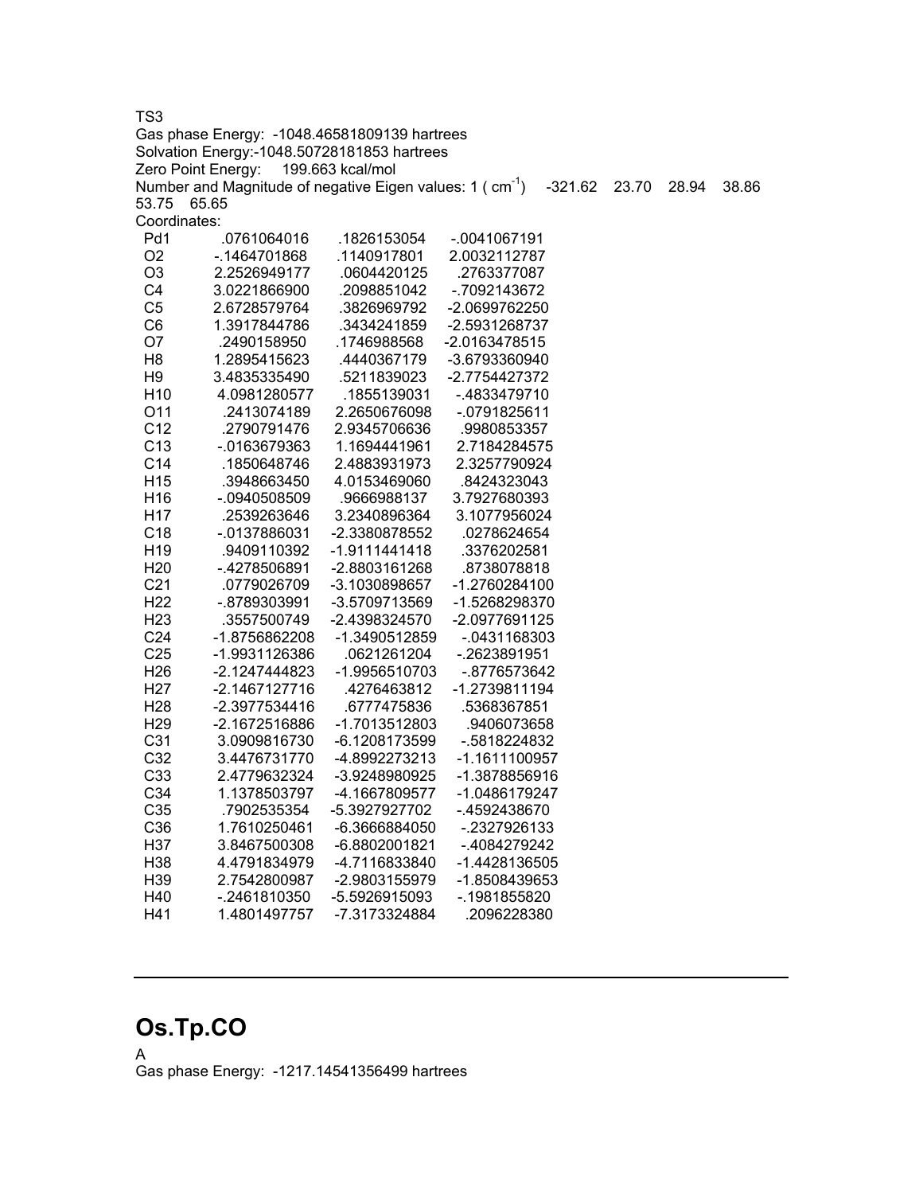TS3

Gas phase Energy: -1048.46581809139 hartrees

Solvation Energy:-1048.50728181853 hartrees

Zero Point Energy: 199.663 kcal/mol

Number and Magnitude of negative Eigen values: 1 ( $cm^{-1}$) -321.62 23.70 28.94 38.86 53.75 65.65

Coordinates:

| | | | |
|---|---|---|---|
| Pd1 | .0761064016 | .1826153054 | -.0041067191 |
| O2 | -.1464701868 | .1140917801 | 2.0032112787 |
| O3 | 2.2526949177 | .0604420125 | .2763377087 |
| C4 | 3.0221866900 | .2098851042 | -.7092143672 |
| C5 | 2.6728579764 | .3826969792 | -2.0699762250 |
| C6 | 1.3917844786 | .3434241859 | -2.5931268737 |
| O7 | .2490158950 | .1746988568 | -2.0163478515 |
| H8 | 1.2895415623 | .4440367179 | -3.6793360940 |
| H9 | 3.4835335490 | .5211839023 | -2.7754427372 |
| H10 | 4.0981280577 | .1855139031 | -.4833479710 |
| O11 | .2413074189 | 2.2650676098 | -.0791825611 |
| C12 | .2790791476 | 2.9345706636 | .9980853357 |
| C13 | -.0163679363 | 1.1694441961 | 2.7184284575 |
| C14 | .1850648746 | 2.4883931973 | 2.3257790924 |
| H15 | .3948663450 | 4.0153469060 | .8424323043 |
| H16 | -.0940508509 | .9666988137 | 3.7927680393 |
| H17 | .2539263646 | 3.2340896364 | 3.1077956024 |
| C18 | -.0137886031 | -2.3380878552 | .0278624654 |
| H19 | .9409110392 | -1.9111441418 | .3376202581 |
| H20 | -.4278506891 | -2.8803161268 | .8738078818 |
| C21 | .0779026709 | -3.1030898657 | -1.2760284100 |
| H22 | -.8789303991 | -3.5709713569 | -1.5268298370 |
| H23 | .3557500749 | -2.4398324570 | -2.0977691125 |
| C24 | -1.8756862208 | -1.3490512859 | -.0431168303 |
| C25 | -1.9931126386 | .0621261204 | -.2623891951 |
| H26 | -2.1247444823 | -1.9956510703 | -.8776573642 |
| H27 | -2.1467127716 | .4276463812 | -1.2739811194 |
| H28 | -2.3977534416 | .6777475836 | .5368367851 |
| H29 | -2.1672516886 | -1.7013512803 | .9406073658 |
| C31 | 3.0909816730 | -6.1208173599 | -.5818224832 |
| C32 | 3.4476731770 | -4.8992273213 | -1.1611100957 |
| C33 | 2.4779632324 | -3.9248980925 | -1.3878856916 |
| C34 | 1.1378503797 | -4.1667809577 | -1.0486179247 |
| C35 | .7902535354 | -5.3927927702 | -.4592438670 |
| C36 | 1.7610250461 | -6.3666884050 | -.2327926133 |
| H37 | 3.8467500308 | -6.8802001821 | -.4084279242 |
| H38 | 4.4791834979 | -4.7116833840 | -1.4428136505 |
| H39 | 2.7542800987 | -2.9803155979 | -1.8508439653 |
| H40 | -.2461810350 | -5.5926915093 | -.1981855820 |
| H41 | 1.4801497757 | -7.3173324884 | .2096228380 |

---

# Os.Tp.CO

A

Gas phase Energy: -1217.14541356499 hartrees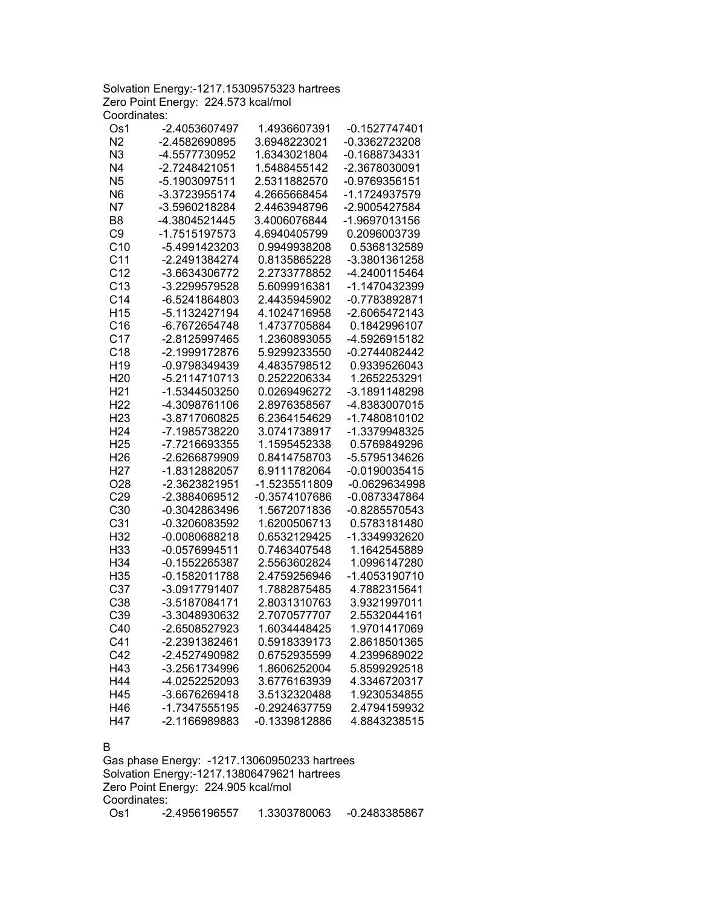Solvation Energy:-1217.15309575323 hartrees
Zero Point Energy: 224.573 kcal/mol
Coordinates:

| | | | |
|---|---|---|---|
| Os1 | -2.4053607497 | 1.4936607391 | -0.1527747401 |
| N2 | -2.4582690895 | 3.6948223021 | -0.3362723208 |
| N3 | -4.5577730952 | 1.6343021804 | -0.1688734331 |
| N4 | -2.7248421051 | 1.5488455142 | -2.3678030091 |
| N5 | -5.1903097511 | 2.5311882570 | -0.9769356151 |
| N6 | -3.3723955174 | 4.2665668454 | -1.1724937579 |
| N7 | -3.5960218284 | 2.4463948796 | -2.9005427584 |
| B8 | -4.3804521445 | 3.4006076844 | -1.9697013156 |
| C9 | -1.7515197573 | 4.6940405799 | 0.2096003739 |
| C10 | -5.4991423203 | 0.9949938208 | 0.5368132589 |
| C11 | -2.2491384274 | 0.8135865228 | -3.3801361258 |
| C12 | -3.6634306772 | 2.2733778852 | -4.2400115464 |
| C13 | -3.2299579528 | 5.6099916381 | -1.1470432399 |
| C14 | -6.5241864803 | 2.4435945902 | -0.7783892871 |
| H15 | -5.1132427194 | 4.1024716958 | -2.6065472143 |
| C16 | -6.7672654748 | 1.4737705884 | 0.1842996107 |
| C17 | -2.8125997465 | 1.2360893055 | -4.5926915182 |
| C18 | -2.1999172876 | 5.9299233550 | -0.2744082442 |
| H19 | -0.9798349439 | 4.4835798512 | 0.9339526043 |
| H20 | -5.2114710713 | 0.2522206334 | 1.2652253291 |
| H21 | -1.5344503250 | 0.0269496272 | -3.1891148298 |
| H22 | -4.3098761106 | 2.8976358567 | -4.8383007015 |
| H23 | -3.8717060825 | 6.2364154629 | -1.7480810102 |
| H24 | -7.1985738220 | 3.0741738917 | -1.3379948325 |
| H25 | -7.7216693355 | 1.1595452338 | 0.5769849296 |
| H26 | -2.6266879909 | 0.8414758703 | -5.5795134626 |
| H27 | -1.8312882057 | 6.9111782064 | -0.0190035415 |
| O28 | -2.3623821951 | -1.5235511809 | -0.0629634998 |
| C29 | -2.3884069512 | -0.3574107686 | -0.0873347864 |
| C30 | -0.3042863496 | 1.5672071836 | -0.8285570543 |
| C31 | -0.3206083592 | 1.6200506713 | 0.5783181480 |
| H32 | -0.0080688218 | 0.6532129425 | -1.3349932620 |
| H33 | -0.0576994511 | 0.7463407548 | 1.1642545889 |
| H34 | -0.1552265387 | 2.5563602824 | 1.0996147280 |
| H35 | -0.1582011788 | 2.4759256946 | -1.4053190710 |
| C37 | -3.0917791407 | 1.7882875485 | 4.7882315641 |
| C38 | -3.5187084171 | 2.8031310763 | 3.9321997011 |
| C39 | -3.3048930632 | 2.7070577707 | 2.5532044161 |
| C40 | -2.6508527923 | 1.6034448425 | 1.9701417069 |
| C41 | -2.2391382461 | 0.5918339173 | 2.8618501365 |
| C42 | -2.4527490982 | 0.6752935599 | 4.2399689022 |
| H43 | -3.2561734996 | 1.8606252004 | 5.8599292518 |
| H44 | -4.0252252093 | 3.6776163939 | 4.3346720317 |
| H45 | -3.6676269418 | 3.5132320488 | 1.9230534855 |
| H46 | -1.7347555195 | -0.2924637759 | 2.4794159932 |
| H47 | -2.1166989883 | -0.1339812886 | 4.8843238515 |

B

Gas phase Energy: -1217.13060950233 hartrees
Solvation Energy:-1217.13806479621 hartrees
Zero Point Energy: 224.905 kcal/mol
Coordinates:

| | | | |
|---|---|---|---|
| Os1 | -2.4956196557 | 1.3303780063 | -0.2483385867 |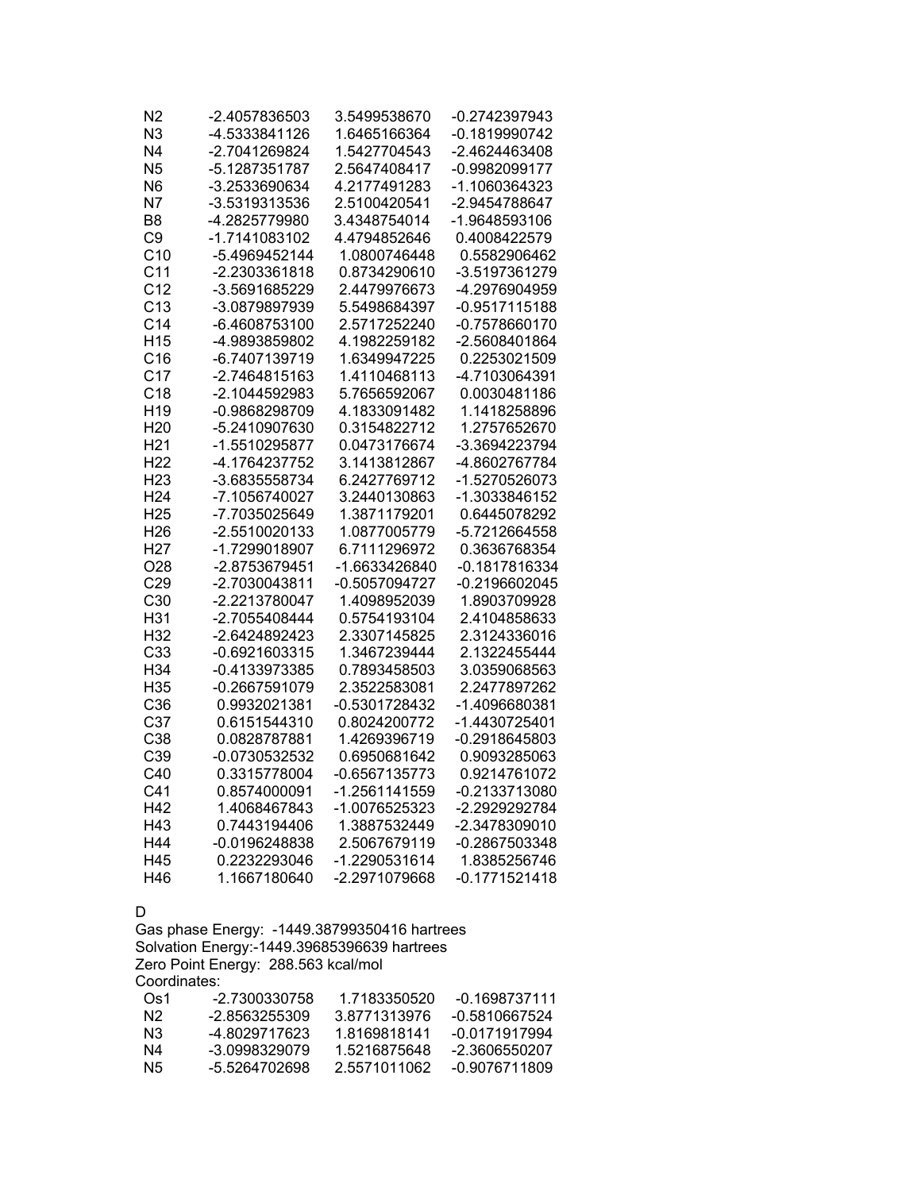| | | | |
|---|---|---|---|
| N2 | -2.4057836503 | 3.5499538670 | -0.2742397943 |
| N3 | -4.5333841126 | 1.6465166364 | -0.1819990742 |
| N4 | -2.7041269824 | 1.5427704543 | -2.4624463408 |
| N5 | -5.1287351787 | 2.5647408417 | -0.9982099177 |
| N6 | -3.2533690634 | 4.2177491283 | -1.1060364323 |
| N7 | -3.5319313536 | 2.5100420541 | -2.9454788647 |
| B8 | -4.2825779980 | 3.4348754014 | -1.9648593106 |
| C9 | -1.7141083102 | 4.4794852646 | 0.4008422579 |
| C10 | -5.4969452144 | 1.0800746448 | 0.5582906462 |
| C11 | -2.2303361818 | 0.8734290610 | -3.5197361279 |
| C12 | -3.5691685229 | 2.4479976673 | -4.2976904959 |
| C13 | -3.0879897939 | 5.5498684397 | -0.9517115188 |
| C14 | -6.4608753100 | 2.5717252240 | -0.7578660170 |
| H15 | -4.9893859802 | 4.1982259182 | -2.5608401864 |
| C16 | -6.7407139719 | 1.6349947225 | 0.2253021509 |
| C17 | -2.7464815163 | 1.4110468113 | -4.7103064391 |
| C18 | -2.1044592983 | 5.7656592067 | 0.0030481186 |
| H19 | -0.9868298709 | 4.1833091482 | 1.1418258896 |
| H20 | -5.2410907630 | 0.3154822712 | 1.2757652670 |
| H21 | -1.5510295877 | 0.0473176674 | -3.3694223794 |
| H22 | -4.1764237752 | 3.1413812867 | -4.8602767784 |
| H23 | -3.6835558734 | 6.2427769712 | -1.5270526073 |
| H24 | -7.1056740027 | 3.2440130863 | -1.3033846152 |
| H25 | -7.7035025649 | 1.3871179201 | 0.6445078292 |
| H26 | -2.5510020133 | 1.0877005779 | -5.7212664558 |
| H27 | -1.7299018907 | 6.7111296972 | 0.3636768354 |
| O28 | -2.8753679451 | -1.6633426840 | -0.1817816334 |
| C29 | -2.7030043811 | -0.5057094727 | -0.2196602045 |
| C30 | -2.2213780047 | 1.4098952039 | 1.8903709928 |
| H31 | -2.7055408444 | 0.5754193104 | 2.4104858633 |
| H32 | -2.6424892423 | 2.3307145825 | 2.3124336016 |
| C33 | -0.6921603315 | 1.3467239444 | 2.1322455444 |
| H34 | -0.4133973385 | 0.7893458503 | 3.0359068563 |
| H35 | -0.2667591079 | 2.3522583081 | 2.2477897262 |
| C36 | 0.9932021381 | -0.5301728432 | -1.4096680381 |
| C37 | 0.6151544310 | 0.8024200772 | -1.4430725401 |
| C38 | 0.0828787881 | 1.4269396719 | -0.2918645803 |
| C39 | -0.0730532532 | 0.6950681642 | 0.9093285063 |
| C40 | 0.3315778004 | -0.6567135773 | 0.9214761072 |
| C41 | 0.8574000091 | -1.2561141559 | -0.2133713080 |
| H42 | 1.4068467843 | -1.0076525323 | -2.2929292784 |
| H43 | 0.7443194406 | 1.3887532449 | -2.3478309010 |
| H44 | -0.0196248838 | 2.5067679119 | -0.2867503348 |
| H45 | 0.2232293046 | -1.2290531614 | 1.8385256746 |
| H46 | 1.1667180640 | -2.2971079668 | -0.1771521418 |

D

Gas phase Energy: -1449.38799350416 hartrees
Solvation Energy:-1449.39685396639 hartrees
Zero Point Energy: 288.563 kcal/mol
Coordinates:

| | | | |
|---|---|---|---|
| Os1 | -2.7300330758 | 1.7183350520 | -0.1698737111 |
| N2 | -2.8563255309 | 3.8771313976 | -0.5810667524 |
| N3 | -4.8029717623 | 1.8169818141 | -0.0171917994 |
| N4 | -3.0998329079 | 1.5216875648 | -2.3606550207 |
| N5 | -5.5264702698 | 2.5571011062 | -0.9076711809 |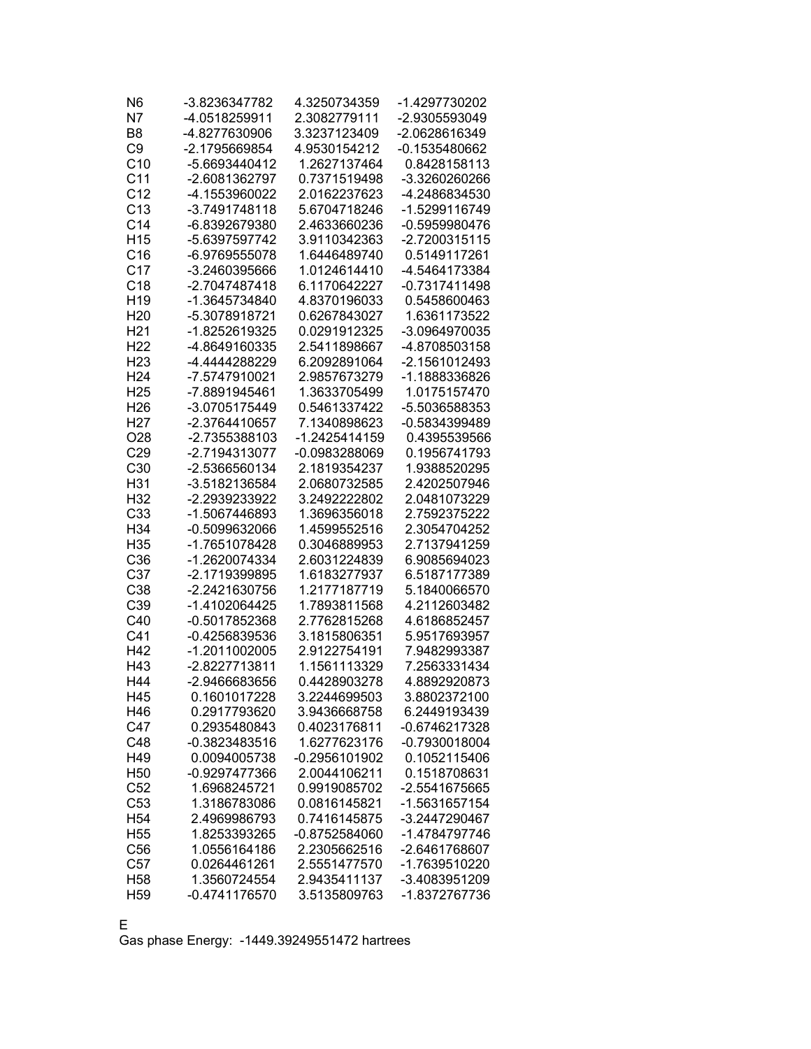| | | | |
|---|---|---|---|
| N6 | -3.8236347782 | 4.3250734359 | -1.4297730202 |
| N7 | -4.0518259911 | 2.3082779111 | -2.9305593049 |
| B8 | -4.8277630906 | 3.3237123409 | -2.0628616349 |
| C9 | -2.1795669854 | 4.9530154212 | -0.1535480662 |
| C10 | -5.6693440412 | 1.2627137464 | 0.8428158113 |
| C11 | -2.6081362797 | 0.7371519498 | -3.3260260266 |
| C12 | -4.1553960022 | 2.0162237623 | -4.2486834530 |
| C13 | -3.7491748118 | 5.6704718246 | -1.5299116749 |
| C14 | -6.8392679380 | 2.4633660236 | -0.5959980476 |
| H15 | -5.6397597742 | 3.9110342363 | -2.7200315115 |
| C16 | -6.9769555078 | 1.6446489740 | 0.5149117261 |
| C17 | -3.2460395666 | 1.0124614410 | -4.5464173384 |
| C18 | -2.7047487418 | 6.1170642227 | -0.7317411498 |
| H19 | -1.3645734840 | 4.8370196033 | 0.5458600463 |
| H20 | -5.3078918721 | 0.6267843027 | 1.6361173522 |
| H21 | -1.8252619325 | 0.0291912325 | -3.0964970035 |
| H22 | -4.8649160335 | 2.5411898667 | -4.8708503158 |
| H23 | -4.4444288229 | 6.2092891064 | -2.1561012493 |
| H24 | -7.5747910021 | 2.9857673279 | -1.1888336826 |
| H25 | -7.8891945461 | 1.3633705499 | 1.0175157470 |
| H26 | -3.0705175449 | 0.5461337422 | -5.5036588353 |
| H27 | -2.3764410657 | 7.1340898623 | -0.5834399489 |
| O28 | -2.7355388103 | -1.2425414159 | 0.4395539566 |
| C29 | -2.7194313077 | -0.0983288069 | 0.1956741793 |
| C30 | -2.5366560134 | 2.1819354237 | 1.9388520295 |
| H31 | -3.5182136584 | 2.0680732585 | 2.4202507946 |
| H32 | -2.2939233922 | 3.2492222802 | 2.0481073229 |
| C33 | -1.5067446893 | 1.3696356018 | 2.7592375222 |
| H34 | -0.5099632066 | 1.4599552516 | 2.3054704252 |
| H35 | -1.7651078428 | 0.3046889953 | 2.7137941259 |
| C36 | -1.2620074334 | 2.6031224839 | 6.9085694023 |
| C37 | -2.1719399895 | 1.6183277937 | 6.5187177389 |
| C38 | -2.2421630756 | 1.2177187719 | 5.1840066570 |
| C39 | -1.4102064425 | 1.7893811568 | 4.2112603482 |
| C40 | -0.5017852368 | 2.7762815268 | 4.6186852457 |
| C41 | -0.4256839536 | 3.1815806351 | 5.9517693957 |
| H42 | -1.2011002005 | 2.9122754191 | 7.9482993387 |
| H43 | -2.8227713811 | 1.1561113329 | 7.2563331434 |
| H44 | -2.9466683656 | 0.4428903278 | 4.8892920873 |
| H45 | 0.1601017228 | 3.2244699503 | 3.8802372100 |
| H46 | 0.2917793620 | 3.9436668758 | 6.2449193439 |
| C47 | 0.2935480843 | 0.4023176811 | -0.6746217328 |
| C48 | -0.3823483516 | 1.6277623176 | -0.7930018004 |
| H49 | 0.0094005738 | -0.2956101902 | 0.1052115406 |
| H50 | -0.9297477366 | 2.0044106211 | 0.1518708631 |
| C52 | 1.6968245721 | 0.9919085702 | -2.5541675665 |
| C53 | 1.3186783086 | 0.0816145821 | -1.5631657154 |
| H54 | 2.4969986793 | 0.7416145875 | -3.2447290467 |
| H55 | 1.8253393265 | -0.8752584060 | -1.4784797746 |
| C56 | 1.0556164186 | 2.2305662516 | -2.6461768607 |
| C57 | 0.0264461261 | 2.5551477570 | -1.7639510220 |
| H58 | 1.3560724554 | 2.9435411137 | -3.4083951209 |
| H59 | -0.4741176570 | 3.5135809763 | -1.8372767736 |

E

Gas phase Energy: -1449.39249551472 hartrees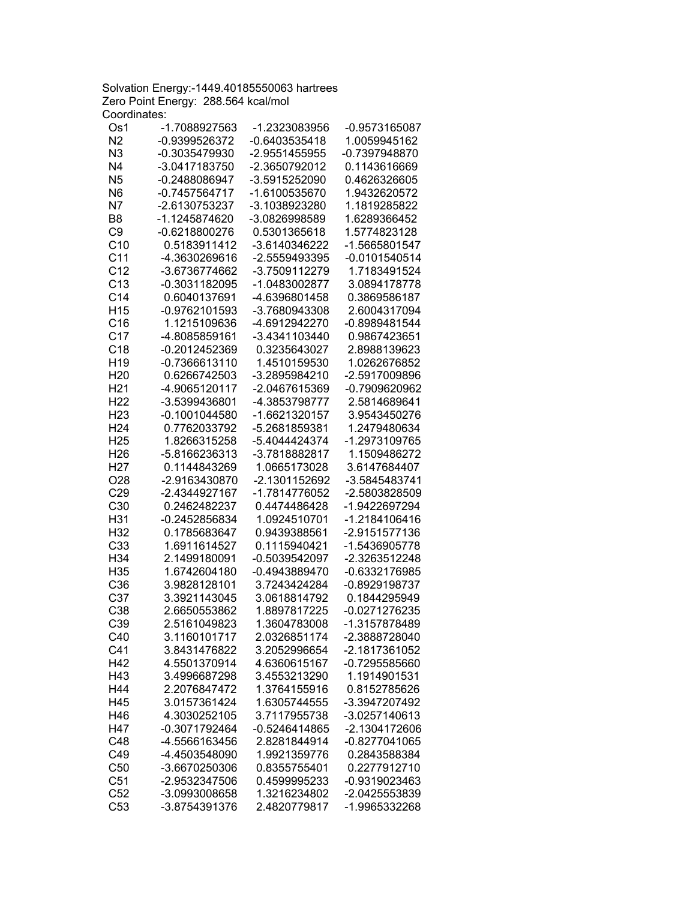Solvation Energy:-1449.40185550063 hartrees
Zero Point Energy: 288.564 kcal/mol
Coordinates:

| | | | |
|---|---|---|---|
| Os1 | -1.7088927563 | -1.2323083956 | -0.9573165087 |
| N2 | -0.9399526372 | -0.6403535418 | 1.0059945162 |
| N3 | -0.3035479930 | -2.9551455955 | -0.7397948870 |
| N4 | -3.0417183750 | -2.3650792012 | 0.1143616669 |
| N5 | -0.2488086947 | -3.5915252090 | 0.4626326605 |
| N6 | -0.7457564717 | -1.6100535670 | 1.9432620572 |
| N7 | -2.6130753237 | -3.1038923280 | 1.1819285822 |
| B8 | -1.1245874620 | -3.0826998589 | 1.6289366452 |
| C9 | -0.6218800276 | 0.5301365618 | 1.5774823128 |
| C10 | 0.5183911412 | -3.6140346222 | -1.5665801547 |
| C11 | -4.3630269616 | -2.5559493395 | -0.0101540514 |
| C12 | -3.6736774662 | -3.7509112279 | 1.7183491524 |
| C13 | -0.3031182095 | -1.0483002877 | 3.0894178778 |
| C14 | 0.6040137691 | -4.6396801458 | 0.3869586187 |
| H15 | -0.9762101593 | -3.7680943308 | 2.6004317094 |
| C16 | 1.1215109636 | -4.6912942270 | -0.8989481544 |
| C17 | -4.8085859161 | -3.4341103440 | 0.9867423651 |
| C18 | -0.2012452369 | 0.3235643027 | 2.8988139623 |
| H19 | -0.7366613110 | 1.4510159530 | 1.0262676852 |
| H20 | 0.6266742503 | -3.2895984210 | -2.5917009896 |
| H21 | -4.9065120117 | -2.0467615369 | -0.7909620962 |
| H22 | -3.5399436801 | -4.3853798777 | 2.5814689641 |
| H23 | -0.1001044580 | -1.6621320157 | 3.9543450276 |
| H24 | 0.7762033792 | -5.2681859381 | 1.2479480634 |
| H25 | 1.8266315258 | -5.4044424374 | -1.2973109765 |
| H26 | -5.8166236313 | -3.7818882817 | 1.1509486272 |
| H27 | 0.1144843269 | 1.0665173028 | 3.6147684407 |
| O28 | -2.9163430870 | -2.1301152692 | -3.5845483741 |
| C29 | -2.4344927167 | -1.7814776052 | -2.5803828509 |
| C30 | 0.2462482237 | 0.4474486428 | -1.9422697294 |
| H31 | -0.2452856834 | 1.0924510701 | -1.2184106416 |
| H32 | 0.1785683647 | 0.9439388561 | -2.9151577136 |
| C33 | 1.6911614527 | 0.1115940421 | -1.5436905778 |
| H34 | 2.1499180091 | -0.5039542097 | -2.3263512248 |
| H35 | 1.6742604180 | -0.4943889470 | -0.6332176985 |
| C36 | 3.9828128101 | 3.7243424284 | -0.8929198737 |
| C37 | 3.3921143045 | 3.0618814792 | 0.1844295949 |
| C38 | 2.6650553862 | 1.8897817225 | -0.0271276235 |
| C39 | 2.5161049823 | 1.3604783008 | -1.3157878489 |
| C40 | 3.1160101717 | 2.0326851174 | -2.3888728040 |
| C41 | 3.8431476822 | 3.2052996654 | -2.1817361052 |
| H42 | 4.5501370914 | 4.6360615167 | -0.7295585660 |
| H43 | 3.4996687298 | 3.4553213290 | 1.1914901531 |
| H44 | 2.2076847472 | 1.3764155916 | 0.8152785626 |
| H45 | 3.0157361424 | 1.6305744555 | -3.3947207492 |
| H46 | 4.3030252105 | 3.7117955738 | -3.0257140613 |
| H47 | -0.3071792464 | -0.5246414865 | -2.1304172606 |
| C48 | -4.5566163456 | 2.8281844914 | -0.8277041065 |
| C49 | -4.4503548090 | 1.9921359776 | 0.2843588384 |
| C50 | -3.6670250306 | 0.8355755401 | 0.2277912710 |
| C51 | -2.9532347506 | 0.4599995233 | -0.9319023463 |
| C52 | -3.0993008658 | 1.3216234802 | -2.0425553839 |
| C53 | -3.8754391376 | 2.4820779817 | -1.9965332268 |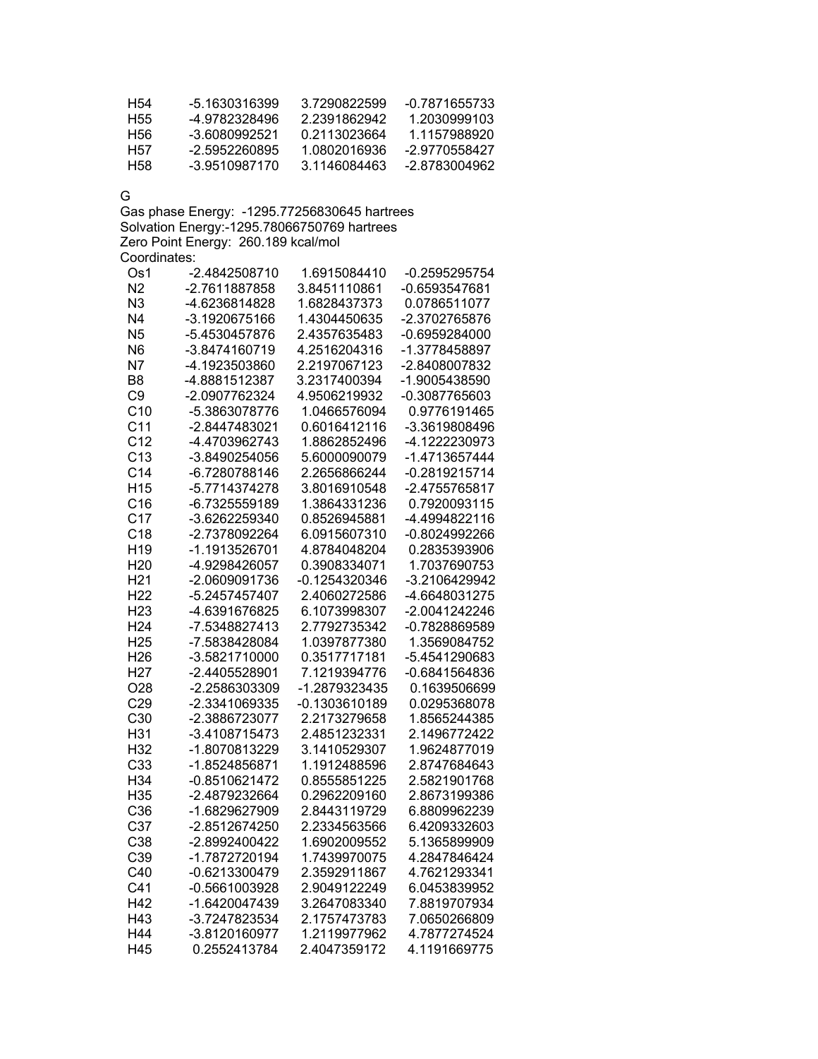| | | | |
|---|---|---|---|
| H54 | -5.1630316399 | 3.7290822599 | -0.7871655733 |
| H55 | -4.9782328496 | 2.2391862942 | 1.2030999103 |
| H56 | -3.6080992521 | 0.2113023664 | 1.1157988920 |
| H57 | -2.5952260895 | 1.0802016936 | -2.9770558427 |
| H58 | -3.9510987170 | 3.1146084463 | -2.8783004962 |

G

Gas phase Energy: -1295.77256830645 hartrees

Solvation Energy:-1295.78066750769 hartrees

Zero Point Energy: 260.189 kcal/mol

Coordinates:

| | | | |
|---|---|---|---|
| Os1 | -2.4842508710 | 1.6915084410 | -0.2595295754 |
| N2 | -2.7611887858 | 3.8451110861 | -0.6593547681 |
| N3 | -4.6236814828 | 1.6828437373 | 0.0786511077 |
| N4 | -3.1920675166 | 1.4304450635 | -2.3702765876 |
| N5 | -5.4530457876 | 2.4357635483 | -0.6959284000 |
| N6 | -3.8474160719 | 4.2516204316 | -1.3778458897 |
| N7 | -4.1923503860 | 2.2197067123 | -2.8408007832 |
| B8 | -4.8881512387 | 3.2317400394 | -1.9005438590 |
| C9 | -2.0907762324 | 4.9506219932 | -0.3087765603 |
| C10 | -5.3863078776 | 1.0466576094 | 0.9776191465 |
| C11 | -2.8447483021 | 0.6016412116 | -3.3619808496 |
| C12 | -4.4703962743 | 1.8862852496 | -4.1222230973 |
| C13 | -3.8490254056 | 5.6000090079 | -1.4713657444 |
| C14 | -6.7280788146 | 2.2656866244 | -0.2819215714 |
| H15 | -5.7714374278 | 3.8016910548 | -2.4755765817 |
| C16 | -6.7325559189 | 1.3864331236 | 0.7920093115 |
| C17 | -3.6262259340 | 0.8526945881 | -4.4994822116 |
| C18 | -2.7378092264 | 6.0915607310 | -0.8024992266 |
| H19 | -1.1913526701 | 4.8784048204 | 0.2835393906 |
| H20 | -4.9298426057 | 0.3908334071 | 1.7037690753 |
| H21 | -2.0609091736 | -0.1254320346 | -3.2106429942 |
| H22 | -5.2457457407 | 2.4060272586 | -4.6648031275 |
| H23 | -4.6391676825 | 6.1073998307 | -2.0041242246 |
| H24 | -7.5348827413 | 2.7792735342 | -0.7828869589 |
| H25 | -7.5838428084 | 1.0397877380 | 1.3569084752 |
| H26 | -3.5821710000 | 0.3517717181 | -5.4541290683 |
| H27 | -2.4405528901 | 7.1219394776 | -0.6841564836 |
| O28 | -2.2586303309 | -1.2879323435 | 0.1639506699 |
| C29 | -2.3341069335 | -0.1303610189 | 0.0295368078 |
| C30 | -2.3886723077 | 2.2173279658 | 1.8565244385 |
| H31 | -3.4108715473 | 2.4851232331 | 2.1496772422 |
| H32 | -1.8070813229 | 3.1410529307 | 1.9624877019 |
| C33 | -1.8524856871 | 1.1912488596 | 2.8747684643 |
| H34 | -0.8510621472 | 0.8555851225 | 2.5821901768 |
| H35 | -2.4879232664 | 0.2962209160 | 2.8673199386 |
| C36 | -1.6829627909 | 2.8443119729 | 6.8809962239 |
| C37 | -2.8512674250 | 2.2334563566 | 6.4209332603 |
| C38 | -2.8992400422 | 1.6902009552 | 5.1365899909 |
| C39 | -1.7872720194 | 1.7439970075 | 4.2847846424 |
| C40 | -0.6213300479 | 2.3592911867 | 4.7621293341 |
| C41 | -0.5661003928 | 2.9049122249 | 6.0453839952 |
| H42 | -1.6420047439 | 3.2647083340 | 7.8819707934 |
| H43 | -3.7247823534 | 2.1757473783 | 7.0650266809 |
| H44 | -3.8120160977 | 1.2119977962 | 4.7877274524 |
| H45 | 0.2552413784 | 2.4047359172 | 4.1191669775 |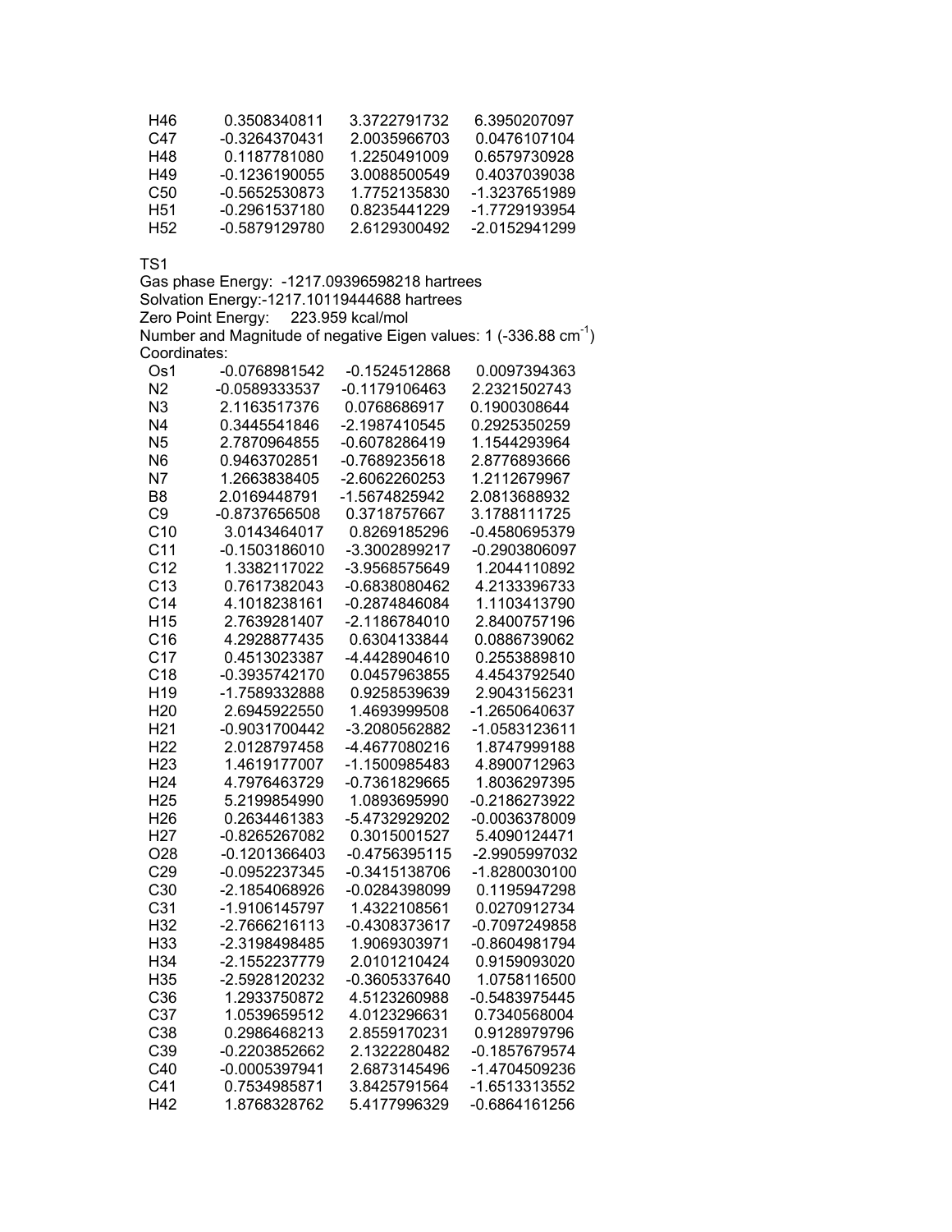| H46 | 0.3508340811 | 3.3722791732 | 6.3950207097 |
|---|---|---|---|
| C47 | -0.3264370431 | 2.0035966703 | 0.0476107104 |
| H48 | 0.1187781080 | 1.2250491009 | 0.6579730928 |
| H49 | -0.1236190055 | 3.0088500549 | 0.4037039038 |
| C50 | -0.5652530873 | 1.7752135830 | -1.3237651989 |
| H51 | -0.2961537180 | 0.8235441229 | -1.7729193954 |
| H52 | -0.5879129780 | 2.6129300492 | -2.0152941299 |

TS1
Gas phase Energy: -1217.09396598218 hartrees
Solvation Energy:-1217.10119444688 hartrees
Zero Point Energy: 223.959 kcal/mol
Number and Magnitude of negative Eigen values: 1 (-336.88 $cm^{-1}$)
Coordinates:

| Os1 | -0.0768981542 | -0.1524512868 | 0.0097394363 |
|---|---|---|---|
| N2 | -0.0589333537 | -0.1179106463 | 2.2321502743 |
| N3 | 2.1163517376 | 0.0768686917 | 0.1900308644 |
| N4 | 0.3445541846 | -2.1987410545 | 0.2925350259 |
| N5 | 2.7870964855 | -0.6078286419 | 1.1544293964 |
| N6 | 0.9463702851 | -0.7689235618 | 2.8776893666 |
| N7 | 1.2663838405 | -2.6062260253 | 1.2112679967 |
| B8 | 2.0169448791 | -1.5674825942 | 2.0813688932 |
| C9 | -0.8737656508 | 0.3718757667 | 3.1788111725 |
| C10 | 3.0143464017 | 0.8269185296 | -0.4580695379 |
| C11 | -0.1503186010 | -3.3002899217 | -0.2903806097 |
| C12 | 1.3382117022 | -3.9568575649 | 1.2044110892 |
| C13 | 0.7617382043 | -0.6838080462 | 4.2133396733 |
| C14 | 4.1018238161 | -0.2874846084 | 1.1103413790 |
| H15 | 2.7639281407 | -2.1186784010 | 2.8400757196 |
| C16 | 4.2928877435 | 0.6304133844 | 0.0886739062 |
| C17 | 0.4513023387 | -4.4428904610 | 0.2553889810 |
| C18 | -0.3935742170 | 0.0457963855 | 4.4543792540 |
| H19 | -1.7589332888 | 0.9258539639 | 2.9043156231 |
| H20 | 2.6945922550 | 1.4693999508 | -1.2650640637 |
| H21 | -0.9031700442 | -3.2080562882 | -1.0583123611 |
| H22 | 2.0128797458 | -4.4677080216 | 1.8747999188 |
| H23 | 1.4619177007 | -1.1500985483 | 4.8900712963 |
| H24 | 4.7976463729 | -0.7361829665 | 1.8036297395 |
| H25 | 5.2199854990 | 1.0893695990 | -0.2186273922 |
| H26 | 0.2634461383 | -5.4732929202 | -0.0036378009 |
| H27 | -0.8265267082 | 0.3015001527 | 5.4090124471 |
| O28 | -0.1201366403 | -0.4756395115 | -2.9905997032 |
| C29 | -0.0952237345 | -0.3415138706 | -1.8280030100 |
| C30 | -2.1854068926 | -0.0284398099 | 0.1195947298 |
| C31 | -1.9106145797 | 1.4322108561 | 0.0270912734 |
| H32 | -2.7666216113 | -0.4308373617 | -0.7097249858 |
| H33 | -2.3198498485 | 1.9069303971 | -0.8604981794 |
| H34 | -2.1552237779 | 2.0101210424 | 0.9159093020 |
| H35 | -2.5928120232 | -0.3605337640 | 1.0758116500 |
| C36 | 1.2933750872 | 4.5123260988 | -0.5483975445 |
| C37 | 1.0539659512 | 4.0123296631 | 0.7340568004 |
| C38 | 0.2986468213 | 2.8559170231 | 0.9128979796 |
| C39 | -0.2203852662 | 2.1322280482 | -0.1857679574 |
| C40 | -0.0005397941 | 2.6873145496 | -1.4704509236 |
| C41 | 0.7534985871 | 3.8425791564 | -1.6513313552 |
| H42 | 1.8768328762 | 5.4177996329 | -0.6864161256 |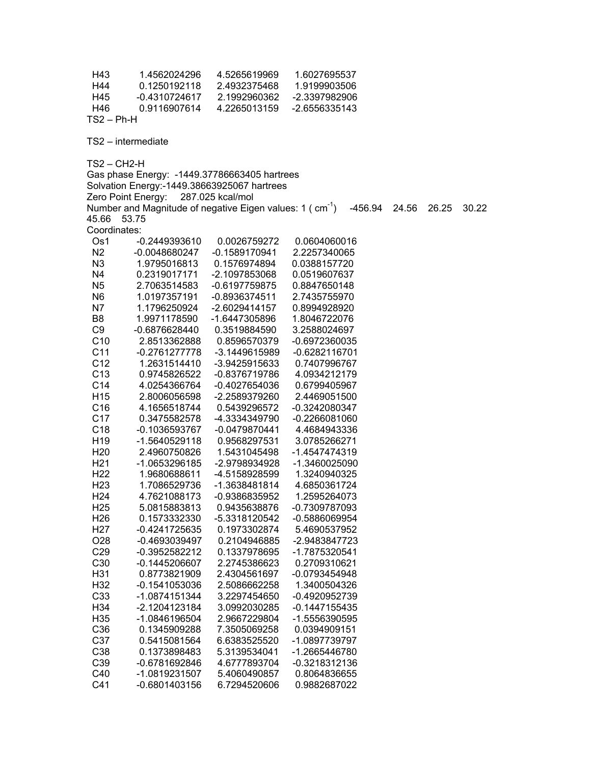| | | | |
|---|---|---|---|
| H43 | 1.4562024296 | 4.5265619969 | 1.6027695537 |
| H44 | 0.1250192118 | 2.4932375468 | 1.9199903506 |
| H45 | -0.4310724617 | 2.1992960362 | -2.3397982906 |
| H46 | 0.9116907614 | 4.2265013159 | -2.6556335143 |

TS2 – Ph-H

TS2 – intermediate

TS2 – CH2-H

Gas phase Energy: -1449.37786663405 hartrees

Solvation Energy:-1449.38663925067 hartrees

Zero Point Energy: 287.025 kcal/mol

Number and Magnitude of negative Eigen values: 1 ( $cm^{-1}$) -456.94 24.56 26.25 30.22 45.66 53.75

Coordinates:

| | | | |
|---|---|---|---|
| Os1 | -0.2449393610 | 0.0026759272 | 0.0604060016 |
| N2 | -0.0048680247 | -0.1589170941 | 2.2257340065 |
| N3 | 1.9795016813 | 0.1576974894 | 0.0388157720 |
| N4 | 0.2319017171 | -2.1097853068 | 0.0519607637 |
| N5 | 2.7063514583 | -0.6197759875 | 0.8847650148 |
| N6 | 1.0197357191 | -0.8936374511 | 2.7435755970 |
| N7 | 1.1796250924 | -2.6029414157 | 0.8994928920 |
| B8 | 1.9971178590 | -1.6447305896 | 1.8046722076 |
| C9 | -0.6876628440 | 0.3519884590 | 3.2588024697 |
| C10 | 2.8513362888 | 0.8596570379 | -0.6972360035 |
| C11 | -0.2761277778 | -3.1449615989 | -0.6282116701 |
| C12 | 1.2631514410 | -3.9425915633 | 0.7407996767 |
| C13 | 0.9745826522 | -0.8376719786 | 4.0934212179 |
| C14 | 4.0254366764 | -0.4027654036 | 0.6799405967 |
| H15 | 2.8006056598 | -2.2589379260 | 2.4469051500 |
| C16 | 4.1656518744 | 0.5439296572 | -0.3242080347 |
| C17 | 0.3475582578 | -4.3334349790 | -0.2266081060 |
| C18 | -0.1036593767 | -0.0479870441 | 4.4684943336 |
| H19 | -1.5640529118 | 0.9568297531 | 3.0785266271 |
| H20 | 2.4960750826 | 1.5431045498 | -1.4547474319 |
| H21 | -1.0653296185 | -2.9798934928 | -1.3460025090 |
| H22 | 1.9680688611 | -4.5158928599 | 1.3240940325 |
| H23 | 1.7086529736 | -1.3638481814 | 4.6850361724 |
| H24 | 4.7621088173 | -0.9386835952 | 1.2595264073 |
| H25 | 5.0815883813 | 0.9435638876 | -0.7309787093 |
| H26 | 0.1573332330 | -5.3318120542 | -0.5886069954 |
| H27 | -0.4241725635 | 0.1973302874 | 5.4690537952 |
| O28 | -0.4693039497 | 0.2104946885 | -2.9483847723 |
| C29 | -0.3952582212 | 0.1337978695 | -1.7875320541 |
| C30 | -0.1445206607 | 2.2745386623 | 0.2709310621 |
| H31 | 0.8773821909 | 2.4304561697 | -0.0793454948 |
| H32 | -0.1541053036 | 2.5086662258 | 1.3400504326 |
| C33 | -1.0874151344 | 3.2297454650 | -0.4920952739 |
| H34 | -2.1204123184 | 3.0992030285 | -0.1447155435 |
| H35 | -1.0846196504 | 2.9667229804 | -1.5556390595 |
| C36 | 0.1345909288 | 7.3505069258 | 0.0394909151 |
| C37 | 0.5415081564 | 6.6383525520 | -1.0897739797 |
| C38 | 0.1373898483 | 5.3139534041 | -1.2665446780 |
| C39 | -0.6781692846 | 4.6777893704 | -0.3218312136 |
| C40 | -1.0819231507 | 5.4060490857 | 0.8064836655 |
| C41 | -0.6801403156 | 6.7294520606 | 0.9882687022 |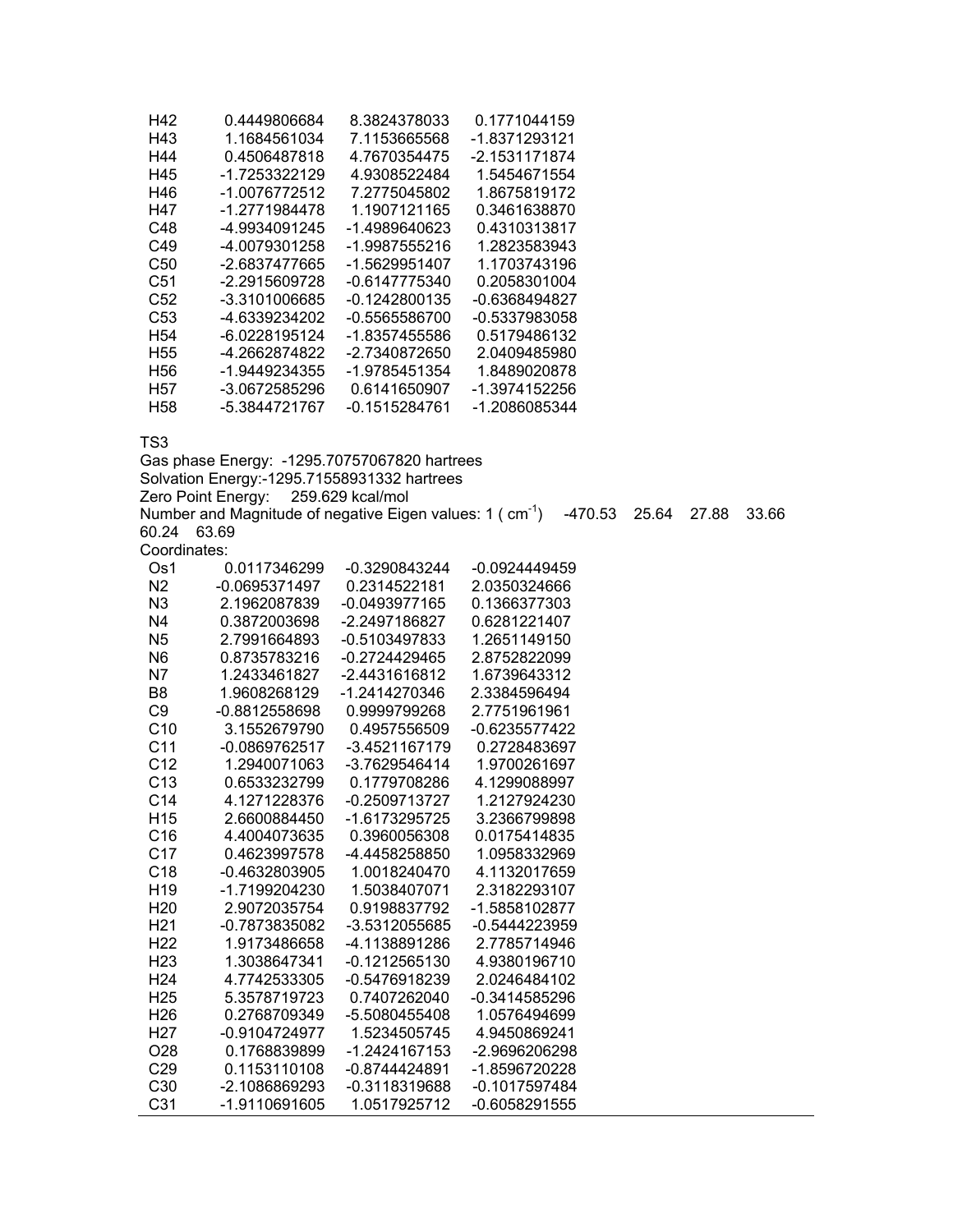| | | | |
|---|---|---|---|
| H42 | 0.4449806684 | 8.3824378033 | 0.1771044159 |
| H43 | 1.1684561034 | 7.1153665568 | -1.8371293121 |
| H44 | 0.4506487818 | 4.7670354475 | -2.1531171874 |
| H45 | -1.7253322129 | 4.9308522484 | 1.5454671554 |
| H46 | -1.0076772512 | 7.2775045802 | 1.8675819172 |
| H47 | -1.2771984478 | 1.1907121165 | 0.3461638870 |
| C48 | -4.9934091245 | -1.4989640623 | 0.4310313817 |
| C49 | -4.0079301258 | -1.9987555216 | 1.2823583943 |
| C50 | -2.6837477665 | -1.5629951407 | 1.1703743196 |
| C51 | -2.2915609728 | -0.6147775340 | 0.2058301004 |
| C52 | -3.3101006685 | -0.1242800135 | -0.6368494827 |
| C53 | -4.6339234202 | -0.5565586700 | -0.5337983058 |
| H54 | -6.0228195124 | -1.8357455586 | 0.5179486132 |
| H55 | -4.2662874822 | -2.7340872650 | 2.0409485980 |
| H56 | -1.9449234355 | -1.9785451354 | 1.8489020878 |
| H57 | -3.0672585296 | 0.6141650907 | -1.3974152256 |
| H58 | -5.3844721767 | -0.1515284761 | -1.2086085344 |

TS3

Gas phase Energy: -1295.70757067820 hartrees

Solvation Energy:-1295.71558931332 hartrees

Zero Point Energy: 259.629 kcal/mol

Number and Magnitude of negative Eigen values: 1 ( $cm^{-1}$) -470.53 25.64 27.88 33.66 60.24 63.69

Coordinates:

| | | | |
|---|---|---|---|
| Os1 | 0.0117346299 | -0.3290843244 | -0.0924449459 |
| N2 | -0.0695371497 | 0.2314522181 | 2.0350324666 |
| N3 | 2.1962087839 | -0.0493977165 | 0.1366377303 |
| N4 | 0.3872003698 | -2.2497186827 | 0.6281221407 |
| N5 | 2.7991664893 | -0.5103497833 | 1.2651149150 |
| N6 | 0.8735783216 | -0.2724429465 | 2.8752822099 |
| N7 | 1.2433461827 | -2.4431616812 | 1.6739643312 |
| B8 | 1.9608268129 | -1.2414270346 | 2.3384596494 |
| C9 | -0.8812558698 | 0.9999799268 | 2.7751961961 |
| C10 | 3.1552679790 | 0.4957556509 | -0.6235577422 |
| C11 | -0.0869762517 | -3.4521167179 | 0.2728483697 |
| C12 | 1.2940071063 | -3.7629546414 | 1.9700261697 |
| C13 | 0.6533232799 | 0.1779708286 | 4.1299088997 |
| C14 | 4.1271228376 | -0.2509713727 | 1.2127924230 |
| H15 | 2.6600884450 | -1.6173295725 | 3.2366799898 |
| C16 | 4.4004073635 | 0.3960056308 | 0.0175414835 |
| C17 | 0.4623997578 | -4.4458258850 | 1.0958332969 |
| C18 | -0.4632803905 | 1.0018240470 | 4.1132017659 |
| H19 | -1.7199204230 | 1.5038407071 | 2.3182293107 |
| H20 | 2.9072035754 | 0.9198837792 | -1.5858102877 |
| H21 | -0.7873835082 | -3.5312055685 | -0.5444223959 |
| H22 | 1.9173486658 | -4.1138891286 | 2.7785714946 |
| H23 | 1.3038647341 | -0.1212565130 | 4.9380196710 |
| H24 | 4.7742533305 | -0.5476918239 | 2.0246484102 |
| H25 | 5.3578719723 | 0.7407262040 | -0.3414585296 |
| H26 | 0.2768709349 | -5.5080455408 | 1.0576494699 |
| H27 | -0.9104724977 | 1.5234505745 | 4.9450869241 |
| O28 | 0.1768839899 | -1.2424167153 | -2.9696206298 |
| C29 | 0.1153110108 | -0.8744424891 | -1.8596720228 |
| C30 | -2.1086869293 | -0.3118319688 | -0.1017597484 |
| C31 | -1.9110691605 | 1.0517925712 | -0.6058291555 |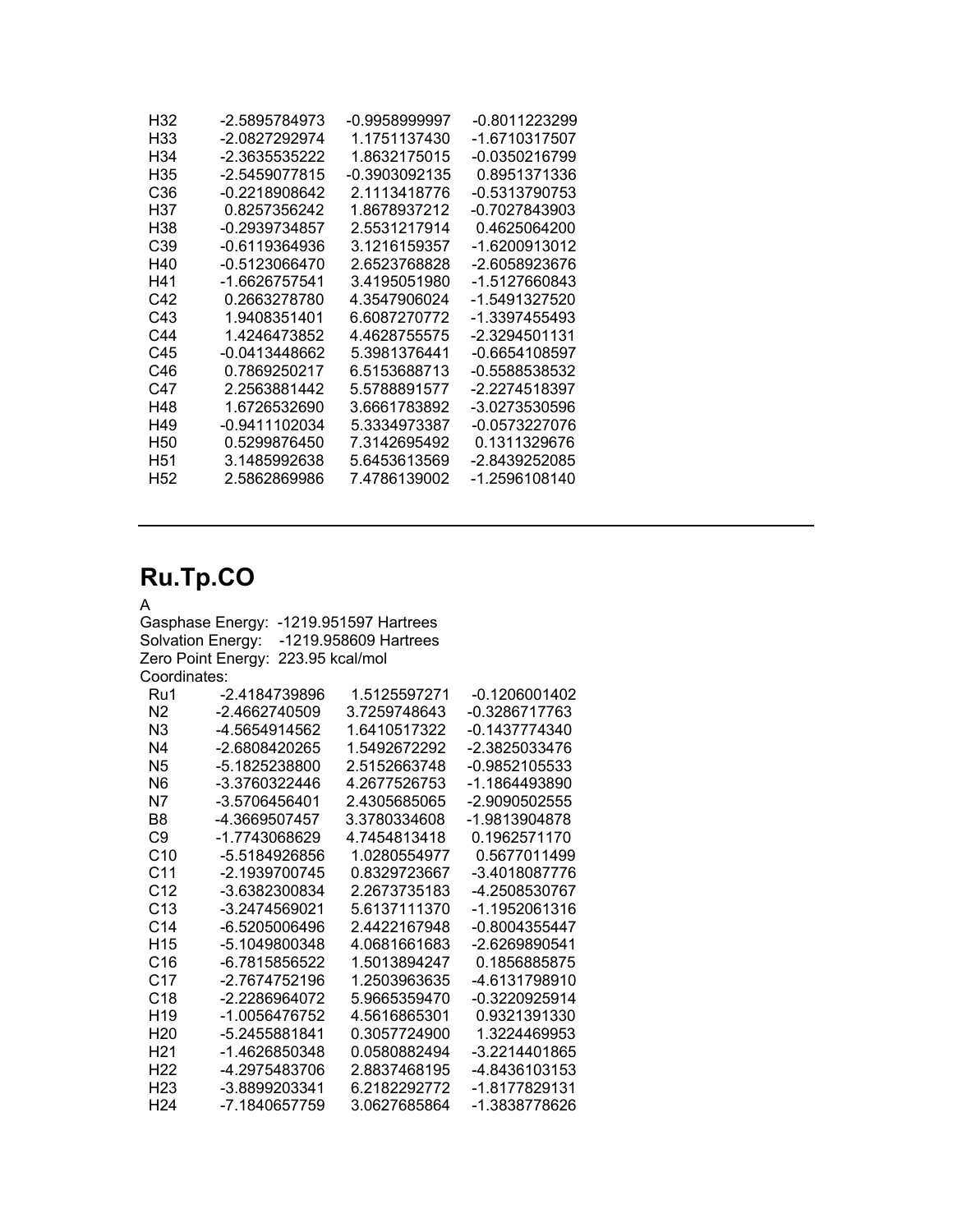| | | | |
|---|---|---|---|
| H32 | -2.5895784973 | -0.9958999997 | -0.8011223299 |
| H33 | -2.0827292974 | 1.1751137430 | -1.6710317507 |
| H34 | -2.3635535222 | 1.8632175015 | -0.0350216799 |
| H35 | -2.5459077815 | -0.3903092135 | 0.8951371336 |
| C36 | -0.2218908642 | 2.1113418776 | -0.5313790753 |
| H37 | 0.8257356242 | 1.8678937212 | -0.7027843903 |
| H38 | -0.2939734857 | 2.5531217914 | 0.4625064200 |
| C39 | -0.6119364936 | 3.1216159357 | -1.6200913012 |
| H40 | -0.5123066470 | 2.6523768828 | -2.6058923676 |
| H41 | -1.6626757541 | 3.4195051980 | -1.5127660843 |
| C42 | 0.2663278780 | 4.3547906024 | -1.5491327520 |
| C43 | 1.9408351401 | 6.6087270772 | -1.3397455493 |
| C44 | 1.4246473852 | 4.4628755575 | -2.3294501131 |
| C45 | -0.0413448662 | 5.3981376441 | -0.6654108597 |
| C46 | 0.7869250217 | 6.5153688713 | -0.5588538532 |
| C47 | 2.2563881442 | 5.5788891577 | -2.2274518397 |
| H48 | 1.6726532690 | 3.6661783892 | -3.0273530596 |
| H49 | -0.9411102034 | 5.3334973387 | -0.0573227076 |
| H50 | 0.5299876450 | 7.3142695492 | 0.1311329676 |
| H51 | 3.1485992638 | 5.6453613569 | -2.8439252085 |
| H52 | 2.5862869986 | 7.4786139002 | -1.2596108140 |

---

# Ru.Tp.CO

A

Gasphase Energy: -1219.951597 Hartrees
Solvation Energy: -1219.958609 Hartrees
Zero Point Energy: 223.95 kcal/mol
Coordinates:

| | | | |
|---|---|---|---|
| Ru1 | -2.4184739896 | 1.5125597271 | -0.1206001402 |
| N2 | -2.4662740509 | 3.7259748643 | -0.3286717763 |
| N3 | -4.5654914562 | 1.6410517322 | -0.1437774340 |
| N4 | -2.6808420265 | 1.5492672292 | -2.3825033476 |
| N5 | -5.1825238800 | 2.5152663748 | -0.9852105533 |
| N6 | -3.3760322446 | 4.2677526753 | -1.1864493890 |
| N7 | -3.5706456401 | 2.4305685065 | -2.9090502555 |
| B8 | -4.3669507457 | 3.3780334608 | -1.9813904878 |
| C9 | -1.7743068629 | 4.7454813418 | 0.1962571170 |
| C10 | -5.5184926856 | 1.0280554977 | 0.5677011499 |
| C11 | -2.1939700745 | 0.8329723667 | -3.4018087776 |
| C12 | -3.6382300834 | 2.2673735183 | -4.2508530767 |
| C13 | -3.2474569021 | 5.6137111370 | -1.1952061316 |
| C14 | -6.5205006496 | 2.4422167948 | -0.8004355447 |
| H15 | -5.1049800348 | 4.0681661683 | -2.6269890541 |
| C16 | -6.7815856522 | 1.5013894247 | 0.1856885875 |
| C17 | -2.7674752196 | 1.2503963635 | -4.6131798910 |
| C18 | -2.2286964072 | 5.9665359470 | -0.3220925914 |
| H19 | -1.0056476752 | 4.5616865301 | 0.9321391330 |
| H20 | -5.2455881841 | 0.3057724900 | 1.3224469953 |
| H21 | -1.4626850348 | 0.0580882494 | -3.2214401865 |
| H22 | -4.2975483706 | 2.8837468195 | -4.8436103153 |
| H23 | -3.8899203341 | 6.2182292772 | -1.8177829131 |
| H24 | -7.1840657759 | 3.0627685864 | -1.3838778626 |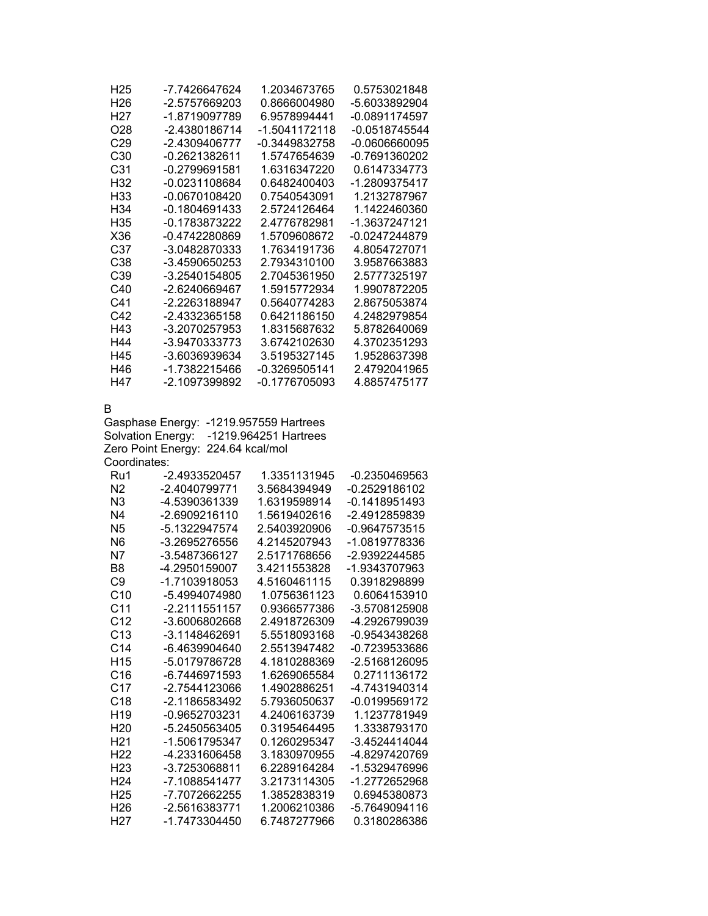| | | | |
|---|---|---|---|
| H25 | -7.7426647624 | 1.2034673765 | 0.5753021848 |
| H26 | -2.5757669203 | 0.8666004980 | -5.6033892904 |
| H27 | -1.8719097789 | 6.9578994441 | -0.0891174597 |
| O28 | -2.4380186714 | -1.5041172118 | -0.0518745544 |
| C29 | -2.4309406777 | -0.3449832758 | -0.0606660095 |
| C30 | -0.2621382611 | 1.5747654639 | -0.7691360202 |
| C31 | -0.2799691581 | 1.6316347220 | 0.6147334773 |
| H32 | -0.0231108684 | 0.6482400403 | -1.2809375417 |
| H33 | -0.0670108420 | 0.7540543091 | 1.2132787967 |
| H34 | -0.1804691433 | 2.5724126464 | 1.1422460360 |
| H35 | -0.1783873222 | 2.4776782981 | -1.3637247121 |
| X36 | -0.4742280869 | 1.5709608672 | -0.0247244879 |
| C37 | -3.0482870333 | 1.7634191736 | 4.8054727071 |
| C38 | -3.4590650253 | 2.7934310100 | 3.9587663883 |
| C39 | -3.2540154805 | 2.7045361950 | 2.5777325197 |
| C40 | -2.6240669467 | 1.5915772934 | 1.9907872205 |
| C41 | -2.2263188947 | 0.5640774283 | 2.8675053874 |
| C42 | -2.4332365158 | 0.6421186150 | 4.2482979854 |
| H43 | -3.2070257953 | 1.8315687632 | 5.8782640069 |
| H44 | -3.9470333773 | 3.6742102630 | 4.3702351293 |
| H45 | -3.6036939634 | 3.5195327145 | 1.9528637398 |
| H46 | -1.7382215466 | -0.3269505141 | 2.4792041965 |
| H47 | -2.1097399892 | -0.1776705093 | 4.8857475177 |

B

Gasphase Energy: -1219.957559 Hartrees
Solvation Energy: -1219.964251 Hartrees
Zero Point Energy: 224.64 kcal/mol
Coordinates:

| | | | |
|---|---|---|---|
| Ru1 | -2.4933520457 | 1.3351131945 | -0.2350469563 |
| N2 | -2.4040799771 | 3.5684394949 | -0.2529186102 |
| N3 | -4.5390361339 | 1.6319598914 | -0.1418951493 |
| N4 | -2.6909216110 | 1.5619402616 | -2.4912859839 |
| N5 | -5.1322947574 | 2.5403920906 | -0.9647573515 |
| N6 | -3.2695276556 | 4.2145207943 | -1.0819778336 |
| N7 | -3.5487366127 | 2.5171768656 | -2.9392244585 |
| B8 | -4.2950159007 | 3.4211553828 | -1.9343707963 |
| C9 | -1.7103918053 | 4.5160461115 | 0.3918298899 |
| C10 | -5.4994074980 | 1.0756361123 | 0.6064153910 |
| C11 | -2.2111551157 | 0.9366577386 | -3.5708125908 |
| C12 | -3.6006802668 | 2.4918726309 | -4.2926799039 |
| C13 | -3.1148462691 | 5.5518093168 | -0.9543438268 |
| C14 | -6.4639904640 | 2.5513947482 | -0.7239533686 |
| H15 | -5.0179786728 | 4.1810288369 | -2.5168126095 |
| C16 | -6.7446971593 | 1.6269065584 | 0.2711136172 |
| C17 | -2.7544123066 | 1.4902886251 | -4.7431940314 |
| C18 | -2.1186583492 | 5.7936050637 | -0.0199569172 |
| H19 | -0.9652703231 | 4.2406163739 | 1.1237781949 |
| H20 | -5.2450563405 | 0.3195464495 | 1.3338793170 |
| H21 | -1.5061795347 | 0.1260295347 | -3.4524414044 |
| H22 | -4.2331606458 | 3.1830970955 | -4.8297420769 |
| H23 | -3.7253068811 | 6.2289164284 | -1.5329476996 |
| H24 | -7.1088541477 | 3.2173114305 | -1.2772652968 |
| H25 | -7.7072662255 | 1.3852838319 | 0.6945380873 |
| H26 | -2.5616383771 | 1.2006210386 | -5.7649094116 |
| H27 | -1.7473304450 | 6.7487277966 | 0.3180286386 |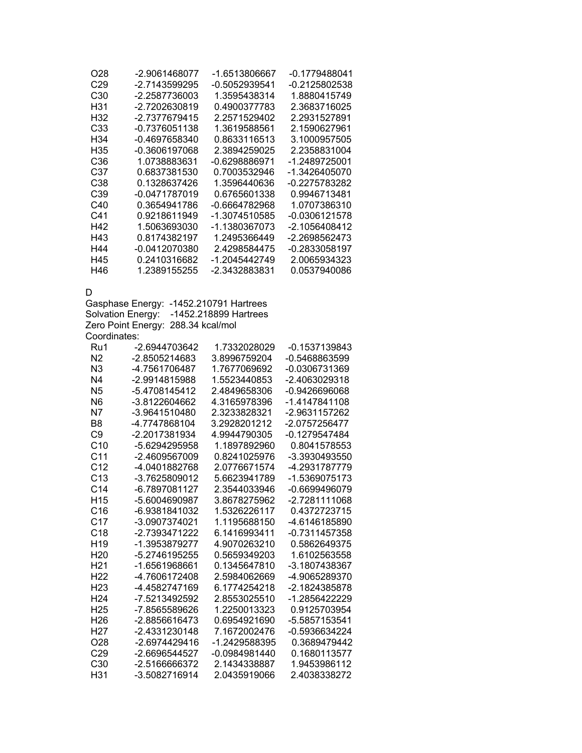| | | | |
|---|---|---|---|
| O28 | -2.9061468077 | -1.6513806667 | -0.1779488041 |
| C29 | -2.7143599295 | -0.5052939541 | -0.2125802538 |
| C30 | -2.2587736003 | 1.3595438314 | 1.8880415749 |
| H31 | -2.7202630819 | 0.4900377783 | 2.3683716025 |
| H32 | -2.7377679415 | 2.2571529402 | 2.2931527891 |
| C33 | -0.7376051138 | 1.3619588561 | 2.1590627961 |
| H34 | -0.4697658340 | 0.8633116513 | 3.1000957505 |
| H35 | -0.3606197068 | 2.3894259025 | 2.2358831004 |
| C36 | 1.0738883631 | -0.6298886971 | -1.2489725001 |
| C37 | 0.6837381530 | 0.7003532946 | -1.3426405070 |
| C38 | 0.1328637426 | 1.3596440636 | -0.2275783282 |
| C39 | -0.0471787019 | 0.6765601338 | 0.9946713481 |
| C40 | 0.3654941786 | -0.6664782968 | 1.0707386310 |
| C41 | 0.9218611949 | -1.3074510585 | -0.0306121578 |
| H42 | 1.5063693030 | -1.1380367073 | -2.1056408412 |
| H43 | 0.8174382197 | 1.2495366449 | -2.2698562473 |
| H44 | -0.0412070380 | 2.4298584475 | -0.2833058197 |
| H45 | 0.2410316682 | -1.2045442749 | 2.0065934323 |
| H46 | 1.2389155255 | -2.3432883831 | 0.0537940086 |

D

Gasphase Energy: -1452.210791 Hartrees
Solvation Energy: -1452.218899 Hartrees
Zero Point Energy: 288.34 kcal/mol
Coordinates:

| | | | |
|---|---|---|---|
| Ru1 | -2.6944703642 | 1.7332028029 | -0.1537139843 |
| N2 | -2.8505214683 | 3.8996759204 | -0.5468863599 |
| N3 | -4.7561706487 | 1.7677069692 | -0.0306731369 |
| N4 | -2.9914815988 | 1.5523440853 | -2.4063029318 |
| N5 | -5.4708145412 | 2.4849658306 | -0.9426696068 |
| N6 | -3.8122604662 | 4.3165978396 | -1.4147841108 |
| N7 | -3.9641510480 | 2.3233828321 | -2.9631157262 |
| B8 | -4.7747868104 | 3.2928201212 | -2.0757256477 |
| C9 | -2.2017381934 | 4.9944790305 | -0.1279547484 |
| C10 | -5.6294295958 | 1.1897892960 | 0.8041578553 |
| C11 | -2.4609567009 | 0.8241025976 | -3.3930493550 |
| C12 | -4.0401882768 | 2.0776671574 | -4.2931787779 |
| C13 | -3.7625809012 | 5.6623941789 | -1.5369075173 |
| C14 | -6.7897081127 | 2.3544033946 | -0.6699496079 |
| H15 | -5.6004690987 | 3.8678275962 | -2.7281111068 |
| C16 | -6.9381841032 | 1.5326226117 | 0.4372723715 |
| C17 | -3.0907374021 | 1.1195688150 | -4.6146185890 |
| C18 | -2.7393471222 | 6.1416993411 | -0.7311457358 |
| H19 | -1.3953879277 | 4.9070263210 | 0.5862649375 |
| H20 | -5.2746195255 | 0.5659349203 | 1.6102563558 |
| H21 | -1.6561968661 | 0.1345647810 | -3.1807438367 |
| H22 | -4.7606172408 | 2.5984062669 | -4.9065289370 |
| H23 | -4.4582747169 | 6.1774254218 | -2.1824385878 |
| H24 | -7.5213492592 | 2.8553025510 | -1.2856422229 |
| H25 | -7.8565589626 | 1.2250013323 | 0.9125703954 |
| H26 | -2.8856616473 | 0.6954921690 | -5.5857153541 |
| H27 | -2.4331230148 | 7.1672002476 | -0.5936634224 |
| O28 | -2.6974429416 | -1.2429588395 | 0.3689479442 |
| C29 | -2.6696544527 | -0.0984981440 | 0.1680113577 |
| C30 | -2.5166666372 | 2.1434338887 | 1.9453986112 |
| H31 | -3.5082716914 | 2.0435919066 | 2.4038338272 |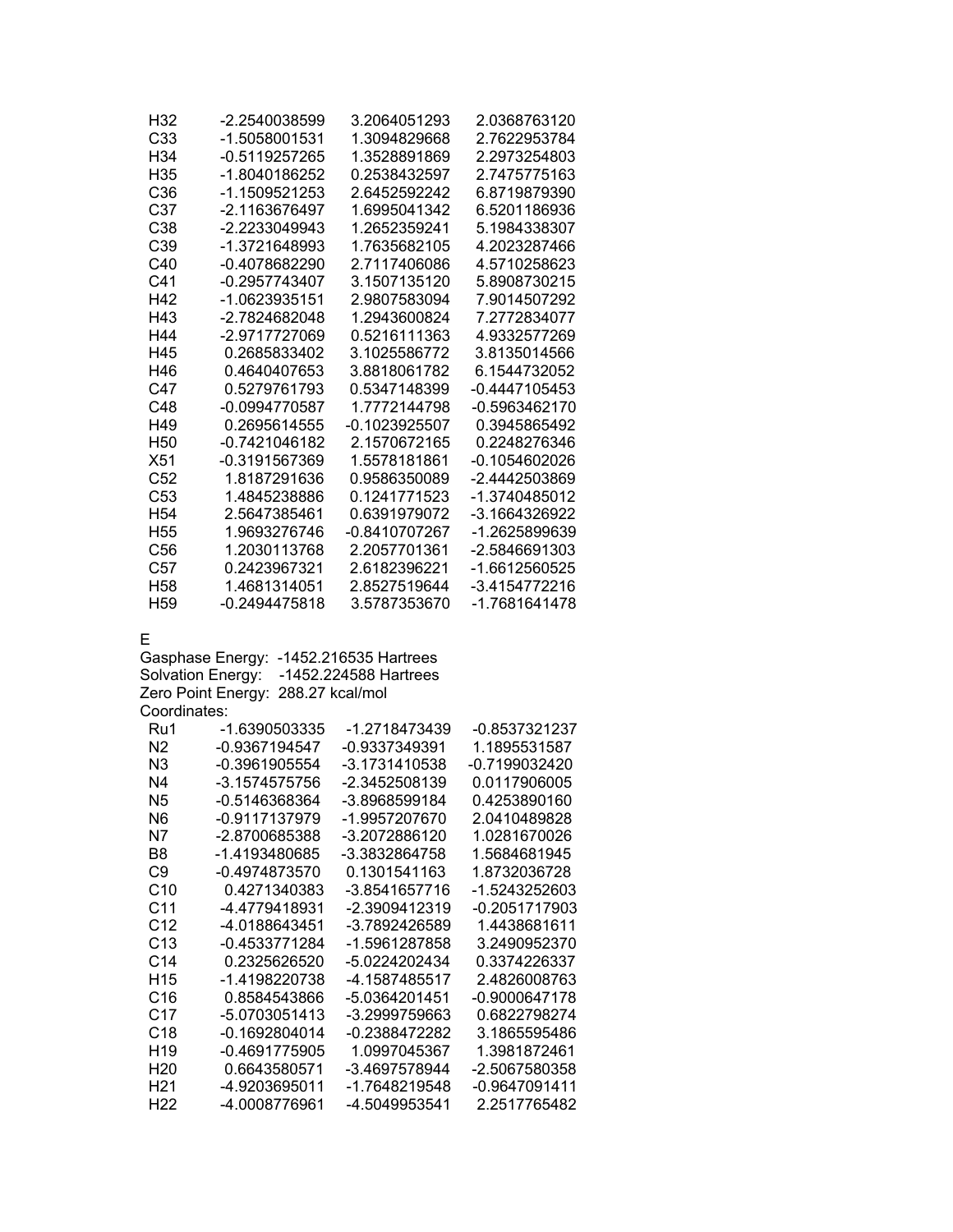| | | | |
|---|---|---|---|
| H32 | -2.2540038599 | 3.2064051293 | 2.0368763120 |
| C33 | -1.5058001531 | 1.3094829668 | 2.7622953784 |
| H34 | -0.5119257265 | 1.3528891869 | 2.2973254803 |
| H35 | -1.8040186252 | 0.2538432597 | 2.7475775163 |
| C36 | -1.1509521253 | 2.6452592242 | 6.8719879390 |
| C37 | -2.1163676497 | 1.6995041342 | 6.5201186936 |
| C38 | -2.2233049943 | 1.2652359241 | 5.1984338307 |
| C39 | -1.3721648993 | 1.7635682105 | 4.2023287466 |
| C40 | -0.4078682290 | 2.7117406086 | 4.5710258623 |
| C41 | -0.2957743407 | 3.1507135120 | 5.8908730215 |
| H42 | -1.0623935151 | 2.9807583094 | 7.9014507292 |
| H43 | -2.7824682048 | 1.2943600824 | 7.2772834077 |
| H44 | -2.9717727069 | 0.5216111363 | 4.9332577269 |
| H45 | 0.2685833402 | 3.1025586772 | 3.8135014566 |
| H46 | 0.4640407653 | 3.8818061782 | 6.1544732052 |
| C47 | 0.5279761793 | 0.5347148399 | -0.4447105453 |
| C48 | -0.0994770587 | 1.7772144798 | -0.5963462170 |
| H49 | 0.2695614555 | -0.1023925507 | 0.3945865492 |
| H50 | -0.7421046182 | 2.1570672165 | 0.2248276346 |
| X51 | -0.3191567369 | 1.5578181861 | -0.1054602026 |
| C52 | 1.8187291636 | 0.9586350089 | -2.4442503869 |
| C53 | 1.4845238886 | 0.1241771523 | -1.3740485012 |
| H54 | 2.5647385461 | 0.6391979072 | -3.1664326922 |
| H55 | 1.9693276746 | -0.8410707267 | -1.2625899639 |
| C56 | 1.2030113768 | 2.2057701361 | -2.5846691303 |
| C57 | 0.2423967321 | 2.6182396221 | -1.6612560525 |
| H58 | 1.4681314051 | 2.8527519644 | -3.4154772216 |
| H59 | -0.2494475818 | 3.5787353670 | -1.7681641478 |

E

Gasphase Energy: -1452.216535 Hartrees
Solvation Energy: -1452.224588 Hartrees
Zero Point Energy: 288.27 kcal/mol
Coordinates:

| | | | |
|---|---|---|---|
| Ru1 | -1.6390503335 | -1.2718473439 | -0.8537321237 |
| N2 | -0.9367194547 | -0.9337349391 | 1.1895531587 |
| N3 | -0.3961905554 | -3.1731410538 | -0.7199032420 |
| N4 | -3.1574575756 | -2.3452508139 | 0.0117906005 |
| N5 | -0.5146368364 | -3.8968599184 | 0.4253890160 |
| N6 | -0.9117137979 | -1.9957207670 | 2.0410489828 |
| N7 | -2.8700685388 | -3.2072886120 | 1.0281670026 |
| B8 | -1.4193480685 | -3.3832864758 | 1.5684681945 |
| C9 | -0.4974873570 | 0.1301541163 | 1.8732036728 |
| C10 | 0.4271340383 | -3.8541657716 | -1.5243252603 |
| C11 | -4.4779418931 | -2.3909412319 | -0.2051717903 |
| C12 | -4.0188643451 | -3.7892426589 | 1.4438681611 |
| C13 | -0.4533771284 | -1.5961287858 | 3.2490952370 |
| C14 | 0.2325626520 | -5.0224202434 | 0.3374226337 |
| H15 | -1.4198220738 | -4.1587485517 | 2.4826008763 |
| C16 | 0.8584543866 | -5.0364201451 | -0.9000647178 |
| C17 | -5.0703051413 | -3.2999759663 | 0.6822798274 |
| C18 | -0.1692804014 | -0.2388472282 | 3.1865595486 |
| H19 | -0.4691775905 | 1.0997045367 | 1.3981872461 |
| H20 | 0.6643580571 | -3.4697578944 | -2.5067580358 |
| H21 | -4.9203695011 | -1.7648219548 | -0.9647091411 |
| H22 | -4.0008776961 | -4.5049953541 | 2.2517765482 |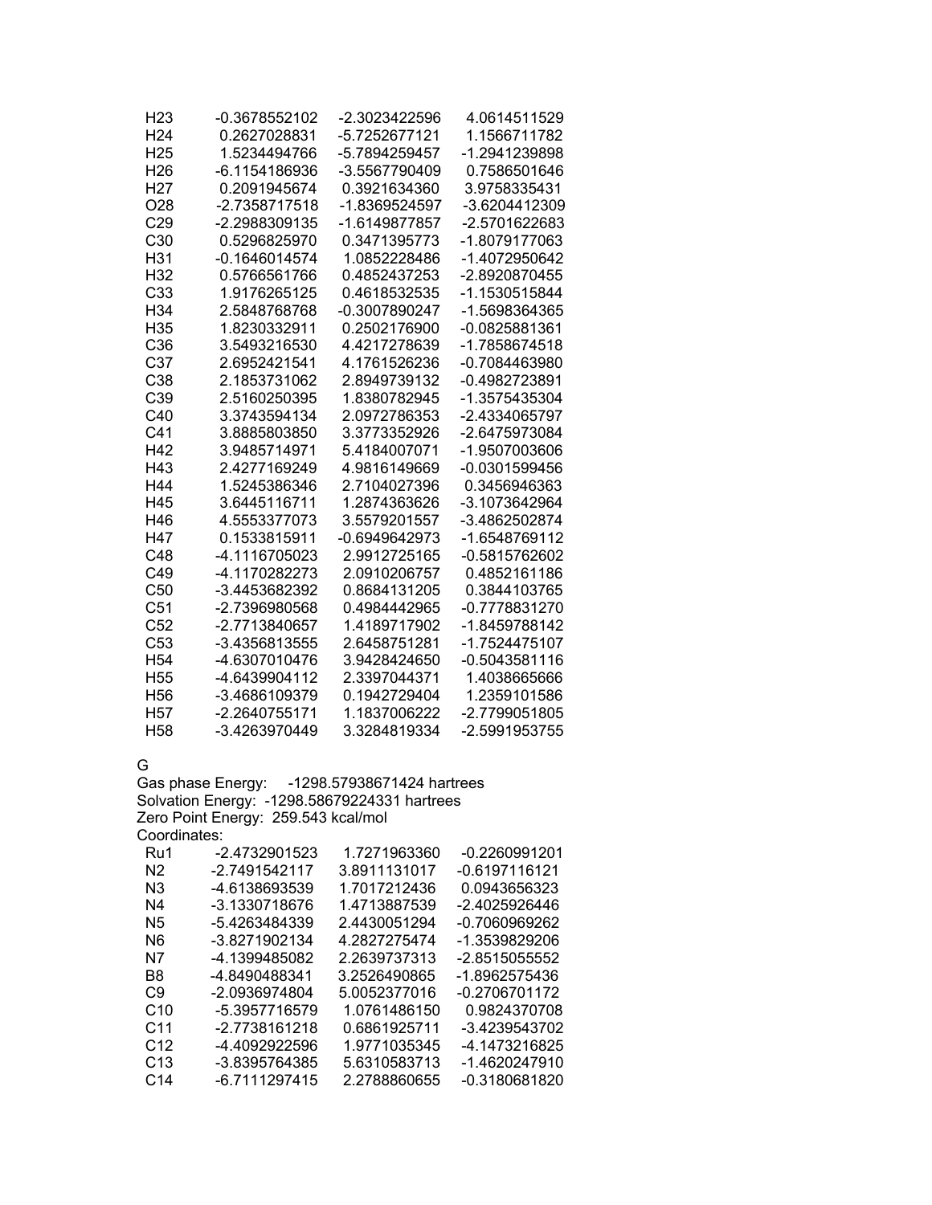| | | | |
|---|---|---|---|
| H23 | -0.3678552102 | -2.3023422596 | 4.0614511529 |
| H24 | 0.2627028831 | -5.7252677121 | 1.1566711782 |
| H25 | 1.5234494766 | -5.7894259457 | -1.2941239898 |
| H26 | -6.1154186936 | -3.5567790409 | 0.7586501646 |
| H27 | 0.2091945674 | 0.3921634360 | 3.9758335431 |
| O28 | -2.7358717518 | -1.8369524597 | -3.6204412309 |
| C29 | -2.2988309135 | -1.6149877857 | -2.5701622683 |
| C30 | 0.5296825970 | 0.3471395773 | -1.8079177063 |
| H31 | -0.1646014574 | 1.0852228486 | -1.4072950642 |
| H32 | 0.5766561766 | 0.4852437253 | -2.8920870455 |
| C33 | 1.9176265125 | 0.4618532535 | -1.1530515844 |
| H34 | 2.5848768768 | -0.3007890247 | -1.5698364365 |
| H35 | 1.8230332911 | 0.2502176900 | -0.0825881361 |
| C36 | 3.5493216530 | 4.4217278639 | -1.7858674518 |
| C37 | 2.6952421541 | 4.1761526236 | -0.7084463980 |
| C38 | 2.1853731062 | 2.8949739132 | -0.4982723891 |
| C39 | 2.5160250395 | 1.8380782945 | -1.3575435304 |
| C40 | 3.3743594134 | 2.0972786353 | -2.4334065797 |
| C41 | 3.8885803850 | 3.3773352926 | -2.6475973084 |
| H42 | 3.9485714971 | 5.4184007071 | -1.9507003606 |
| H43 | 2.4277169249 | 4.9816149669 | -0.0301599456 |
| H44 | 1.5245386346 | 2.7104027396 | 0.3456946363 |
| H45 | 3.6445116711 | 1.2874363626 | -3.1073642964 |
| H46 | 4.5553377073 | 3.5579201557 | -3.4862502874 |
| H47 | 0.1533815911 | -0.6949642973 | -1.6548769112 |
| C48 | -4.1116705023 | 2.9912725165 | -0.5815762602 |
| C49 | -4.1170282273 | 2.0910206757 | 0.4852161186 |
| C50 | -3.4453682392 | 0.8684131205 | 0.3844103765 |
| C51 | -2.7396980568 | 0.4984442965 | -0.7778831270 |
| C52 | -2.7713840657 | 1.4189717902 | -1.8459788142 |
| C53 | -3.4356813555 | 2.6458751281 | -1.7524475107 |
| H54 | -4.6307010476 | 3.9428424650 | -0.5043581116 |
| H55 | -4.6439904112 | 2.3397044371 | 1.4038665666 |
| H56 | -3.4686109379 | 0.1942729404 | 1.2359101586 |
| H57 | -2.2640755171 | 1.1837006222 | -2.7799051805 |
| H58 | -3.4263970449 | 3.3284819334 | -2.5991953755 |

G

Gas phase Energy: -1298.57938671424 hartrees
Solvation Energy: -1298.58679224331 hartrees
Zero Point Energy: 259.543 kcal/mol
Coordinates:

| | | | |
|---|---|---|---|
| Ru1 | -2.4732901523 | 1.7271963360 | -0.2260991201 |
| N2 | -2.7491542117 | 3.8911131017 | -0.6197116121 |
| N3 | -4.6138693539 | 1.7017212436 | 0.0943656323 |
| N4 | -3.1330718676 | 1.4713887539 | -2.4025926446 |
| N5 | -5.4263484339 | 2.4430051294 | -0.7060969262 |
| N6 | -3.8271902134 | 4.2827275474 | -1.3539829206 |
| N7 | -4.1399485082 | 2.2639737313 | -2.8515055552 |
| B8 | -4.8490488341 | 3.2526490865 | -1.8962575436 |
| C9 | -2.0936974804 | 5.0052377016 | -0.2706701172 |
| C10 | -5.3957716579 | 1.0761486150 | 0.9824370708 |
| C11 | -2.7738161218 | 0.6861925711 | -3.4239543702 |
| C12 | -4.4092922596 | 1.9771035345 | -4.1473216825 |
| C13 | -3.8395764385 | 5.6310583713 | -1.4620247910 |
| C14 | -6.7111297415 | 2.2788860655 | -0.3180681820 |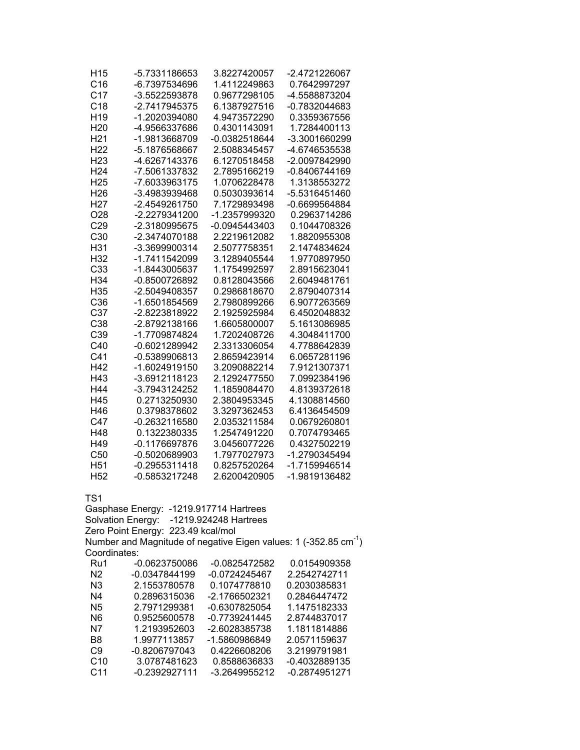| | | | |
|---|---|---|---|
| H15 | -5.7331186653 | 3.8227420057 | -2.4721226067 |
| C16 | -6.7397534696 | 1.4112249863 | 0.7642997297 |
| C17 | -3.5522593878 | 0.9677298105 | -4.5588873204 |
| C18 | -2.7417945375 | 6.1387927516 | -0.7832044683 |
| H19 | -1.2020394080 | 4.9473572290 | 0.3359367556 |
| H20 | -4.9566337686 | 0.4301143091 | 1.7284400113 |
| H21 | -1.9813668709 | -0.0382518644 | -3.3001660299 |
| H22 | -5.1876568667 | 2.5088345457 | -4.6746535538 |
| H23 | -4.6267143376 | 6.1270518458 | -2.0097842990 |
| H24 | -7.5061337832 | 2.7895166219 | -0.8406744169 |
| H25 | -7.6033963175 | 1.0706228478 | 1.3138553272 |
| H26 | -3.4983939468 | 0.5030393614 | -5.5316451460 |
| H27 | -2.4549261750 | 7.1729893498 | -0.6699564884 |
| O28 | -2.2279341200 | -1.2357999320 | 0.2963714286 |
| C29 | -2.3180995675 | -0.0945443403 | 0.1044708326 |
| C30 | -2.3474070188 | 2.2219612082 | 1.8820955308 |
| H31 | -3.3699900314 | 2.5077758351 | 2.1474834624 |
| H32 | -1.7411542099 | 3.1289405544 | 1.9770897950 |
| C33 | -1.8443005637 | 1.1754992597 | 2.8915623041 |
| H34 | -0.8500726892 | 0.8128043566 | 2.6049481761 |
| H35 | -2.5049408357 | 0.2986818670 | 2.8790407314 |
| C36 | -1.6501854569 | 2.7980899266 | 6.9077263569 |
| C37 | -2.8223818922 | 2.1925925984 | 6.4502048832 |
| C38 | -2.8792138166 | 1.6605800007 | 5.1613086985 |
| C39 | -1.7709874824 | 1.7202408726 | 4.3048411700 |
| C40 | -0.6021289942 | 2.3313306054 | 4.7788642839 |
| C41 | -0.5389906813 | 2.8659423914 | 6.0657281196 |
| H42 | -1.6024919150 | 3.2090882214 | 7.9121307371 |
| H43 | -3.6912118123 | 2.1292477550 | 7.0992384196 |
| H44 | -3.7943124252 | 1.1859084470 | 4.8139372618 |
| H45 | 0.2713250930 | 2.3804953345 | 4.1308814560 |
| H46 | 0.3798378602 | 3.3297362453 | 6.4136454509 |
| C47 | -0.2632116580 | 2.0353211584 | 0.0679260801 |
| H48 | 0.1322380335 | 1.2547491220 | 0.7074793465 |
| H49 | -0.1176697876 | 3.0456077226 | 0.4327502219 |
| C50 | -0.5020689903 | 1.7977027973 | -1.2790345494 |
| H51 | -0.2955311418 | 0.8257520264 | -1.7159946514 |
| H52 | -0.5853217248 | 2.6200420905 | -1.9819136482 |

TS1

Gasphase Energy: -1219.917714 Hartrees
Solvation Energy: -1219.924248 Hartrees
Zero Point Energy: 223.49 kcal/mol
Number and Magnitude of negative Eigen values: 1 (-352.85 $cm^{-1}$)
Coordinates:

| | | | |
|---|---|---|---|
| Ru1 | -0.0623750086 | -0.0825472582 | 0.0154909358 |
| N2 | -0.0347844199 | -0.0724245467 | 2.2542742711 |
| N3 | 2.1553780578 | 0.1074778810 | 0.2030385831 |
| N4 | 0.2896315036 | -2.1766502321 | 0.2846447472 |
| N5 | 2.7971299381 | -0.6307825054 | 1.1475182333 |
| N6 | 0.9525600578 | -0.7739241445 | 2.8744837017 |
| N7 | 1.2193952603 | -2.6028385738 | 1.1811814886 |
| B8 | 1.9977113857 | -1.5860986849 | 2.0571159637 |
| C9 | -0.8206797043 | 0.4226608206 | 3.2199791981 |
| C10 | 3.0787481623 | 0.8588636833 | -0.4032889135 |
| C11 | -0.2392927111 | -3.2649955212 | -0.2874951271 |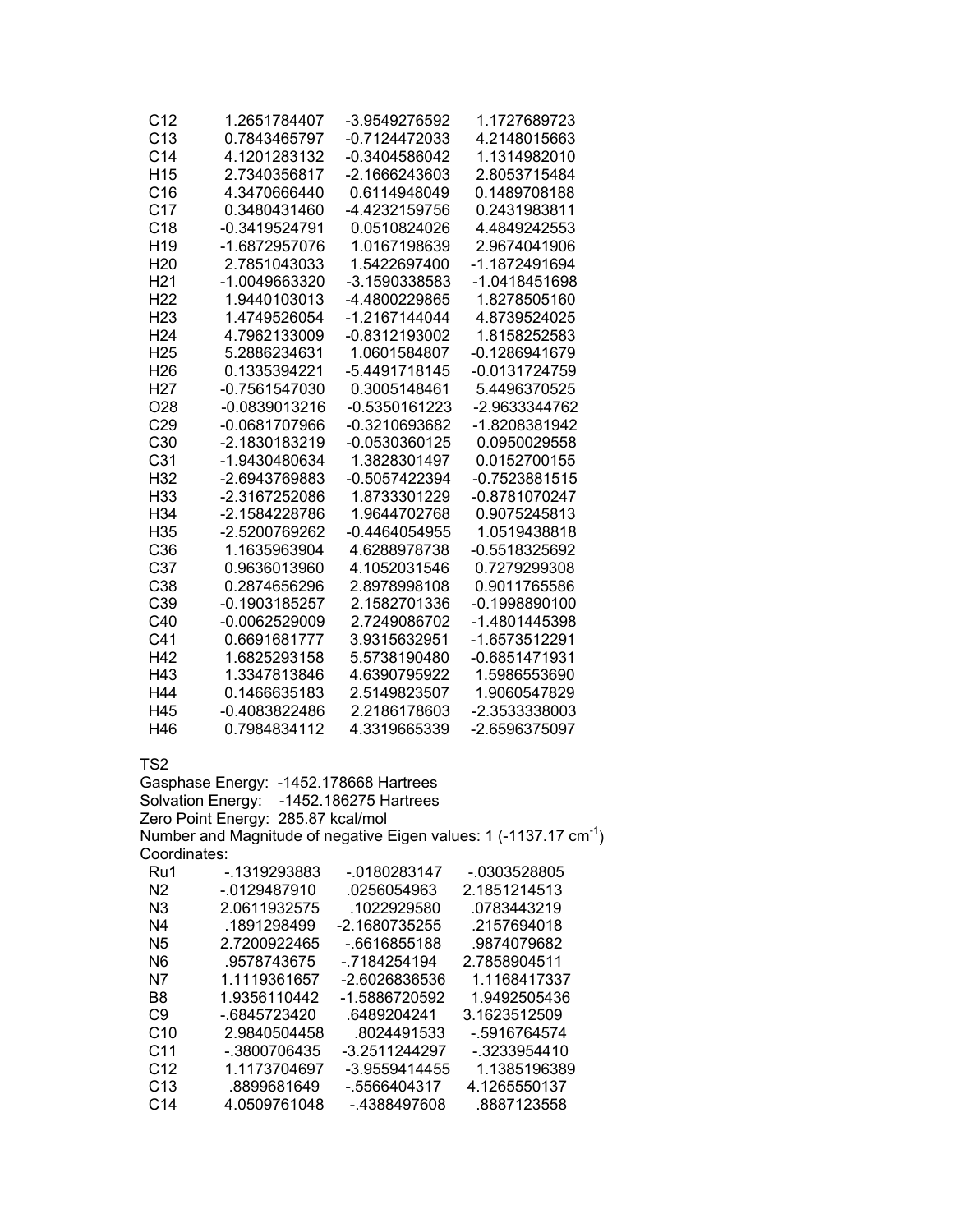| | | | |
|---|---|---|---|
| C12 | 1.2651784407 | -3.9549276592 | 1.1727689723 |
| C13 | 0.7843465797 | -0.7124472033 | 4.2148015663 |
| C14 | 4.1201283132 | -0.3404586042 | 1.1314982010 |
| H15 | 2.7340356817 | -2.1666243603 | 2.8053715484 |
| C16 | 4.3470666440 | 0.6114948049 | 0.1489708188 |
| C17 | 0.3480431460 | -4.4232159756 | 0.2431983811 |
| C18 | -0.3419524791 | 0.0510824026 | 4.4849242553 |
| H19 | -1.6872957076 | 1.0167198639 | 2.9674041906 |
| H20 | 2.7851043033 | 1.5422697400 | -1.1872491694 |
| H21 | -1.0049663320 | -3.1590338583 | -1.0418451698 |
| H22 | 1.9440103013 | -4.4800229865 | 1.8278505160 |
| H23 | 1.4749526054 | -1.2167144044 | 4.8739524025 |
| H24 | 4.7962133009 | -0.8312193002 | 1.8158252583 |
| H25 | 5.2886234631 | 1.0601584807 | -0.1286941679 |
| H26 | 0.1335394221 | -5.4491718145 | -0.0131724759 |
| H27 | -0.7561547030 | 0.3005148461 | 5.4496370525 |
| O28 | -0.0839013216 | -0.5350161223 | -2.9633344762 |
| C29 | -0.0681707966 | -0.3210693682 | -1.8208381942 |
| C30 | -2.1830183219 | -0.0530360125 | 0.0950029558 |
| C31 | -1.9430480634 | 1.3828301497 | 0.0152700155 |
| H32 | -2.6943769883 | -0.5057422394 | -0.7523881515 |
| H33 | -2.3167252086 | 1.8733301229 | -0.8781070247 |
| H34 | -2.1584228786 | 1.9644702768 | 0.9075245813 |
| H35 | -2.5200769262 | -0.4464054955 | 1.0519438818 |
| C36 | 1.1635963904 | 4.6288978738 | -0.5518325692 |
| C37 | 0.9636013960 | 4.1052031546 | 0.7279299308 |
| C38 | 0.2874656296 | 2.8978998108 | 0.9011765586 |
| C39 | -0.1903185257 | 2.1582701336 | -0.1998890100 |
| C40 | -0.0062529009 | 2.7249086702 | -1.4801445398 |
| C41 | 0.6691681777 | 3.9315632951 | -1.6573512291 |
| H42 | 1.6825293158 | 5.5738190480 | -0.6851471931 |
| H43 | 1.3347813846 | 4.6390795922 | 1.5986553690 |
| H44 | 0.1466635183 | 2.5149823507 | 1.9060547829 |
| H45 | -0.4083822486 | 2.2186178603 | -2.3533338003 |
| H46 | 0.7984834112 | 4.3319665339 | -2.6596375097 |

TS2

Gasphase Energy: -1452.178668 Hartrees

Solvation Energy: -1452.186275 Hartrees

Zero Point Energy: 285.87 kcal/mol

Number and Magnitude of negative Eigen values: 1 (-1137.17 $cm^{-1}$)

Coordinates:

| | | | |
|---|---|---|---|
| Ru1 | -.1319293883 | -.0180283147 | -.0303528805 |
| N2 | -.0129487910 | .0256054963 | 2.1851214513 |
| N3 | 2.0611932575 | .1022929580 | .0783443219 |
| N4 | .1891298499 | -2.1680735255 | .2157694018 |
| N5 | 2.7200922465 | -.6616855188 | .9874079682 |
| N6 | .9578743675 | -.7184254194 | 2.7858904511 |
| N7 | 1.1119361657 | -2.6026836536 | 1.1168417337 |
| B8 | 1.9356110442 | -1.5886720592 | 1.9492505436 |
| C9 | -.6845723420 | .6489204241 | 3.1623512509 |
| C10 | 2.9840504458 | .8024491533 | -.5916764574 |
| C11 | -.3800706435 | -3.2511244297 | -.3233954410 |
| C12 | 1.1173704697 | -3.9559414455 | 1.1385196389 |
| C13 | .8899681649 | -.5566404317 | 4.1265550137 |
| C14 | 4.0509761048 | -.4388497608 | .8887123558 |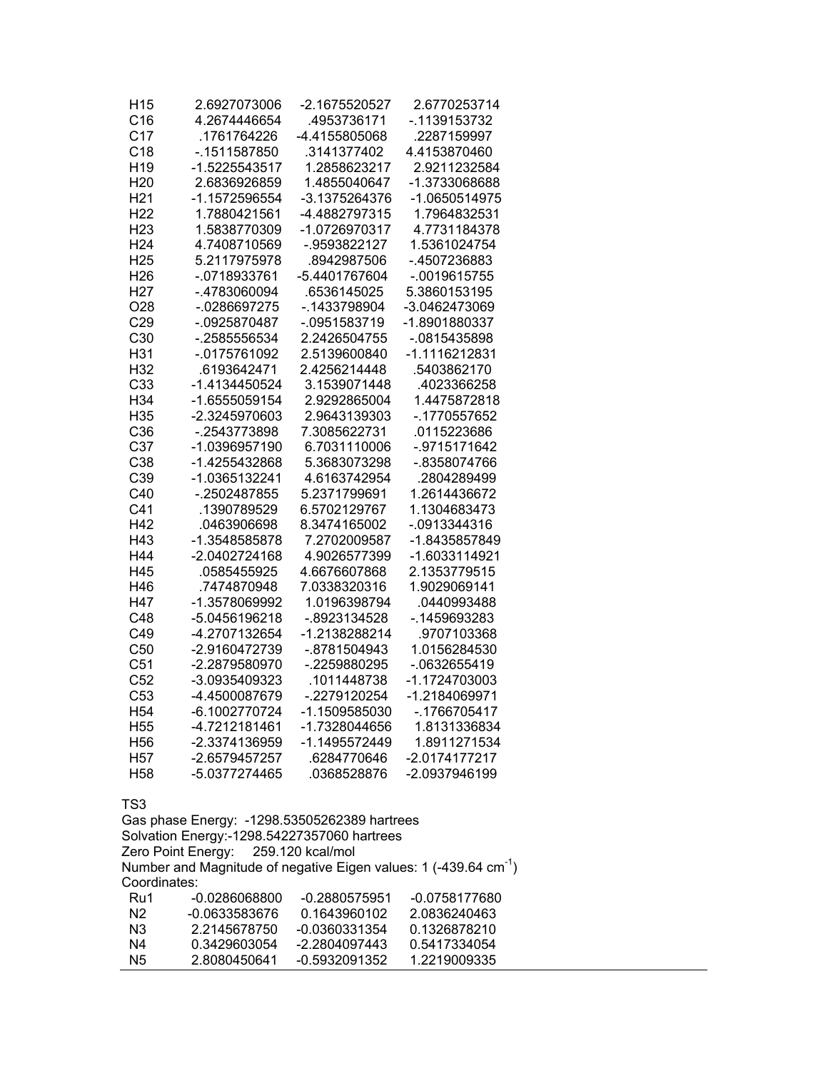| | | | |
|---|---|---|---|
| H15 | 2.6927073006 | -2.1675520527 | 2.6770253714 |
| C16 | 4.2674446654 | .4953736171 | -.1139153732 |
| C17 | .1761764226 | -4.4155805068 | .2287159997 |
| C18 | -.1511587850 | .3141377402 | 4.4153870460 |
| H19 | -1.5225543517 | 1.2858623217 | 2.9211232584 |
| H20 | 2.6836926859 | 1.4855040647 | -1.3733068688 |
| H21 | -1.1572596554 | -3.1375264376 | -1.0650514975 |
| H22 | 1.7880421561 | -4.4882797315 | 1.7964832531 |
| H23 | 1.5838770309 | -1.0726970317 | 4.7731184378 |
| H24 | 4.7408710569 | -.9593822127 | 1.5361024754 |
| H25 | 5.2117975978 | .8942987506 | -.4507236883 |
| H26 | -.0718933761 | -5.4401767604 | -.0019615755 |
| H27 | -.4783060094 | .6536145025 | 5.3860153195 |
| O28 | -.0286697275 | -.1433798904 | -3.0462473069 |
| C29 | -.0925870487 | -.0951583719 | -1.8901880337 |
| C30 | -.2585556534 | 2.2426504755 | -.0815435898 |
| H31 | -.0175761092 | 2.5139600840 | -1.1116212831 |
| H32 | .6193642471 | 2.4256214448 | .5403862170 |
| C33 | -1.4134450524 | 3.1539071448 | .4023366258 |
| H34 | -1.6555059154 | 2.9292865004 | 1.4475872818 |
| H35 | -2.3245970603 | 2.9643139303 | -.1770557652 |
| C36 | -.2543773898 | 7.3085622731 | .0115223686 |
| C37 | -1.0396957190 | 6.7031110006 | -.9715171642 |
| C38 | -1.4255432868 | 5.3683073298 | -.8358074766 |
| C39 | -1.0365132241 | 4.6163742954 | .2804289499 |
| C40 | -.2502487855 | 5.2371799691 | 1.2614436672 |
| C41 | .1390789529 | 6.5702129767 | 1.1304683473 |
| H42 | .0463906698 | 8.3474165002 | -.0913344316 |
| H43 | -1.3548585878 | 7.2702009587 | -1.8435857849 |
| H44 | -2.0402724168 | 4.9026577399 | -1.6033114921 |
| H45 | .0585455925 | 4.6676607868 | 2.1353779515 |
| H46 | .7474870948 | 7.0338320316 | 1.9029069141 |
| H47 | -1.3578069992 | 1.0196398794 | .0440993488 |
| C48 | -5.0456196218 | -.8923134528 | -.1459693283 |
| C49 | -4.2707132654 | -1.2138288214 | .9707103368 |
| C50 | -2.9160472739 | -.8781504943 | 1.0156284530 |
| C51 | -2.2879580970 | -.2259880295 | -.0632655419 |
| C52 | -3.0935409323 | .1011448738 | -1.1724703003 |
| C53 | -4.4500087679 | -.2279120254 | -1.2184069971 |
| H54 | -6.1002770724 | -1.1509585030 | -.1766705417 |
| H55 | -4.7212181461 | -1.7328044656 | 1.8131336834 |
| H56 | -2.3374136959 | -1.1495572449 | 1.8911271534 |
| H57 | -2.6579457257 | .6284770646 | -2.0174177217 |
| H58 | -5.0377274465 | .0368528876 | -2.0937946199 |

TS3

Gas phase Energy: -1298.53505262389 hartrees

Solvation Energy:-1298.54227357060 hartrees

Zero Point Energy: 259.120 kcal/mol

Number and Magnitude of negative Eigen values: 1 (-439.64 $cm^{-1}$)

Coordinates:

| | | | |
|---|---|---|---|
| Ru1 | -0.0286068800 | -0.2880575951 | -0.0758177680 |
| N2 | -0.0633583676 | 0.1643960102 | 2.0836240463 |
| N3 | 2.2145678750 | -0.0360331354 | 0.1326878210 |
| N4 | 0.3429603054 | -2.2804097443 | 0.5417334054 |
| N5 | 2.8080450641 | -0.5932091352 | 1.2219009335 |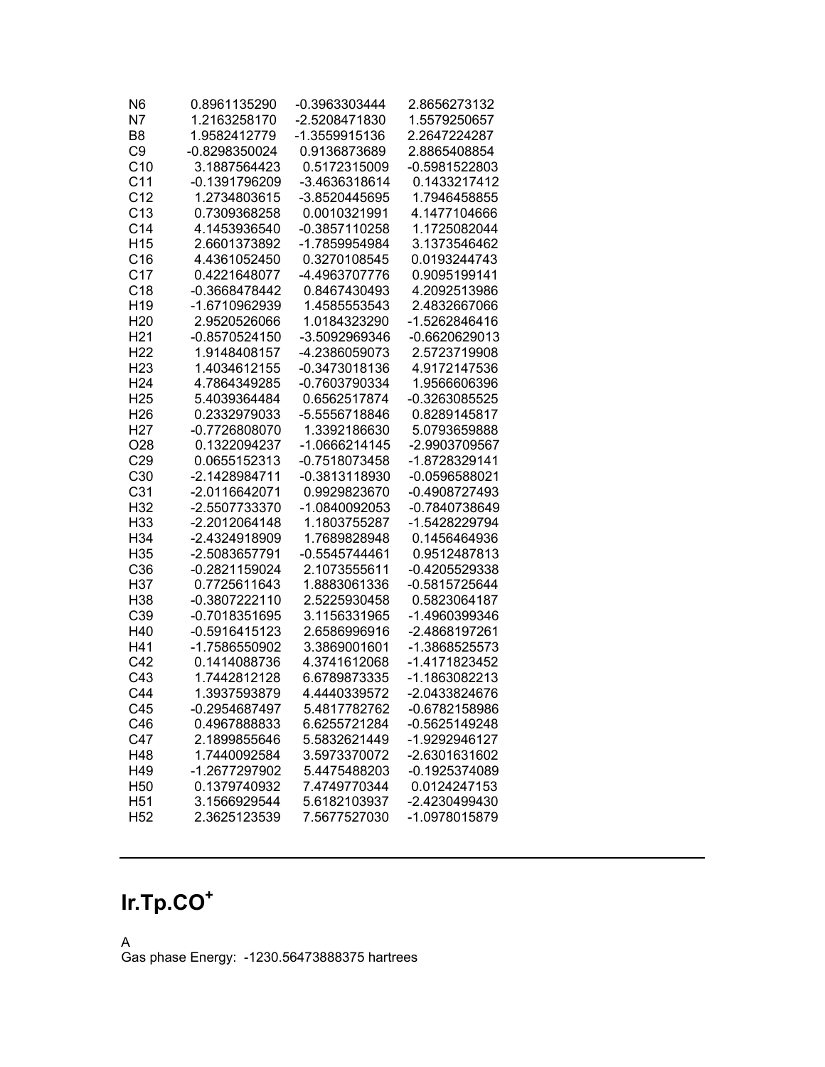| | | | |
|---|---|---|---|
| N6 | 0.8961135290 | -0.3963303444 | 2.8656273132 |
| N7 | 1.2163258170 | -2.5208471830 | 1.5579250657 |
| B8 | 1.9582412779 | -1.3559915136 | 2.2647224287 |
| C9 | -0.8298350024 | 0.9136873689 | 2.8865408854 |
| C10 | 3.1887564423 | 0.5172315009 | -0.5981522803 |
| C11 | -0.1391796209 | -3.4636318614 | 0.1433217412 |
| C12 | 1.2734803615 | -3.8520445695 | 1.7946458855 |
| C13 | 0.7309368258 | 0.0010321991 | 4.1477104666 |
| C14 | 4.1453936540 | -0.3857110258 | 1.1725082044 |
| H15 | 2.6601373892 | -1.7859954984 | 3.1373546462 |
| C16 | 4.4361052450 | 0.3270108545 | 0.0193244743 |
| C17 | 0.4221648077 | -4.4963707776 | 0.9095199141 |
| C18 | -0.3668478442 | 0.8467430493 | 4.2092513986 |
| H19 | -1.6710962939 | 1.4585553543 | 2.4832667066 |
| H20 | 2.9520526066 | 1.0184323290 | -1.5262846416 |
| H21 | -0.8570524150 | -3.5092969346 | -0.6620629013 |
| H22 | 1.9148408157 | -4.2386059073 | 2.5723719908 |
| H23 | 1.4034612155 | -0.3473018136 | 4.9172147536 |
| H24 | 4.7864349285 | -0.7603790334 | 1.9566606396 |
| H25 | 5.4039364484 | 0.6562517874 | -0.3263085525 |
| H26 | 0.2332979033 | -5.5556718846 | 0.8289145817 |
| H27 | -0.7726808070 | 1.3392186630 | 5.0793659888 |
| O28 | 0.1322094237 | -1.0666214145 | -2.9903709567 |
| C29 | 0.0655152313 | -0.7518073458 | -1.8728329141 |
| C30 | -2.1428984711 | -0.3813118930 | -0.0596588021 |
| C31 | -2.0116642071 | 0.9929823670 | -0.4908727493 |
| H32 | -2.5507733370 | -1.0840092053 | -0.7840738649 |
| H33 | -2.2012064148 | 1.1803755287 | -1.5428229794 |
| H34 | -2.4324918909 | 1.7689828948 | 0.1456464936 |
| H35 | -2.5083657791 | -0.5545744461 | 0.9512487813 |
| C36 | -0.2821159024 | 2.1073555611 | -0.4205529338 |
| H37 | 0.7725611643 | 1.8883061336 | -0.5815725644 |
| H38 | -0.3807222110 | 2.5225930458 | 0.5823064187 |
| C39 | -0.7018351695 | 3.1156331965 | -1.4960399346 |
| H40 | -0.5916415123 | 2.6586996916 | -2.4868197261 |
| H41 | -1.7586550902 | 3.3869001601 | -1.3868525573 |
| C42 | 0.1414088736 | 4.3741612068 | -1.4171823452 |
| C43 | 1.7442812128 | 6.6789873335 | -1.1863082213 |
| C44 | 1.3937593879 | 4.4440339572 | -2.0433824676 |
| C45 | -0.2954687497 | 5.4817782762 | -0.6782158986 |
| C46 | 0.4967888833 | 6.6255721284 | -0.5625149248 |
| C47 | 2.1899855646 | 5.5832621449 | -1.9292946127 |
| H48 | 1.7440092584 | 3.5973370072 | -2.6301631602 |
| H49 | -1.2677297902 | 5.4475488203 | -0.1925374089 |
| H50 | 0.1379740932 | 7.4749770344 | 0.0124247153 |
| H51 | 3.1566929544 | 5.6182103937 | -2.4230499430 |
| H52 | 2.3625123539 | 7.5677527030 | -1.0978015879 |

---

# Ir.Tp.CO$^{+}$

A

Gas phase Energy: -1230.56473888375 hartrees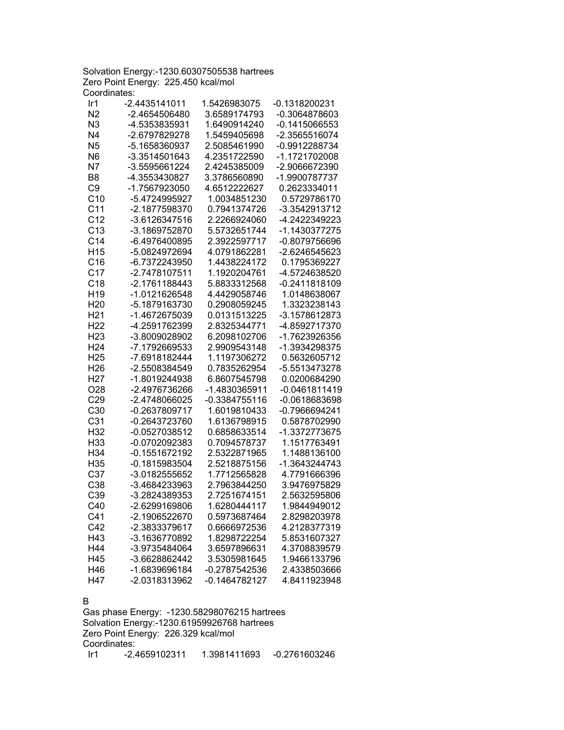Solvation Energy:-1230.60307505538 hartrees
Zero Point Energy: 225.450 kcal/mol
Coordinates:

| | | | |
|---|---|---|---|
| Ir1 | -2.4435141011 | 1.5426983075 | -0.1318200231 |
| N2 | -2.4654506480 | 3.6589174793 | -0.3064878603 |
| N3 | -4.5353835931 | 1.6490914240 | -0.1415066553 |
| N4 | -2.6797829278 | 1.5459405698 | -2.3565516074 |
| N5 | -5.1658360937 | 2.5085461990 | -0.9912288734 |
| N6 | -3.3514501643 | 4.2351722590 | -1.1721702008 |
| N7 | -3.5595661224 | 2.4245385009 | -2.9066672390 |
| B8 | -4.3553430827 | 3.3786560890 | -1.9900787737 |
| C9 | -1.7567923050 | 4.6512222627 | 0.2623334011 |
| C10 | -5.4724995927 | 1.0034851230 | 0.5729786170 |
| C11 | -2.1877598370 | 0.7941374726 | -3.3542913712 |
| C12 | -3.6126347516 | 2.2266924060 | -4.2422349223 |
| C13 | -3.1869752870 | 5.5732651744 | -1.1430377275 |
| C14 | -6.4976400895 | 2.3922597717 | -0.8079756696 |
| H15 | -5.0824972694 | 4.0791862281 | -2.6246545623 |
| C16 | -6.7372243950 | 1.4438224172 | 0.1795369227 |
| C17 | -2.7478107511 | 1.1920204761 | -4.5724638520 |
| C18 | -2.1761188443 | 5.8833312568 | -0.2411818109 |
| H19 | -1.0121626548 | 4.4429058746 | 1.0148638067 |
| H20 | -5.1879163730 | 0.2908059245 | 1.3323238143 |
| H21 | -1.4672675039 | 0.0131513225 | -3.1578612873 |
| H22 | -4.2591762399 | 2.8325344771 | -4.8592717370 |
| H23 | -3.8009028902 | 6.2098102706 | -1.7623926356 |
| H24 | -7.1792669533 | 2.9909543148 | -1.3934298375 |
| H25 | -7.6918182444 | 1.1197306272 | 0.5632605712 |
| H26 | -2.5508384549 | 0.7835262954 | -5.5513473278 |
| H27 | -1.8019244938 | 6.8607545798 | 0.0200684290 |
| O28 | -2.4976736266 | -1.4830365911 | -0.0461811419 |
| C29 | -2.4748066025 | -0.3384755116 | -0.0618683698 |
| C30 | -0.2637809717 | 1.6019810433 | -0.7966694241 |
| C31 | -0.2643723760 | 1.6136798915 | 0.5878702990 |
| H32 | -0.0527038512 | 0.6858633514 | -1.3372773675 |
| H33 | -0.0702092383 | 0.7094578737 | 1.1517763491 |
| H34 | -0.1551672192 | 2.5322871965 | 1.1488136100 |
| H35 | -0.1815983504 | 2.5218875156 | -1.3643244743 |
| C37 | -3.0182555652 | 1.7712565828 | 4.7791666396 |
| C38 | -3.4684233963 | 2.7963844250 | 3.9476975829 |
| C39 | -3.2824389353 | 2.7251674151 | 2.5632595806 |
| C40 | -2.6299169806 | 1.6280444117 | 1.9844949012 |
| C41 | -2.1906522670 | 0.5973687464 | 2.8298203978 |
| C42 | -2.3833379617 | 0.6666972536 | 4.2128377319 |
| H43 | -3.1636770892 | 1.8298722254 | 5.8531607327 |
| H44 | -3.9735484064 | 3.6597896631 | 4.3708839579 |
| H45 | -3.6628862442 | 3.5305981645 | 1.9466133796 |
| H46 | -1.6839696184 | -0.2787542536 | 2.4338503666 |
| H47 | -2.0318313962 | -0.1464782127 | 4.8411923948 |

B

Gas phase Energy: -1230.58298076215 hartrees
Solvation Energy:-1230.61959926768 hartrees
Zero Point Energy: 226.329 kcal/mol
Coordinates:

| | | | |
|---|---|---|---|
| Ir1 | -2.4659102311 | 1.3981411693 | -0.2761603246 |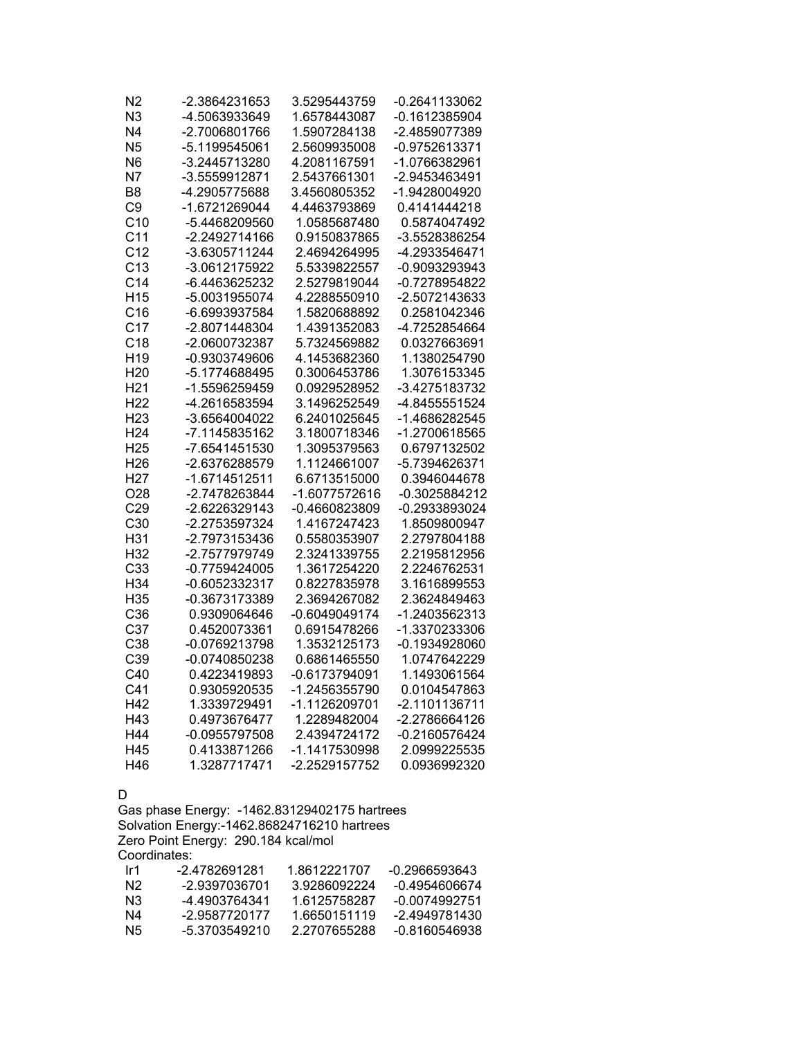| N2 | -2.3864231653 | 3.5295443759 | -0.2641133062 |
|---|---|---|---|
| N3 | -4.5063933649 | 1.6578443087 | -0.1612385904 |
| N4 | -2.7006801766 | 1.5907284138 | -2.4859077389 |
| N5 | -5.1199545061 | 2.5609935008 | -0.9752613371 |
| N6 | -3.2445713280 | 4.2081167591 | -1.0766382961 |
| N7 | -3.5559912871 | 2.5437661301 | -2.9453463491 |
| B8 | -4.2905775688 | 3.4560805352 | -1.9428004920 |
| C9 | -1.6721269044 | 4.4463793869 | 0.4141444218 |
| C10 | -5.4468209560 | 1.0585687480 | 0.5874047492 |
| C11 | -2.2492714166 | 0.9150837865 | -3.5528386254 |
| C12 | -3.6305711244 | 2.4694264995 | -4.2933546471 |
| C13 | -3.0612175922 | 5.5339822557 | -0.9093293943 |
| C14 | -6.4463625232 | 2.5279819044 | -0.7278954822 |
| H15 | -5.0031955074 | 4.2288550910 | -2.5072143633 |
| C16 | -6.6993937584 | 1.5820688892 | 0.2581042346 |
| C17 | -2.8071448304 | 1.4391352083 | -4.7252854664 |
| C18 | -2.0600732387 | 5.7324569882 | 0.0327663691 |
| H19 | -0.9303749606 | 4.1453682360 | 1.1380254790 |
| H20 | -5.1774688495 | 0.3006453786 | 1.3076153345 |
| H21 | -1.5596259459 | 0.0929528952 | -3.4275183732 |
| H22 | -4.2616583594 | 3.1496252549 | -4.8455551524 |
| H23 | -3.6564004022 | 6.2401025645 | -1.4686282545 |
| H24 | -7.1145835162 | 3.1800718346 | -1.2700618565 |
| H25 | -7.6541451530 | 1.3095379563 | 0.6797132502 |
| H26 | -2.6376288579 | 1.1124661007 | -5.7394626371 |
| H27 | -1.6714512511 | 6.6713515000 | 0.3946044678 |
| O28 | -2.7478263844 | -1.6077572616 | -0.3025884212 |
| C29 | -2.6226329143 | -0.4660823809 | -0.2933893024 |
| C30 | -2.2753597324 | 1.4167247423 | 1.8509800947 |
| H31 | -2.7973153436 | 0.5580353907 | 2.2797804188 |
| H32 | -2.7577979749 | 2.3241339755 | 2.2195812956 |
| C33 | -0.7759424005 | 1.3617254220 | 2.2246762531 |
| H34 | -0.6052332317 | 0.8227835978 | 3.1616899553 |
| H35 | -0.3673173389 | 2.3694267082 | 2.3624849463 |
| C36 | 0.9309064646 | -0.6049049174 | -1.2403562313 |
| C37 | 0.4520073361 | 0.6915478266 | -1.3370233306 |
| C38 | -0.0769213798 | 1.3532125173 | -0.1934928060 |
| C39 | -0.0740850238 | 0.6861465550 | 1.0747642229 |
| C40 | 0.4223419893 | -0.6173794091 | 1.1493061564 |
| C41 | 0.9305920535 | -1.2456355790 | 0.0104547863 |
| H42 | 1.3339729491 | -1.1126209701 | -2.1101136711 |
| H43 | 0.4973676477 | 1.2289482004 | -2.2786664126 |
| H44 | -0.0955797508 | 2.4394724172 | -0.2160576424 |
| H45 | 0.4133871266 | -1.1417530998 | 2.0999225535 |
| H46 | 1.3287717471 | -2.2529157752 | 0.0936992320 |

D

Gas phase Energy: -1462.83129402175 hartrees
Solvation Energy:-1462.86824716210 hartrees
Zero Point Energy: 290.184 kcal/mol
Coordinates:

| Ir1 | -2.4782691281 | 1.8612221707 | -0.2966593643 |
|---|---|---|---|
| N2 | -2.9397036701 | 3.9286092224 | -0.4954606674 |
| N3 | -4.4903764341 | 1.6125758287 | -0.0074992751 |
| N4 | -2.9587720177 | 1.6650151119 | -2.4949781430 |
| N5 | -5.3703549210 | 2.2707655288 | -0.8160546938 |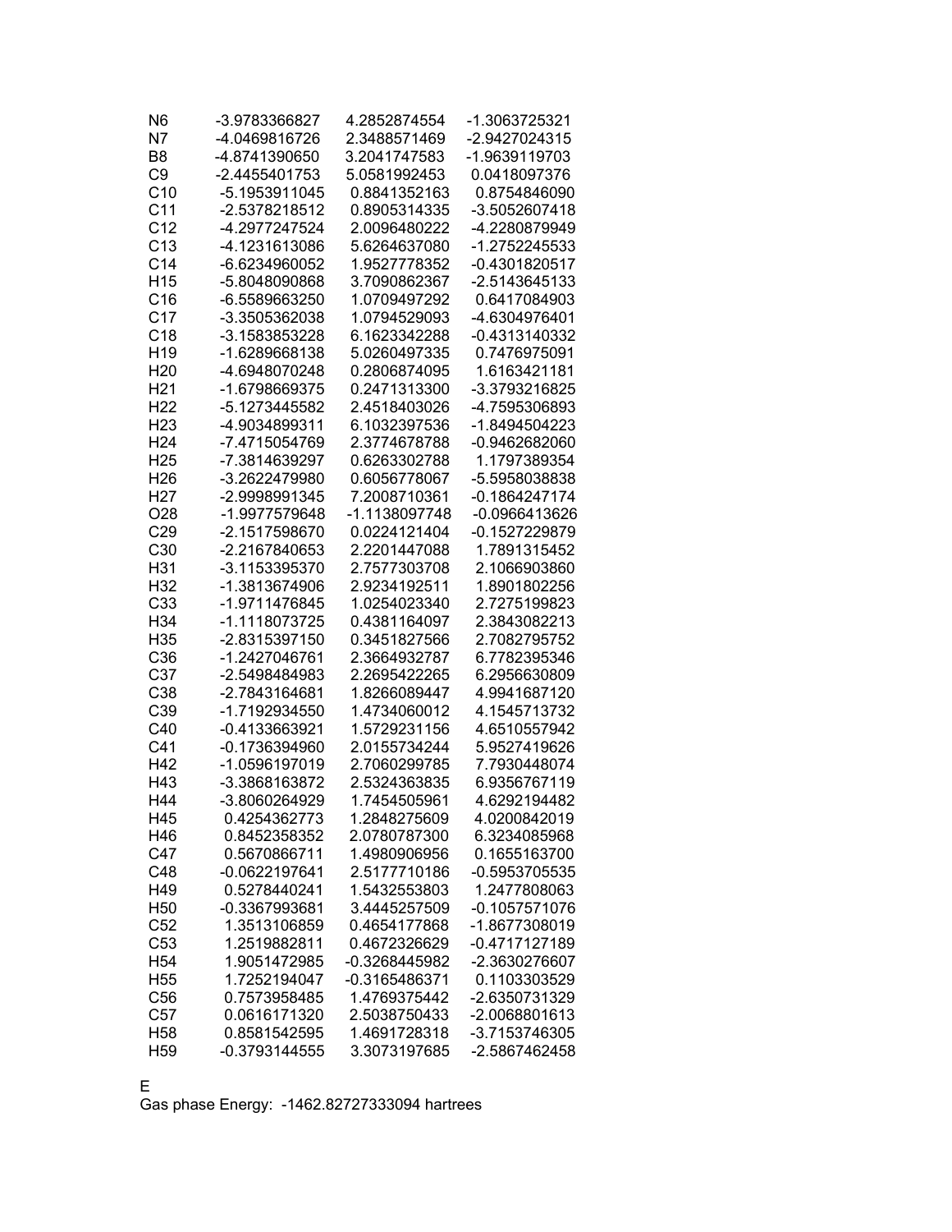| | | | |
|---|---|---|---|
| N6 | -3.9783366827 | 4.2852874554 | -1.3063725321 |
| N7 | -4.0469816726 | 2.3488571469 | -2.9427024315 |
| B8 | -4.8741390650 | 3.2041747583 | -1.9639119703 |
| C9 | -2.4455401753 | 5.0581992453 | 0.0418097376 |
| C10 | -5.1953911045 | 0.8841352163 | 0.8754846090 |
| C11 | -2.5378218512 | 0.8905314335 | -3.5052607418 |
| C12 | -4.2977247524 | 2.0096480222 | -4.2280879949 |
| C13 | -4.1231613086 | 5.6264637080 | -1.2752245533 |
| C14 | -6.6234960052 | 1.9527778352 | -0.4301820517 |
| H15 | -5.8048090868 | 3.7090862367 | -2.5143645133 |
| C16 | -6.5589663250 | 1.0709497292 | 0.6417084903 |
| C17 | -3.3505362038 | 1.0794529093 | -4.6304976401 |
| C18 | -3.1583853228 | 6.1623342288 | -0.4313140332 |
| H19 | -1.6289668138 | 5.0260497335 | 0.7476975091 |
| H20 | -4.6948070248 | 0.2806874095 | 1.6163421181 |
| H21 | -1.6798669375 | 0.2471313300 | -3.3793216825 |
| H22 | -5.1273445582 | 2.4518403026 | -4.7595306893 |
| H23 | -4.9034899311 | 6.1032397536 | -1.8494504223 |
| H24 | -7.4715054769 | 2.3774678788 | -0.9462682060 |
| H25 | -7.3814639297 | 0.6263302788 | 1.1797389354 |
| H26 | -3.2622479980 | 0.6056778067 | -5.5958038838 |
| H27 | -2.9998991345 | 7.2008710361 | -0.1864247174 |
| O28 | -1.9977579648 | -1.1138097748 | -0.0966413626 |
| C29 | -2.1517598670 | 0.0224121404 | -0.1527229879 |
| C30 | -2.2167840653 | 2.2201447088 | 1.7891315452 |
| H31 | -3.1153395370 | 2.7577303708 | 2.1066903860 |
| H32 | -1.3813674906 | 2.9234192511 | 1.8901802256 |
| C33 | -1.9711476845 | 1.0254023340 | 2.7275199823 |
| H34 | -1.1118073725 | 0.4381164097 | 2.3843082213 |
| H35 | -2.8315397150 | 0.3451827566 | 2.7082795752 |
| C36 | -1.2427046761 | 2.3664932787 | 6.7782395346 |
| C37 | -2.5498484983 | 2.2695422265 | 6.2956630809 |
| C38 | -2.7843164681 | 1.8266089447 | 4.9941687120 |
| C39 | -1.7192934550 | 1.4734060012 | 4.1545713732 |
| C40 | -0.4133663921 | 1.5729231156 | 4.6510557942 |
| C41 | -0.1736394960 | 2.0155734244 | 5.9527419626 |
| H42 | -1.0596197019 | 2.7060299785 | 7.7930448074 |
| H43 | -3.3868163872 | 2.5324363835 | 6.9356767119 |
| H44 | -3.8060264929 | 1.7454505961 | 4.6292194482 |
| H45 | 0.4254362773 | 1.2848275609 | 4.0200842019 |
| H46 | 0.8452358352 | 2.0780787300 | 6.3234085968 |
| C47 | 0.5670866711 | 1.4980906956 | 0.1655163700 |
| C48 | -0.0622197641 | 2.5177710186 | -0.5953705535 |
| H49 | 0.5278440241 | 1.5432553803 | 1.2477808063 |
| H50 | -0.3367993681 | 3.4445257509 | -0.1057571076 |
| C52 | 1.3513106859 | 0.4654177868 | -1.8677308019 |
| C53 | 1.2519882811 | 0.4672326629 | -0.4717127189 |
| H54 | 1.9051472985 | -0.3268445982 | -2.3630276607 |
| H55 | 1.7252194047 | -0.3165486371 | 0.1103303529 |
| C56 | 0.7573958485 | 1.4769375442 | -2.6350731329 |
| C57 | 0.0616171320 | 2.5038750433 | -2.0068801613 |
| H58 | 0.8581542595 | 1.4691728318 | -3.7153746305 |
| H59 | -0.3793144555 | 3.3073197685 | -2.5867462458 |

E

Gas phase Energy: -1462.82727333094 hartrees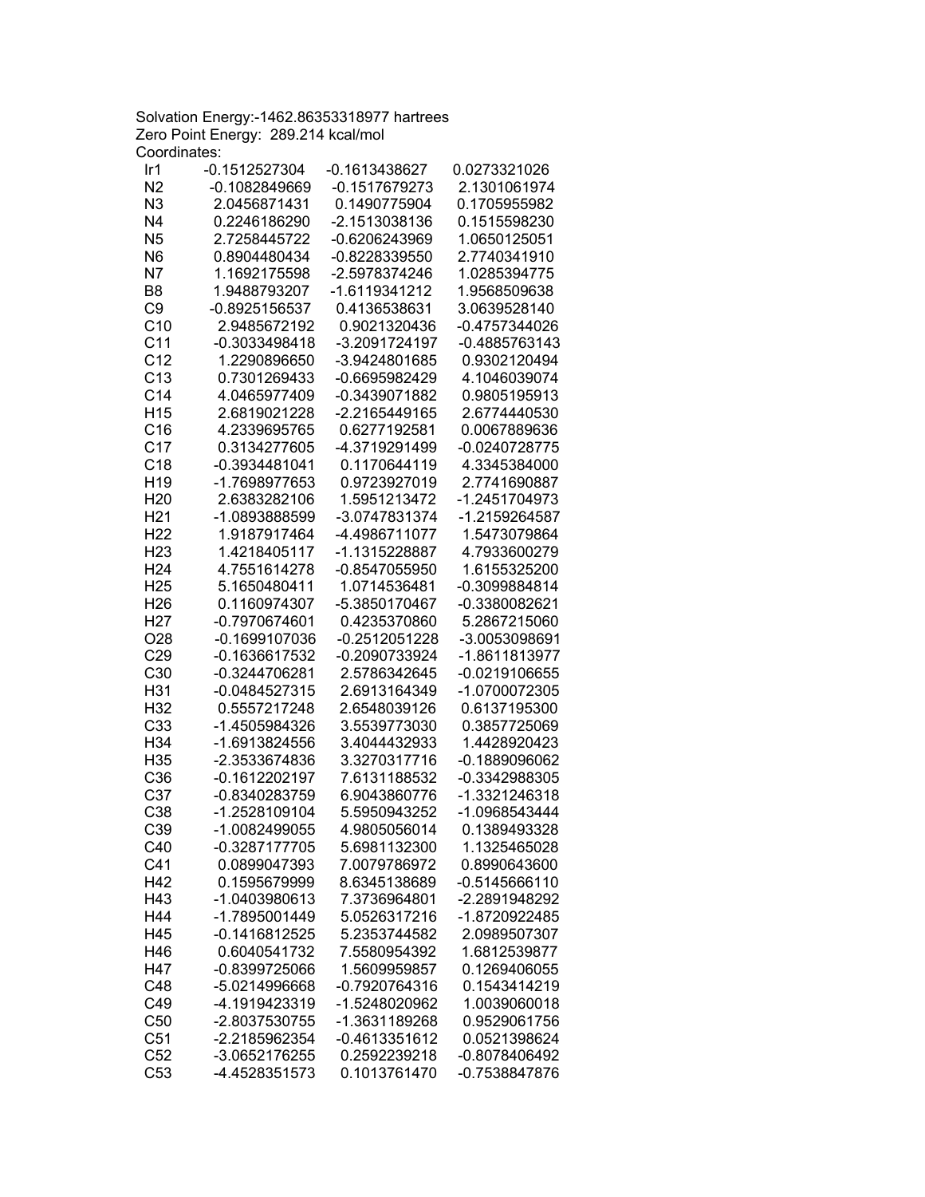Solvation Energy:-1462.86353318977 hartrees
Zero Point Energy: 289.214 kcal/mol
Coordinates:

| | | | |
|---|---|---|---|
| Ir1 | -0.1512527304 | -0.1613438627 | 0.0273321026 |
| N2 | -0.1082849669 | -0.1517679273 | 2.1301061974 |
| N3 | 2.0456871431 | 0.1490775904 | 0.1705955982 |
| N4 | 0.2246186290 | -2.1513038136 | 0.1515598230 |
| N5 | 2.7258445722 | -0.6206243969 | 1.0650125051 |
| N6 | 0.8904480434 | -0.8228339550 | 2.7740341910 |
| N7 | 1.1692175598 | -2.5978374246 | 1.0285394775 |
| B8 | 1.9488793207 | -1.6119341212 | 1.9568509638 |
| C9 | -0.8925156537 | 0.4136538631 | 3.0639528140 |
| C10 | 2.9485672192 | 0.9021320436 | -0.4757344026 |
| C11 | -0.3033498418 | -3.2091724197 | -0.4885763143 |
| C12 | 1.2290896650 | -3.9424801685 | 0.9302120494 |
| C13 | 0.7301269433 | -0.6695982429 | 4.1046039074 |
| C14 | 4.0465977409 | -0.3439071882 | 0.9805195913 |
| H15 | 2.6819021228 | -2.2165449165 | 2.6774440530 |
| C16 | 4.2339695765 | 0.6277192581 | 0.0067889636 |
| C17 | 0.3134277605 | -4.3719291499 | -0.0240728775 |
| C18 | -0.3934481041 | 0.1170644119 | 4.3345384000 |
| H19 | -1.7698977653 | 0.9723927019 | 2.7741690887 |
| H20 | 2.6383282106 | 1.5951213472 | -1.2451704973 |
| H21 | -1.0893888599 | -3.0747831374 | -1.2159264587 |
| H22 | 1.9187917464 | -4.4986711077 | 1.5473079864 |
| H23 | 1.4218405117 | -1.1315228887 | 4.7933600279 |
| H24 | 4.7551614278 | -0.8547055950 | 1.6155325200 |
| H25 | 5.1650480411 | 1.0714536481 | -0.3099884814 |
| H26 | 0.1160974307 | -5.3850170467 | -0.3380082621 |
| H27 | -0.7970674601 | 0.4235370860 | 5.2867215060 |
| O28 | -0.1699107036 | -0.2512051228 | -3.0053098691 |
| C29 | -0.1636617532 | -0.2090733924 | -1.8611813977 |
| C30 | -0.3244706281 | 2.5786342645 | -0.0219106655 |
| H31 | -0.0484527315 | 2.6913164349 | -1.0700072305 |
| H32 | 0.5557217248 | 2.6548039126 | 0.6137195300 |
| C33 | -1.4505984326 | 3.5539773030 | 0.3857725069 |
| H34 | -1.6913824556 | 3.4044432933 | 1.4428920423 |
| H35 | -2.3533674836 | 3.3270317716 | -0.1889096062 |
| C36 | -0.1612202197 | 7.6131188532 | -0.3342988305 |
| C37 | -0.8340283759 | 6.9043860776 | -1.3321246318 |
| C38 | -1.2528109104 | 5.5950943252 | -1.0968543444 |
| C39 | -1.0082499055 | 4.9805056014 | 0.1389493328 |
| C40 | -0.3287177705 | 5.6981132300 | 1.1325465028 |
| C41 | 0.0899047393 | 7.0079786972 | 0.8990643600 |
| H42 | 0.1595679999 | 8.6345138689 | -0.5145666110 |
| H43 | -1.0403980613 | 7.3736964801 | -2.2891948292 |
| H44 | -1.7895001449 | 5.0526317216 | -1.8720922485 |
| H45 | -0.1416812525 | 5.2353744582 | 2.0989507307 |
| H46 | 0.6040541732 | 7.5580954392 | 1.6812539877 |
| H47 | -0.8399725066 | 1.5609959857 | 0.1269406055 |
| C48 | -5.0214996668 | -0.7920764316 | 0.1543414219 |
| C49 | -4.1919423319 | -1.5248020962 | 1.0039060018 |
| C50 | -2.8037530755 | -1.3631189268 | 0.9529061756 |
| C51 | -2.2185962354 | -0.4613351612 | 0.0521398624 |
| C52 | -3.0652176255 | 0.2592239218 | -0.8078406492 |
| C53 | -4.4528351573 | 0.1013761470 | -0.7538847876 |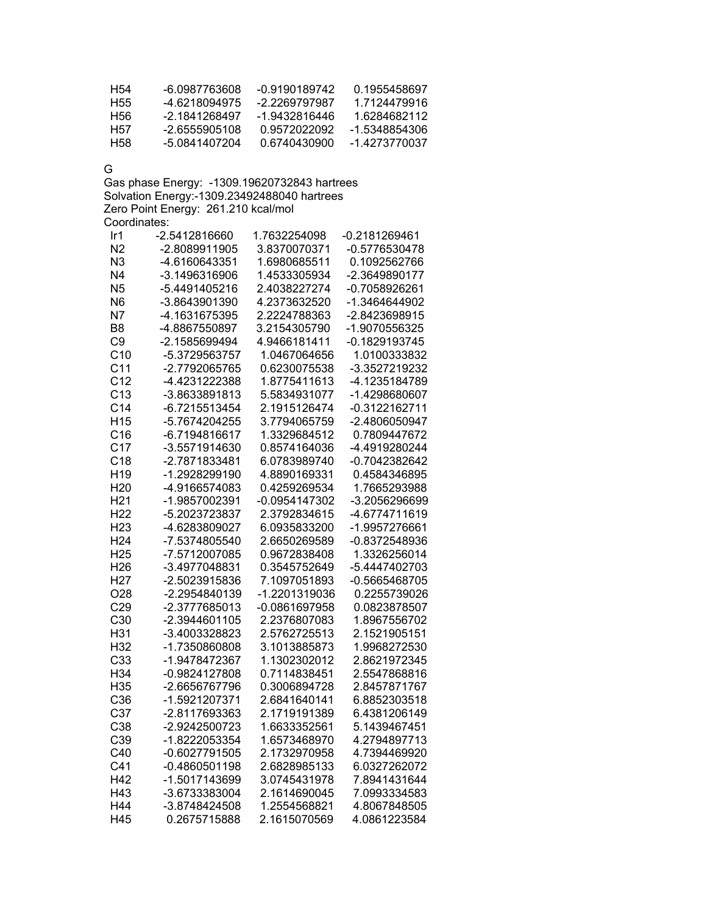| | | | |
|---|---|---|---|
| H54 | -6.0987763608 | -0.9190189742 | 0.1955458697 |
| H55 | -4.6218094975 | -2.2269797987 | 1.7124479916 |
| H56 | -2.1841268497 | -1.9432816446 | 1.6284682112 |
| H57 | -2.6555905108 | 0.9572022092 | -1.5348854306 |
| H58 | -5.0841407204 | 0.6740430900 | -1.4273770037 |

G

Gas phase Energy: -1309.19620732843 hartrees
Solvation Energy:-1309.23492488040 hartrees
Zero Point Energy: 261.210 kcal/mol
Coordinates:

| | | | |
|---|---|---|---|
| Ir1 | -2.5412816660 | 1.7632254098 | -0.2181269461 |
| N2 | -2.8089911905 | 3.8370070371 | -0.5776530478 |
| N3 | -4.6160643351 | 1.6980685511 | 0.1092562766 |
| N4 | -3.1496316906 | 1.4533305934 | -2.3649890177 |
| N5 | -5.4491405216 | 2.4038227274 | -0.7058926261 |
| N6 | -3.8643901390 | 4.2373632520 | -1.3464644902 |
| N7 | -4.1631675395 | 2.2224788363 | -2.8423698915 |
| B8 | -4.8867550897 | 3.2154305790 | -1.9070556325 |
| C9 | -2.1585699494 | 4.9466181411 | -0.1829193745 |
| C10 | -5.3729563757 | 1.0467064656 | 1.0100333832 |
| C11 | -2.7792065765 | 0.6230075538 | -3.3527219232 |
| C12 | -4.4231222388 | 1.8775411613 | -4.1235184789 |
| C13 | -3.8633891813 | 5.5834931077 | -1.4298680607 |
| C14 | -6.7215513454 | 2.1915126474 | -0.3122162711 |
| H15 | -5.7674204255 | 3.7794065759 | -2.4806050947 |
| C16 | -6.7194816617 | 1.3329684512 | 0.7809447672 |
| C17 | -3.5571914630 | 0.8574164036 | -4.4919280244 |
| C18 | -2.7871833481 | 6.0783989740 | -0.7042382642 |
| H19 | -1.2928299190 | 4.8890169331 | 0.4584346895 |
| H20 | -4.9166574083 | 0.4259269534 | 1.7665293988 |
| H21 | -1.9857002391 | -0.0954147302 | -3.2056296699 |
| H22 | -5.2023723837 | 2.3792834615 | -4.6774711619 |
| H23 | -4.6283809027 | 6.0935833200 | -1.9957276661 |
| H24 | -7.5374805540 | 2.6650269589 | -0.8372548936 |
| H25 | -7.5712007085 | 0.9672838408 | 1.3326256014 |
| H26 | -3.4977048831 | 0.3545752649 | -5.4447402703 |
| H27 | -2.5023915836 | 7.1097051893 | -0.5665468705 |
| O28 | -2.2954840139 | -1.2201319036 | 0.2255739026 |
| C29 | -2.3777685013 | -0.0861697958 | 0.0823878507 |
| C30 | -2.3944601105 | 2.2376807083 | 1.8967556702 |
| H31 | -3.4003328823 | 2.5762725513 | 2.1521905151 |
| H32 | -1.7350860808 | 3.1013885873 | 1.9968272530 |
| C33 | -1.9478472367 | 1.1302302012 | 2.8621972345 |
| H34 | -0.9824127808 | 0.7114838451 | 2.5547868816 |
| H35 | -2.6656767796 | 0.3006894728 | 2.8457871767 |
| C36 | -1.5921207371 | 2.6841640141 | 6.8852303518 |
| C37 | -2.8117693363 | 2.1719191389 | 6.4381206149 |
| C38 | -2.9242500723 | 1.6633352561 | 5.1439467451 |
| C39 | -1.8222053354 | 1.6573468970 | 4.2794897713 |
| C40 | -0.6027791505 | 2.1732970958 | 4.7394469920 |
| C41 | -0.4860501198 | 2.6828985133 | 6.0327262072 |
| H42 | -1.5017143699 | 3.0745431978 | 7.8941431644 |
| H43 | -3.6733383004 | 2.1614690045 | 7.0993334583 |
| H44 | -3.8748424508 | 1.2554568821 | 4.8067848505 |
| H45 | 0.2675715888 | 2.1615070569 | 4.0861223584 |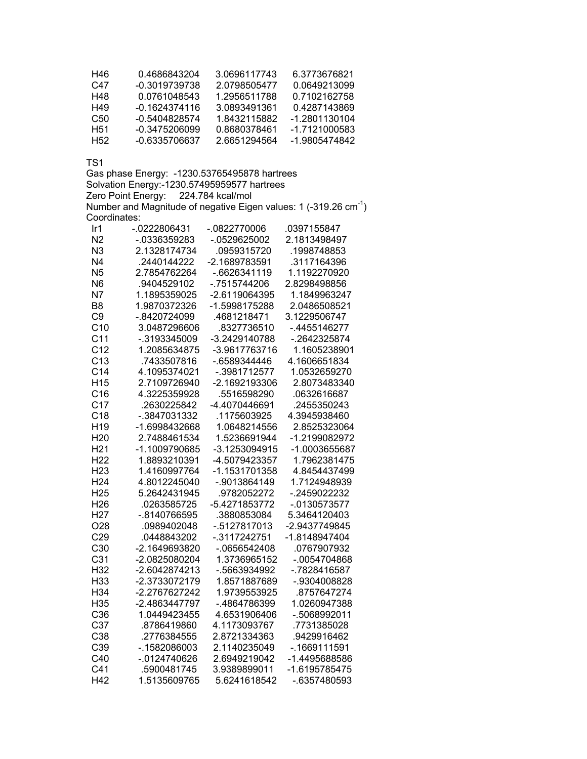| | | | |
|---|---|---|---|
| H46 | 0.4686843204 | 3.0696117743 | 6.3773676821 |
| C47 | -0.3019739738 | 2.0798505477 | 0.0649213099 |
| H48 | 0.0761048543 | 1.2956511788 | 0.7102162758 |
| H49 | -0.1624374116 | 3.0893491361 | 0.4287143869 |
| C50 | -0.5404828574 | 1.8432115882 | -1.2801130104 |
| H51 | -0.3475206099 | 0.8680378461 | -1.7121000583 |
| H52 | -0.6335706637 | 2.6651294564 | -1.9805474842 |

TS1

Gas phase Energy: -1230.53765495878 hartrees

Solvation Energy:-1230.57495959577 hartrees

Zero Point Energy: 224.784 kcal/mol

Number and Magnitude of negative Eigen values: 1 (-319.26 $cm^{-1}$)

Coordinates:

| | | | |
|---|---|---|---|
| Ir1 | -.0222806431 | -.0822770006 | .0397155847 |
| N2 | -.0336359283 | -.0529625002 | 2.1813498497 |
| N3 | 2.1328174734 | .0959315720 | .1998748853 |
| N4 | .2440144222 | -2.1689783591 | .3117164396 |
| N5 | 2.7854762264 | -.6626341119 | 1.1192270920 |
| N6 | .9404529102 | -.7515744206 | 2.8298498856 |
| N7 | 1.1895359025 | -2.6119064395 | 1.1849963247 |
| B8 | 1.9870372326 | -1.5998175288 | 2.0486508521 |
| C9 | -.8420724099 | .4681218471 | 3.1229506747 |
| C10 | 3.0487296606 | .8327736510 | -.4455146277 |
| C11 | -.3193345009 | -3.2429140788 | -.2642325874 |
| C12 | 1.2085634875 | -3.9617763716 | 1.1605238901 |
| C13 | .7433507816 | -.6589344446 | 4.1606651834 |
| C14 | 4.1095374021 | -.3981712577 | 1.0532659270 |
| H15 | 2.7109726940 | -2.1692193306 | 2.8073483340 |
| C16 | 4.3225359928 | .5516598290 | .0632616687 |
| C17 | .2630225842 | -4.4070446691 | .2455350243 |
| C18 | -.3847031332 | .1175603925 | 4.3945938460 |
| H19 | -1.6998432668 | 1.0648214556 | 2.8525323064 |
| H20 | 2.7488461534 | 1.5236691944 | -1.2199082972 |
| H21 | -1.1009790685 | -3.1253094915 | -1.0003655687 |
| H22 | 1.8893210391 | -4.5079423357 | 1.7962381475 |
| H23 | 1.4160997764 | -1.1531701358 | 4.8454437499 |
| H24 | 4.8012245040 | -.9013864149 | 1.7124948939 |
| H25 | 5.2642431945 | .9782052272 | -.2459022232 |
| H26 | .0263585725 | -5.4271853772 | -.0130573577 |
| H27 | -.8140766595 | .3880853084 | 5.3464120403 |
| O28 | .0989402048 | -.5127817013 | -2.9437749845 |
| C29 | .0448843202 | -.3117242751 | -1.8148947404 |
| C30 | -2.1649693820 | -.0656542408 | .0767907932 |
| C31 | -2.0825080204 | 1.3736965152 | -.0054704868 |
| H32 | -2.6042874213 | -.5663934992 | -.7828416587 |
| H33 | -2.3733072179 | 1.8571887689 | -.9304008828 |
| H34 | -2.2767627242 | 1.9739553925 | .8757647274 |
| H35 | -2.4863447797 | -.4864786399 | 1.0260947388 |
| C36 | 1.0449423455 | 4.6531906406 | -.5068992011 |
| C37 | .8786419860 | 4.1173093767 | .7731385028 |
| C38 | .2776384555 | 2.8721334363 | .9429916462 |
| C39 | -.1582086003 | 2.1140235049 | -.1669111591 |
| C40 | -.0124740626 | 2.6949219042 | -1.4495688586 |
| C41 | .5900481745 | 3.9389899011 | -1.6195785475 |
| H42 | 1.5135609765 | 5.6241618542 | -.6357480593 |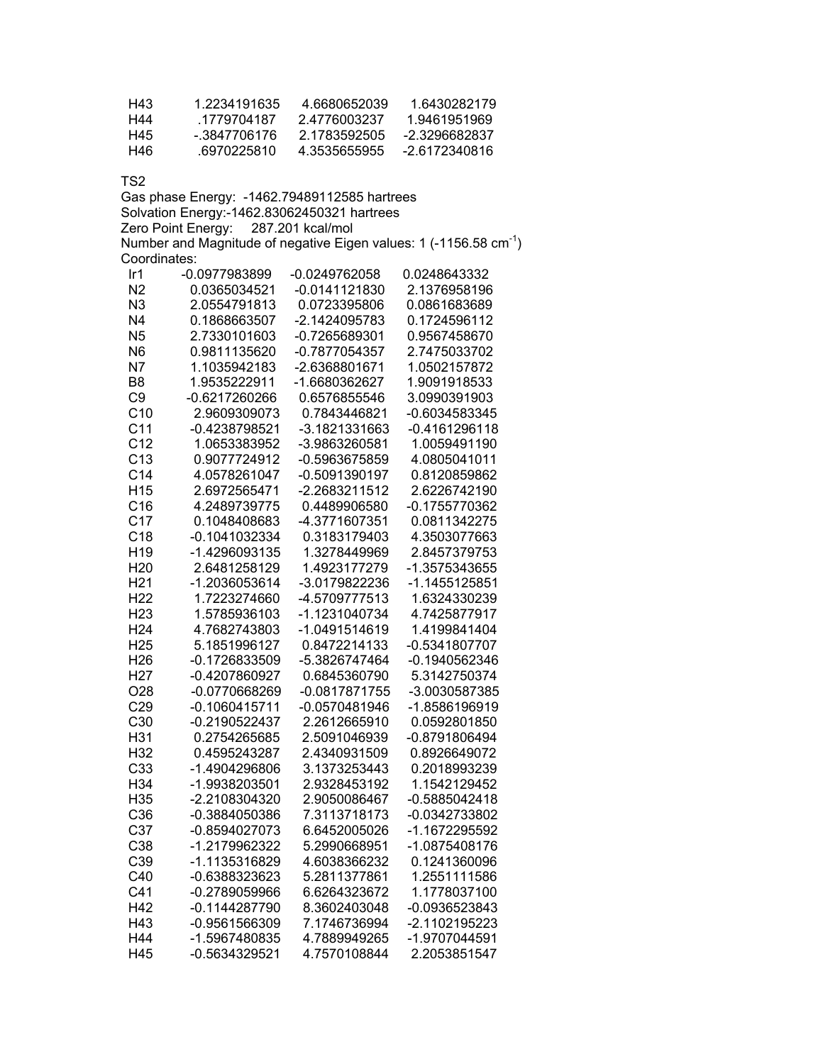| | | | |
|---|---|---|---|
| H43 | 1.2234191635 | 4.6680652039 | 1.6430282179 |
| H44 | .1779704187 | 2.4776003237 | 1.9461951969 |
| H45 | -.3847706176 | 2.1783592505 | -2.3296682837 |
| H46 | .6970225810 | 4.3535655955 | -2.6172340816 |

TS2

Gas phase Energy: -1462.79489112585 hartrees

Solvation Energy:-1462.83062450321 hartrees

Zero Point Energy: 287.201 kcal/mol

Number and Magnitude of negative Eigen values: 1 (-1156.58 $cm^{-1}$)

Coordinates:

| | | | |
|---|---|---|---|
| Ir1 | -0.0977983899 | -0.0249762058 | 0.0248643332 |
| N2 | 0.0365034521 | -0.0141121830 | 2.1376958196 |
| N3 | 2.0554791813 | 0.0723395806 | 0.0861683689 |
| N4 | 0.1868663507 | -2.1424095783 | 0.1724596112 |
| N5 | 2.7330101603 | -0.7265689301 | 0.9567458670 |
| N6 | 0.9811135620 | -0.7877054357 | 2.7475033702 |
| N7 | 1.1035942183 | -2.6368801671 | 1.0502157872 |
| B8 | 1.9535222911 | -1.6680362627 | 1.9091918533 |
| C9 | -0.6217260266 | 0.6576855546 | 3.0990391903 |
| C10 | 2.9609309073 | 0.7843446821 | -0.6034583345 |
| C11 | -0.4238798521 | -3.1821331663 | -0.4161296118 |
| C12 | 1.0653383952 | -3.9863260581 | 1.0059491190 |
| C13 | 0.9077724912 | -0.5963675859 | 4.0805041011 |
| C14 | 4.0578261047 | -0.5091390197 | 0.8120859862 |
| H15 | 2.6972565471 | -2.2683211512 | 2.6226742190 |
| C16 | 4.2489739775 | 0.4489906580 | -0.1755770362 |
| C17 | 0.1048408683 | -4.3771607351 | 0.0811342275 |
| C18 | -0.1041032334 | 0.3183179403 | 4.3503077663 |
| H19 | -1.4296093135 | 1.3278449969 | 2.8457379753 |
| H20 | 2.6481258129 | 1.4923177279 | -1.3575343655 |
| H21 | -1.2036053614 | -3.0179822236 | -1.1455125851 |
| H22 | 1.7223274660 | -4.5709777513 | 1.6324330239 |
| H23 | 1.5785936103 | -1.1231040734 | 4.7425877917 |
| H24 | 4.7682743803 | -1.0491514619 | 1.4199841404 |
| H25 | 5.1851996127 | 0.8472214133 | -0.5341807707 |
| H26 | -0.1726833509 | -5.3826747464 | -0.1940562346 |
| H27 | -0.4207860927 | 0.6845360790 | 5.3142750374 |
| O28 | -0.0770668269 | -0.0817871755 | -3.0030587385 |
| C29 | -0.1060415711 | -0.0570481946 | -1.8586196919 |
| C30 | -0.2190522437 | 2.2612665910 | 0.0592801850 |
| H31 | 0.2754265685 | 2.5091046939 | -0.8791806494 |
| H32 | 0.4595243287 | 2.4340931509 | 0.8926649072 |
| C33 | -1.4904296806 | 3.1373253443 | 0.2018993239 |
| H34 | -1.9938203501 | 2.9328453192 | 1.1542129452 |
| H35 | -2.2108304320 | 2.9050086467 | -0.5885042418 |
| C36 | -0.3884050386 | 7.3113718173 | -0.0342733802 |
| C37 | -0.8594027073 | 6.6452005026 | -1.1672295592 |
| C38 | -1.2179962322 | 5.2990668951 | -1.0875408176 |
| C39 | -1.1135316829 | 4.6038366232 | 0.1241360096 |
| C40 | -0.6388323623 | 5.2811377861 | 1.2551111586 |
| C41 | -0.2789059966 | 6.6264323672 | 1.1778037100 |
| H42 | -0.1144287790 | 8.3602403048 | -0.0936523843 |
| H43 | -0.9561566309 | 7.1746736994 | -2.1102195223 |
| H44 | -1.5967480835 | 4.7889949265 | -1.9707044591 |
| H45 | -0.5634329521 | 4.7570108844 | 2.2053851547 |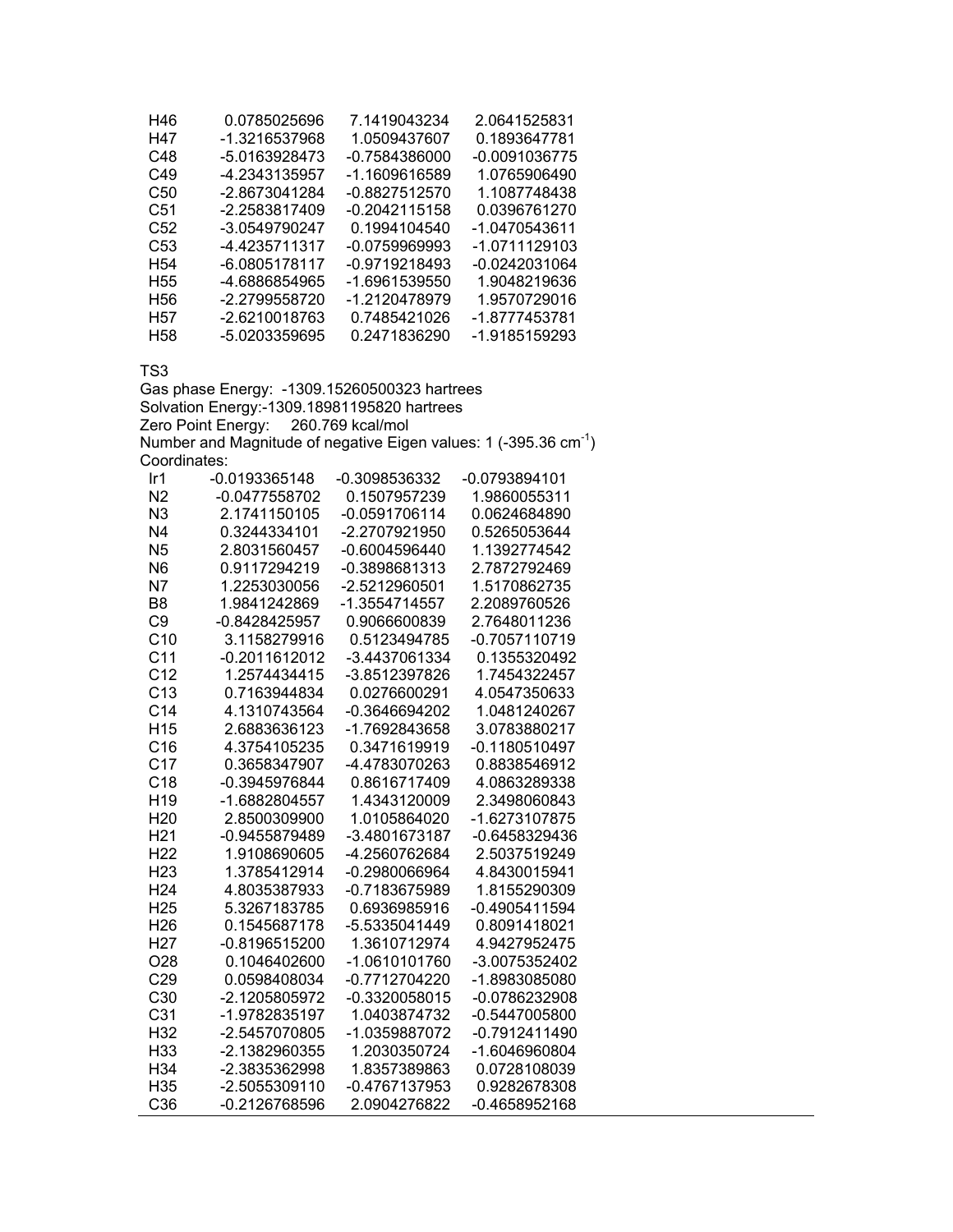| | | | |
|---|---|---|---|
| H46 | 0.0785025696 | 7.1419043234 | 2.0641525831 |
| H47 | -1.3216537968 | 1.0509437607 | 0.1893647781 |
| C48 | -5.0163928473 | -0.7584386000 | -0.0091036775 |
| C49 | -4.2343135957 | -1.1609616589 | 1.0765906490 |
| C50 | -2.8673041284 | -0.8827512570 | 1.1087748438 |
| C51 | -2.2583817409 | -0.2042115158 | 0.0396761270 |
| C52 | -3.0549790247 | 0.1994104540 | -1.0470543611 |
| C53 | -4.4235711317 | -0.0759969993 | -1.0711129103 |
| H54 | -6.0805178117 | -0.9719218493 | -0.0242031064 |
| H55 | -4.6886854965 | -1.6961539550 | 1.9048219636 |
| H56 | -2.2799558720 | -1.2120478979 | 1.9570729016 |
| H57 | -2.6210018763 | 0.7485421026 | -1.8777453781 |
| H58 | -5.0203359695 | 0.2471836290 | -1.9185159293 |

TS3

Gas phase Energy: -1309.15260500323 hartrees

Solvation Energy:-1309.18981195820 hartrees

Zero Point Energy: 260.769 kcal/mol

Number and Magnitude of negative Eigen values: 1 (-395.36 $cm^{-1}$)

Coordinates:

| | | | |
|---|---|---|---|
| Ir1 | -0.0193365148 | -0.3098536332 | -0.0793894101 |
| N2 | -0.0477558702 | 0.1507957239 | 1.9860055311 |
| N3 | 2.1741150105 | -0.0591706114 | 0.0624684890 |
| N4 | 0.3244334101 | -2.2707921950 | 0.5265053644 |
| N5 | 2.8031560457 | -0.6004596440 | 1.1392774542 |
| N6 | 0.9117294219 | -0.3898681313 | 2.7872792469 |
| N7 | 1.2253030056 | -2.5212960501 | 1.5170862735 |
| B8 | 1.9841242869 | -1.3554714557 | 2.2089760526 |
| C9 | -0.8428425957 | 0.9066600839 | 2.7648011236 |
| C10 | 3.1158279916 | 0.5123494785 | -0.7057110719 |
| C11 | -0.2011612012 | -3.4437061334 | 0.1355320492 |
| C12 | 1.2574434415 | -3.8512397826 | 1.7454322457 |
| C13 | 0.7163944834 | 0.0276600291 | 4.0547350633 |
| C14 | 4.1310743564 | -0.3646694202 | 1.0481240267 |
| H15 | 2.6883636123 | -1.7692843658 | 3.0783880217 |
| C16 | 4.3754105235 | 0.3471619919 | -0.1180510497 |
| C17 | 0.3658347907 | -4.4783070263 | 0.8838546912 |
| C18 | -0.3945976844 | 0.8616717409 | 4.0863289338 |
| H19 | -1.6882804557 | 1.4343120009 | 2.3498060843 |
| H20 | 2.8500309900 | 1.0105864020 | -1.6273107875 |
| H21 | -0.9455879489 | -3.4801673187 | -0.6458329436 |
| H22 | 1.9108690605 | -4.2560762684 | 2.5037519249 |
| H23 | 1.3785412914 | -0.2980066964 | 4.8430015941 |
| H24 | 4.8035387933 | -0.7183675989 | 1.8155290309 |
| H25 | 5.3267183785 | 0.6936985916 | -0.4905411594 |
| H26 | 0.1545687178 | -5.5335041449 | 0.8091418021 |
| H27 | -0.8196515200 | 1.3610712974 | 4.9427952475 |
| O28 | 0.1046402600 | -1.0610101760 | -3.0075352402 |
| C29 | 0.0598408034 | -0.7712704220 | -1.8983085080 |
| C30 | -2.1205805972 | -0.3320058015 | -0.0786232908 |
| C31 | -1.9782835197 | 1.0403874732 | -0.5447005800 |
| H32 | -2.5457070805 | -1.0359887072 | -0.7912411490 |
| H33 | -2.1382960355 | 1.2030350724 | -1.6046960804 |
| H34 | -2.3835362998 | 1.8357389863 | 0.0728108039 |
| H35 | -2.5055309110 | -0.4767137953 | 0.9282678308 |
| C36 | -0.2126768596 | 2.0904276822 | -0.4658952168 |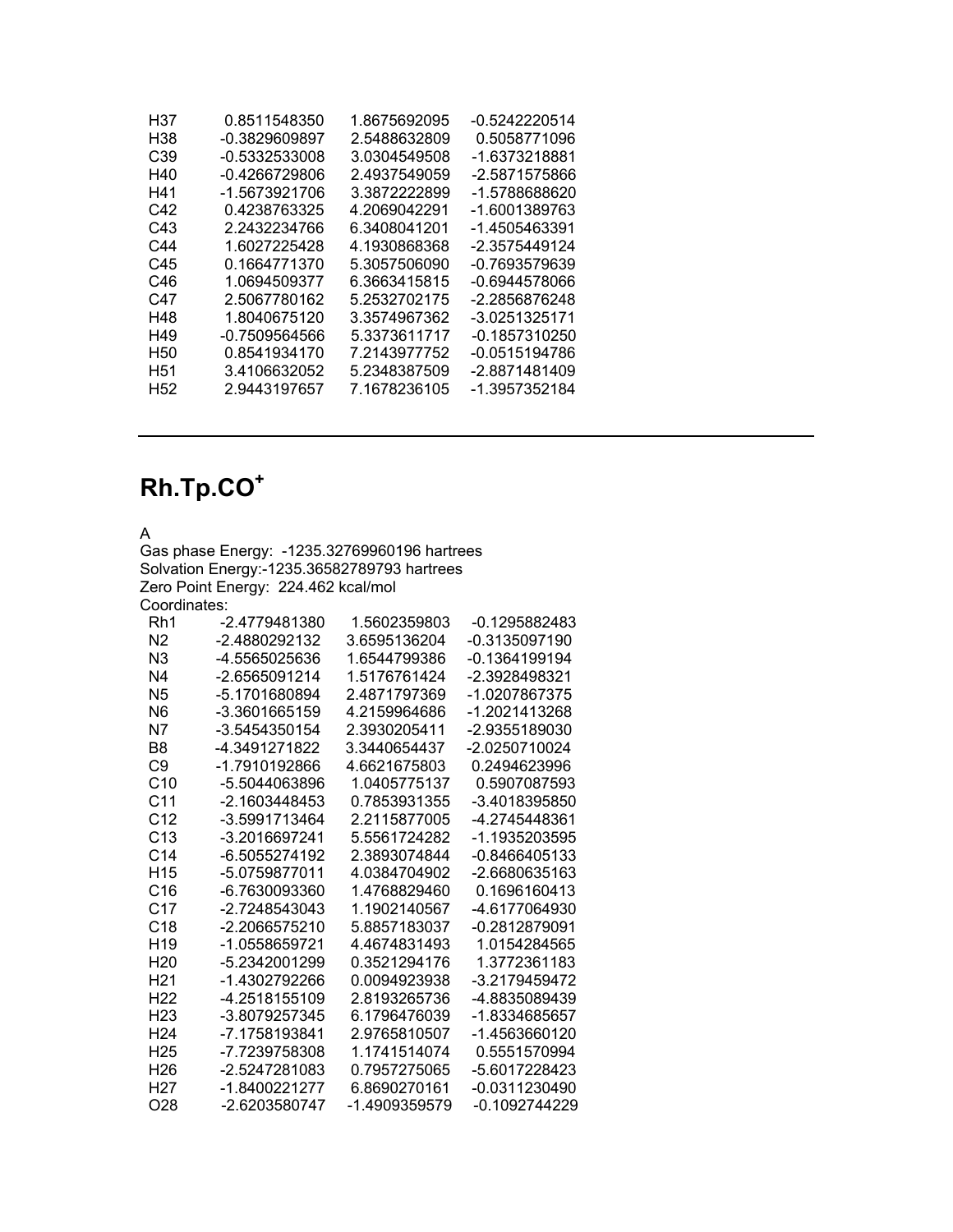| | | | |
|---|---|---|---|
| H37 | 0.8511548350 | 1.8675692095 | -0.5242220514 |
| H38 | -0.3829609897 | 2.5488632809 | 0.5058771096 |
| C39 | -0.5332533008 | 3.0304549508 | -1.6373218881 |
| H40 | -0.4266729806 | 2.4937549059 | -2.5871575866 |
| H41 | -1.5673921706 | 3.3872222899 | -1.5788688620 |
| C42 | 0.4238763325 | 4.2069042291 | -1.6001389763 |
| C43 | 2.2432234766 | 6.3408041201 | -1.4505463391 |
| C44 | 1.6027225428 | 4.1930868368 | -2.3575449124 |
| C45 | 0.1664771370 | 5.3057506090 | -0.7693579639 |
| C46 | 1.0694509377 | 6.3663415815 | -0.6944578066 |
| C47 | 2.5067780162 | 5.2532702175 | -2.2856876248 |
| H48 | 1.8040675120 | 3.3574967362 | -3.0251325171 |
| H49 | -0.7509564566 | 5.3373611717 | -0.1857310250 |
| H50 | 0.8541934170 | 7.2143977752 | -0.0515194786 |
| H51 | 3.4106632052 | 5.2348387509 | -2.8871481409 |
| H52 | 2.9443197657 | 7.1678236105 | -1.3957352184 |

---

# Rh.Tp.CO$^+$

A
Gas phase Energy: -1235.32769960196 hartrees
Solvation Energy:-1235.36582789793 hartrees
Zero Point Energy: 224.462 kcal/mol
Coordinates:

| | | | |
|---|---|---|---|
| Rh1 | -2.4779481380 | 1.5602359803 | -0.1295882483 |
| N2 | -2.4880292132 | 3.6595136204 | -0.3135097190 |
| N3 | -4.5565025636 | 1.6544799386 | -0.1364199194 |
| N4 | -2.6565091214 | 1.5176761424 | -2.3928498321 |
| N5 | -5.1701680894 | 2.4871797369 | -1.0207867375 |
| N6 | -3.3601665159 | 4.2159964686 | -1.2021413268 |
| N7 | -3.5454350154 | 2.3930205411 | -2.9355189030 |
| B8 | -4.3491271822 | 3.3440654437 | -2.0250710024 |
| C9 | -1.7910192866 | 4.6621675803 | 0.2494623996 |
| C10 | -5.5044063896 | 1.0405775137 | 0.5907087593 |
| C11 | -2.1603448453 | 0.7853931355 | -3.4018395850 |
| C12 | -3.5991713464 | 2.2115877005 | -4.2745448361 |
| C13 | -3.2016697241 | 5.5561724282 | -1.1935203595 |
| C14 | -6.5055274192 | 2.3893074844 | -0.8466405133 |
| H15 | -5.0759877011 | 4.0384704902 | -2.6680635163 |
| C16 | -6.7630093360 | 1.4768829460 | 0.1696160413 |
| C17 | -2.7248543043 | 1.1902140567 | -4.6177064930 |
| C18 | -2.2066575210 | 5.8857183037 | -0.2812879091 |
| H19 | -1.0558659721 | 4.4674831493 | 1.0154284565 |
| H20 | -5.2342001299 | 0.3521294176 | 1.3772361183 |
| H21 | -1.4302792266 | 0.0094923938 | -3.2179459472 |
| H22 | -4.2518155109 | 2.8193265736 | -4.8835089439 |
| H23 | -3.8079257345 | 6.1796476039 | -1.8334685657 |
| H24 | -7.1758193841 | 2.9765810507 | -1.4563660120 |
| H25 | -7.7239758308 | 1.1741514074 | 0.5551570994 |
| H26 | -2.5247281083 | 0.7957275065 | -5.6017228423 |
| H27 | -1.8400221277 | 6.8690270161 | -0.0311230490 |
| O28 | -2.6203580747 | -1.4909359579 | -0.1092744229 |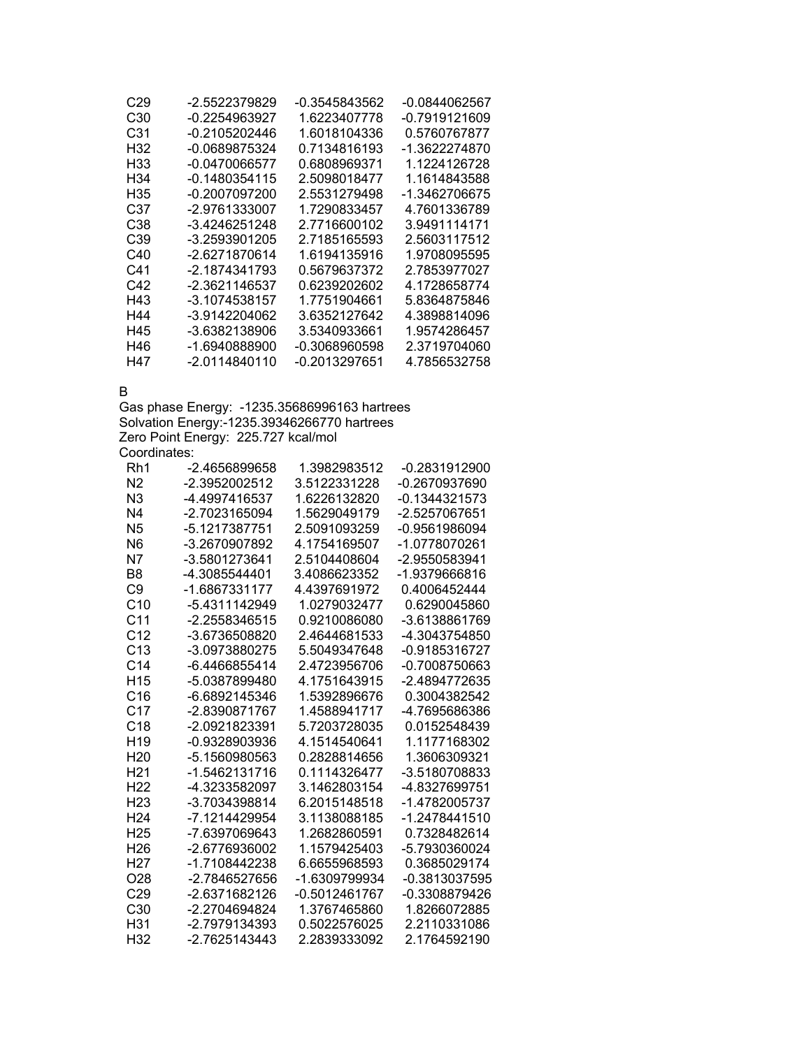| | | | |
|---|---|---|---|
| C29 | -2.5522379829 | -0.3545843562 | -0.0844062567 |
| C30 | -0.2254963927 | 1.6223407778 | -0.7919121609 |
| C31 | -0.2105202446 | 1.6018104336 | 0.5760767877 |
| H32 | -0.0689875324 | 0.7134816193 | -1.3622274870 |
| H33 | -0.0470066577 | 0.6808969371 | 1.1224126728 |
| H34 | -0.1480354115 | 2.5098018477 | 1.1614843588 |
| H35 | -0.2007097200 | 2.5531279498 | -1.3462706675 |
| C37 | -2.9761333007 | 1.7290833457 | 4.7601336789 |
| C38 | -3.4246251248 | 2.7716600102 | 3.9491114171 |
| C39 | -3.2593901205 | 2.7185165593 | 2.5603117512 |
| C40 | -2.6271870614 | 1.6194135916 | 1.9708095595 |
| C41 | -2.1874341793 | 0.5679637372 | 2.7853977027 |
| C42 | -2.3621146537 | 0.6239202602 | 4.1728658774 |
| H43 | -3.1074538157 | 1.7751904661 | 5.8364875846 |
| H44 | -3.9142204062 | 3.6352127642 | 4.3898814096 |
| H45 | -3.6382138906 | 3.5340933661 | 1.9574286457 |
| H46 | -1.6940888900 | -0.3068960598 | 2.3719704060 |
| H47 | -2.0114840110 | -0.2013297651 | 4.7856532758 |

B

Gas phase Energy: -1235.35686996163 hartrees
Solvation Energy:-1235.39346266770 hartrees
Zero Point Energy: 225.727 kcal/mol
Coordinates:

| | | | |
|---|---|---|---|
| Rh1 | -2.4656899658 | 1.3982983512 | -0.2831912900 |
| N2 | -2.3952002512 | 3.5122331228 | -0.2670937690 |
| N3 | -4.4997416537 | 1.6226132820 | -0.1344321573 |
| N4 | -2.7023165094 | 1.5629049179 | -2.5257067651 |
| N5 | -5.1217387751 | 2.5091093259 | -0.9561986094 |
| N6 | -3.2670907892 | 4.1754169507 | -1.0778070261 |
| N7 | -3.5801273641 | 2.5104408604 | -2.9550583941 |
| B8 | -4.3085544401 | 3.4086623352 | -1.9379666816 |
| C9 | -1.6867331177 | 4.4397691972 | 0.4006452444 |
| C10 | -5.4311142949 | 1.0279032477 | 0.6290045860 |
| C11 | -2.2558346515 | 0.9210086080 | -3.6138861769 |
| C12 | -3.6736508820 | 2.4644681533 | -4.3043754850 |
| C13 | -3.0973880275 | 5.5049347648 | -0.9185316727 |
| C14 | -6.4466855414 | 2.4723956706 | -0.7008750663 |
| H15 | -5.0387899480 | 4.1751643915 | -2.4894772635 |
| C16 | -6.6892145346 | 1.5392896676 | 0.3004382542 |
| C17 | -2.8390871767 | 1.4588941717 | -4.7695686386 |
| C18 | -2.0921823391 | 5.7203728035 | 0.0152548439 |
| H19 | -0.9328903936 | 4.1514540641 | 1.1177168302 |
| H20 | -5.1560980563 | 0.2828814656 | 1.3606309321 |
| H21 | -1.5462131716 | 0.1114326477 | -3.5180708833 |
| H22 | -4.3233582097 | 3.1462803154 | -4.8327699751 |
| H23 | -3.7034398814 | 6.2015148518 | -1.4782005737 |
| H24 | -7.1214429954 | 3.1138088185 | -1.2478441510 |
| H25 | -7.6397069643 | 1.2682860591 | 0.7328482614 |
| H26 | -2.6776936002 | 1.1579425403 | -5.7930360024 |
| H27 | -1.7108442238 | 6.6655968593 | 0.3685029174 |
| O28 | -2.7846527656 | -1.6309799934 | -0.3813037595 |
| C29 | -2.6371682126 | -0.5012461767 | -0.3308879426 |
| C30 | -2.2704694824 | 1.3767465860 | 1.8266072885 |
| H31 | -2.7979134393 | 0.5022576025 | 2.2110331086 |
| H32 | -2.7625143443 | 2.2839333092 | 2.1764592190 |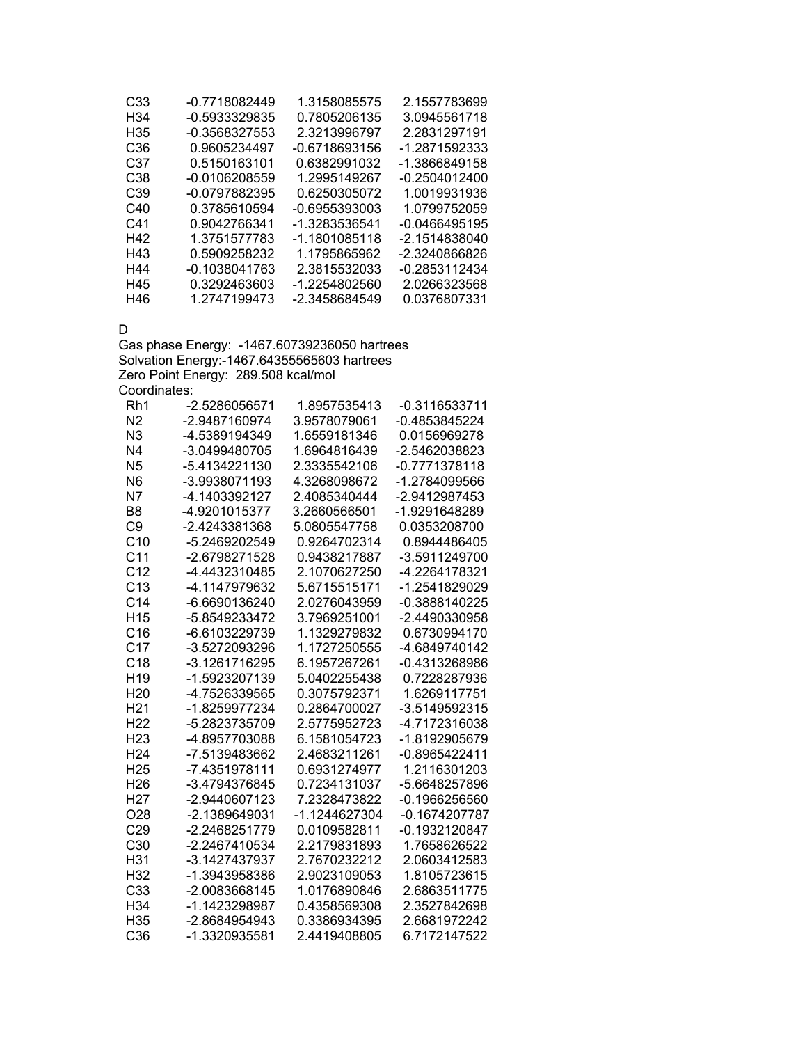| | | | |
|---|---|---|---|
| C33 | -0.7718082449 | 1.3158085575 | 2.1557783699 |
| H34 | -0.5933329835 | 0.7805206135 | 3.0945561718 |
| H35 | -0.3568327553 | 2.3213996797 | 2.2831297191 |
| C36 | 0.9605234497 | -0.6718693156 | -1.2871592333 |
| C37 | 0.5150163101 | 0.6382991032 | -1.3866849158 |
| C38 | -0.0106208559 | 1.2995149267 | -0.2504012400 |
| C39 | -0.0797882395 | 0.6250305072 | 1.0019931936 |
| C40 | 0.3785610594 | -0.6955393003 | 1.0799752059 |
| C41 | 0.9042766341 | -1.3283536541 | -0.0466495195 |
| H42 | 1.3751577783 | -1.1801085118 | -2.1514838040 |
| H43 | 0.5909258232 | 1.1795865962 | -2.3240866826 |
| H44 | -0.1038041763 | 2.3815532033 | -0.2853112434 |
| H45 | 0.3292463603 | -1.2254802560 | 2.0266323568 |
| H46 | 1.2747199473 | -2.3458684549 | 0.0376807331 |

D

Gas phase Energy: -1467.60739236050 hartrees
Solvation Energy:-1467.64355565603 hartrees
Zero Point Energy: 289.508 kcal/mol
Coordinates:

| | | | |
|---|---|---|---|
| Rh1 | -2.5286056571 | 1.8957535413 | -0.3116533711 |
| N2 | -2.9487160974 | 3.9578079061 | -0.4853845224 |
| N3 | -4.5389194349 | 1.6559181346 | 0.0156969278 |
| N4 | -3.0499480705 | 1.6964816439 | -2.5462038823 |
| N5 | -5.4134221130 | 2.3335542106 | -0.7771378118 |
| N6 | -3.9938071193 | 4.3268098672 | -1.2784099566 |
| N7 | -4.1403392127 | 2.4085340444 | -2.9412987453 |
| B8 | -4.9201015377 | 3.2660566501 | -1.9291648289 |
| C9 | -2.4243381368 | 5.0805547758 | 0.0353208700 |
| C10 | -5.2469202549 | 0.9264702314 | 0.8944486405 |
| C11 | -2.6798271528 | 0.9438217887 | -3.5911249700 |
| C12 | -4.4432310485 | 2.1070627250 | -4.2264178321 |
| C13 | -4.1147979632 | 5.6715515171 | -1.2541829029 |
| C14 | -6.6690136240 | 2.0276043959 | -0.3888140225 |
| H15 | -5.8549233472 | 3.7969251001 | -2.4490330958 |
| C16 | -6.6103229739 | 1.1329279832 | 0.6730994170 |
| C17 | -3.5272093296 | 1.1727250555 | -4.6849740142 |
| C18 | -3.1261716295 | 6.1957267261 | -0.4313268986 |
| H19 | -1.5923207139 | 5.0402255438 | 0.7228287936 |
| H20 | -4.7526339565 | 0.3075792371 | 1.6269117751 |
| H21 | -1.8259977234 | 0.2864700027 | -3.5149592315 |
| H22 | -5.2823735709 | 2.5775952723 | -4.7172316038 |
| H23 | -4.8957703088 | 6.1581054723 | -1.8192905679 |
| H24 | -7.5139483662 | 2.4683211261 | -0.8965422411 |
| H25 | -7.4351978111 | 0.6931274977 | 1.2116301203 |
| H26 | -3.4794376845 | 0.7234131037 | -5.6648257896 |
| H27 | -2.9440607123 | 7.2328473822 | -0.1966256560 |
| O28 | -2.1389649031 | -1.1244627304 | -0.1674207787 |
| C29 | -2.2468251779 | 0.0109582811 | -0.1932120847 |
| C30 | -2.2467410534 | 2.2179831893 | 1.7658626522 |
| H31 | -3.1427437937 | 2.7670232212 | 2.0603412583 |
| H32 | -1.3943958386 | 2.9023109053 | 1.8105723615 |
| C33 | -2.0083668145 | 1.0176890846 | 2.6863511775 |
| H34 | -1.1423298987 | 0.4358569308 | 2.3527842698 |
| H35 | -2.8684954943 | 0.3386934395 | 2.6681972242 |
| C36 | -1.3320935581 | 2.4419408805 | 6.7172147522 |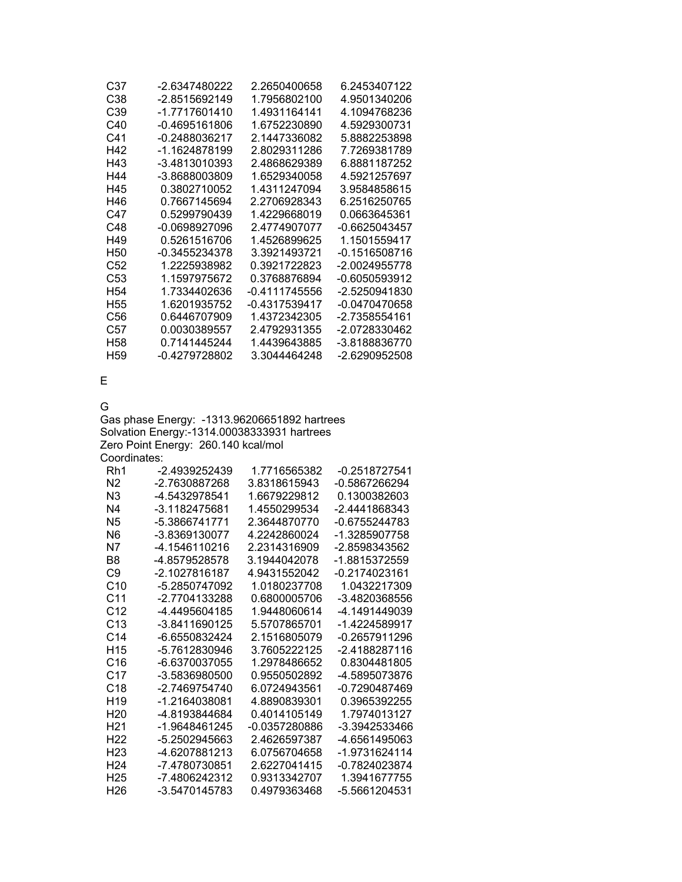| | | | |
|---|---|---|---|
| C37 | -2.6347480222 | 2.2650400658 | 6.2453407122 |
| C38 | -2.8515692149 | 1.7956802100 | 4.9501340206 |
| C39 | -1.7717601410 | 1.4931164141 | 4.1094768236 |
| C40 | -0.4695161806 | 1.6752230890 | 4.5929300731 |
| C41 | -0.2488036217 | 2.1447336082 | 5.8882253898 |
| H42 | -1.1624878199 | 2.8029311286 | 7.7269381789 |
| H43 | -3.4813010393 | 2.4868629389 | 6.8881187252 |
| H44 | -3.8688003809 | 1.6529340058 | 4.5921257697 |
| H45 | 0.3802710052 | 1.4311247094 | 3.9584858615 |
| H46 | 0.7667145694 | 2.2706928343 | 6.2516250765 |
| C47 | 0.5299790439 | 1.4229668019 | 0.0663645361 |
| C48 | -0.0698927096 | 2.4774907077 | -0.6625043457 |
| H49 | 0.5261516706 | 1.4526899625 | 1.1501559417 |
| H50 | -0.3455234378 | 3.3921493721 | -0.1516508716 |
| C52 | 1.2225938982 | 0.3921722823 | -2.0024955778 |
| C53 | 1.1597975672 | 0.3768876894 | -0.6050593912 |
| H54 | 1.7334402636 | -0.4111745556 | -2.5250941830 |
| H55 | 1.6201935752 | -0.4317539417 | -0.0470470658 |
| C56 | 0.6446707909 | 1.4372342305 | -2.7358554161 |
| C57 | 0.0030389557 | 2.4792931355 | -2.0728330462 |
| H58 | 0.7141445244 | 1.4439643885 | -3.8188836770 |
| H59 | -0.4279728802 | 3.3044464248 | -2.6290952508 |

E

G

Gas phase Energy: -1313.96206651892 hartrees
Solvation Energy:-1314.00038333931 hartrees
Zero Point Energy: 260.140 kcal/mol
Coordinates:

| | | | |
|---|---|---|---|
| Rh1 | -2.4939252439 | 1.7716565382 | -0.2518727541 |
| N2 | -2.7630887268 | 3.8318615943 | -0.5867266294 |
| N3 | -4.5432978541 | 1.6679229812 | 0.1300382603 |
| N4 | -3.1182475681 | 1.4550299534 | -2.4441868343 |
| N5 | -5.3866741771 | 2.3644870770 | -0.6755244783 |
| N6 | -3.8369130077 | 4.2242860024 | -1.3285907758 |
| N7 | -4.1546110216 | 2.2314316909 | -2.8598343562 |
| B8 | -4.8579528578 | 3.1944042078 | -1.8815372559 |
| C9 | -2.1027816187 | 4.9431552042 | -0.2174023161 |
| C10 | -5.2850747092 | 1.0180237708 | 1.0432217309 |
| C11 | -2.7704133288 | 0.6800005706 | -3.4820368556 |
| C12 | -4.4495604185 | 1.9448060614 | -4.1491449039 |
| C13 | -3.8411690125 | 5.5707865701 | -1.4224589917 |
| C14 | -6.6550832424 | 2.1516805079 | -0.2657911296 |
| H15 | -5.7612830946 | 3.7605222125 | -2.4188287116 |
| C16 | -6.6370037055 | 1.2978486652 | 0.8304481805 |
| C17 | -3.5836980500 | 0.9550502892 | -4.5895073876 |
| C18 | -2.7469754740 | 6.0724943561 | -0.7290487469 |
| H19 | -1.2164038081 | 4.8890839301 | 0.3965392255 |
| H20 | -4.8193844684 | 0.4014105149 | 1.7974013127 |
| H21 | -1.9648461245 | -0.0357280886 | -3.3942533466 |
| H22 | -5.2502945663 | 2.4626597387 | -4.6561495063 |
| H23 | -4.6207881213 | 6.0756704658 | -1.9731624114 |
| H24 | -7.4780730851 | 2.6227041415 | -0.7824023874 |
| H25 | -7.4806242312 | 0.9313342707 | 1.3941677755 |
| H26 | -3.5470145783 | 0.4979363468 | -5.5661204531 |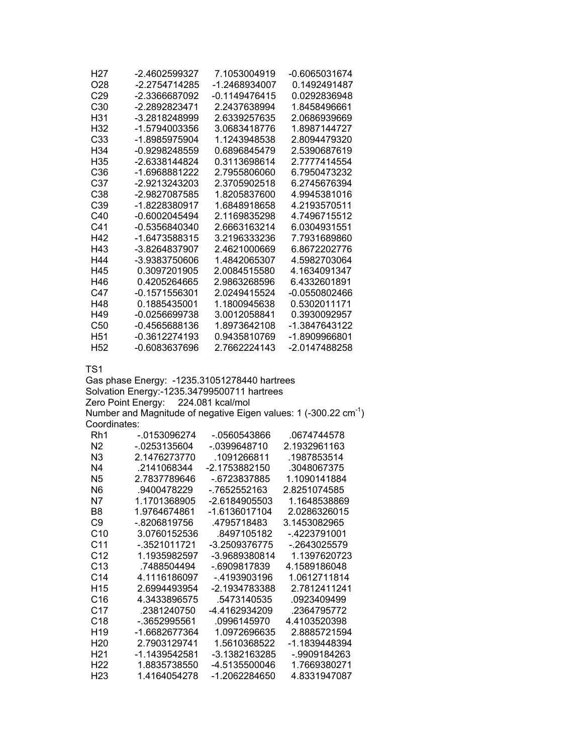| | | | |
|---|---|---|---|
| H27 | -2.4602599327 | 7.1053004919 | -0.6065031674 |
| O28 | -2.2754714285 | -1.2468934007 | 0.1492491487 |
| C29 | -2.3366687092 | -0.1149476415 | 0.0292836948 |
| C30 | -2.2892823471 | 2.2437638994 | 1.8458496661 |
| H31 | -3.2818248999 | 2.6339257635 | 2.0686939669 |
| H32 | -1.5794003356 | 3.0683418776 | 1.8987144727 |
| C33 | -1.8985975904 | 1.1243948538 | 2.8094479320 |
| H34 | -0.9298248559 | 0.6896845479 | 2.5390687619 |
| H35 | -2.6338144824 | 0.3113698614 | 2.7777414554 |
| C36 | -1.6968881222 | 2.7955806060 | 6.7950473232 |
| C37 | -2.9213243203 | 2.3705902518 | 6.2745676394 |
| C38 | -2.9827087585 | 1.8205837600 | 4.9945381016 |
| C39 | -1.8228380917 | 1.6848918658 | 4.2193570511 |
| C40 | -0.6002045494 | 2.1169835298 | 4.7496715512 |
| C41 | -0.5356840340 | 2.6663163214 | 6.0304931551 |
| H42 | -1.6473588315 | 3.2196333236 | 7.7931689860 |
| H43 | -3.8264837907 | 2.4621000669 | 6.8672202776 |
| H44 | -3.9383750606 | 1.4842065307 | 4.5982703064 |
| H45 | 0.3097201905 | 2.0084515580 | 4.1634091347 |
| H46 | 0.4205264665 | 2.9863268596 | 6.4332601891 |
| C47 | -0.1571556301 | 2.0249415524 | -0.0550802466 |
| H48 | 0.1885435001 | 1.1800945638 | 0.5302011171 |
| H49 | -0.0256699738 | 3.0012058841 | 0.3930092957 |
| C50 | -0.4565688136 | 1.8973642108 | -1.3847643122 |
| H51 | -0.3612274193 | 0.9435810769 | -1.8909966801 |
| H52 | -0.6083637696 | 2.7662224143 | -2.0147488258 |

TS1

Gas phase Energy: -1235.31051278440 hartrees
Solvation Energy:-1235.34799500711 hartrees
Zero Point Energy: 224.081 kcal/mol
Number and Magnitude of negative Eigen values: 1 (-300.22 $cm^{-1}$)
Coordinates:

| | | | |
|---|---|---|---|
| Rh1 | -.0153096274 | -.0560543866 | .0674744578 |
| N2 | -.0253135604 | -.0399648710 | 2.1932961163 |
| N3 | 2.1476273770 | .1091266811 | .1987853514 |
| N4 | .2141068344 | -2.1753882150 | .3048067375 |
| N5 | 2.7837789646 | -.6723837885 | 1.1090141884 |
| N6 | .9400478229 | -.7652552163 | 2.8251074585 |
| N7 | 1.1701368905 | -2.6184905503 | 1.1648538869 |
| B8 | 1.9764674861 | -1.6136017104 | 2.0286326015 |
| C9 | -.8206819756 | .4795718483 | 3.1453082965 |
| C10 | 3.0760152536 | .8497105182 | -.4223791001 |
| C11 | -.3521011721 | -3.2509376775 | -.2643025579 |
| C12 | 1.1935982597 | -3.9689380814 | 1.1397620723 |
| C13 | .7488504494 | -.6909817839 | 4.1589186048 |
| C14 | 4.1116186097 | -.4193903196 | 1.0612711814 |
| H15 | 2.6994493954 | -2.1934783388 | 2.7812411241 |
| C16 | 4.3433896575 | .5473140535 | .0923409499 |
| C17 | .2381240750 | -4.4162934209 | .2364795772 |
| C18 | -.3652995561 | .0996145970 | 4.4103520398 |
| H19 | -1.6682677364 | 1.0972696635 | 2.8885721594 |
| H20 | 2.7903129741 | 1.5610368522 | -1.1839448394 |
| H21 | -1.1439542581 | -3.1382163285 | -.9909184263 |
| H22 | 1.8835738550 | -4.5135500046 | 1.7669380271 |
| H23 | 1.4164054278 | -1.2062284650 | 4.8331947087 |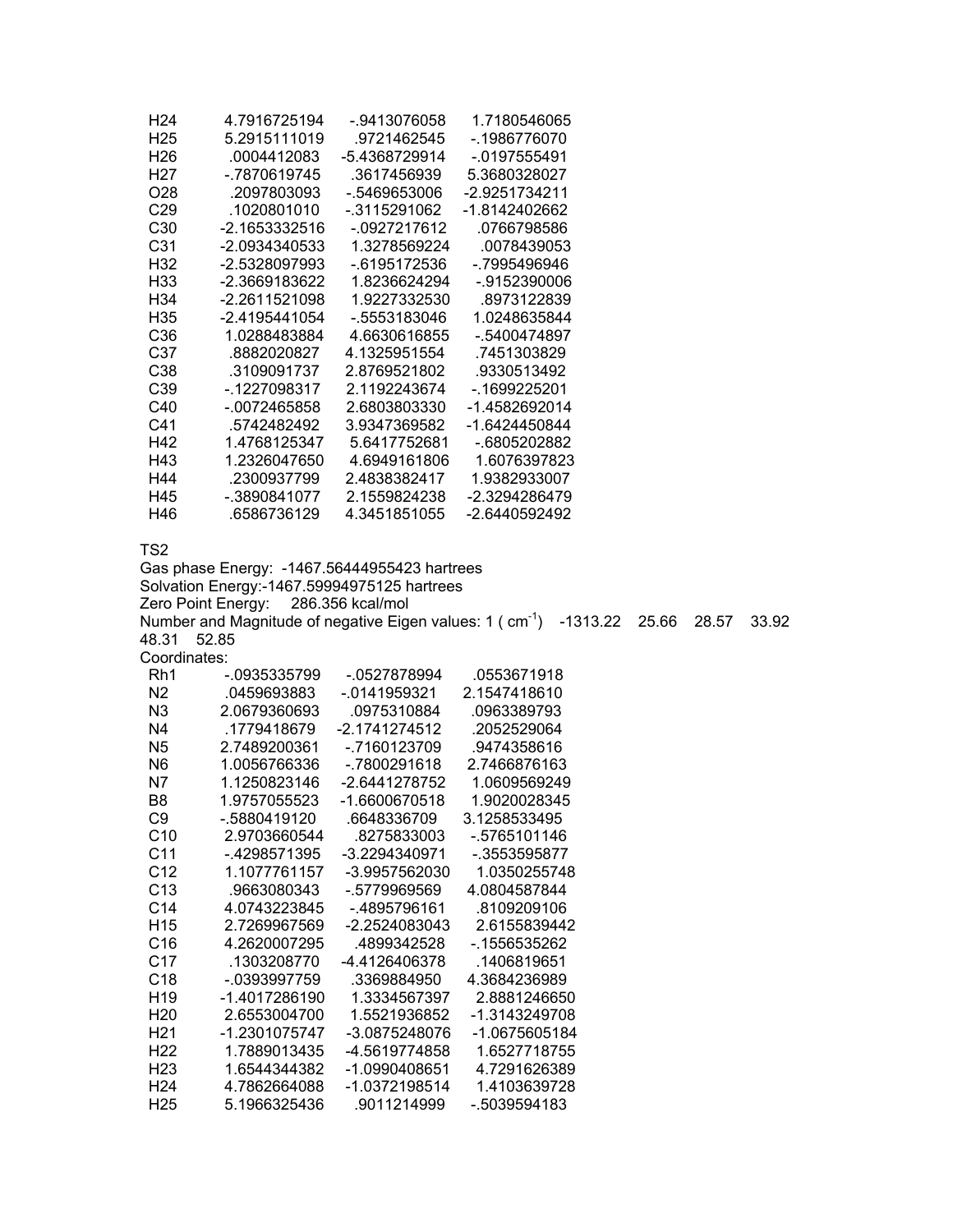| | | | |
|---|---|---|---|
| H24 | 4.7916725194 | -.9413076058 | 1.7180546065 |
| H25 | 5.2915111019 | .9721462545 | -.1986776070 |
| H26 | .0004412083 | -5.4368729914 | -.0197555491 |
| H27 | -.7870619745 | .3617456939 | 5.3680328027 |
| O28 | .2097803093 | -.5469653006 | -2.9251734211 |
| C29 | .1020801010 | -.3115291062 | -1.8142402662 |
| C30 | -2.1653332516 | -.0927217612 | .0766798586 |
| C31 | -2.0934340533 | 1.3278569224 | .0078439053 |
| H32 | -2.5328097993 | -.6195172536 | -.7995496946 |
| H33 | -2.3669183622 | 1.8236624294 | -.9152390006 |
| H34 | -2.2611521098 | 1.9227332530 | .8973122839 |
| H35 | -2.4195441054 | -.5553183046 | 1.0248635844 |
| C36 | 1.0288483884 | 4.6630616855 | -.5400474897 |
| C37 | .8882020827 | 4.1325951554 | .7451303829 |
| C38 | .3109091737 | 2.8769521802 | .9330513492 |
| C39 | -.1227098317 | 2.1192243674 | -.1699225201 |
| C40 | -.0072465858 | 2.6803803330 | -1.4582692014 |
| C41 | .5742482492 | 3.9347369582 | -1.6424450844 |
| H42 | 1.4768125347 | 5.6417752681 | -.6805202882 |
| H43 | 1.2326047650 | 4.6949161806 | 1.6076397823 |
| H44 | .2300937799 | 2.4838382417 | 1.9382933007 |
| H45 | -.3890841077 | 2.1559824238 | -2.3294286479 |
| H46 | .6586736129 | 4.3451851055 | -2.6440592492 |

TS2

Gas phase Energy: -1467.56444955423 hartrees

Solvation Energy:-1467.59994975125 hartrees

Zero Point Energy: 286.356 kcal/mol

Number and Magnitude of negative Eigen values: 1 ( $cm^{-1}$) -1313.22 25.66 28.57 33.92 48.31 52.85

Coordinates:

| | | | |
|---|---|---|---|
| Rh1 | -.0935335799 | -.0527878994 | .0553671918 |
| N2 | .0459693883 | -.0141959321 | 2.1547418610 |
| N3 | 2.0679360693 | .0975310884 | .0963389793 |
| N4 | .1779418679 | -2.1741274512 | .2052529064 |
| N5 | 2.7489200361 | -.7160123709 | .9474358616 |
| N6 | 1.0056766336 | -.7800291618 | 2.7466876163 |
| N7 | 1.1250823146 | -2.6441278752 | 1.0609569249 |
| B8 | 1.9757055523 | -1.6600670518 | 1.9020028345 |
| C9 | -.5880419120 | .6648336709 | 3.1258533495 |
| C10 | 2.9703660544 | .8275833003 | -.5765101146 |
| C11 | -.4298571395 | -3.2294340971 | -.3553595877 |
| C12 | 1.1077761157 | -3.9957562030 | 1.0350255748 |
| C13 | .9663080343 | -.5779969569 | 4.0804587844 |
| C14 | 4.0743223845 | -.4895796161 | .8109209106 |
| H15 | 2.7269967569 | -2.2524083043 | 2.6155839442 |
| C16 | 4.2620007295 | .4899342528 | -.1556535262 |
| C17 | .1303208770 | -4.4126406378 | .1406819651 |
| C18 | -.0393997759 | .3369884950 | 4.3684236989 |
| H19 | -1.4017286190 | 1.3334567397 | 2.8881246650 |
| H20 | 2.6553004700 | 1.5521936852 | -1.3143249708 |
| H21 | -1.2301075747 | -3.0875248076 | -1.0675605184 |
| H22 | 1.7889013435 | -4.5619774858 | 1.6527718755 |
| H23 | 1.6544344382 | -1.0990408651 | 4.7291626389 |
| H24 | 4.7862664088 | -1.0372198514 | 1.4103639728 |
| H25 | 5.1966325436 | .9011214999 | -.5039594183 |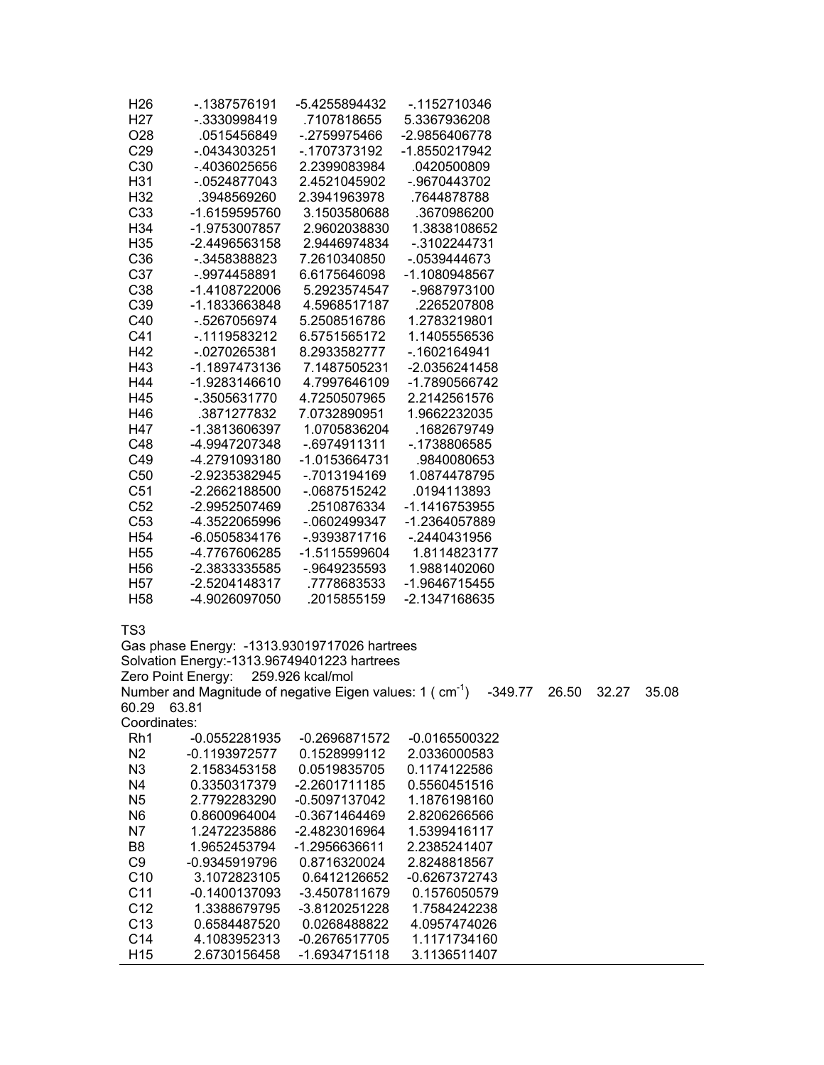| | | | |
|---|---|---|---|
| H26 | -.1387576191 | -5.4255894432 | -.1152710346 |
| H27 | -.3330998419 | .7107818655 | 5.3367936208 |
| O28 | .0515456849 | -.2759975466 | -2.9856406778 |
| C29 | -.0434303251 | -.1707373192 | -1.8550217942 |
| C30 | -.4036025656 | 2.2399083984 | .0420500809 |
| H31 | -.0524877043 | 2.4521045902 | -.9670443702 |
| H32 | .3948569260 | 2.3941963978 | .7644878788 |
| C33 | -1.6159595760 | 3.1503580688 | .3670986200 |
| H34 | -1.9753007857 | 2.9602038830 | 1.3838108652 |
| H35 | -2.4496563158 | 2.9446974834 | -.3102244731 |
| C36 | -.3458388823 | 7.2610340850 | -.0539444673 |
| C37 | -.9974458891 | 6.6175646098 | -1.1080948567 |
| C38 | -1.4108722006 | 5.2923574547 | -.9687973100 |
| C39 | -1.1833663848 | 4.5968517187 | .2265207808 |
| C40 | -.5267056974 | 5.2508516786 | 1.2783219801 |
| C41 | -.1119583212 | 6.5751565172 | 1.1405556536 |
| H42 | -.0270265381 | 8.2933582777 | -.1602164941 |
| H43 | -1.1897473136 | 7.1487505231 | -2.0356241458 |
| H44 | -1.9283146610 | 4.7997646109 | -1.7890566742 |
| H45 | -.3505631770 | 4.7250507965 | 2.2142561576 |
| H46 | .3871277832 | 7.0732890951 | 1.9662232035 |
| H47 | -1.3813606397 | 1.0705836204 | .1682679749 |
| C48 | -4.9947207348 | -.6974911311 | -.1738806585 |
| C49 | -4.2791093180 | -1.0153664731 | .9840080653 |
| C50 | -2.9235382945 | -.7013194169 | 1.0874478795 |
| C51 | -2.2662188500 | -.0687515242 | .0194113893 |
| C52 | -2.9952507469 | .2510876334 | -1.1416753955 |
| C53 | -4.3522065996 | -.0602499347 | -1.2364057889 |
| H54 | -6.0505834176 | -.9393871716 | -.2440431956 |
| H55 | -4.7767606285 | -1.5115599604 | 1.8114823177 |
| H56 | -2.3833335585 | -.9649235593 | 1.9881402060 |
| H57 | -2.5204148317 | .7778683533 | -1.9646715455 |
| H58 | -4.9026097050 | .2015855159 | -2.1347168635 |

TS3

Gas phase Energy: -1313.93019717026 hartrees

Solvation Energy:-1313.96749401223 hartrees

Zero Point Energy: 259.926 kcal/mol

Number and Magnitude of negative Eigen values: 1 ( $cm^{-1}$) -349.77 26.50 32.27 35.08 60.29 63.81

Coordinates:

| | | | |
|---|---|---|---|
| Rh1 | -0.0552281935 | -0.2696871572 | -0.0165500322 |
| N2 | -0.1193972577 | 0.1528999112 | 2.0336000583 |
| N3 | 2.1583453158 | 0.0519835705 | 0.1174122586 |
| N4 | 0.3350317379 | -2.2601711185 | 0.5560451516 |
| N5 | 2.7792283290 | -0.5097137042 | 1.1876198160 |
| N6 | 0.8600964004 | -0.3671464469 | 2.8206266566 |
| N7 | 1.2472235886 | -2.4823016964 | 1.5399416117 |
| B8 | 1.9652453794 | -1.2956636611 | 2.2385241407 |
| C9 | -0.9345919796 | 0.8716320024 | 2.8248818567 |
| C10 | 3.1072823105 | 0.6412126652 | -0.6267372743 |
| C11 | -0.1400137093 | -3.4507811679 | 0.1576050579 |
| C12 | 1.3388679795 | -3.8120251228 | 1.7584242238 |
| C13 | 0.6584487520 | 0.0268488822 | 4.0957474026 |
| C14 | 4.1083952313 | -0.2676517705 | 1.1171734160 |
| H15 | 2.6730156458 | -1.6934715118 | 3.1136511407 |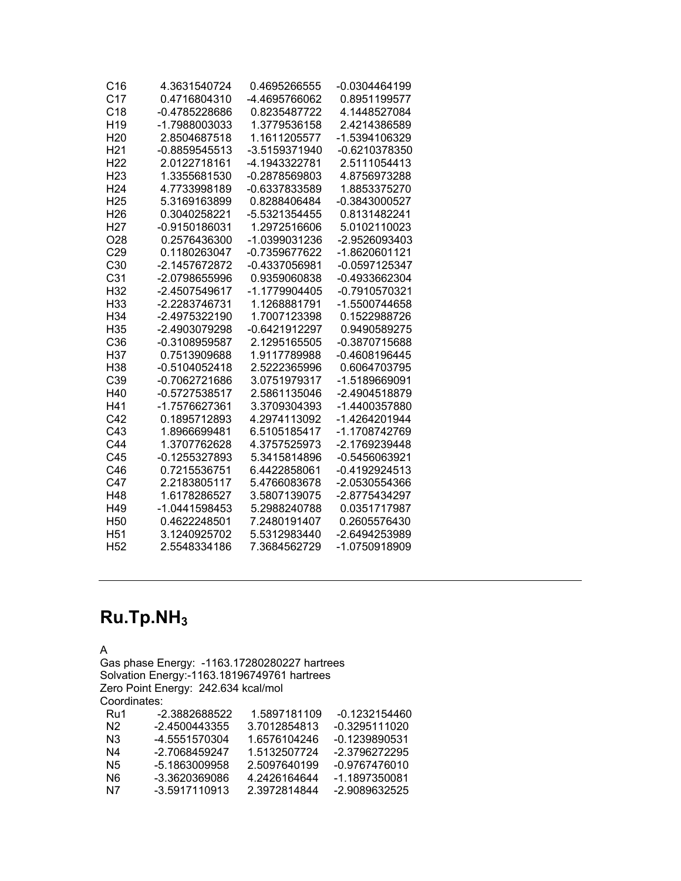| | | | |
|---|---|---|---|
| C16 | 4.3631540724 | 0.4695266555 | -0.0304464199 |
| C17 | 0.4716804310 | -4.4695766062 | 0.8951199577 |
| C18 | -0.4785228686 | 0.8235487722 | 4.1448527084 |
| H19 | -1.7988003033 | 1.3779536158 | 2.4214386589 |
| H20 | 2.8504687518 | 1.1611205577 | -1.5394106329 |
| H21 | -0.8859545513 | -3.5159371940 | -0.6210378350 |
| H22 | 2.0122718161 | -4.1943322781 | 2.5111054413 |
| H23 | 1.3355681530 | -0.2878569803 | 4.8756973288 |
| H24 | 4.7733998189 | -0.6337833589 | 1.8853375270 |
| H25 | 5.3169163899 | 0.8288406484 | -0.3843000527 |
| H26 | 0.3040258221 | -5.5321354455 | 0.8131482241 |
| H27 | -0.9150186031 | 1.2972516606 | 5.0102110023 |
| O28 | 0.2576436300 | -1.0399031236 | -2.9526093403 |
| C29 | 0.1180263047 | -0.7359677622 | -1.8620601121 |
| C30 | -2.1457672872 | -0.4337056981 | -0.0597125347 |
| C31 | -2.0798655996 | 0.9359060838 | -0.4933662304 |
| H32 | -2.4507549617 | -1.1779904405 | -0.7910570321 |
| H33 | -2.2283746731 | 1.1268881791 | -1.5500744658 |
| H34 | -2.4975322190 | 1.7007123398 | 0.1522988726 |
| H35 | -2.4903079298 | -0.6421912297 | 0.9490589275 |
| C36 | -0.3108959587 | 2.1295165505 | -0.3870715688 |
| H37 | 0.7513909688 | 1.9117789988 | -0.4608196445 |
| H38 | -0.5104052418 | 2.5222365996 | 0.6064703795 |
| C39 | -0.7062721686 | 3.0751979317 | -1.5189669091 |
| H40 | -0.5727538517 | 2.5861135046 | -2.4904518879 |
| H41 | -1.7576627361 | 3.3709304393 | -1.4400357880 |
| C42 | 0.1895712893 | 4.2974113092 | -1.4264201944 |
| C43 | 1.8966699481 | 6.5105185417 | -1.1708742769 |
| C44 | 1.3707762628 | 4.3757525973 | -2.1769239448 |
| C45 | -0.1255327893 | 5.3415814896 | -0.5456063921 |
| C46 | 0.7215536751 | 6.4422858061 | -0.4192924513 |
| C47 | 2.2183805117 | 5.4766083678 | -2.0530554366 |
| H48 | 1.6178286527 | 3.5807139075 | -2.8775434297 |
| H49 | -1.0441598453 | 5.2988240788 | 0.0351717987 |
| H50 | 0.4622248501 | 7.2480191407 | 0.2605576430 |
| H51 | 3.1240925702 | 5.5312983440 | -2.6494253989 |
| H52 | 2.5548334186 | 7.3684562729 | -1.0750918909 |

---

## Ru.Tp.$NH_3$

A

Gas phase Energy: -1163.17280280227 hartrees
Solvation Energy:-1163.18196749761 hartrees
Zero Point Energy: 242.634 kcal/mol
Coordinates:

| | | | |
|---|---|---|---|
| Ru1 | -2.3882688522 | 1.5897181109 | -0.1232154460 |
| N2 | -2.4500443355 | 3.7012854813 | -0.3295111020 |
| N3 | -4.5551570304 | 1.6576104246 | -0.1239890531 |
| N4 | -2.7068459247 | 1.5132507724 | -2.3796272295 |
| N5 | -5.1863009958 | 2.5097640199 | -0.9767476010 |
| N6 | -3.3620369086 | 4.2426164644 | -1.1897350081 |
| N7 | -3.5917110913 | 2.3972814844 | -2.9089632525 |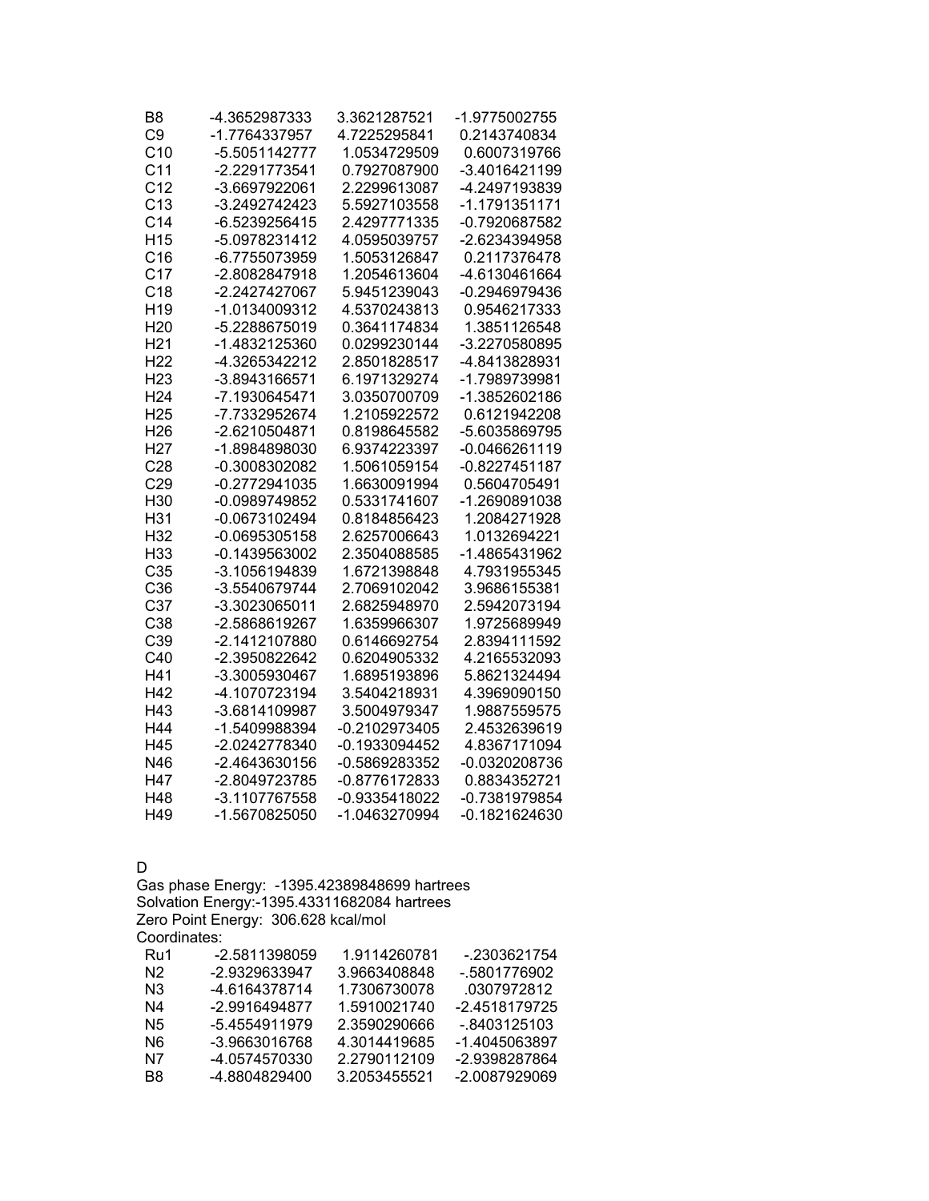| | | | |
|---|---|---|---|
| B8 | -4.3652987333 | 3.3621287521 | -1.9775002755 |
| C9 | -1.7764337957 | 4.7225295841 | 0.2143740834 |
| C10 | -5.5051142777 | 1.0534729509 | 0.6007319766 |
| C11 | -2.2291773541 | 0.7927087900 | -3.4016421199 |
| C12 | -3.6697922061 | 2.2299613087 | -4.2497193839 |
| C13 | -3.2492742423 | 5.5927103558 | -1.1791351171 |
| C14 | -6.5239256415 | 2.4297771335 | -0.7920687582 |
| H15 | -5.0978231412 | 4.0595039757 | -2.6234394958 |
| C16 | -6.7755073959 | 1.5053126847 | 0.2117376478 |
| C17 | -2.8082847918 | 1.2054613604 | -4.6130461664 |
| C18 | -2.2427427067 | 5.9451239043 | -0.2946979436 |
| H19 | -1.0134009312 | 4.5370243813 | 0.9546217333 |
| H20 | -5.2288675019 | 0.3641174834 | 1.3851126548 |
| H21 | -1.4832125360 | 0.0299230144 | -3.2270580895 |
| H22 | -4.3265342212 | 2.8501828517 | -4.8413828931 |
| H23 | -3.8943166571 | 6.1971329274 | -1.7989739981 |
| H24 | -7.1930645471 | 3.0350700709 | -1.3852602186 |
| H25 | -7.7332952674 | 1.2105922572 | 0.6121942208 |
| H26 | -2.6210504871 | 0.8198645582 | -5.6035869795 |
| H27 | -1.8984898030 | 6.9374223397 | -0.0466261119 |
| C28 | -0.3008302082 | 1.5061059154 | -0.8227451187 |
| C29 | -0.2772941035 | 1.6630091994 | 0.5604705491 |
| H30 | -0.0989749852 | 0.5331741607 | -1.2690891038 |
| H31 | -0.0673102494 | 0.8184856423 | 1.2084271928 |
| H32 | -0.0695305158 | 2.6257006643 | 1.0132694221 |
| H33 | -0.1439563002 | 2.3504088585 | -1.4865431962 |
| C35 | -3.1056194839 | 1.6721398848 | 4.7931955345 |
| C36 | -3.5540679744 | 2.7069102042 | 3.9686155381 |
| C37 | -3.3023065011 | 2.6825948970 | 2.5942073194 |
| C38 | -2.5868619267 | 1.6359966307 | 1.9725689949 |
| C39 | -2.1412107880 | 0.6146692754 | 2.8394111592 |
| C40 | -2.3950822642 | 0.6204905332 | 4.2165532093 |
| H41 | -3.3005930467 | 1.6895193896 | 5.8621324494 |
| H42 | -4.1070723194 | 3.5404218931 | 4.3969090150 |
| H43 | -3.6814109987 | 3.5004979347 | 1.9887559575 |
| H44 | -1.5409988394 | -0.2102973405 | 2.4532639619 |
| H45 | -2.0242778340 | -0.1933094452 | 4.8367171094 |
| N46 | -2.4643630156 | -0.5869283352 | -0.0320208736 |
| H47 | -2.8049723785 | -0.8776172833 | 0.8834352721 |
| H48 | -3.1107767558 | -0.9335418022 | -0.7381979854 |
| H49 | -1.5670825050 | -1.0463270994 | -0.1821624630 |

D

Gas phase Energy: -1395.42389848699 hartrees

Solvation Energy:-1395.43311682084 hartrees

Zero Point Energy: 306.628 kcal/mol

Coordinates:

| | | | |
|---|---|---|---|
| Ru1 | -2.5811398059 | 1.9114260781 | -.2303621754 |
| N2 | -2.9329633947 | 3.9663408848 | -.5801776902 |
| N3 | -4.6164378714 | 1.7306730078 | .0307972812 |
| N4 | -2.9916494877 | 1.5910021740 | -2.4518179725 |
| N5 | -5.4554911979 | 2.3590290666 | -.8403125103 |
| N6 | -3.9663016768 | 4.3014419685 | -1.4045063897 |
| N7 | -4.0574570330 | 2.2790112109 | -2.9398287864 |
| B8 | -4.8804829400 | 3.2053455521 | -2.0087929069 |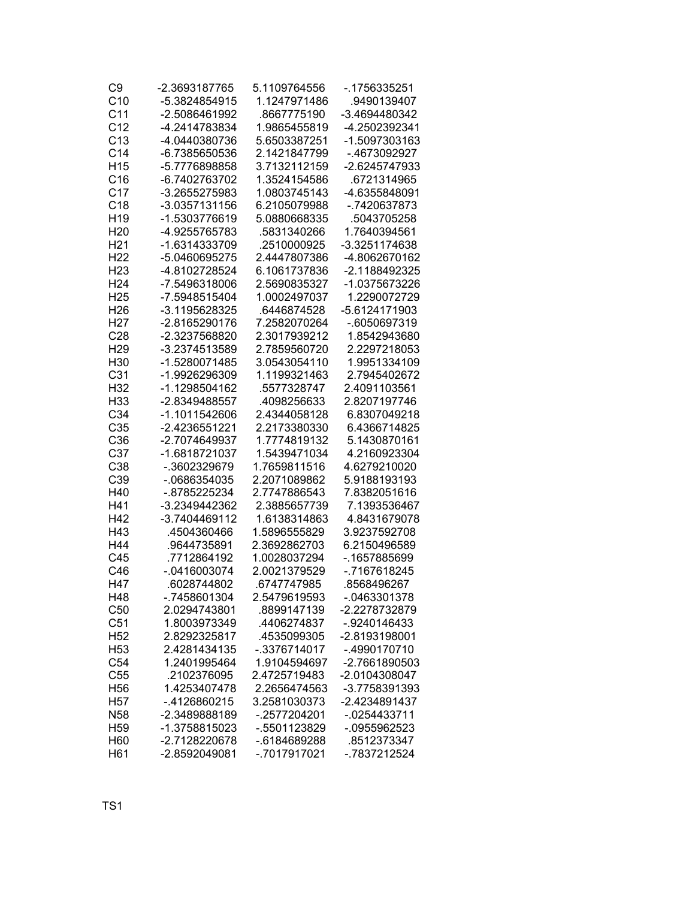| | | | |
|---|---|---|---|
| C9 | -2.3693187765 | 5.1109764556 | -.1756335251 |
| C10 | -5.3824854915 | 1.1247971486 | .9490139407 |
| C11 | -2.5086461992 | .8667775190 | -3.4694480342 |
| C12 | -4.2414783834 | 1.9865455819 | -4.2502392341 |
| C13 | -4.0440380736 | 5.6503387251 | -1.5097303163 |
| C14 | -6.7385650536 | 2.1421847799 | -.4673092927 |
| H15 | -5.7776898858 | 3.7132112159 | -2.6245747933 |
| C16 | -6.7402763702 | 1.3524154586 | .6721314965 |
| C17 | -3.2655275983 | 1.0803745143 | -4.6355848091 |
| C18 | -3.0357131156 | 6.2105079988 | -.7420637873 |
| H19 | -1.5303776619 | 5.0880668335 | .5043705258 |
| H20 | -4.9255765783 | .5831340266 | 1.7640394561 |
| H21 | -1.6314333709 | .2510000925 | -3.3251174638 |
| H22 | -5.0460695275 | 2.4447807386 | -4.8062670162 |
| H23 | -4.8102728524 | 6.1061737836 | -2.1188492325 |
| H24 | -7.5496318006 | 2.5690835327 | -1.0375673226 |
| H25 | -7.5948515404 | 1.0002497037 | 1.2290072729 |
| H26 | -3.1195628325 | .6446874528 | -5.6124171903 |
| H27 | -2.8165290176 | 7.2582070264 | -.6050697319 |
| C28 | -2.3237568820 | 2.3017939212 | 1.8542943680 |
| H29 | -3.2374513589 | 2.7859560720 | 2.2297218053 |
| H30 | -1.5280071485 | 3.0543054110 | 1.9951334109 |
| C31 | -1.9926296309 | 1.1199321463 | 2.7945402672 |
| H32 | -1.1298504162 | .5577328747 | 2.4091103561 |
| H33 | -2.8349488557 | .4098256633 | 2.8207197746 |
| C34 | -1.1011542606 | 2.4344058128 | 6.8307049218 |
| C35 | -2.4236551221 | 2.2173380330 | 6.4366714825 |
| C36 | -2.7074649937 | 1.7774819132 | 5.1430870161 |
| C37 | -1.6818721037 | 1.5439471034 | 4.2160923304 |
| C38 | -.3602329679 | 1.7659811516 | 4.6279210020 |
| C39 | -.0686354035 | 2.2071089862 | 5.9188193193 |
| H40 | -.8785225234 | 2.7747886543 | 7.8382051616 |
| H41 | -3.2349442362 | 2.3885657739 | 7.1393536467 |
| H42 | -3.7404469112 | 1.6138314863 | 4.8431679078 |
| H43 | .4504360466 | 1.5896555829 | 3.9237592708 |
| H44 | .9644735891 | 2.3692862703 | 6.2150496589 |
| C45 | .7712864192 | 1.0028037294 | -.1657885699 |
| C46 | -.0416003074 | 2.0021379529 | -.7167618245 |
| H47 | .6028744802 | .6747747985 | .8568496267 |
| H48 | -.7458601304 | 2.5479619593 | -.0463301378 |
| C50 | 2.0294743801 | .8899147139 | -2.2278732879 |
| C51 | 1.8003973349 | .4406274837 | -.9240146433 |
| H52 | 2.8292325817 | .4535099305 | -2.8193198001 |
| H53 | 2.4281434135 | -.3376714017 | -.4990170710 |
| C54 | 1.2401995464 | 1.9104594697 | -2.7661890503 |
| C55 | .2102376095 | 2.4725719483 | -2.0104308047 |
| H56 | 1.4253407478 | 2.2656474563 | -3.7758391393 |
| H57 | -.4126860215 | 3.2581030373 | -2.4234891437 |
| N58 | -2.3489888189 | -.2577204201 | -.0254433711 |
| H59 | -1.3758815023 | -.5501123829 | -.0955962523 |
| H60 | -2.7128220678 | -.6184689288 | .8512373347 |
| H61 | -2.8592049081 | -.7017917021 | -.7837212524 |

TS1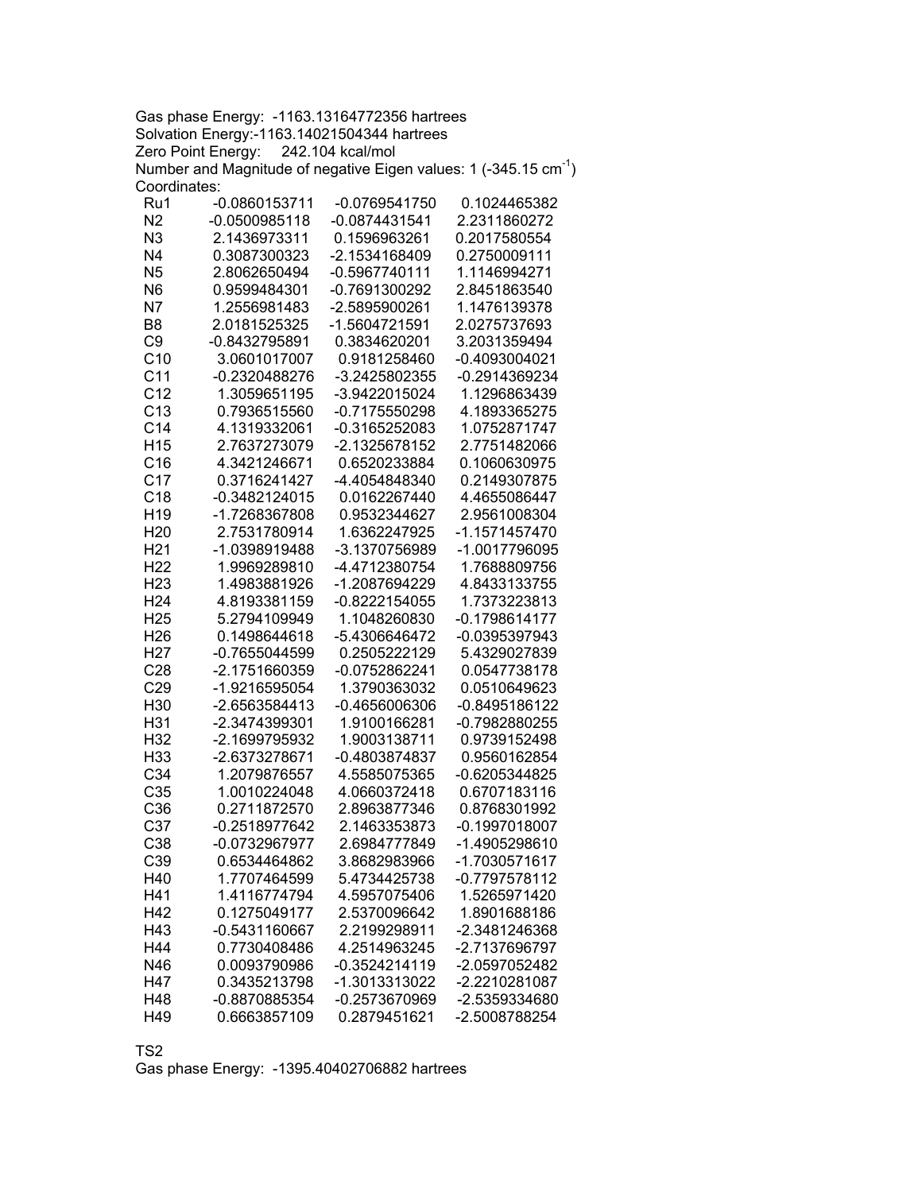Gas phase Energy: -1163.13164772356 hartrees
Solvation Energy:-1163.14021504344 hartrees
Zero Point Energy: 242.104 kcal/mol
Number and Magnitude of negative Eigen values: 1 (-345.15 $cm^{-1}$)
Coordinates:

| | | | |
|---|---|---|---|
| Ru1 | -0.0860153711 | -0.0769541750 | 0.1024465382 |
| N2 | -0.0500985118 | -0.0874431541 | 2.2311860272 |
| N3 | 2.1436973311 | 0.1596963261 | 0.2017580554 |
| N4 | 0.3087300323 | -2.1534168409 | 0.2750009111 |
| N5 | 2.8062650494 | -0.5967740111 | 1.1146994271 |
| N6 | 0.9599484301 | -0.7691300292 | 2.8451863540 |
| N7 | 1.2556981483 | -2.5895900261 | 1.1476139378 |
| B8 | 2.0181525325 | -1.5604721591 | 2.0275737693 |
| C9 | -0.8432795891 | 0.3834620201 | 3.2031359494 |
| C10 | 3.0601017007 | 0.9181258460 | -0.4093004021 |
| C11 | -0.2320488276 | -3.2425802355 | -0.2914369234 |
| C12 | 1.3059651195 | -3.9422015024 | 1.1296863439 |
| C13 | 0.7936515560 | -0.7175550298 | 4.1893365275 |
| C14 | 4.1319332061 | -0.3165252083 | 1.0752871747 |
| H15 | 2.7637273079 | -2.1325678152 | 2.7751482066 |
| C16 | 4.3421246671 | 0.6520233884 | 0.1060630975 |
| C17 | 0.3716241427 | -4.4054848340 | 0.2149307875 |
| C18 | -0.3482124015 | 0.0162267440 | 4.4655086447 |
| H19 | -1.7268367808 | 0.9532344627 | 2.9561008304 |
| H20 | 2.7531780914 | 1.6362247925 | -1.1571457470 |
| H21 | -1.0398919488 | -3.1370756989 | -1.0017796095 |
| H22 | 1.9969289810 | -4.4712380754 | 1.7688809756 |
| H23 | 1.4983881926 | -1.2087694229 | 4.8433133755 |
| H24 | 4.8193381159 | -0.8222154055 | 1.7373223813 |
| H25 | 5.2794109949 | 1.1048260830 | -0.1798614177 |
| H26 | 0.1498644618 | -5.4306646472 | -0.0395397943 |
| H27 | -0.7655044599 | 0.2505222129 | 5.4329027839 |
| C28 | -2.1751660359 | -0.0752862241 | 0.0547738178 |
| C29 | -1.9216595054 | 1.3790363032 | 0.0510649623 |
| H30 | -2.6563584413 | -0.4656006306 | -0.8495186122 |
| H31 | -2.3474399301 | 1.9100166281 | -0.7982880255 |
| H32 | -2.1699795932 | 1.9003138711 | 0.9739152498 |
| H33 | -2.6373278671 | -0.4803874837 | 0.9560162854 |
| C34 | 1.2079876557 | 4.5585075365 | -0.6205344825 |
| C35 | 1.0010224048 | 4.0660372418 | 0.6707183116 |
| C36 | 0.2711872570 | 2.8963877346 | 0.8768301992 |
| C37 | -0.2518977642 | 2.1463353873 | -0.1997018007 |
| C38 | -0.0732967977 | 2.6984777849 | -1.4905298610 |
| C39 | 0.6534464862 | 3.8682983966 | -1.7030571617 |
| H40 | 1.7707464599 | 5.4734425738 | -0.7797578112 |
| H41 | 1.4116774794 | 4.5957075406 | 1.5265971420 |
| H42 | 0.1275049177 | 2.5370096642 | 1.8901688186 |
| H43 | -0.5431160667 | 2.2199298911 | -2.3481246368 |
| H44 | 0.7730408486 | 4.2514963245 | -2.7137696797 |
| N46 | 0.0093790986 | -0.3524214119 | -2.0597052482 |
| H47 | 0.3435213798 | -1.3013313022 | -2.2210281087 |
| H48 | -0.8870885354 | -0.2573670969 | -2.5359334680 |
| H49 | 0.6663857109 | 0.2879451621 | -2.5008788254 |

TS2
Gas phase Energy: -1395.40402706882 hartrees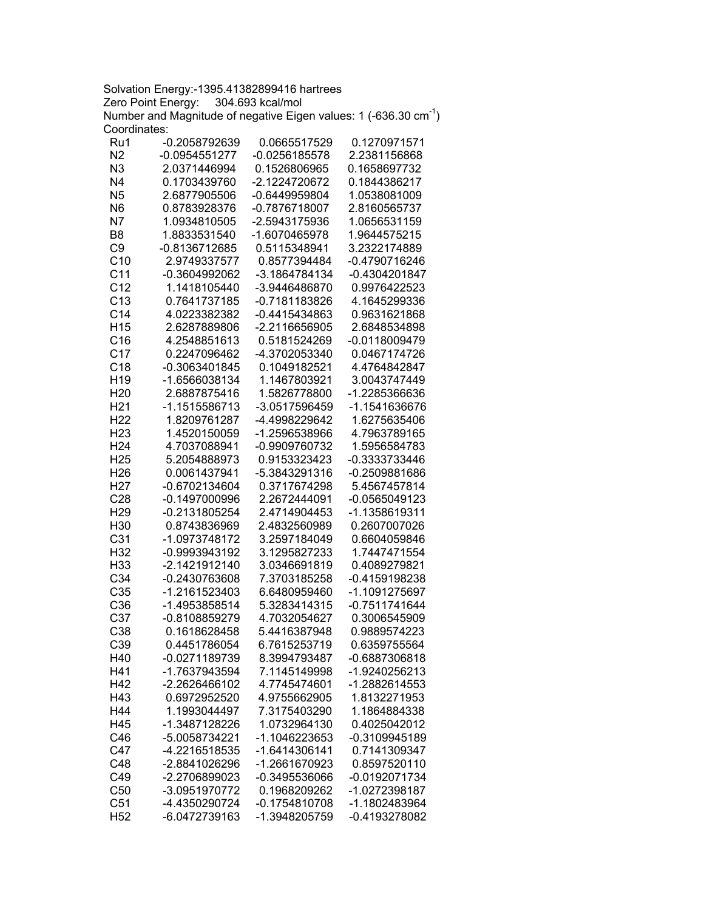Solvation Energy:-1395.41382899416 hartrees
Zero Point Energy: 304.693 kcal/mol
Number and Magnitude of negative Eigen values: 1 (-636.30 $cm^{-1}$)
Coordinates:

| | | | |
|---|---|---|---|
| Ru1 | -0.2058792639 | 0.0665517529 | 0.1270971571 |
| N2 | -0.0954551277 | -0.0256185578 | 2.2381156868 |
| N3 | 2.0371446994 | 0.1526806965 | 0.1658697732 |
| N4 | 0.1703439760 | -2.1224720672 | 0.1844386217 |
| N5 | 2.6877905506 | -0.6449959804 | 1.0538081009 |
| N6 | 0.8783928376 | -0.7876718007 | 2.8160565737 |
| N7 | 1.0934810505 | -2.5943175936 | 1.0656531159 |
| B8 | 1.8833531540 | -1.6070465978 | 1.9644575215 |
| C9 | -0.8136712685 | 0.5115348941 | 3.2322174889 |
| C10 | 2.9749337577 | 0.8577394484 | -0.4790716246 |
| C11 | -0.3604992062 | -3.1864784134 | -0.4304201847 |
| C12 | 1.1418105440 | -3.9446486870 | 0.9976422523 |
| C13 | 0.7641737185 | -0.7181183826 | 4.1645299336 |
| C14 | 4.0223382382 | -0.4415434863 | 0.9631621868 |
| H15 | 2.6287889806 | -2.2116656905 | 2.6848534898 |
| C16 | 4.2548851613 | 0.5181524269 | -0.0118009479 |
| C17 | 0.2247096462 | -4.3702053340 | 0.0467174726 |
| C18 | -0.3063401845 | 0.1049182521 | 4.4764842847 |
| H19 | -1.6566038134 | 1.1467803921 | 3.0043747449 |
| H20 | 2.6887875416 | 1.5826778800 | -1.2285366636 |
| H21 | -1.1515586713 | -3.0517596459 | -1.1541636676 |
| H22 | 1.8209761287 | -4.4998229642 | 1.6275635406 |
| H23 | 1.4520150059 | -1.2596538966 | 4.7963789165 |
| H24 | 4.7037088941 | -0.9909760732 | 1.5956584783 |
| H25 | 5.2054888973 | 0.9153323423 | -0.3333733446 |
| H26 | 0.0061437941 | -5.3843291316 | -0.2509881686 |
| H27 | -0.6702134604 | 0.3717674298 | 5.4567457814 |
| C28 | -0.1497000996 | 2.2672444091 | -0.0565049123 |
| H29 | -0.2131805254 | 2.4714904453 | -1.1358619311 |
| H30 | 0.8743836969 | 2.4832560989 | 0.2607007026 |
| C31 | -1.0973748172 | 3.2597184049 | 0.6604059846 |
| H32 | -0.9993943192 | 3.1295827233 | 1.7447471554 |
| H33 | -2.1421912140 | 3.0346691819 | 0.4089279821 |
| C34 | -0.2430763608 | 7.3703185258 | -0.4159198238 |
| C35 | -1.2161523403 | 6.6480959460 | -1.1091275697 |
| C36 | -1.4953858514 | 5.3283414315 | -0.7511741644 |
| C37 | -0.8108859279 | 4.7032054627 | 0.3006545909 |
| C38 | 0.1618628458 | 5.4416387948 | 0.9889574223 |
| C39 | 0.4451786054 | 6.7615253719 | 0.6359755564 |
| H40 | -0.0271189739 | 8.3994793487 | -0.6887306818 |
| H41 | -1.7637943594 | 7.1145149998 | -1.9240256213 |
| H42 | -2.2626466102 | 4.7745474601 | -1.2882614553 |
| H43 | 0.6972952520 | 4.9755662905 | 1.8132271953 |
| H44 | 1.1993044497 | 7.3175403290 | 1.1864884338 |
| H45 | -1.3487128226 | 1.0732964130 | 0.4025042012 |
| C46 | -5.0058734221 | -1.1046223653 | -0.3109945189 |
| C47 | -4.2216518535 | -1.6414306141 | 0.7141309347 |
| C48 | -2.8841026296 | -1.2661670923 | 0.8597520110 |
| C49 | -2.2706899023 | -0.3495536066 | -0.0192071734 |
| C50 | -3.0951970772 | 0.1968209262 | -1.0272398187 |
| C51 | -4.4350290724 | -0.1754810708 | -1.1802483964 |
| H52 | -6.0472739163 | -1.3948205759 | -0.4193278082 |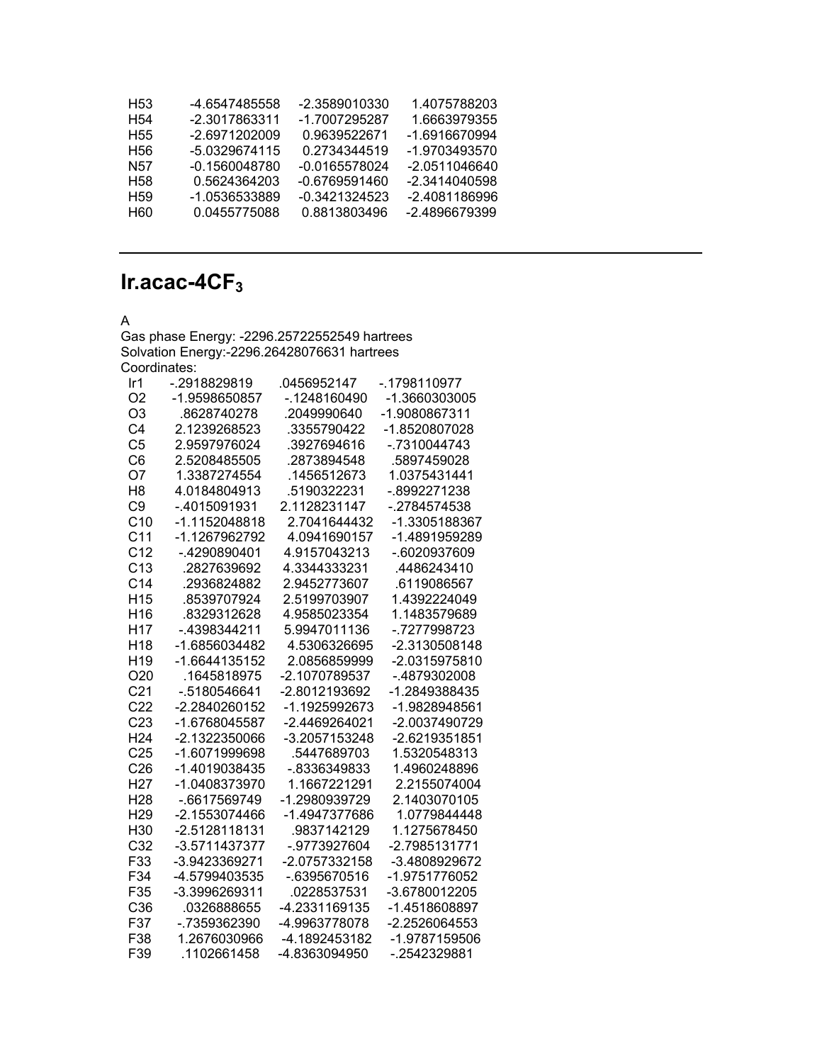```
H53    -4.6547485558   -2.3589010330    1.4075788203
H54    -2.3017863311   -1.7007295287    1.6663979355
H55    -2.6971202009    0.9639522671   -1.6916670994
H56    -5.0329674115    0.2734344519   -1.9703493570
N57    -0.1560048780   -0.0165578024   -2.0511046640
H58     0.5624364203   -0.6769591460   -2.3414040598
H59    -1.0536533889   -0.3421324523   -2.4081186996
H60     0.0455775088    0.8813803496   -2.4896679399
```

---

## Ir.acac-4$CF_3$

A

Gas phase Energy: -2296.25722552549 hartrees

Solvation Energy:-2296.26428076631 hartrees

Coordinates:

```
Ir1    -.2918829819      .0456952147     -.1798110977
O2     -1.9598650857     -.1248160490    -1.3660303005
O3      .8628740278      .2049990640    -1.9080867311
C4     2.1239268523      .3355790422    -1.8520807028
C5     2.9597976024      .3927694616     -.7310044743
C6     2.5208485505      .2873894548      .5897459028
O7     1.3387274554      .1456512673     1.0375431441
H8     4.0184804913      .5190322231     -.8992271238
C9      -.4015091931    2.1128231147     -.2784574538
C10    -1.1152048818    2.7041644432    -1.3305188367
C11    -1.1267962792    4.0941690157    -1.4891959289
C12     -.4290890401    4.9157043213     -.6020937609
C13      .2827639692    4.3344333231      .4486243410
C14      .2936824882    2.9452773607      .6119086567
H15      .8539707924    2.5199703907     1.4392224049
H16      .8329312628    4.9585023354     1.1483579689
H17     -.4398344211    5.9947011136     -.7277998723
H18    -1.6856034482    4.5306326695    -2.3130508148
H19    -1.6644135152    2.0856859999    -2.0315975810
O20      .1645818975   -2.1070789537     -.4879302008
C21     -.5180546641   -2.8012193692    -1.2849388435
C22    -2.2840260152   -1.1925992673    -1.9828948561
C23    -1.6768045587   -2.4469264021    -2.0037490729
H24    -2.1322350066   -3.2057153248    -2.6219351851
C25    -1.6071999698      .5447689703     1.5320548313
C26    -1.4019038435     -.8336349833     1.4960248896
H27    -1.0408373970     1.1667221291     2.2155074004
H28     -.6617569749    -1.2980939729     2.1403070105
H29    -2.1553074466    -1.4947377686     1.0779844448
H30    -2.5128118131      .9837142129     1.1275678450
C32    -3.5711437377     -.9773927604    -2.7985131771
F33    -3.9423369271    -2.0757332158    -3.4808929672
F34    -4.5799403535     -.6395670516    -1.9751776052
F35    -3.3996269311      .0228537531    -3.6780012205
C36      .0326888655    -4.2331169135    -1.4518608897
F37     -.7359362390    -4.9963778078    -2.2526064553
F38     1.2676030966    -4.1892453182    -1.9787159506
F39      .1102661458    -4.8363094950     -.2542329881
```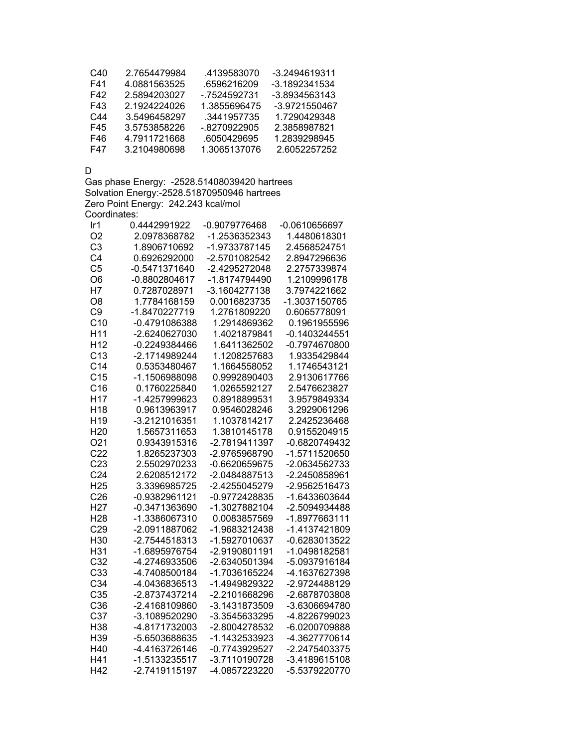| | | | |
|---|---|---|---|
| C40 | 2.7654479984 | .4139583070 | -3.2494619311 |
| F41 | 4.0881563525 | .6596216209 | -3.1892341534 |
| F42 | 2.5894203027 | -.7524592731 | -3.8934563143 |
| F43 | 2.1924224026 | 1.3855696475 | -3.9721550467 |
| C44 | 3.5496458297 | .3441957735 | 1.7290429348 |
| F45 | 3.5753858226 | -.8270922905 | 2.3858987821 |
| F46 | 4.7911721668 | .6050429695 | 1.2839298945 |
| F47 | 3.2104980698 | 1.3065137076 | 2.6052257252 |

D

Gas phase Energy: -2528.51408039420 hartrees
Solvation Energy:-2528.51870950946 hartrees
Zero Point Energy: 242.243 kcal/mol
Coordinates:

| | | | |
|---|---|---|---|
| Ir1 | 0.4442991922 | -0.9079776468 | -0.0610656697 |
| O2 | 2.0978368782 | -1.2536352343 | 1.4480618301 |
| C3 | 1.8906710692 | -1.9733787145 | 2.4568524751 |
| C4 | 0.6926292000 | -2.5701082542 | 2.8947296636 |
| C5 | -0.5471371640 | -2.4295272048 | 2.2757339874 |
| O6 | -0.8802804617 | -1.8174794490 | 1.2109996178 |
| H7 | 0.7287028971 | -3.1604277138 | 3.7974221662 |
| O8 | 1.7784168159 | 0.0016823735 | -1.3037150765 |
| C9 | -1.8470227719 | 1.2761809220 | 0.6065778091 |
| C10 | -0.4791086388 | 1.2914869362 | 0.1961955596 |
| H11 | -2.6240627030 | 1.4021879841 | -0.1403244551 |
| H12 | -0.2249384466 | 1.6411362502 | -0.7974670800 |
| C13 | -2.1714989244 | 1.1208257683 | 1.9335429844 |
| C14 | 0.5353480467 | 1.1664558052 | 1.1746543121 |
| C15 | -1.1506988098 | 0.9992890403 | 2.9130617766 |
| C16 | 0.1760225840 | 1.0265592127 | 2.5476623827 |
| H17 | -1.4257999623 | 0.8918899531 | 3.9579849334 |
| H18 | 0.9613963917 | 0.9546028246 | 3.2929061296 |
| H19 | -3.2121016351 | 1.1037814217 | 2.2425236468 |
| H20 | 1.5657311653 | 1.3810145178 | 0.9155204915 |
| O21 | 0.9343915316 | -2.7819411397 | -0.6820749432 |
| C22 | 1.8265237303 | -2.9765968790 | -1.5711520650 |
| C23 | 2.5502970233 | -0.6620659675 | -2.0634562733 |
| C24 | 2.6208512172 | -2.0484887513 | -2.2450858961 |
| H25 | 3.3396985725 | -2.4255045279 | -2.9562516473 |
| C26 | -0.9382961121 | -0.9772428835 | -1.6433603644 |
| H27 | -0.3471363690 | -1.3027882104 | -2.5094934488 |
| H28 | -1.3386067310 | 0.0083857569 | -1.8977663111 |
| C29 | -2.0911887062 | -1.9683212438 | -1.4137421809 |
| H30 | -2.7544518313 | -1.5927010637 | -0.6283013522 |
| H31 | -1.6895976754 | -2.9190801191 | -1.0498182581 |
| C32 | -4.2746933506 | -2.6340501394 | -5.0937916184 |
| C33 | -4.7408500184 | -1.7036165224 | -4.1637627398 |
| C34 | -4.0436836513 | -1.4949829322 | -2.9724488129 |
| C35 | -2.8737437214 | -2.2101668296 | -2.6878703808 |
| C36 | -2.4168109860 | -3.1431873509 | -3.6306694780 |
| C37 | -3.1089520290 | -3.3545633295 | -4.8226799023 |
| H38 | -4.8171732003 | -2.8004278532 | -6.0200709888 |
| H39 | -5.6503688635 | -1.1432533923 | -4.3627770614 |
| H40 | -4.4163726146 | -0.7743929527 | -2.2475403375 |
| H41 | -1.5133235517 | -3.7110190728 | -3.4189615108 |
| H42 | -2.7419115197 | -4.0857223220 | -5.5379220770 |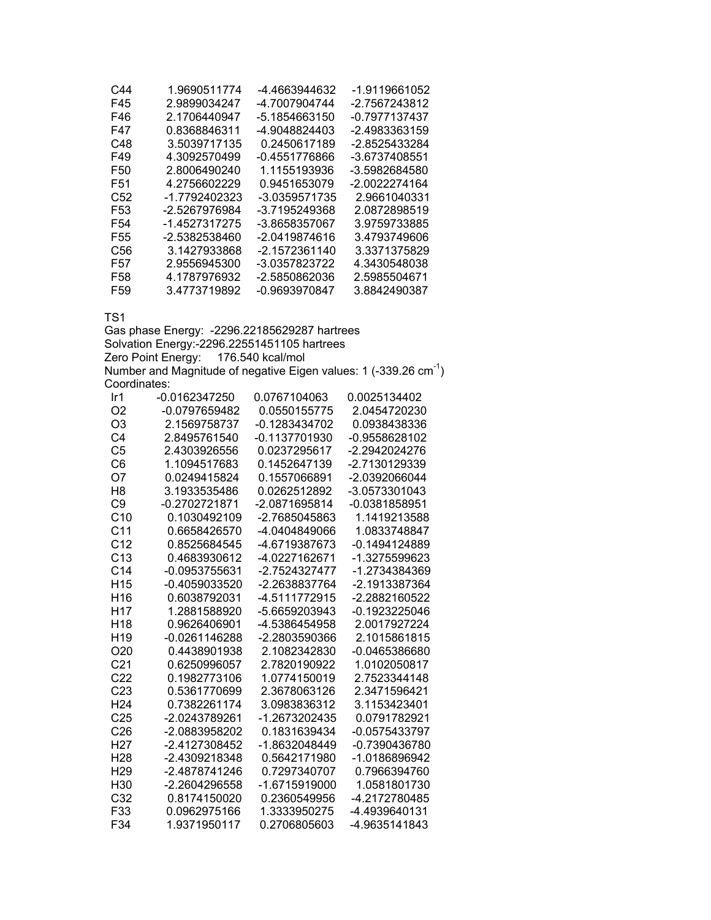| | | | |
|---|---|---|---|
| C44 | 1.9690511774 | -4.4663944632 | -1.9119661052 |
| F45 | 2.9899034247 | -4.7007904744 | -2.7567243812 |
| F46 | 2.1706440947 | -5.1854663150 | -0.7977137437 |
| F47 | 0.8368846311 | -4.9048824403 | -2.4983363159 |
| C48 | 3.5039717135 | 0.2450617189 | -2.8525433284 |
| F49 | 4.3092570499 | -0.4551776866 | -3.6737408551 |
| F50 | 2.8006490240 | 1.1155193936 | -3.5982684580 |
| F51 | 4.2756602229 | 0.9451653079 | -2.0022274164 |
| C52 | -1.7792402323 | -3.0359571735 | 2.9661040331 |
| F53 | -2.5267976984 | -3.7195249368 | 2.0872898519 |
| F54 | -1.4527317275 | -3.8658357067 | 3.9759733885 |
| F55 | -2.5382538460 | -2.0419874616 | 3.4793749606 |
| C56 | 3.1427933868 | -2.1572361140 | 3.3371375829 |
| F57 | 2.9556945300 | -3.0357823722 | 4.3430548038 |
| F58 | 4.1787976932 | -2.5850862036 | 2.5985504671 |
| F59 | 3.4773719892 | -0.9693970847 | 3.8842490387 |

TS1

Gas phase Energy: -2296.22185629287 hartrees

Solvation Energy:-2296.22551451105 hartrees

Zero Point Energy: 176.540 kcal/mol

Number and Magnitude of negative Eigen values: 1 (-339.26 $cm^{-1}$)

Coordinates:

| | | | |
|---|---|---|---|
| Ir1 | -0.0162347250 | 0.0767104063 | 0.0025134402 |
| O2 | -0.0797659482 | 0.0550155775 | 2.0454720230 |
| O3 | 2.1569758737 | -0.1283434702 | 0.0938438336 |
| C4 | 2.8495761540 | -0.1137701930 | -0.9558628102 |
| C5 | 2.4303926556 | 0.0237295617 | -2.2942024276 |
| C6 | 1.1094517683 | 0.1452647139 | -2.7130129339 |
| O7 | 0.0249415824 | 0.1557066891 | -2.0392066044 |
| H8 | 3.1933535486 | 0.0262512892 | -3.0573301043 |
| C9 | -0.2702721871 | -2.0871695814 | -0.0381858951 |
| C10 | 0.1030492109 | -2.7685045863 | 1.1419213588 |
| C11 | 0.6658426570 | -4.0404849066 | 1.0833748847 |
| C12 | 0.8525684545 | -4.6719387673 | -0.1494124889 |
| C13 | 0.4683930612 | -4.0227162671 | -1.3275599623 |
| C14 | -0.0953755631 | -2.7524327477 | -1.2734384369 |
| H15 | -0.4059033520 | -2.2638837764 | -2.1913387364 |
| H16 | 0.6038792031 | -4.5111772915 | -2.2882160522 |
| H17 | 1.2881588920 | -5.6659203943 | -0.1923225046 |
| H18 | 0.9626406901 | -4.5386454958 | 2.0017927224 |
| H19 | -0.0261146288 | -2.2803590366 | 2.1015861815 |
| O20 | 0.4438901938 | 2.1082342830 | -0.0465386680 |
| C21 | 0.6250996057 | 2.7820190922 | 1.0102050817 |
| C22 | 0.1982773106 | 1.0774150019 | 2.7523344148 |
| C23 | 0.5361770699 | 2.3678063126 | 2.3471596421 |
| H24 | 0.7382261174 | 3.0983836312 | 3.1153423401 |
| C25 | -2.0243789261 | -1.2673202435 | 0.0791782921 |
| C26 | -2.0883958202 | 0.1831639434 | -0.0575433797 |
| H27 | -2.4127308452 | -1.8632048449 | -0.7390436780 |
| H28 | -2.4309218348 | 0.5642171980 | -1.0186896942 |
| H29 | -2.4878741246 | 0.7297340707 | 0.7966394760 |
| H30 | -2.2604296558 | -1.6715919000 | 1.0581801730 |
| C32 | 0.8174150020 | 0.2360549956 | -4.2172780485 |
| F33 | 0.0962975166 | 1.3333950275 | -4.4939640131 |
| F34 | 1.9371950117 | 0.2706805603 | -4.9635141843 |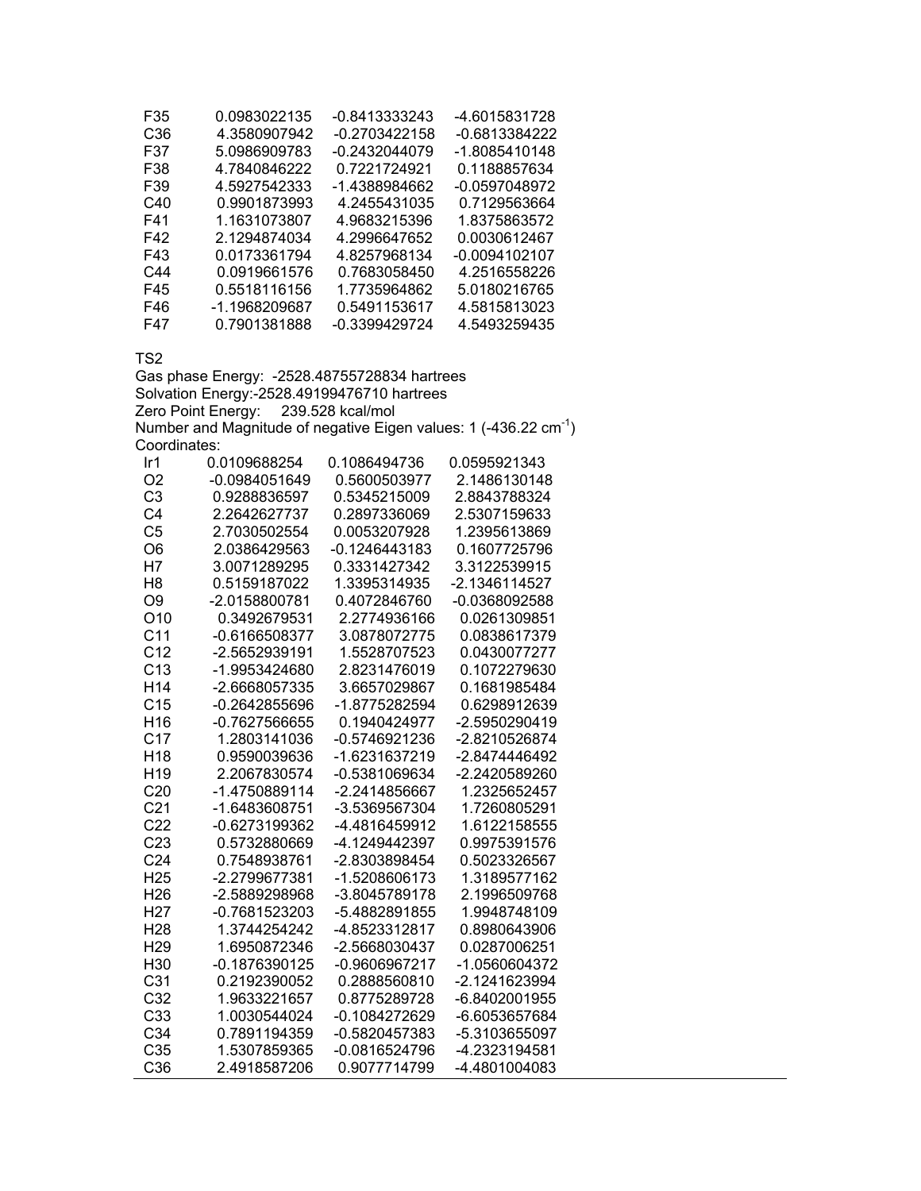| | | | |
|---|---|---|---|
| F35 | 0.0983022135 | -0.8413333243 | -4.6015831728 |
| C36 | 4.3580907942 | -0.2703422158 | -0.6813384222 |
| F37 | 5.0986909783 | -0.2432044079 | -1.8085410148 |
| F38 | 4.7840846222 | 0.7221724921 | 0.1188857634 |
| F39 | 4.5927542333 | -1.4388984662 | -0.0597048972 |
| C40 | 0.9901873993 | 4.2455431035 | 0.7129563664 |
| F41 | 1.1631073807 | 4.9683215396 | 1.8375863572 |
| F42 | 2.1294874034 | 4.2996647652 | 0.0030612467 |
| F43 | 0.0173361794 | 4.8257968134 | -0.0094102107 |
| C44 | 0.0919661576 | 0.7683058450 | 4.2516558226 |
| F45 | 0.5518116156 | 1.7735964862 | 5.0180216765 |
| F46 | -1.1968209687 | 0.5491153617 | 4.5815813023 |
| F47 | 0.7901381888 | -0.3399429724 | 4.5493259435 |

TS2

Gas phase Energy: -2528.48755728834 hartrees

Solvation Energy:-2528.49199476710 hartrees

Zero Point Energy: 239.528 kcal/mol

Number and Magnitude of negative Eigen values: 1 (-436.22 $cm^{-1}$)

Coordinates:

| | | | |
|---|---|---|---|
| Ir1 | 0.0109688254 | 0.1086494736 | 0.0595921343 |
| O2 | -0.0984051649 | 0.5600503977 | 2.1486130148 |
| C3 | 0.9288836597 | 0.5345215009 | 2.8843788324 |
| C4 | 2.2642627737 | 0.2897336069 | 2.5307159633 |
| C5 | 2.7030502554 | 0.0053207928 | 1.2395613869 |
| O6 | 2.0386429563 | -0.1246443183 | 0.1607725796 |
| H7 | 3.0071289295 | 0.3331427342 | 3.3122539915 |
| H8 | 0.5159187022 | 1.3395314935 | -2.1346114527 |
| O9 | -2.0158800781 | 0.4072846760 | -0.0368092588 |
| O10 | 0.3492679531 | 2.2774936166 | 0.0261309851 |
| C11 | -0.6166508377 | 3.0878072775 | 0.0838617379 |
| C12 | -2.5652939191 | 1.5528707523 | 0.0430077277 |
| C13 | -1.9953424680 | 2.8231476019 | 0.1072279630 |
| H14 | -2.6668057335 | 3.6657029867 | 0.1681985484 |
| C15 | -0.2642855696 | -1.8775282594 | 0.6298912639 |
| H16 | -0.7627566655 | 0.1940424977 | -2.5950290419 |
| C17 | 1.2803141036 | -0.5746921236 | -2.8210526874 |
| H18 | 0.9590039636 | -1.6231637219 | -2.8474446492 |
| H19 | 2.2067830574 | -0.5381069634 | -2.2420589260 |
| C20 | -1.4750889114 | -2.2414856667 | 1.2325652457 |
| C21 | -1.6483608751 | -3.5369567304 | 1.7260805291 |
| C22 | -0.6273199362 | -4.4816459912 | 1.6122158555 |
| C23 | 0.5732880669 | -4.1249442397 | 0.9975391576 |
| C24 | 0.7548938761 | -2.8303898454 | 0.5023326567 |
| H25 | -2.2799677381 | -1.5208606173 | 1.3189577162 |
| H26 | -2.5889298968 | -3.8045789178 | 2.1996509768 |
| H27 | -0.7681523203 | -5.4882891855 | 1.9948748109 |
| H28 | 1.3744254242 | -4.8523312817 | 0.8980643906 |
| H29 | 1.6950872346 | -2.5668030437 | 0.0287006251 |
| H30 | -0.1876390125 | -0.9606967217 | -1.0560604372 |
| C31 | 0.2192390052 | 0.2888560810 | -2.1241623994 |
| C32 | 1.9633221657 | 0.8775289728 | -6.8402001955 |
| C33 | 1.0030544024 | -0.1084272629 | -6.6053657684 |
| C34 | 0.7891194359 | -0.5820457383 | -5.3103655097 |
| C35 | 1.5307859365 | -0.0816524796 | -4.2323194581 |
| C36 | 2.4918587206 | 0.9077714799 | -4.4801004083 |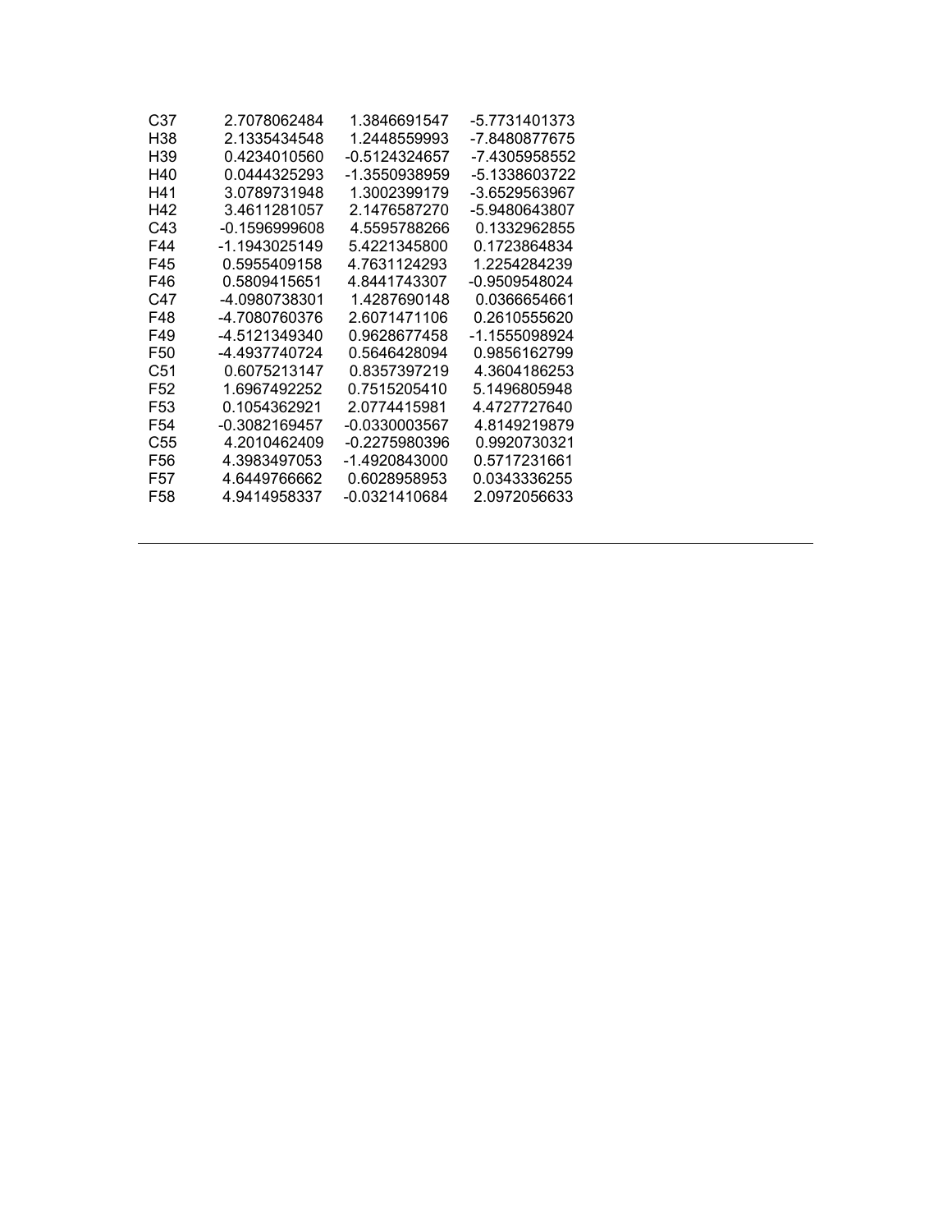| | | | |
|---|---|---|---|
| C37 | 2.7078062484 | 1.3846691547 | -5.7731401373 |
| H38 | 2.1335434548 | 1.2448559993 | -7.8480877675 |
| H39 | 0.4234010560 | -0.5124324657 | -7.4305958552 |
| H40 | 0.0444325293 | -1.3550938959 | -5.1338603722 |
| H41 | 3.0789731948 | 1.3002399179 | -3.6529563967 |
| H42 | 3.4611281057 | 2.1476587270 | -5.9480643807 |
| C43 | -0.1596999608 | 4.5595788266 | 0.1332962855 |
| F44 | -1.1943025149 | 5.4221345800 | 0.1723864834 |
| F45 | 0.5955409158 | 4.7631124293 | 1.2254284239 |
| F46 | 0.5809415651 | 4.8441743307 | -0.9509548024 |
| C47 | -4.0980738301 | 1.4287690148 | 0.0366654661 |
| F48 | -4.7080760376 | 2.6071471106 | 0.2610555620 |
| F49 | -4.5121349340 | 0.9628677458 | -1.1555098924 |
| F50 | -4.4937740724 | 0.5646428094 | 0.9856162799 |
| C51 | 0.6075213147 | 0.8357397219 | 4.3604186253 |
| F52 | 1.6967492252 | 0.7515205410 | 5.1496805948 |
| F53 | 0.1054362921 | 2.0774415981 | 4.4727727640 |
| F54 | -0.3082169457 | -0.0330003567 | 4.8149219879 |
| C55 | 4.2010462409 | -0.2275980396 | 0.9920730321 |
| F56 | 4.3983497053 | -1.4920843000 | 0.5717231661 |
| F57 | 4.6449766662 | 0.6028958953 | 0.0343336255 |
| F58 | 4.9414958337 | -0.0321410684 | 2.0972056633 |